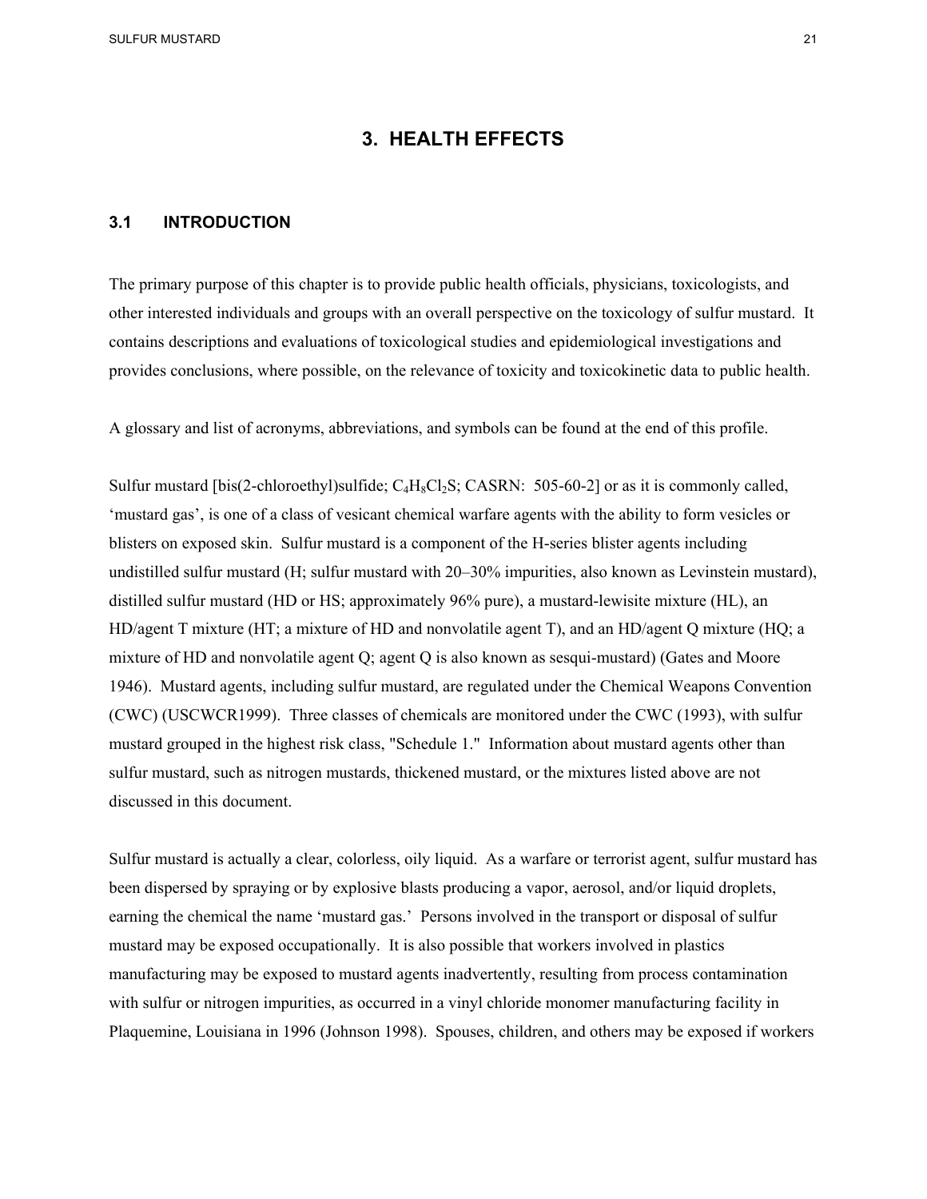# 3. HEALTH EFFECTS

## 3.1 INTRODUCTION

The primary purpose of this chapter is to provide public health officials, physicians, toxicologists, and other interested individuals and groups with an overall perspective on the toxicology of sulfur mustard. It contains descriptions and evaluations of toxicological studies and epidemiological investigations and provides conclusions, where possible, on the relevance of toxicity and toxicokinetic data to public health.

A glossary and list of acronyms, abbreviations, and symbols can be found at the end of this profile.

Sulfur mustard [bis(2-chloroethyl)sulfide; $C_4H_8Cl_2S$; CASRN: 505-60-2] or as it is commonly called, 'mustard gas', is one of a class of vesicant chemical warfare agents with the ability to form vesicles or blisters on exposed skin. Sulfur mustard is a component of the H-series blister agents including undistilled sulfur mustard (H; sulfur mustard with 20–30% impurities, also known as Levinstein mustard), distilled sulfur mustard (HD or HS; approximately 96% pure), a mustard-lewisite mixture (HL), an HD/agent T mixture (HT; a mixture of HD and nonvolatile agent T), and an HD/agent Q mixture (HQ; a mixture of HD and nonvolatile agent Q; agent Q is also known as sesqui-mustard) (Gates and Moore 1946). Mustard agents, including sulfur mustard, are regulated under the Chemical Weapons Convention (CWC) (USCWCR1999). Three classes of chemicals are monitored under the CWC (1993), with sulfur mustard grouped in the highest risk class, "Schedule 1." Information about mustard agents other than sulfur mustard, such as nitrogen mustards, thickened mustard, or the mixtures listed above are not discussed in this document.

Sulfur mustard is actually a clear, colorless, oily liquid. As a warfare or terrorist agent, sulfur mustard has been dispersed by spraying or by explosive blasts producing a vapor, aerosol, and/or liquid droplets, earning the chemical the name 'mustard gas.' Persons involved in the transport or disposal of sulfur mustard may be exposed occupationally. It is also possible that workers involved in plastics manufacturing may be exposed to mustard agents inadvertently, resulting from process contamination with sulfur or nitrogen impurities, as occurred in a vinyl chloride monomer manufacturing facility in Plaquemine, Louisiana in 1996 (Johnson 1998). Spouses, children, and others may be exposed if workers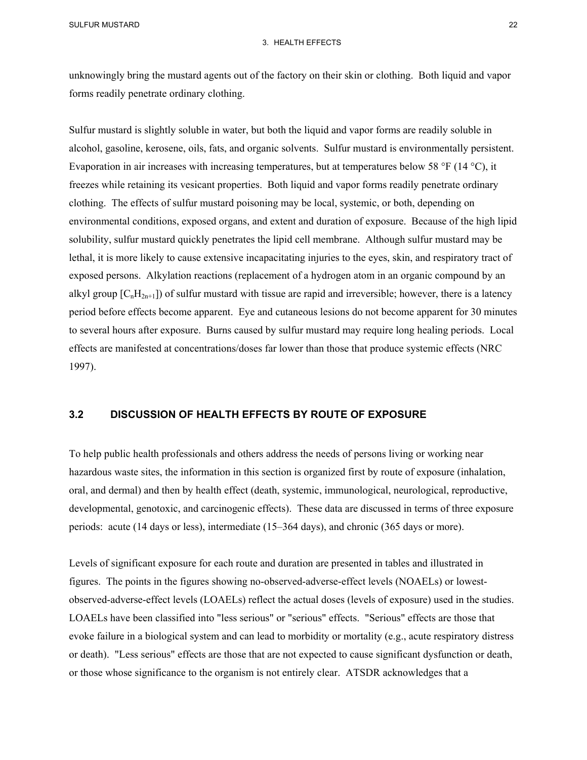unknowingly bring the mustard agents out of the factory on their skin or clothing. Both liquid and vapor forms readily penetrate ordinary clothing.

Sulfur mustard is slightly soluble in water, but both the liquid and vapor forms are readily soluble in alcohol, gasoline, kerosene, oils, fats, and organic solvents. Sulfur mustard is environmentally persistent. Evaporation in air increases with increasing temperatures, but at temperatures below 58 °F (14 °C), it freezes while retaining its vesicant properties. Both liquid and vapor forms readily penetrate ordinary clothing. The effects of sulfur mustard poisoning may be local, systemic, or both, depending on environmental conditions, exposed organs, and extent and duration of exposure. Because of the high lipid solubility, sulfur mustard quickly penetrates the lipid cell membrane. Although sulfur mustard may be lethal, it is more likely to cause extensive incapacitating injuries to the eyes, skin, and respiratory tract of exposed persons. Alkylation reactions (replacement of a hydrogen atom in an organic compound by an alkyl group [$C_nH_{2n+1}$]) of sulfur mustard with tissue are rapid and irreversible; however, there is a latency period before effects become apparent. Eye and cutaneous lesions do not become apparent for 30 minutes to several hours after exposure. Burns caused by sulfur mustard may require long healing periods. Local effects are manifested at concentrations/doses far lower than those that produce systemic effects (NRC 1997).

## 3.2 DISCUSSION OF HEALTH EFFECTS BY ROUTE OF EXPOSURE

To help public health professionals and others address the needs of persons living or working near hazardous waste sites, the information in this section is organized first by route of exposure (inhalation, oral, and dermal) and then by health effect (death, systemic, immunological, neurological, reproductive, developmental, genotoxic, and carcinogenic effects). These data are discussed in terms of three exposure periods: acute (14 days or less), intermediate (15–364 days), and chronic (365 days or more).

Levels of significant exposure for each route and duration are presented in tables and illustrated in figures. The points in the figures showing no-observed-adverse-effect levels (NOAELs) or lowest-observed-adverse-effect levels (LOAELs) reflect the actual doses (levels of exposure) used in the studies. LOAELs have been classified into "less serious" or "serious" effects. "Serious" effects are those that evoke failure in a biological system and can lead to morbidity or mortality (e.g., acute respiratory distress or death). "Less serious" effects are those that are not expected to cause significant dysfunction or death, or those whose significance to the organism is not entirely clear. ATSDR acknowledges that a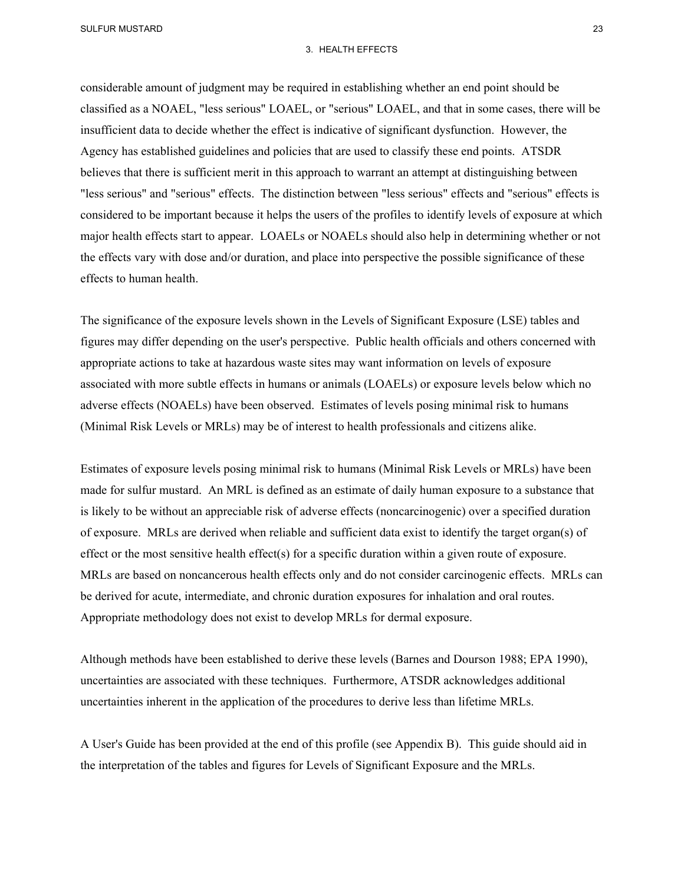considerable amount of judgment may be required in establishing whether an end point should be classified as a NOAEL, "less serious" LOAEL, or "serious" LOAEL, and that in some cases, there will be insufficient data to decide whether the effect is indicative of significant dysfunction. However, the Agency has established guidelines and policies that are used to classify these end points. ATSDR believes that there is sufficient merit in this approach to warrant an attempt at distinguishing between "less serious" and "serious" effects. The distinction between "less serious" effects and "serious" effects is considered to be important because it helps the users of the profiles to identify levels of exposure at which major health effects start to appear. LOAELs or NOAELs should also help in determining whether or not the effects vary with dose and/or duration, and place into perspective the possible significance of these effects to human health.

The significance of the exposure levels shown in the Levels of Significant Exposure (LSE) tables and figures may differ depending on the user's perspective. Public health officials and others concerned with appropriate actions to take at hazardous waste sites may want information on levels of exposure associated with more subtle effects in humans or animals (LOAELs) or exposure levels below which no adverse effects (NOAELs) have been observed. Estimates of levels posing minimal risk to humans (Minimal Risk Levels or MRLs) may be of interest to health professionals and citizens alike.

Estimates of exposure levels posing minimal risk to humans (Minimal Risk Levels or MRLs) have been made for sulfur mustard. An MRL is defined as an estimate of daily human exposure to a substance that is likely to be without an appreciable risk of adverse effects (noncarcinogenic) over a specified duration of exposure. MRLs are derived when reliable and sufficient data exist to identify the target organ(s) of effect or the most sensitive health effect(s) for a specific duration within a given route of exposure. MRLs are based on noncancerous health effects only and do not consider carcinogenic effects. MRLs can be derived for acute, intermediate, and chronic duration exposures for inhalation and oral routes. Appropriate methodology does not exist to develop MRLs for dermal exposure.

Although methods have been established to derive these levels (Barnes and Dourson 1988; EPA 1990), uncertainties are associated with these techniques. Furthermore, ATSDR acknowledges additional uncertainties inherent in the application of the procedures to derive less than lifetime MRLs.

A User's Guide has been provided at the end of this profile (see Appendix B). This guide should aid in the interpretation of the tables and figures for Levels of Significant Exposure and the MRLs.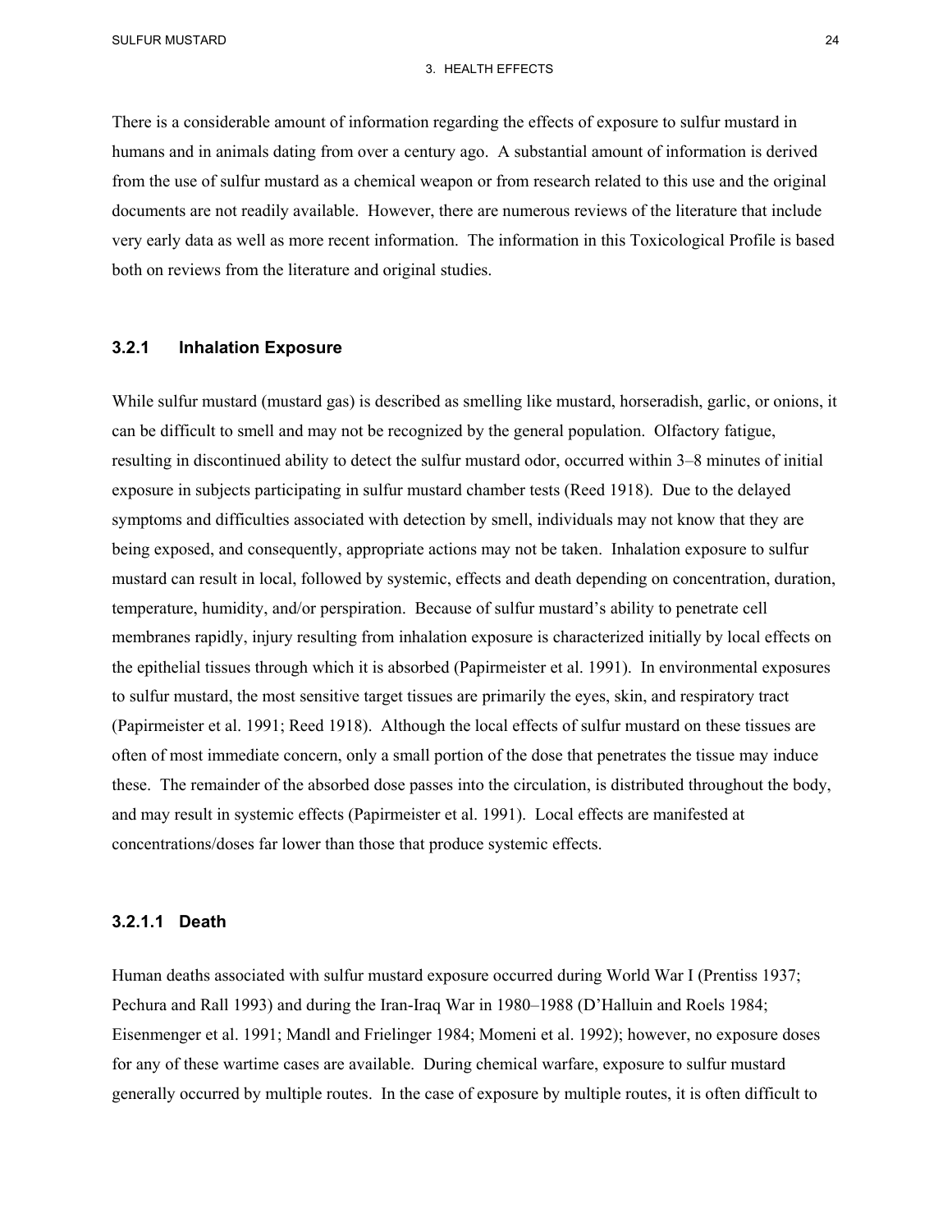There is a considerable amount of information regarding the effects of exposure to sulfur mustard in humans and in animals dating from over a century ago. A substantial amount of information is derived from the use of sulfur mustard as a chemical weapon or from research related to this use and the original documents are not readily available. However, there are numerous reviews of the literature that include very early data as well as more recent information. The information in this Toxicological Profile is based both on reviews from the literature and original studies.

### 3.2.1 Inhalation Exposure

While sulfur mustard (mustard gas) is described as smelling like mustard, horseradish, garlic, or onions, it can be difficult to smell and may not be recognized by the general population. Olfactory fatigue, resulting in discontinued ability to detect the sulfur mustard odor, occurred within 3–8 minutes of initial exposure in subjects participating in sulfur mustard chamber tests (Reed 1918). Due to the delayed symptoms and difficulties associated with detection by smell, individuals may not know that they are being exposed, and consequently, appropriate actions may not be taken. Inhalation exposure to sulfur mustard can result in local, followed by systemic, effects and death depending on concentration, duration, temperature, humidity, and/or perspiration. Because of sulfur mustard's ability to penetrate cell membranes rapidly, injury resulting from inhalation exposure is characterized initially by local effects on the epithelial tissues through which it is absorbed (Papirmeister et al. 1991). In environmental exposures to sulfur mustard, the most sensitive target tissues are primarily the eyes, skin, and respiratory tract (Papirmeister et al. 1991; Reed 1918). Although the local effects of sulfur mustard on these tissues are often of most immediate concern, only a small portion of the dose that penetrates the tissue may induce these. The remainder of the absorbed dose passes into the circulation, is distributed throughout the body, and may result in systemic effects (Papirmeister et al. 1991). Local effects are manifested at concentrations/doses far lower than those that produce systemic effects.

#### 3.2.1.1 Death

Human deaths associated with sulfur mustard exposure occurred during World War I (Prentiss 1937; Pechura and Rall 1993) and during the Iran-Iraq War in 1980–1988 (D'Halluin and Roels 1984; Eisenmenger et al. 1991; Mandl and Frielinger 1984; Momeni et al. 1992); however, no exposure doses for any of these wartime cases are available. During chemical warfare, exposure to sulfur mustard generally occurred by multiple routes. In the case of exposure by multiple routes, it is often difficult to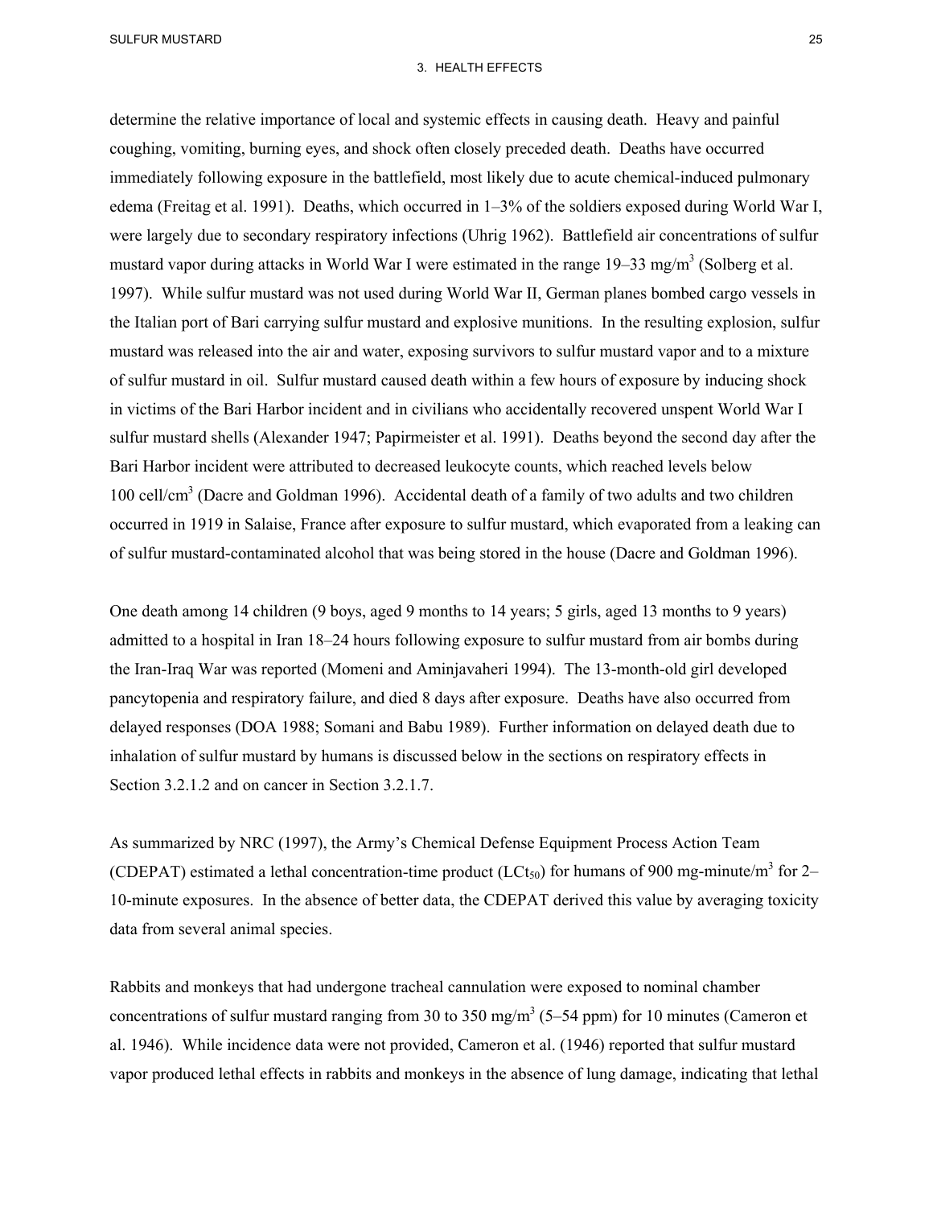determine the relative importance of local and systemic effects in causing death. Heavy and painful coughing, vomiting, burning eyes, and shock often closely preceded death. Deaths have occurred immediately following exposure in the battlefield, most likely due to acute chemical-induced pulmonary edema (Freitag et al. 1991). Deaths, which occurred in 1–3% of the soldiers exposed during World War I, were largely due to secondary respiratory infections (Uhrig 1962). Battlefield air concentrations of sulfur mustard vapor during attacks in World War I were estimated in the range 19–33 mg/m$^3$ (Solberg et al. 1997). While sulfur mustard was not used during World War II, German planes bombed cargo vessels in the Italian port of Bari carrying sulfur mustard and explosive munitions. In the resulting explosion, sulfur mustard was released into the air and water, exposing survivors to sulfur mustard vapor and to a mixture of sulfur mustard in oil. Sulfur mustard caused death within a few hours of exposure by inducing shock in victims of the Bari Harbor incident and in civilians who accidentally recovered unspent World War I sulfur mustard shells (Alexander 1947; Papirmeister et al. 1991). Deaths beyond the second day after the Bari Harbor incident were attributed to decreased leukocyte counts, which reached levels below 100 cell/cm$^3$ (Dacre and Goldman 1996). Accidental death of a family of two adults and two children occurred in 1919 in Salaise, France after exposure to sulfur mustard, which evaporated from a leaking can of sulfur mustard-contaminated alcohol that was being stored in the house (Dacre and Goldman 1996).

One death among 14 children (9 boys, aged 9 months to 14 years; 5 girls, aged 13 months to 9 years) admitted to a hospital in Iran 18–24 hours following exposure to sulfur mustard from air bombs during the Iran-Iraq War was reported (Momeni and Aminjavaheri 1994). The 13-month-old girl developed pancytopenia and respiratory failure, and died 8 days after exposure. Deaths have also occurred from delayed responses (DOA 1988; Somani and Babu 1989). Further information on delayed death due to inhalation of sulfur mustard by humans is discussed below in the sections on respiratory effects in Section 3.2.1.2 and on cancer in Section 3.2.1.7.

As summarized by NRC (1997), the Army's Chemical Defense Equipment Process Action Team (CDEPAT) estimated a lethal concentration-time product ($LCt_{50}$) for humans of 900 mg-minute/m$^3$ for 2–10-minute exposures. In the absence of better data, the CDEPAT derived this value by averaging toxicity data from several animal species.

Rabbits and monkeys that had undergone tracheal cannulation were exposed to nominal chamber concentrations of sulfur mustard ranging from 30 to 350 mg/m$^3$ (5–54 ppm) for 10 minutes (Cameron et al. 1946). While incidence data were not provided, Cameron et al. (1946) reported that sulfur mustard vapor produced lethal effects in rabbits and monkeys in the absence of lung damage, indicating that lethal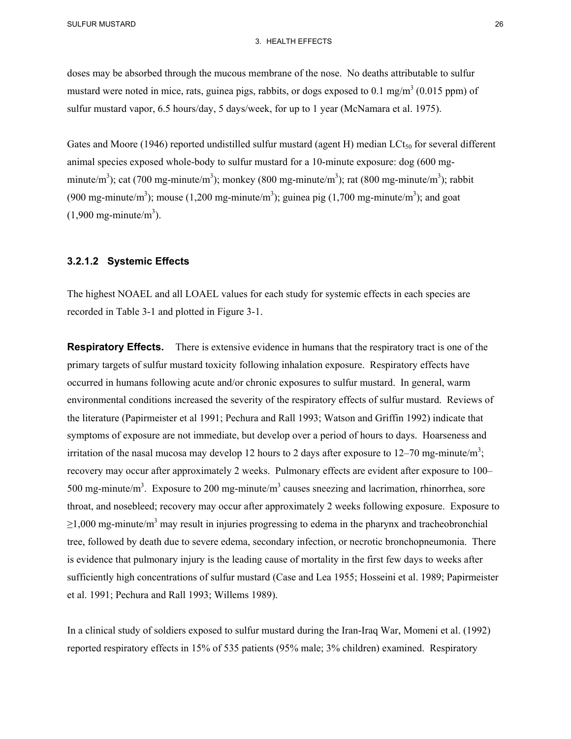doses may be absorbed through the mucous membrane of the nose. No deaths attributable to sulfur mustard were noted in mice, rats, guinea pigs, rabbits, or dogs exposed to 0.1 mg/m$^3$ (0.015 ppm) of sulfur mustard vapor, 6.5 hours/day, 5 days/week, for up to 1 year (McNamara et al. 1975).

Gates and Moore (1946) reported undistilled sulfur mustard (agent H) median $LCt_{50}$ for several different animal species exposed whole-body to sulfur mustard for a 10-minute exposure: dog (600 mg-minute/m$^3$); cat (700 mg-minute/m$^3$); monkey (800 mg-minute/m$^3$); rat (800 mg-minute/m$^3$); rabbit (900 mg-minute/m$^3$); mouse (1,200 mg-minute/m$^3$); guinea pig (1,700 mg-minute/m$^3$); and goat (1,900 mg-minute/m$^3$).

#### 3.2.1.2 Systemic Effects

The highest NOAEL and all LOAEL values for each study for systemic effects in each species are recorded in Table 3-1 and plotted in Figure 3-1.

**Respiratory Effects.** There is extensive evidence in humans that the respiratory tract is one of the primary targets of sulfur mustard toxicity following inhalation exposure. Respiratory effects have occurred in humans following acute and/or chronic exposures to sulfur mustard. In general, warm environmental conditions increased the severity of the respiratory effects of sulfur mustard. Reviews of the literature (Papirmeister et al 1991; Pechura and Rall 1993; Watson and Griffin 1992) indicate that symptoms of exposure are not immediate, but develop over a period of hours to days. Hoarseness and irritation of the nasal mucosa may develop 12 hours to 2 days after exposure to 12–70 mg-minute/m$^3$; recovery may occur after approximately 2 weeks. Pulmonary effects are evident after exposure to 100–500 mg-minute/m$^3$. Exposure to 200 mg-minute/m$^3$ causes sneezing and lacrimation, rhinorrhea, sore throat, and nosebleed; recovery may occur after approximately 2 weeks following exposure. Exposure to ≥1,000 mg-minute/m$^3$ may result in injuries progressing to edema in the pharynx and tracheobronchial tree, followed by death due to severe edema, secondary infection, or necrotic bronchopneumonia. There is evidence that pulmonary injury is the leading cause of mortality in the first few days to weeks after sufficiently high concentrations of sulfur mustard (Case and Lea 1955; Hosseini et al. 1989; Papirmeister et al. 1991; Pechura and Rall 1993; Willems 1989).

In a clinical study of soldiers exposed to sulfur mustard during the Iran-Iraq War, Momeni et al. (1992) reported respiratory effects in 15% of 535 patients (95% male; 3% children) examined. Respiratory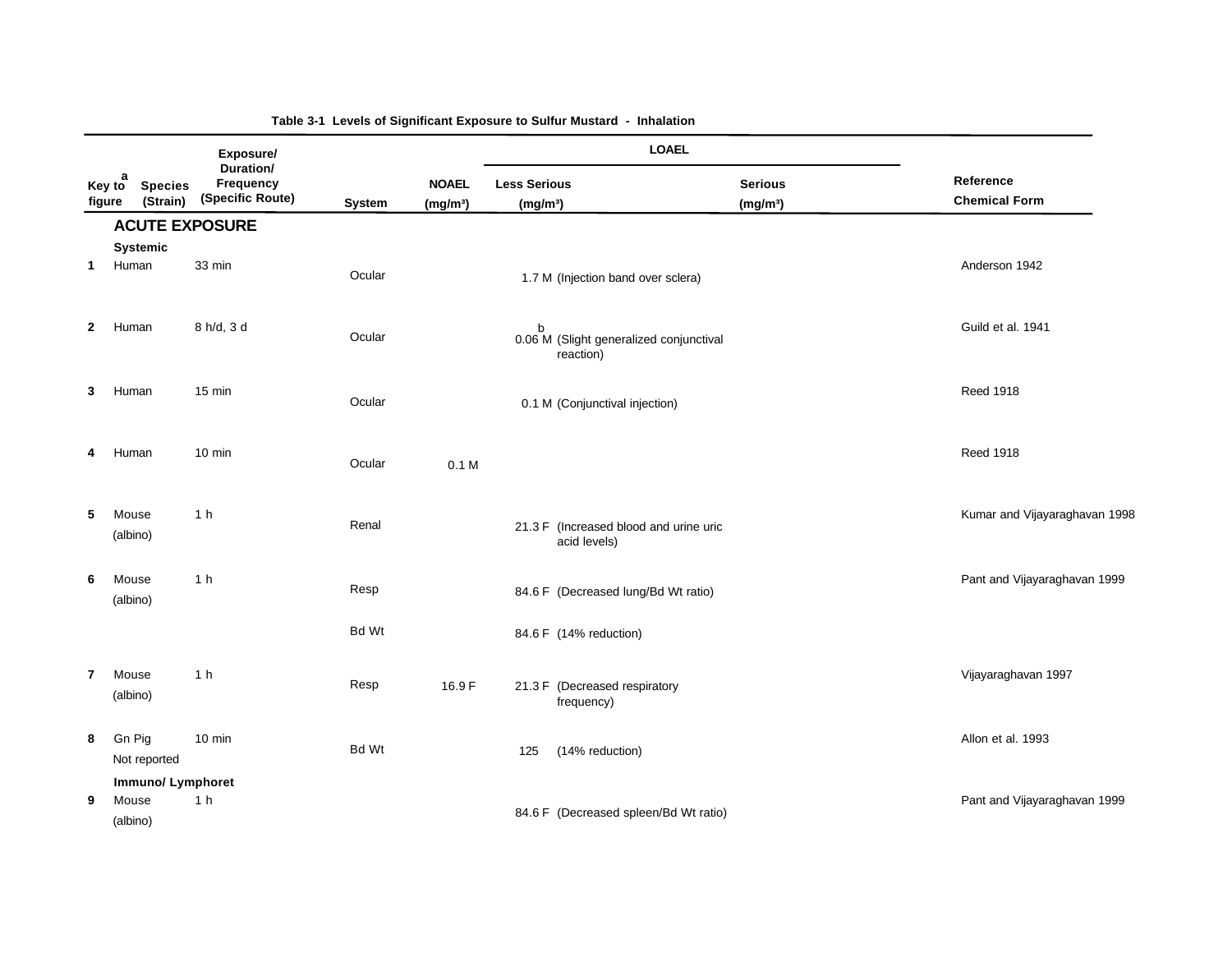Table 3-1 Levels of Significant Exposure to Sulfur Mustard - Inhalation

| Key to figure[a] | Species (Strain) | Exposure/ Duration/ Frequency (Specific Route) | System | NOAEL (mg/m³) | LOAEL Less Serious (mg/m³) | LOAEL Serious (mg/m³) | Reference Chemical Form |
|---|---|---|---|---|---|---|---|
| **ACUTE EXPOSURE** | | | | | | | |
| **Systemic** | | | | | | | |
| 1 | Human | 33 min | Ocular | | 1.7 M (Injection band over sclera) | | Anderson 1942 |
| 2 | Human | 8 h/d, 3 d | Ocular | | 0.06 M[b] (Slight generalized conjunctival reaction) | | Guild et al. 1941 |
| 3 | Human | 15 min | Ocular | | 0.1 M (Conjunctival injection) | | Reed 1918 |
| 4 | Human | 10 min | Ocular | 0.1 M | | | Reed 1918 |
| 5 | Mouse (albino) | 1 h | Renal | | 21.3 F (Increased blood and urine uric acid levels) | | Kumar and Vijayaraghavan 1998 |
| 6 | Mouse (albino) | 1 h | Resp | | 84.6 F (Decreased lung/Bd Wt ratio) | | Pant and Vijayaraghavan 1999 |
| | | | Bd Wt | | 84.6 F (14% reduction) | | |
| 7 | Mouse (albino) | 1 h | Resp | 16.9 F | 21.3 F (Decreased respiratory frequency) | | Vijayaraghavan 1997 |
| 8 | Gn Pig Not reported | 10 min | Bd Wt | | 125 (14% reduction) | | Allon et al. 1993 |
| **Immuno/ Lymphoret** | | | | | | | |
| 9 | Mouse (albino) | 1 h | | | 84.6 F (Decreased spleen/Bd Wt ratio) | | Pant and Vijayaraghavan 1999 |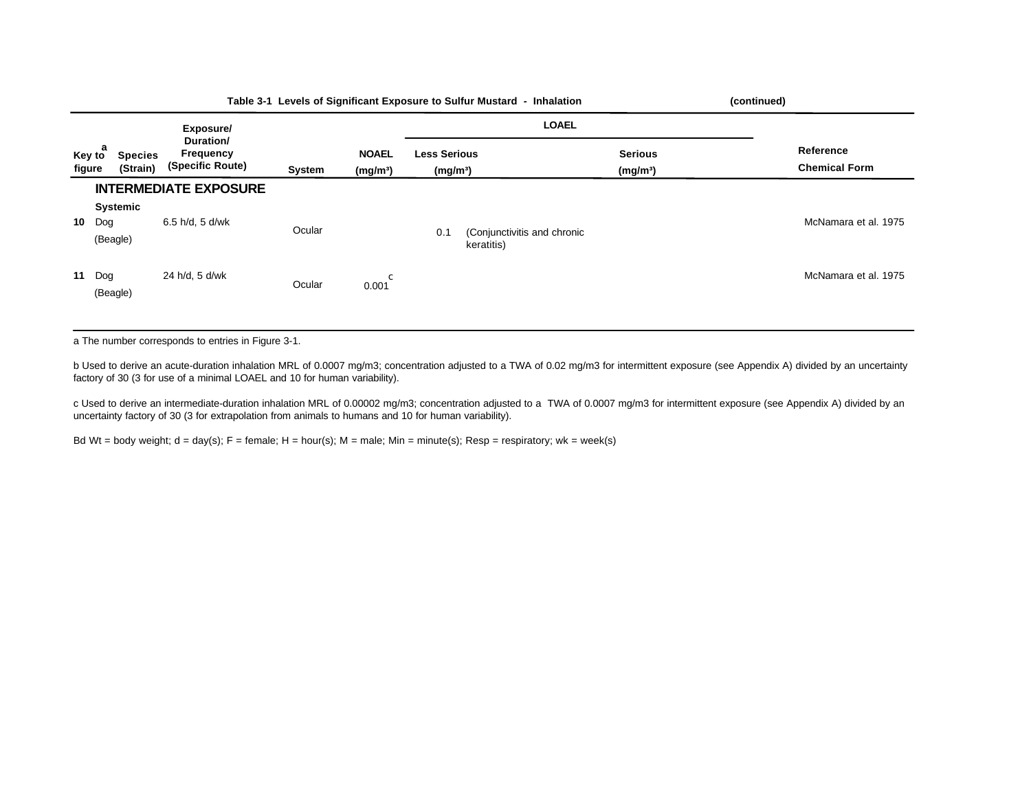**Table 3-1 Levels of Significant Exposure to Sulfur Mustard - Inhalation** (continued)

| Key to figure[a] | Species (Strain) | Exposure/ Duration/ Frequency (Specific Route) | System | NOAEL (mg/m³) | LOAEL: Less Serious (mg/m³) | LOAEL: Serious (mg/m³) | Reference Chemical Form |
|---|---|---|---|---|---|---|---|
| | **INTERMEDIATE EXPOSURE** | | | | | | |
| | **Systemic** | | | | | | |
| 10 | Dog (Beagle) | 6.5 h/d, 5 d/wk | Ocular | | 0.1 (Conjunctivitis and chronic keratitis) | | McNamara et al. 1975 |
| 11 | Dog (Beagle) | 24 h/d, 5 d/wk | Ocular | 0.001[c] | | | McNamara et al. 1975 |

a The number corresponds to entries in Figure 3-1.

b Used to derive an acute-duration inhalation MRL of 0.0007 mg/m3; concentration adjusted to a TWA of 0.02 mg/m3 for intermittent exposure (see Appendix A) divided by an uncertainty factory of 30 (3 for use of a minimal LOAEL and 10 for human variability).

c Used to derive an intermediate-duration inhalation MRL of 0.00002 mg/m3; concentration adjusted to a TWA of 0.0007 mg/m3 for intermittent exposure (see Appendix A) divided by an uncertainty factory of 30 (3 for extrapolation from animals to humans and 10 for human variability).

Bd Wt = body weight; d = day(s); F = female; H = hour(s); M = male; Min = minute(s); Resp = respiratory; wk = week(s)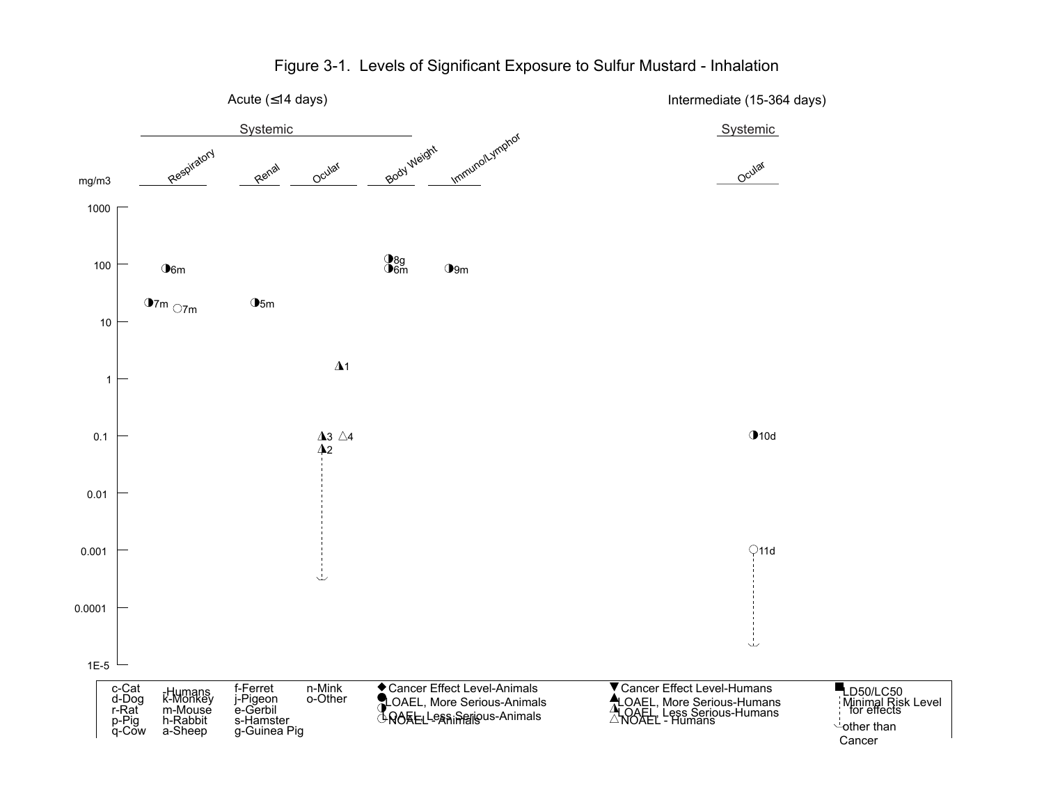# Figure 3-1. Levels of Significant Exposure to Sulfur Mustard - Inhalation

**Acute (≤14 days)** — Systemic

**Intermediate (15-364 days)** — Systemic

| mg/m3 | Respiratory | Renal | Ocular | Body Weight | Immuno/Lymphor | Ocular (Intermediate) |
|---|---|---|---|---|---|---|
| 100 | 6m (LOAEL, Less Serious-Animals) | | | 8g, 6m (LOAEL, Less Serious-Animals) | 9m (LOAEL, Less Serious-Animals) | |
| 10–100 | 7m (LOAEL, Less Serious-Animals); 7m (NOAEL - Animals) | 5m (LOAEL, Less Serious-Animals) | | | | |
| 1–10 | | | 1 (LOAEL, Less Serious-Humans) | | | |
| 0.1 | | | 3 (LOAEL, Less Serious-Humans); 4 (NOAEL - Humans); 2 (LOAEL, Less Serious-Humans) | | | 10d (LOAEL, Less Serious-Animals) |
| 0.001 | | | | | | 11d (NOAEL - Animals) |

Minimal Risk Levels for effects other than Cancer: Acute Ocular (below 0.001 mg/m3); Intermediate Ocular (below 0.0001 mg/m3)

Y-axis (mg/m3): 1000, 100, 10, 1, 0.1, 0.01, 0.001, 0.0001, 1E-5

**Legend:**

c-Cat, d-Dog, r-Rat, p-Pig, q-Cow, -Humans, k-Monkey, m-Mouse, h-Rabbit, a-Sheep, f-Ferret, j-Pigeon, e-Gerbil, s-Hamster, g-Guinea Pig, n-Mink, o-Other

◆ Cancer Effect Level-Animals
● LOAEL, More Serious-Animals
◐ LOAEL, Less Serious-Animals
○ NOAEL - Animals
▼ Cancer Effect Level-Humans
▲ LOAEL, More Serious-Humans
◭ LOAEL, Less Serious-Humans
△ NOAEL - Humans
■ LD50/LC50
Minimal Risk Level for effects other than Cancer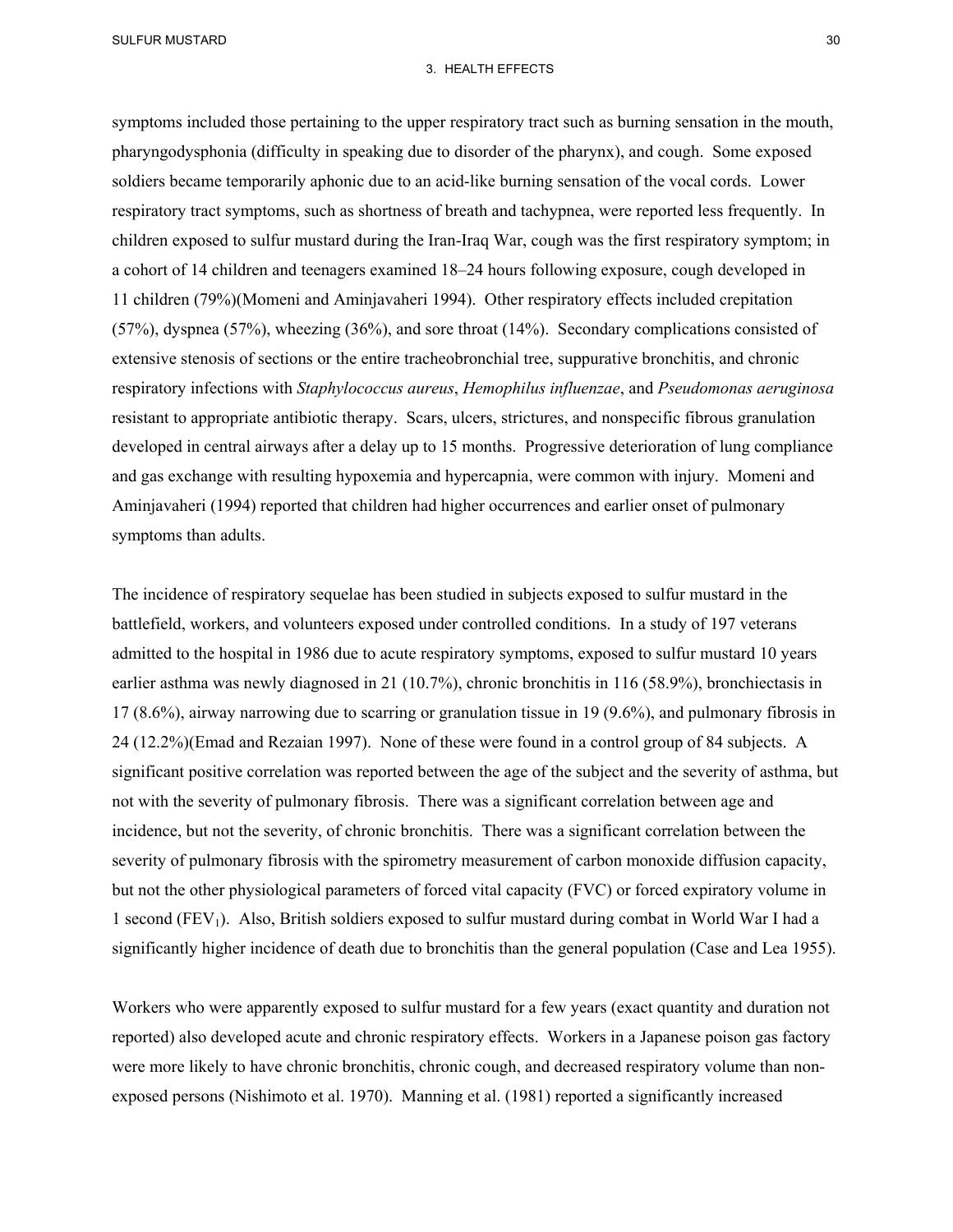symptoms included those pertaining to the upper respiratory tract such as burning sensation in the mouth, pharyngodysphonia (difficulty in speaking due to disorder of the pharynx), and cough. Some exposed soldiers became temporarily aphonic due to an acid-like burning sensation of the vocal cords. Lower respiratory tract symptoms, such as shortness of breath and tachypnea, were reported less frequently. In children exposed to sulfur mustard during the Iran-Iraq War, cough was the first respiratory symptom; in a cohort of 14 children and teenagers examined 18–24 hours following exposure, cough developed in 11 children (79%)(Momeni and Aminjavaheri 1994). Other respiratory effects included crepitation (57%), dyspnea (57%), wheezing (36%), and sore throat (14%). Secondary complications consisted of extensive stenosis of sections or the entire tracheobronchial tree, suppurative bronchitis, and chronic respiratory infections with *Staphylococcus aureus*, *Hemophilus influenzae*, and *Pseudomonas aeruginosa* resistant to appropriate antibiotic therapy. Scars, ulcers, strictures, and nonspecific fibrous granulation developed in central airways after a delay up to 15 months. Progressive deterioration of lung compliance and gas exchange with resulting hypoxemia and hypercapnia, were common with injury. Momeni and Aminjavaheri (1994) reported that children had higher occurrences and earlier onset of pulmonary symptoms than adults.

The incidence of respiratory sequelae has been studied in subjects exposed to sulfur mustard in the battlefield, workers, and volunteers exposed under controlled conditions. In a study of 197 veterans admitted to the hospital in 1986 due to acute respiratory symptoms, exposed to sulfur mustard 10 years earlier asthma was newly diagnosed in 21 (10.7%), chronic bronchitis in 116 (58.9%), bronchiectasis in 17 (8.6%), airway narrowing due to scarring or granulation tissue in 19 (9.6%), and pulmonary fibrosis in 24 (12.2%)(Emad and Rezaian 1997). None of these were found in a control group of 84 subjects. A significant positive correlation was reported between the age of the subject and the severity of asthma, but not with the severity of pulmonary fibrosis. There was a significant correlation between age and incidence, but not the severity, of chronic bronchitis. There was a significant correlation between the severity of pulmonary fibrosis with the spirometry measurement of carbon monoxide diffusion capacity, but not the other physiological parameters of forced vital capacity (FVC) or forced expiratory volume in 1 second ($FEV_1$). Also, British soldiers exposed to sulfur mustard during combat in World War I had a significantly higher incidence of death due to bronchitis than the general population (Case and Lea 1955).

Workers who were apparently exposed to sulfur mustard for a few years (exact quantity and duration not reported) also developed acute and chronic respiratory effects. Workers in a Japanese poison gas factory were more likely to have chronic bronchitis, chronic cough, and decreased respiratory volume than non-exposed persons (Nishimoto et al. 1970). Manning et al. (1981) reported a significantly increased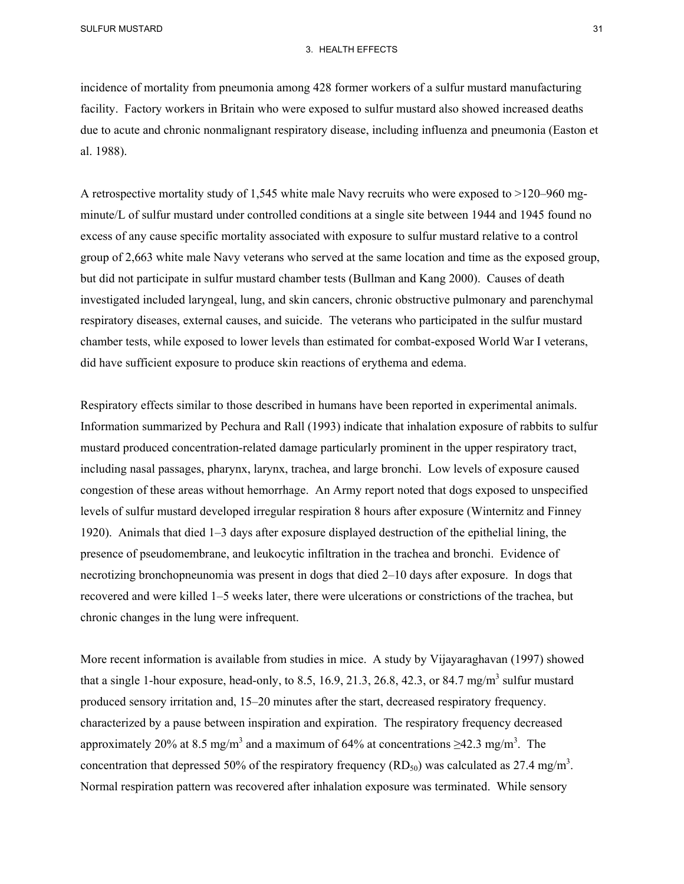incidence of mortality from pneumonia among 428 former workers of a sulfur mustard manufacturing facility. Factory workers in Britain who were exposed to sulfur mustard also showed increased deaths due to acute and chronic nonmalignant respiratory disease, including influenza and pneumonia (Easton et al. 1988).

A retrospective mortality study of 1,545 white male Navy recruits who were exposed to >120–960 mg-minute/L of sulfur mustard under controlled conditions at a single site between 1944 and 1945 found no excess of any cause specific mortality associated with exposure to sulfur mustard relative to a control group of 2,663 white male Navy veterans who served at the same location and time as the exposed group, but did not participate in sulfur mustard chamber tests (Bullman and Kang 2000). Causes of death investigated included laryngeal, lung, and skin cancers, chronic obstructive pulmonary and parenchymal respiratory diseases, external causes, and suicide. The veterans who participated in the sulfur mustard chamber tests, while exposed to lower levels than estimated for combat-exposed World War I veterans, did have sufficient exposure to produce skin reactions of erythema and edema.

Respiratory effects similar to those described in humans have been reported in experimental animals. Information summarized by Pechura and Rall (1993) indicate that inhalation exposure of rabbits to sulfur mustard produced concentration-related damage particularly prominent in the upper respiratory tract, including nasal passages, pharynx, larynx, trachea, and large bronchi. Low levels of exposure caused congestion of these areas without hemorrhage. An Army report noted that dogs exposed to unspecified levels of sulfur mustard developed irregular respiration 8 hours after exposure (Winternitz and Finney 1920). Animals that died 1–3 days after exposure displayed destruction of the epithelial lining, the presence of pseudomembrane, and leukocytic infiltration in the trachea and bronchi. Evidence of necrotizing bronchopneunomia was present in dogs that died 2–10 days after exposure. In dogs that recovered and were killed 1–5 weeks later, there were ulcerations or constrictions of the trachea, but chronic changes in the lung were infrequent.

More recent information is available from studies in mice. A study by Vijayaraghavan (1997) showed that a single 1-hour exposure, head-only, to 8.5, 16.9, 21.3, 26.8, 42.3, or 84.7 mg/m$^3$ sulfur mustard produced sensory irritation and, 15–20 minutes after the start, decreased respiratory frequency. characterized by a pause between inspiration and expiration. The respiratory frequency decreased approximately 20% at 8.5 mg/m$^3$ and a maximum of 64% at concentrations ≥42.3 mg/m$^3$. The concentration that depressed 50% of the respiratory frequency ($RD_{50}$) was calculated as 27.4 mg/m$^3$. Normal respiration pattern was recovered after inhalation exposure was terminated. While sensory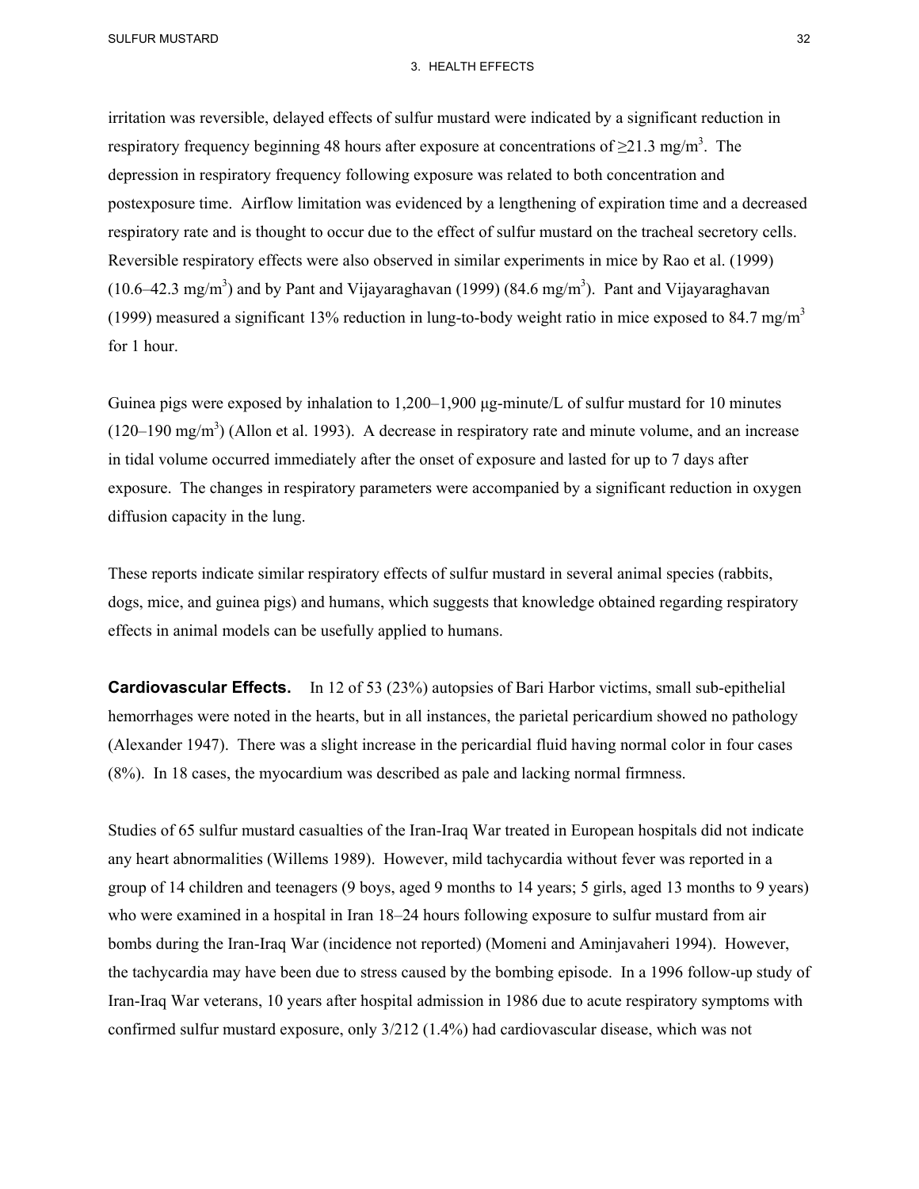irritation was reversible, delayed effects of sulfur mustard were indicated by a significant reduction in respiratory frequency beginning 48 hours after exposure at concentrations of ≥21.3 mg/m$^3$. The depression in respiratory frequency following exposure was related to both concentration and postexposure time. Airflow limitation was evidenced by a lengthening of expiration time and a decreased respiratory rate and is thought to occur due to the effect of sulfur mustard on the tracheal secretory cells. Reversible respiratory effects were also observed in similar experiments in mice by Rao et al. (1999) (10.6–42.3 mg/m$^3$) and by Pant and Vijayaraghavan (1999) (84.6 mg/m$^3$). Pant and Vijayaraghavan (1999) measured a significant 13% reduction in lung-to-body weight ratio in mice exposed to 84.7 mg/m$^3$ for 1 hour.

Guinea pigs were exposed by inhalation to 1,200–1,900 μg-minute/L of sulfur mustard for 10 minutes (120–190 mg/m$^3$) (Allon et al. 1993). A decrease in respiratory rate and minute volume, and an increase in tidal volume occurred immediately after the onset of exposure and lasted for up to 7 days after exposure. The changes in respiratory parameters were accompanied by a significant reduction in oxygen diffusion capacity in the lung.

These reports indicate similar respiratory effects of sulfur mustard in several animal species (rabbits, dogs, mice, and guinea pigs) and humans, which suggests that knowledge obtained regarding respiratory effects in animal models can be usefully applied to humans.

**Cardiovascular Effects.** In 12 of 53 (23%) autopsies of Bari Harbor victims, small sub-epithelial hemorrhages were noted in the hearts, but in all instances, the parietal pericardium showed no pathology (Alexander 1947). There was a slight increase in the pericardial fluid having normal color in four cases (8%). In 18 cases, the myocardium was described as pale and lacking normal firmness.

Studies of 65 sulfur mustard casualties of the Iran-Iraq War treated in European hospitals did not indicate any heart abnormalities (Willems 1989). However, mild tachycardia without fever was reported in a group of 14 children and teenagers (9 boys, aged 9 months to 14 years; 5 girls, aged 13 months to 9 years) who were examined in a hospital in Iran 18–24 hours following exposure to sulfur mustard from air bombs during the Iran-Iraq War (incidence not reported) (Momeni and Aminjavaheri 1994). However, the tachycardia may have been due to stress caused by the bombing episode. In a 1996 follow-up study of Iran-Iraq War veterans, 10 years after hospital admission in 1986 due to acute respiratory symptoms with confirmed sulfur mustard exposure, only 3/212 (1.4%) had cardiovascular disease, which was not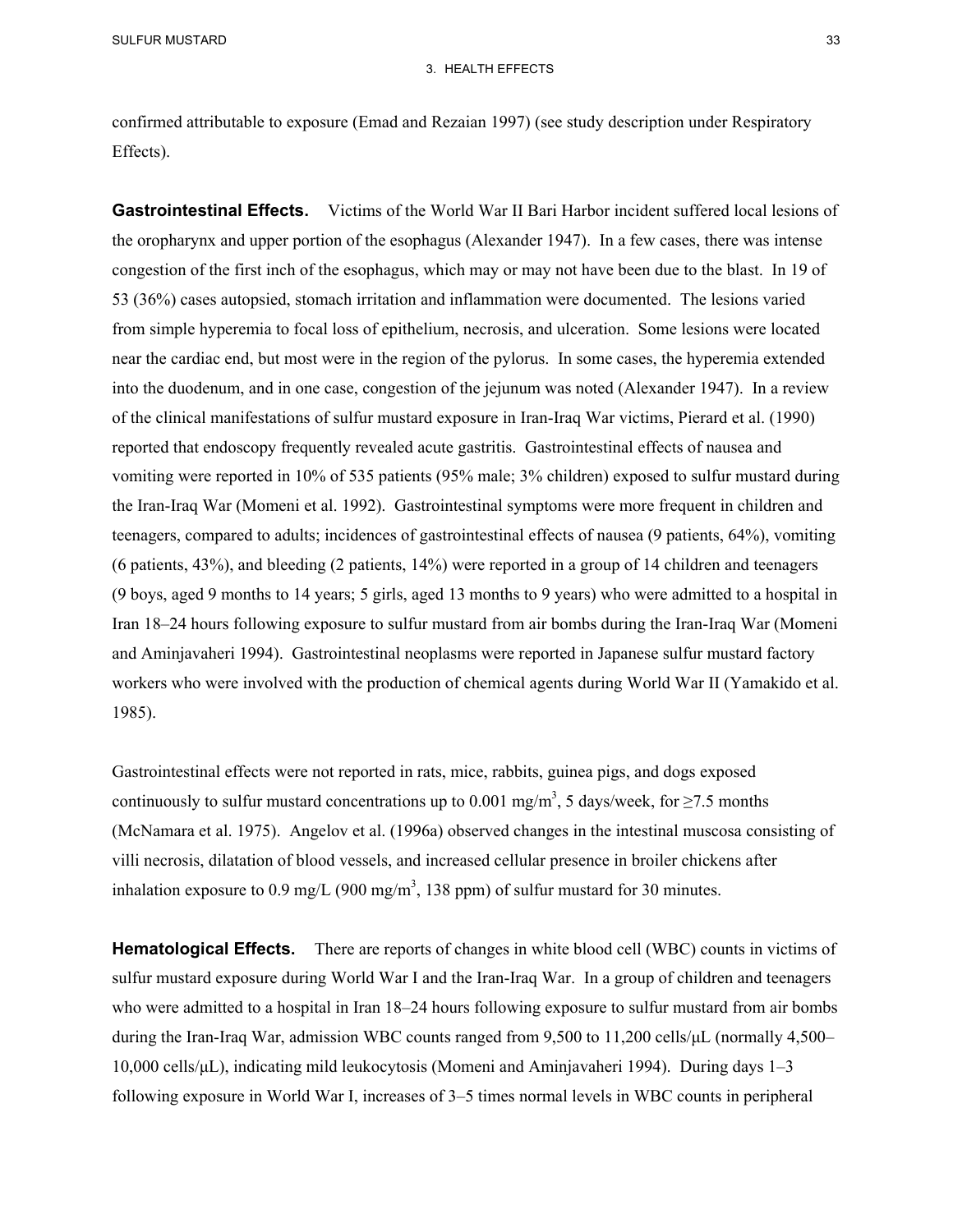confirmed attributable to exposure (Emad and Rezaian 1997) (see study description under Respiratory Effects).

**Gastrointestinal Effects.** Victims of the World War II Bari Harbor incident suffered local lesions of the oropharynx and upper portion of the esophagus (Alexander 1947). In a few cases, there was intense congestion of the first inch of the esophagus, which may or may not have been due to the blast. In 19 of 53 (36%) cases autopsied, stomach irritation and inflammation were documented. The lesions varied from simple hyperemia to focal loss of epithelium, necrosis, and ulceration. Some lesions were located near the cardiac end, but most were in the region of the pylorus. In some cases, the hyperemia extended into the duodenum, and in one case, congestion of the jejunum was noted (Alexander 1947). In a review of the clinical manifestations of sulfur mustard exposure in Iran-Iraq War victims, Pierard et al. (1990) reported that endoscopy frequently revealed acute gastritis. Gastrointestinal effects of nausea and vomiting were reported in 10% of 535 patients (95% male; 3% children) exposed to sulfur mustard during the Iran-Iraq War (Momeni et al. 1992). Gastrointestinal symptoms were more frequent in children and teenagers, compared to adults; incidences of gastrointestinal effects of nausea (9 patients, 64%), vomiting (6 patients, 43%), and bleeding (2 patients, 14%) were reported in a group of 14 children and teenagers (9 boys, aged 9 months to 14 years; 5 girls, aged 13 months to 9 years) who were admitted to a hospital in Iran 18–24 hours following exposure to sulfur mustard from air bombs during the Iran-Iraq War (Momeni and Aminjavaheri 1994). Gastrointestinal neoplasms were reported in Japanese sulfur mustard factory workers who were involved with the production of chemical agents during World War II (Yamakido et al. 1985).

Gastrointestinal effects were not reported in rats, mice, rabbits, guinea pigs, and dogs exposed continuously to sulfur mustard concentrations up to 0.001 mg/m$^3$, 5 days/week, for ≥7.5 months (McNamara et al. 1975). Angelov et al. (1996a) observed changes in the intestinal muscosa consisting of villi necrosis, dilatation of blood vessels, and increased cellular presence in broiler chickens after inhalation exposure to 0.9 mg/L (900 mg/m$^3$, 138 ppm) of sulfur mustard for 30 minutes.

**Hematological Effects.** There are reports of changes in white blood cell (WBC) counts in victims of sulfur mustard exposure during World War I and the Iran-Iraq War. In a group of children and teenagers who were admitted to a hospital in Iran 18–24 hours following exposure to sulfur mustard from air bombs during the Iran-Iraq War, admission WBC counts ranged from 9,500 to 11,200 cells/μL (normally 4,500–10,000 cells/μL), indicating mild leukocytosis (Momeni and Aminjavaheri 1994). During days 1–3 following exposure in World War I, increases of 3–5 times normal levels in WBC counts in peripheral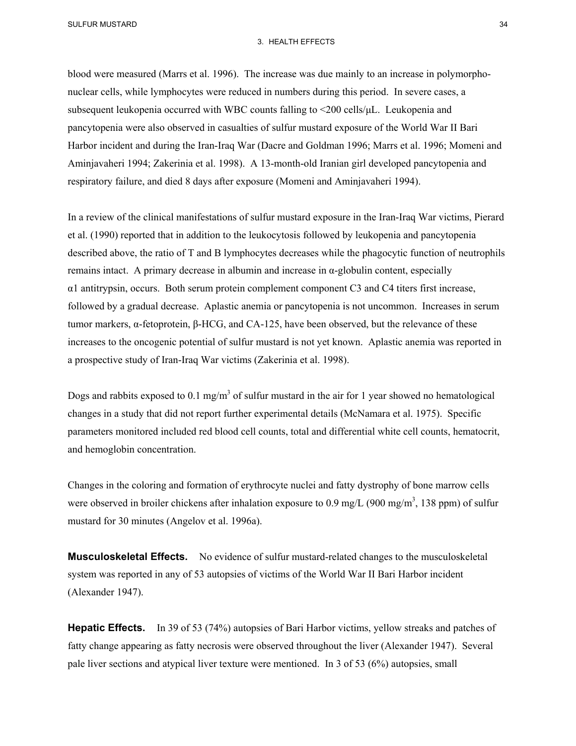blood were measured (Marrs et al. 1996). The increase was due mainly to an increase in polymorphonuclear cells, while lymphocytes were reduced in numbers during this period. In severe cases, a subsequent leukopenia occurred with WBC counts falling to <200 cells/μL. Leukopenia and pancytopenia were also observed in casualties of sulfur mustard exposure of the World War II Bari Harbor incident and during the Iran-Iraq War (Dacre and Goldman 1996; Marrs et al. 1996; Momeni and Aminjavaheri 1994; Zakerinia et al. 1998). A 13-month-old Iranian girl developed pancytopenia and respiratory failure, and died 8 days after exposure (Momeni and Aminjavaheri 1994).

In a review of the clinical manifestations of sulfur mustard exposure in the Iran-Iraq War victims, Pierard et al. (1990) reported that in addition to the leukocytosis followed by leukopenia and pancytopenia described above, the ratio of T and B lymphocytes decreases while the phagocytic function of neutrophils remains intact. A primary decrease in albumin and increase in α-globulin content, especially α1 antitrypsin, occurs. Both serum protein complement component C3 and C4 titers first increase, followed by a gradual decrease. Aplastic anemia or pancytopenia is not uncommon. Increases in serum tumor markers, α-fetoprotein, β-HCG, and CA-125, have been observed, but the relevance of these increases to the oncogenic potential of sulfur mustard is not yet known. Aplastic anemia was reported in a prospective study of Iran-Iraq War victims (Zakerinia et al. 1998).

Dogs and rabbits exposed to 0.1 $mg/m^3$ of sulfur mustard in the air for 1 year showed no hematological changes in a study that did not report further experimental details (McNamara et al. 1975). Specific parameters monitored included red blood cell counts, total and differential white cell counts, hematocrit, and hemoglobin concentration.

Changes in the coloring and formation of erythrocyte nuclei and fatty dystrophy of bone marrow cells were observed in broiler chickens after inhalation exposure to 0.9 mg/L (900 $mg/m^3$, 138 ppm) of sulfur mustard for 30 minutes (Angelov et al. 1996a).

**Musculoskeletal Effects.** No evidence of sulfur mustard-related changes to the musculoskeletal system was reported in any of 53 autopsies of victims of the World War II Bari Harbor incident (Alexander 1947).

**Hepatic Effects.** In 39 of 53 (74%) autopsies of Bari Harbor victims, yellow streaks and patches of fatty change appearing as fatty necrosis were observed throughout the liver (Alexander 1947). Several pale liver sections and atypical liver texture were mentioned. In 3 of 53 (6%) autopsies, small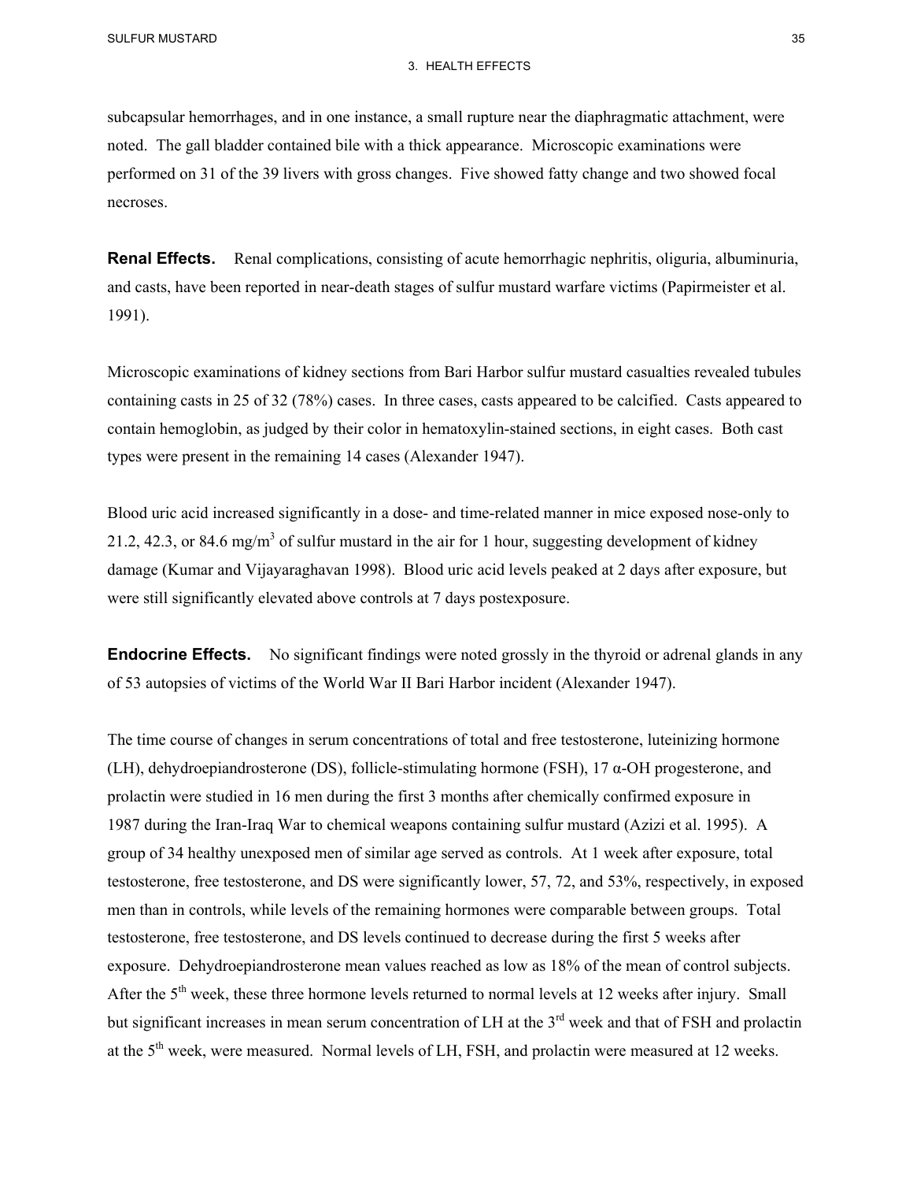subcapsular hemorrhages, and in one instance, a small rupture near the diaphragmatic attachment, were noted. The gall bladder contained bile with a thick appearance. Microscopic examinations were performed on 31 of the 39 livers with gross changes. Five showed fatty change and two showed focal necroses.

**Renal Effects.** Renal complications, consisting of acute hemorrhagic nephritis, oliguria, albuminuria, and casts, have been reported in near-death stages of sulfur mustard warfare victims (Papirmeister et al. 1991).

Microscopic examinations of kidney sections from Bari Harbor sulfur mustard casualties revealed tubules containing casts in 25 of 32 (78%) cases. In three cases, casts appeared to be calcified. Casts appeared to contain hemoglobin, as judged by their color in hematoxylin-stained sections, in eight cases. Both cast types were present in the remaining 14 cases (Alexander 1947).

Blood uric acid increased significantly in a dose- and time-related manner in mice exposed nose-only to 21.2, 42.3, or 84.6 mg/$m^3$ of sulfur mustard in the air for 1 hour, suggesting development of kidney damage (Kumar and Vijayaraghavan 1998). Blood uric acid levels peaked at 2 days after exposure, but were still significantly elevated above controls at 7 days postexposure.

**Endocrine Effects.** No significant findings were noted grossly in the thyroid or adrenal glands in any of 53 autopsies of victims of the World War II Bari Harbor incident (Alexander 1947).

The time course of changes in serum concentrations of total and free testosterone, luteinizing hormone (LH), dehydroepiandrosterone (DS), follicle-stimulating hormone (FSH), 17 α-OH progesterone, and prolactin were studied in 16 men during the first 3 months after chemically confirmed exposure in 1987 during the Iran-Iraq War to chemical weapons containing sulfur mustard (Azizi et al. 1995). A group of 34 healthy unexposed men of similar age served as controls. At 1 week after exposure, total testosterone, free testosterone, and DS were significantly lower, 57, 72, and 53%, respectively, in exposed men than in controls, while levels of the remaining hormones were comparable between groups. Total testosterone, free testosterone, and DS levels continued to decrease during the first 5 weeks after exposure. Dehydroepiandrosterone mean values reached as low as 18% of the mean of control subjects. After the 5th week, these three hormone levels returned to normal levels at 12 weeks after injury. Small but significant increases in mean serum concentration of LH at the 3rd week and that of FSH and prolactin at the 5th week, were measured. Normal levels of LH, FSH, and prolactin were measured at 12 weeks.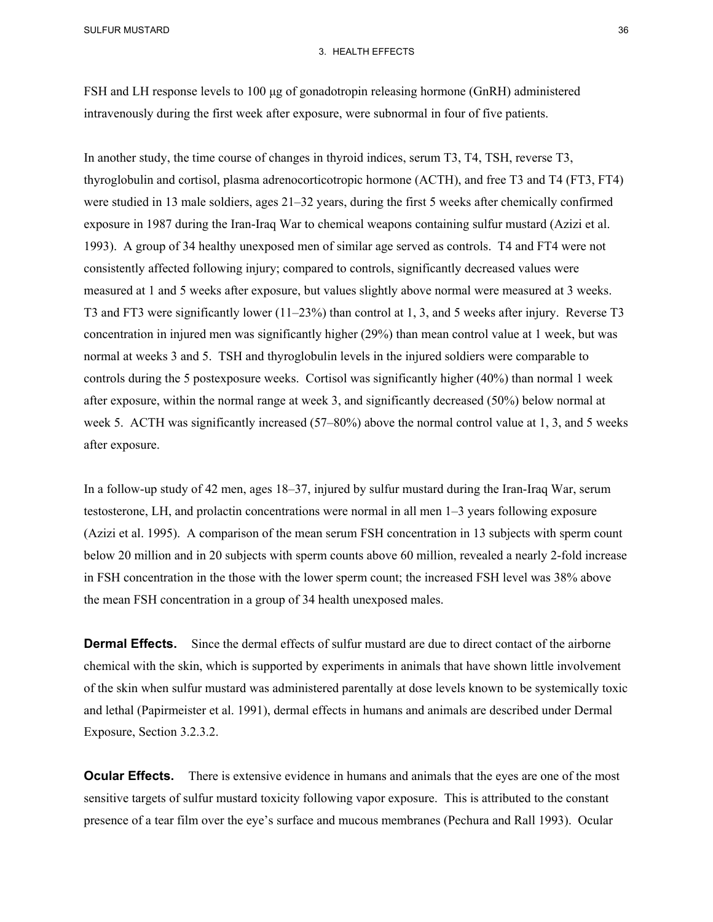FSH and LH response levels to 100 μg of gonadotropin releasing hormone (GnRH) administered intravenously during the first week after exposure, were subnormal in four of five patients.

In another study, the time course of changes in thyroid indices, serum T3, T4, TSH, reverse T3, thyroglobulin and cortisol, plasma adrenocorticotropic hormone (ACTH), and free T3 and T4 (FT3, FT4) were studied in 13 male soldiers, ages 21–32 years, during the first 5 weeks after chemically confirmed exposure in 1987 during the Iran-Iraq War to chemical weapons containing sulfur mustard (Azizi et al. 1993). A group of 34 healthy unexposed men of similar age served as controls. T4 and FT4 were not consistently affected following injury; compared to controls, significantly decreased values were measured at 1 and 5 weeks after exposure, but values slightly above normal were measured at 3 weeks. T3 and FT3 were significantly lower (11–23%) than control at 1, 3, and 5 weeks after injury. Reverse T3 concentration in injured men was significantly higher (29%) than mean control value at 1 week, but was normal at weeks 3 and 5. TSH and thyroglobulin levels in the injured soldiers were comparable to controls during the 5 postexposure weeks. Cortisol was significantly higher (40%) than normal 1 week after exposure, within the normal range at week 3, and significantly decreased (50%) below normal at week 5. ACTH was significantly increased (57–80%) above the normal control value at 1, 3, and 5 weeks after exposure.

In a follow-up study of 42 men, ages 18–37, injured by sulfur mustard during the Iran-Iraq War, serum testosterone, LH, and prolactin concentrations were normal in all men 1–3 years following exposure (Azizi et al. 1995). A comparison of the mean serum FSH concentration in 13 subjects with sperm count below 20 million and in 20 subjects with sperm counts above 60 million, revealed a nearly 2-fold increase in FSH concentration in the those with the lower sperm count; the increased FSH level was 38% above the mean FSH concentration in a group of 34 health unexposed males.

**Dermal Effects.** Since the dermal effects of sulfur mustard are due to direct contact of the airborne chemical with the skin, which is supported by experiments in animals that have shown little involvement of the skin when sulfur mustard was administered parentally at dose levels known to be systemically toxic and lethal (Papirmeister et al. 1991), dermal effects in humans and animals are described under Dermal Exposure, Section 3.2.3.2.

**Ocular Effects.** There is extensive evidence in humans and animals that the eyes are one of the most sensitive targets of sulfur mustard toxicity following vapor exposure. This is attributed to the constant presence of a tear film over the eye's surface and mucous membranes (Pechura and Rall 1993). Ocular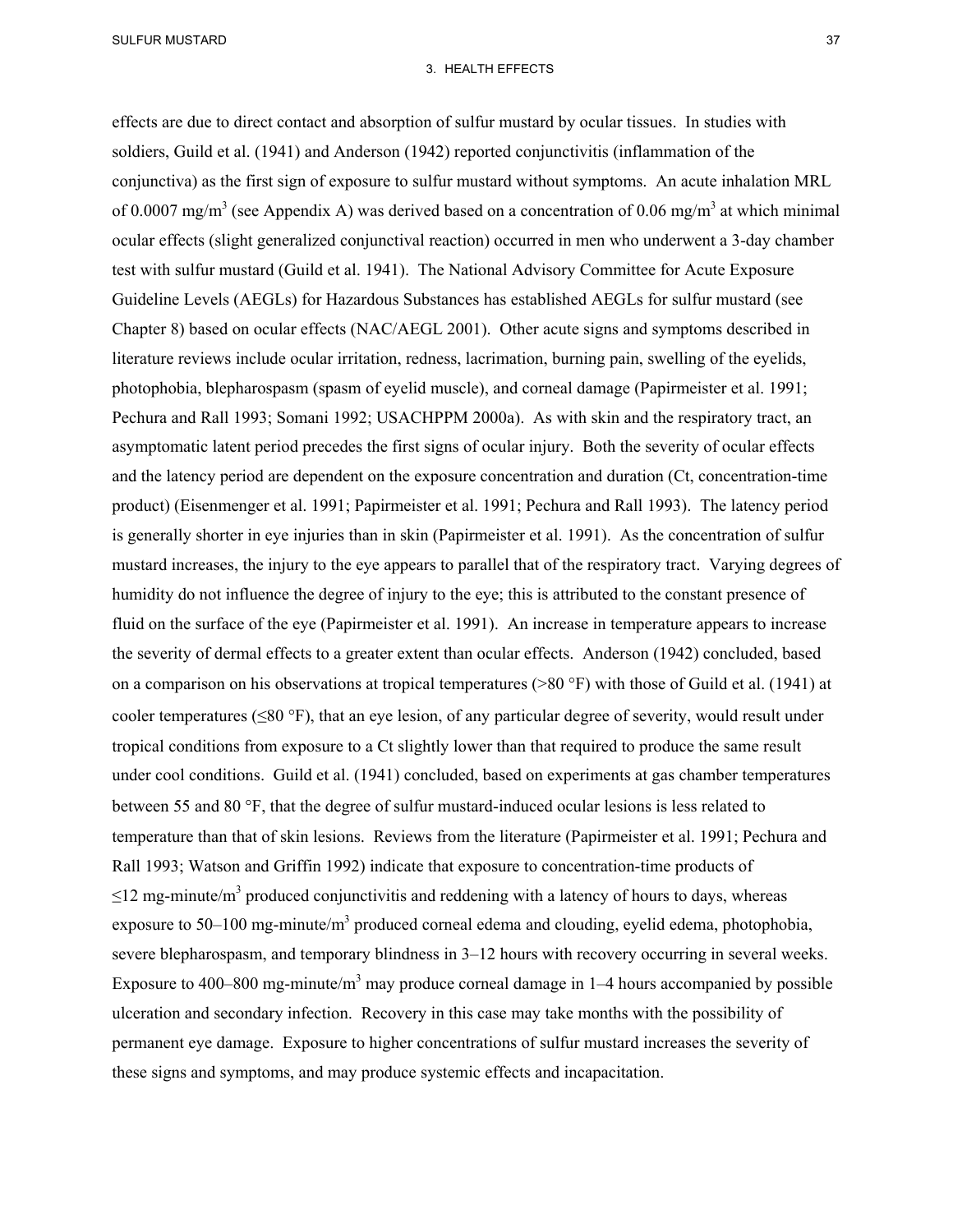effects are due to direct contact and absorption of sulfur mustard by ocular tissues. In studies with soldiers, Guild et al. (1941) and Anderson (1942) reported conjunctivitis (inflammation of the conjunctiva) as the first sign of exposure to sulfur mustard without symptoms. An acute inhalation MRL of 0.0007 $mg/m^3$ (see Appendix A) was derived based on a concentration of 0.06 $mg/m^3$ at which minimal ocular effects (slight generalized conjunctival reaction) occurred in men who underwent a 3-day chamber test with sulfur mustard (Guild et al. 1941). The National Advisory Committee for Acute Exposure Guideline Levels (AEGLs) for Hazardous Substances has established AEGLs for sulfur mustard (see Chapter 8) based on ocular effects (NAC/AEGL 2001). Other acute signs and symptoms described in literature reviews include ocular irritation, redness, lacrimation, burning pain, swelling of the eyelids, photophobia, blepharospasm (spasm of eyelid muscle), and corneal damage (Papirmeister et al. 1991; Pechura and Rall 1993; Somani 1992; USACHPPM 2000a). As with skin and the respiratory tract, an asymptomatic latent period precedes the first signs of ocular injury. Both the severity of ocular effects and the latency period are dependent on the exposure concentration and duration (Ct, concentration-time product) (Eisenmenger et al. 1991; Papirmeister et al. 1991; Pechura and Rall 1993). The latency period is generally shorter in eye injuries than in skin (Papirmeister et al. 1991). As the concentration of sulfur mustard increases, the injury to the eye appears to parallel that of the respiratory tract. Varying degrees of humidity do not influence the degree of injury to the eye; this is attributed to the constant presence of fluid on the surface of the eye (Papirmeister et al. 1991). An increase in temperature appears to increase the severity of dermal effects to a greater extent than ocular effects. Anderson (1942) concluded, based on a comparison on his observations at tropical temperatures (>80 °F) with those of Guild et al. (1941) at cooler temperatures (≤80 °F), that an eye lesion, of any particular degree of severity, would result under tropical conditions from exposure to a Ct slightly lower than that required to produce the same result under cool conditions. Guild et al. (1941) concluded, based on experiments at gas chamber temperatures between 55 and 80 °F, that the degree of sulfur mustard-induced ocular lesions is less related to temperature than that of skin lesions. Reviews from the literature (Papirmeister et al. 1991; Pechura and Rall 1993; Watson and Griffin 1992) indicate that exposure to concentration-time products of ≤12 mg-minute/$m^3$ produced conjunctivitis and reddening with a latency of hours to days, whereas exposure to 50–100 mg-minute/$m^3$ produced corneal edema and clouding, eyelid edema, photophobia, severe blepharospasm, and temporary blindness in 3–12 hours with recovery occurring in several weeks. Exposure to 400–800 mg-minute/$m^3$ may produce corneal damage in 1–4 hours accompanied by possible ulceration and secondary infection. Recovery in this case may take months with the possibility of permanent eye damage. Exposure to higher concentrations of sulfur mustard increases the severity of these signs and symptoms, and may produce systemic effects and incapacitation.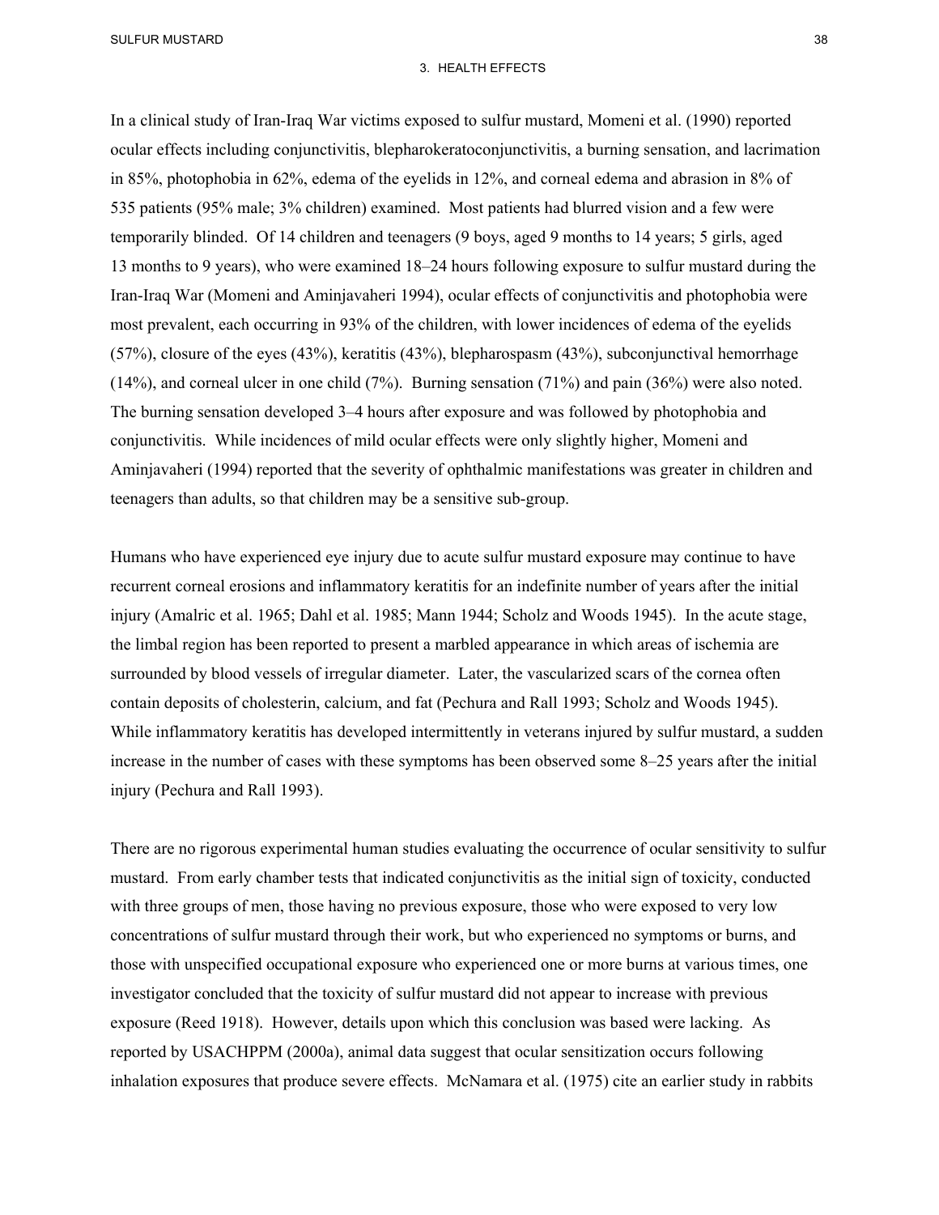In a clinical study of Iran-Iraq War victims exposed to sulfur mustard, Momeni et al. (1990) reported ocular effects including conjunctivitis, blepharokeratoconjunctivitis, a burning sensation, and lacrimation in 85%, photophobia in 62%, edema of the eyelids in 12%, and corneal edema and abrasion in 8% of 535 patients (95% male; 3% children) examined. Most patients had blurred vision and a few were temporarily blinded. Of 14 children and teenagers (9 boys, aged 9 months to 14 years; 5 girls, aged 13 months to 9 years), who were examined 18–24 hours following exposure to sulfur mustard during the Iran-Iraq War (Momeni and Aminjavaheri 1994), ocular effects of conjunctivitis and photophobia were most prevalent, each occurring in 93% of the children, with lower incidences of edema of the eyelids (57%), closure of the eyes (43%), keratitis (43%), blepharospasm (43%), subconjunctival hemorrhage (14%), and corneal ulcer in one child (7%). Burning sensation (71%) and pain (36%) were also noted. The burning sensation developed 3–4 hours after exposure and was followed by photophobia and conjunctivitis. While incidences of mild ocular effects were only slightly higher, Momeni and Aminjavaheri (1994) reported that the severity of ophthalmic manifestations was greater in children and teenagers than adults, so that children may be a sensitive sub-group.

Humans who have experienced eye injury due to acute sulfur mustard exposure may continue to have recurrent corneal erosions and inflammatory keratitis for an indefinite number of years after the initial injury (Amalric et al. 1965; Dahl et al. 1985; Mann 1944; Scholz and Woods 1945). In the acute stage, the limbal region has been reported to present a marbled appearance in which areas of ischemia are surrounded by blood vessels of irregular diameter. Later, the vascularized scars of the cornea often contain deposits of cholesterin, calcium, and fat (Pechura and Rall 1993; Scholz and Woods 1945). While inflammatory keratitis has developed intermittently in veterans injured by sulfur mustard, a sudden increase in the number of cases with these symptoms has been observed some 8–25 years after the initial injury (Pechura and Rall 1993).

There are no rigorous experimental human studies evaluating the occurrence of ocular sensitivity to sulfur mustard. From early chamber tests that indicated conjunctivitis as the initial sign of toxicity, conducted with three groups of men, those having no previous exposure, those who were exposed to very low concentrations of sulfur mustard through their work, but who experienced no symptoms or burns, and those with unspecified occupational exposure who experienced one or more burns at various times, one investigator concluded that the toxicity of sulfur mustard did not appear to increase with previous exposure (Reed 1918). However, details upon which this conclusion was based were lacking. As reported by USACHPPM (2000a), animal data suggest that ocular sensitization occurs following inhalation exposures that produce severe effects. McNamara et al. (1975) cite an earlier study in rabbits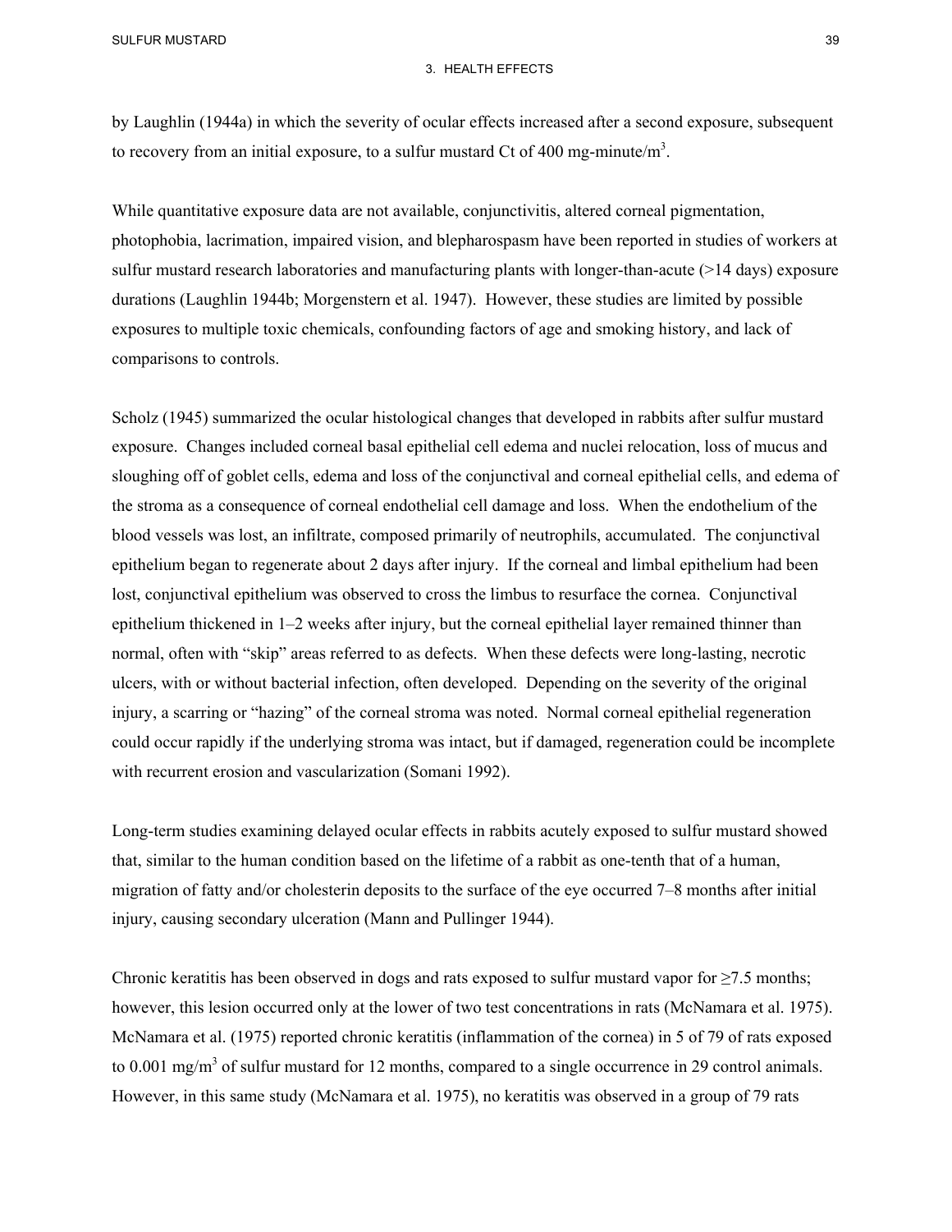by Laughlin (1944a) in which the severity of ocular effects increased after a second exposure, subsequent to recovery from an initial exposure, to a sulfur mustard Ct of 400 mg-minute/$m^3$.

While quantitative exposure data are not available, conjunctivitis, altered corneal pigmentation, photophobia, lacrimation, impaired vision, and blepharospasm have been reported in studies of workers at sulfur mustard research laboratories and manufacturing plants with longer-than-acute (>14 days) exposure durations (Laughlin 1944b; Morgenstern et al. 1947). However, these studies are limited by possible exposures to multiple toxic chemicals, confounding factors of age and smoking history, and lack of comparisons to controls.

Scholz (1945) summarized the ocular histological changes that developed in rabbits after sulfur mustard exposure. Changes included corneal basal epithelial cell edema and nuclei relocation, loss of mucus and sloughing off of goblet cells, edema and loss of the conjunctival and corneal epithelial cells, and edema of the stroma as a consequence of corneal endothelial cell damage and loss. When the endothelium of the blood vessels was lost, an infiltrate, composed primarily of neutrophils, accumulated. The conjunctival epithelium began to regenerate about 2 days after injury. If the corneal and limbal epithelium had been lost, conjunctival epithelium was observed to cross the limbus to resurface the cornea. Conjunctival epithelium thickened in 1–2 weeks after injury, but the corneal epithelial layer remained thinner than normal, often with "skip" areas referred to as defects. When these defects were long-lasting, necrotic ulcers, with or without bacterial infection, often developed. Depending on the severity of the original injury, a scarring or "hazing" of the corneal stroma was noted. Normal corneal epithelial regeneration could occur rapidly if the underlying stroma was intact, but if damaged, regeneration could be incomplete with recurrent erosion and vascularization (Somani 1992).

Long-term studies examining delayed ocular effects in rabbits acutely exposed to sulfur mustard showed that, similar to the human condition based on the lifetime of a rabbit as one-tenth that of a human, migration of fatty and/or cholesterin deposits to the surface of the eye occurred 7–8 months after initial injury, causing secondary ulceration (Mann and Pullinger 1944).

Chronic keratitis has been observed in dogs and rats exposed to sulfur mustard vapor for ≥7.5 months; however, this lesion occurred only at the lower of two test concentrations in rats (McNamara et al. 1975). McNamara et al. (1975) reported chronic keratitis (inflammation of the cornea) in 5 of 79 of rats exposed to 0.001 mg/$m^3$ of sulfur mustard for 12 months, compared to a single occurrence in 29 control animals. However, in this same study (McNamara et al. 1975), no keratitis was observed in a group of 79 rats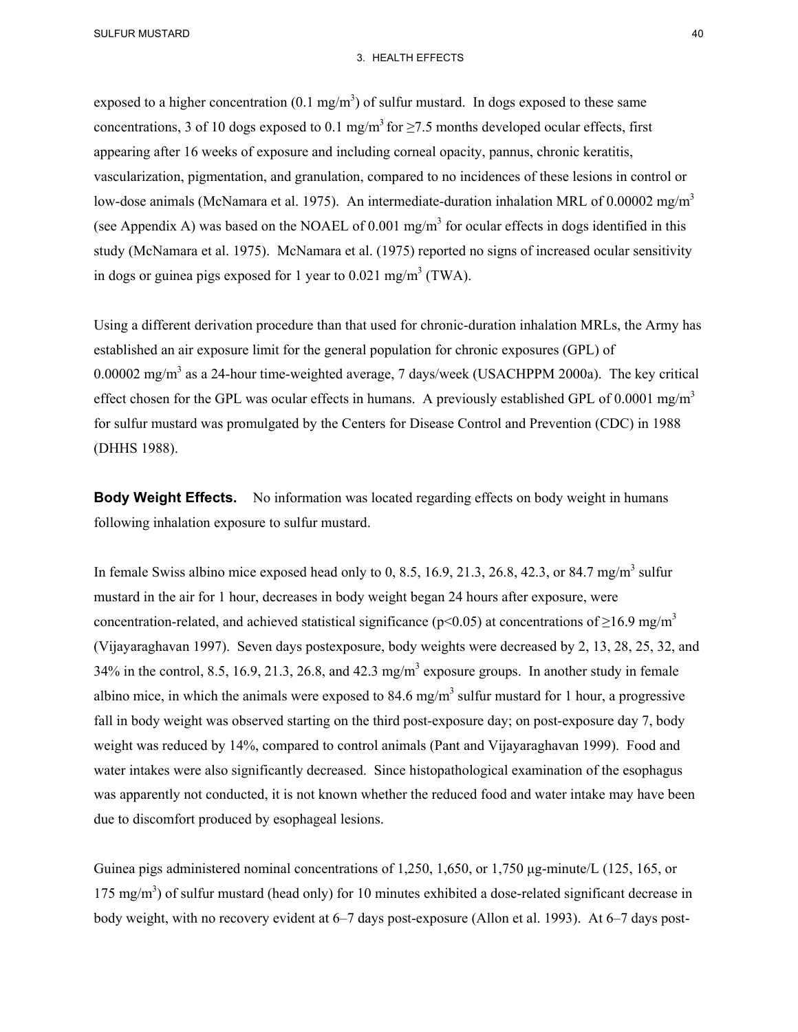exposed to a higher concentration (0.1 mg/m$^3$) of sulfur mustard. In dogs exposed to these same concentrations, 3 of 10 dogs exposed to 0.1 mg/m$^3$ for ≥7.5 months developed ocular effects, first appearing after 16 weeks of exposure and including corneal opacity, pannus, chronic keratitis, vascularization, pigmentation, and granulation, compared to no incidences of these lesions in control or low-dose animals (McNamara et al. 1975). An intermediate-duration inhalation MRL of 0.00002 mg/m$^3$ (see Appendix A) was based on the NOAEL of 0.001 mg/m$^3$ for ocular effects in dogs identified in this study (McNamara et al. 1975). McNamara et al. (1975) reported no signs of increased ocular sensitivity in dogs or guinea pigs exposed for 1 year to 0.021 mg/m$^3$ (TWA).

Using a different derivation procedure than that used for chronic-duration inhalation MRLs, the Army has established an air exposure limit for the general population for chronic exposures (GPL) of 0.00002 mg/m$^3$ as a 24-hour time-weighted average, 7 days/week (USACHPPM 2000a). The key critical effect chosen for the GPL was ocular effects in humans. A previously established GPL of 0.0001 mg/m$^3$ for sulfur mustard was promulgated by the Centers for Disease Control and Prevention (CDC) in 1988 (DHHS 1988).

**Body Weight Effects.** No information was located regarding effects on body weight in humans following inhalation exposure to sulfur mustard.

In female Swiss albino mice exposed head only to 0, 8.5, 16.9, 21.3, 26.8, 42.3, or 84.7 mg/m$^3$ sulfur mustard in the air for 1 hour, decreases in body weight began 24 hours after exposure, were concentration-related, and achieved statistical significance ($p<0.05$) at concentrations of ≥16.9 mg/m$^3$ (Vijayaraghavan 1997). Seven days postexposure, body weights were decreased by 2, 13, 28, 25, 32, and 34% in the control, 8.5, 16.9, 21.3, 26.8, and 42.3 mg/m$^3$ exposure groups. In another study in female albino mice, in which the animals were exposed to 84.6 mg/m$^3$ sulfur mustard for 1 hour, a progressive fall in body weight was observed starting on the third post-exposure day; on post-exposure day 7, body weight was reduced by 14%, compared to control animals (Pant and Vijayaraghavan 1999). Food and water intakes were also significantly decreased. Since histopathological examination of the esophagus was apparently not conducted, it is not known whether the reduced food and water intake may have been due to discomfort produced by esophageal lesions.

Guinea pigs administered nominal concentrations of 1,250, 1,650, or 1,750 µg-minute/L (125, 165, or 175 mg/m$^3$) of sulfur mustard (head only) for 10 minutes exhibited a dose-related significant decrease in body weight, with no recovery evident at 6–7 days post-exposure (Allon et al. 1993). At 6–7 days post-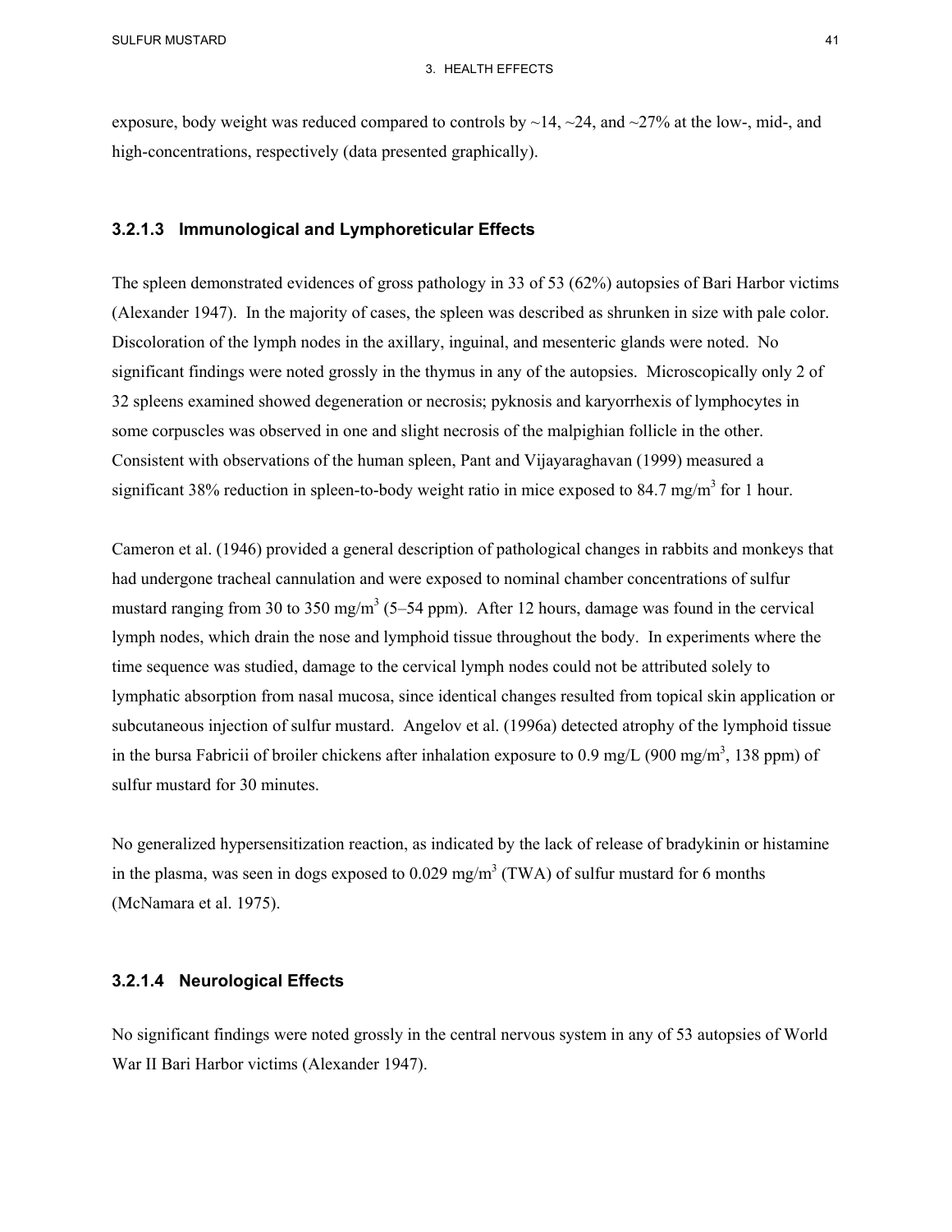exposure, body weight was reduced compared to controls by ~14, ~24, and ~27% at the low-, mid-, and high-concentrations, respectively (data presented graphically).

### 3.2.1.3 Immunological and Lymphoreticular Effects

The spleen demonstrated evidences of gross pathology in 33 of 53 (62%) autopsies of Bari Harbor victims (Alexander 1947). In the majority of cases, the spleen was described as shrunken in size with pale color. Discoloration of the lymph nodes in the axillary, inguinal, and mesenteric glands were noted. No significant findings were noted grossly in the thymus in any of the autopsies. Microscopically only 2 of 32 spleens examined showed degeneration or necrosis; pyknosis and karyorrhexis of lymphocytes in some corpuscles was observed in one and slight necrosis of the malpighian follicle in the other. Consistent with observations of the human spleen, Pant and Vijayaraghavan (1999) measured a significant 38% reduction in spleen-to-body weight ratio in mice exposed to 84.7 mg/m$^3$ for 1 hour.

Cameron et al. (1946) provided a general description of pathological changes in rabbits and monkeys that had undergone tracheal cannulation and were exposed to nominal chamber concentrations of sulfur mustard ranging from 30 to 350 mg/m$^3$ (5–54 ppm). After 12 hours, damage was found in the cervical lymph nodes, which drain the nose and lymphoid tissue throughout the body. In experiments where the time sequence was studied, damage to the cervical lymph nodes could not be attributed solely to lymphatic absorption from nasal mucosa, since identical changes resulted from topical skin application or subcutaneous injection of sulfur mustard. Angelov et al. (1996a) detected atrophy of the lymphoid tissue in the bursa Fabricii of broiler chickens after inhalation exposure to 0.9 mg/L (900 mg/m$^3$, 138 ppm) of sulfur mustard for 30 minutes.

No generalized hypersensitization reaction, as indicated by the lack of release of bradykinin or histamine in the plasma, was seen in dogs exposed to 0.029 mg/m$^3$ (TWA) of sulfur mustard for 6 months (McNamara et al. 1975).

### 3.2.1.4 Neurological Effects

No significant findings were noted grossly in the central nervous system in any of 53 autopsies of World War II Bari Harbor victims (Alexander 1947).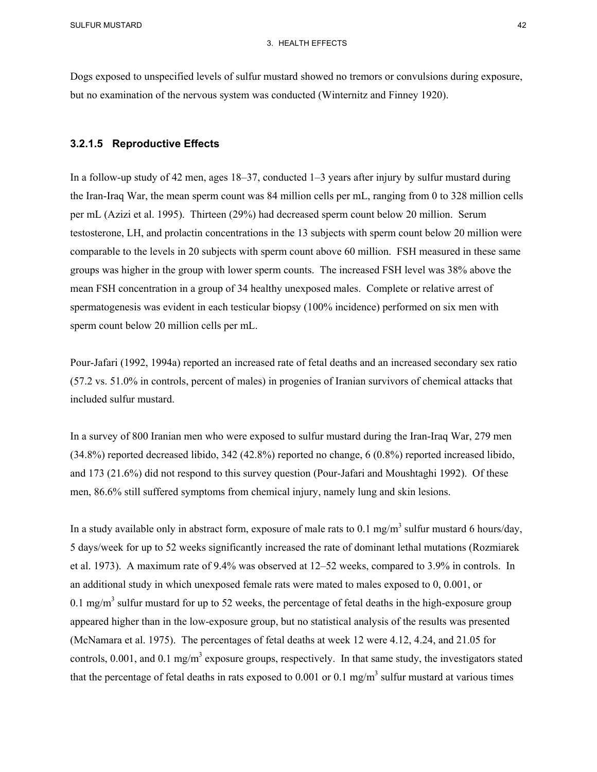Dogs exposed to unspecified levels of sulfur mustard showed no tremors or convulsions during exposure, but no examination of the nervous system was conducted (Winternitz and Finney 1920).

### 3.2.1.5 Reproductive Effects

In a follow-up study of 42 men, ages 18–37, conducted 1–3 years after injury by sulfur mustard during the Iran-Iraq War, the mean sperm count was 84 million cells per mL, ranging from 0 to 328 million cells per mL (Azizi et al. 1995). Thirteen (29%) had decreased sperm count below 20 million. Serum testosterone, LH, and prolactin concentrations in the 13 subjects with sperm count below 20 million were comparable to the levels in 20 subjects with sperm count above 60 million. FSH measured in these same groups was higher in the group with lower sperm counts. The increased FSH level was 38% above the mean FSH concentration in a group of 34 healthy unexposed males. Complete or relative arrest of spermatogenesis was evident in each testicular biopsy (100% incidence) performed on six men with sperm count below 20 million cells per mL.

Pour-Jafari (1992, 1994a) reported an increased rate of fetal deaths and an increased secondary sex ratio (57.2 vs. 51.0% in controls, percent of males) in progenies of Iranian survivors of chemical attacks that included sulfur mustard.

In a survey of 800 Iranian men who were exposed to sulfur mustard during the Iran-Iraq War, 279 men (34.8%) reported decreased libido, 342 (42.8%) reported no change, 6 (0.8%) reported increased libido, and 173 (21.6%) did not respond to this survey question (Pour-Jafari and Moushtaghi 1992). Of these men, 86.6% still suffered symptoms from chemical injury, namely lung and skin lesions.

In a study available only in abstract form, exposure of male rats to 0.1 $mg/m^3$ sulfur mustard 6 hours/day, 5 days/week for up to 52 weeks significantly increased the rate of dominant lethal mutations (Rozmiarek et al. 1973). A maximum rate of 9.4% was observed at 12–52 weeks, compared to 3.9% in controls. In an additional study in which unexposed female rats were mated to males exposed to 0, 0.001, or 0.1 $mg/m^3$ sulfur mustard for up to 52 weeks, the percentage of fetal deaths in the high-exposure group appeared higher than in the low-exposure group, but no statistical analysis of the results was presented (McNamara et al. 1975). The percentages of fetal deaths at week 12 were 4.12, 4.24, and 21.05 for controls, 0.001, and 0.1 $mg/m^3$ exposure groups, respectively. In that same study, the investigators stated that the percentage of fetal deaths in rats exposed to 0.001 or 0.1 $mg/m^3$ sulfur mustard at various times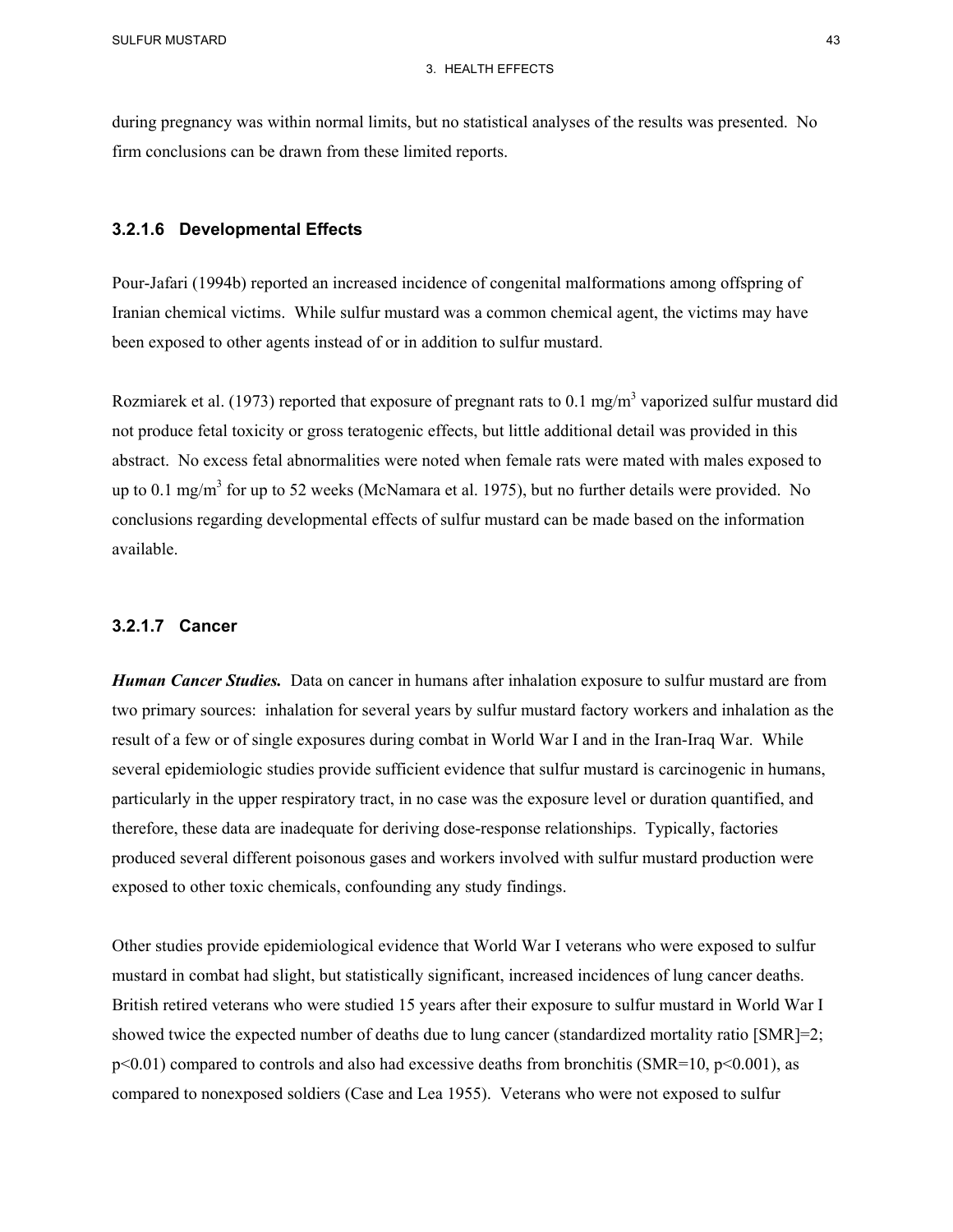during pregnancy was within normal limits, but no statistical analyses of the results was presented. No firm conclusions can be drawn from these limited reports.

#### 3.2.1.6 Developmental Effects

Pour-Jafari (1994b) reported an increased incidence of congenital malformations among offspring of Iranian chemical victims. While sulfur mustard was a common chemical agent, the victims may have been exposed to other agents instead of or in addition to sulfur mustard.

Rozmiarek et al. (1973) reported that exposure of pregnant rats to 0.1 mg/$m^3$ vaporized sulfur mustard did not produce fetal toxicity or gross teratogenic effects, but little additional detail was provided in this abstract. No excess fetal abnormalities were noted when female rats were mated with males exposed to up to 0.1 mg/$m^3$ for up to 52 weeks (McNamara et al. 1975), but no further details were provided. No conclusions regarding developmental effects of sulfur mustard can be made based on the information available.

#### 3.2.1.7 Cancer

***Human Cancer Studies.*** Data on cancer in humans after inhalation exposure to sulfur mustard are from two primary sources: inhalation for several years by sulfur mustard factory workers and inhalation as the result of a few or of single exposures during combat in World War I and in the Iran-Iraq War. While several epidemiologic studies provide sufficient evidence that sulfur mustard is carcinogenic in humans, particularly in the upper respiratory tract, in no case was the exposure level or duration quantified, and therefore, these data are inadequate for deriving dose-response relationships. Typically, factories produced several different poisonous gases and workers involved with sulfur mustard production were exposed to other toxic chemicals, confounding any study findings.

Other studies provide epidemiological evidence that World War I veterans who were exposed to sulfur mustard in combat had slight, but statistically significant, increased incidences of lung cancer deaths. British retired veterans who were studied 15 years after their exposure to sulfur mustard in World War I showed twice the expected number of deaths due to lung cancer (standardized mortality ratio [SMR]=2; $p<0.01$) compared to controls and also had excessive deaths from bronchitis (SMR=10, $p<0.001$), as compared to nonexposed soldiers (Case and Lea 1955). Veterans who were not exposed to sulfur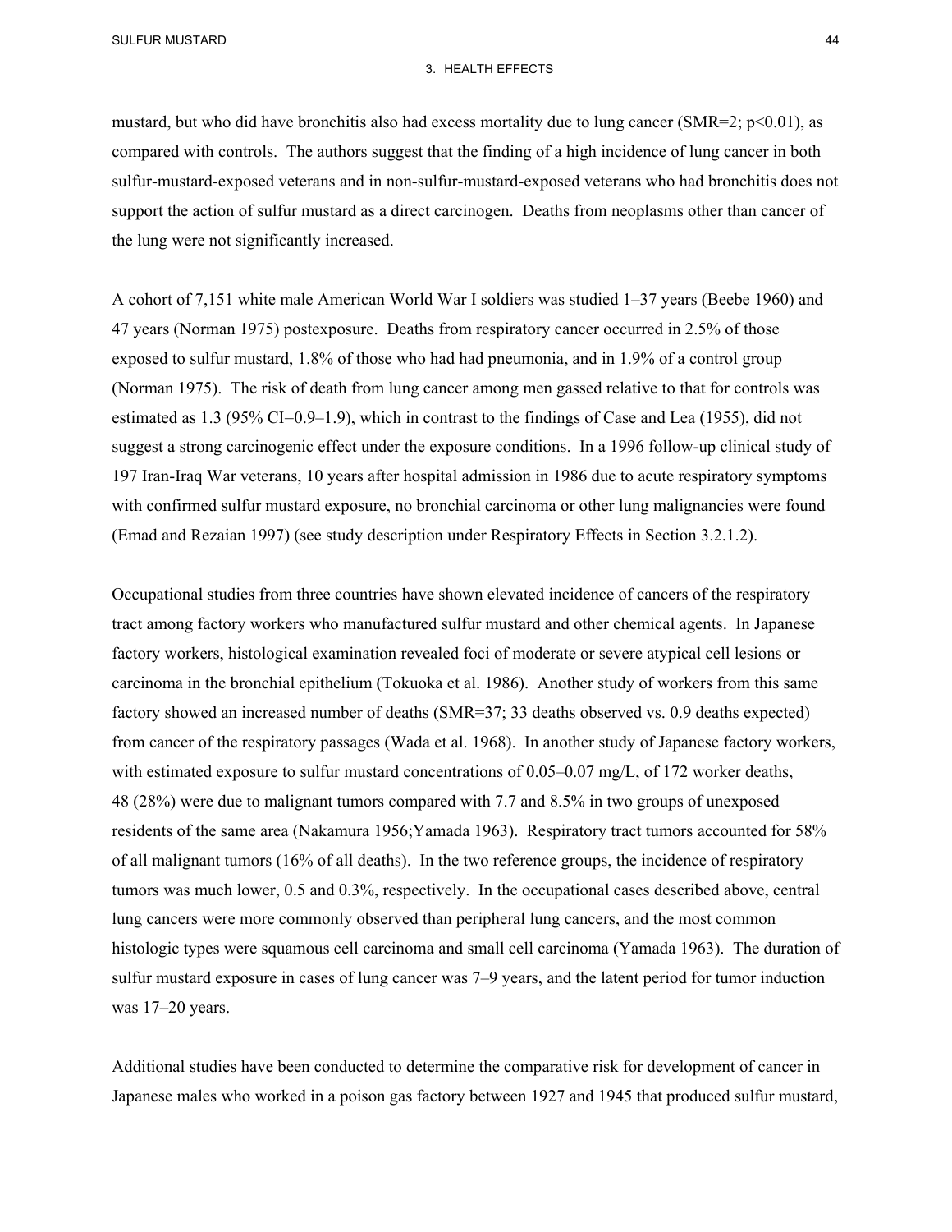mustard, but who did have bronchitis also had excess mortality due to lung cancer (SMR=2; $p<0.01$), as compared with controls. The authors suggest that the finding of a high incidence of lung cancer in both sulfur-mustard-exposed veterans and in non-sulfur-mustard-exposed veterans who had bronchitis does not support the action of sulfur mustard as a direct carcinogen. Deaths from neoplasms other than cancer of the lung were not significantly increased.

A cohort of 7,151 white male American World War I soldiers was studied 1–37 years (Beebe 1960) and 47 years (Norman 1975) postexposure. Deaths from respiratory cancer occurred in 2.5% of those exposed to sulfur mustard, 1.8% of those who had had pneumonia, and in 1.9% of a control group (Norman 1975). The risk of death from lung cancer among men gassed relative to that for controls was estimated as 1.3 (95% CI=0.9–1.9), which in contrast to the findings of Case and Lea (1955), did not suggest a strong carcinogenic effect under the exposure conditions. In a 1996 follow-up clinical study of 197 Iran-Iraq War veterans, 10 years after hospital admission in 1986 due to acute respiratory symptoms with confirmed sulfur mustard exposure, no bronchial carcinoma or other lung malignancies were found (Emad and Rezaian 1997) (see study description under Respiratory Effects in Section 3.2.1.2).

Occupational studies from three countries have shown elevated incidence of cancers of the respiratory tract among factory workers who manufactured sulfur mustard and other chemical agents. In Japanese factory workers, histological examination revealed foci of moderate or severe atypical cell lesions or carcinoma in the bronchial epithelium (Tokuoka et al. 1986). Another study of workers from this same factory showed an increased number of deaths (SMR=37; 33 deaths observed vs. 0.9 deaths expected) from cancer of the respiratory passages (Wada et al. 1968). In another study of Japanese factory workers, with estimated exposure to sulfur mustard concentrations of 0.05–0.07 mg/L, of 172 worker deaths, 48 (28%) were due to malignant tumors compared with 7.7 and 8.5% in two groups of unexposed residents of the same area (Nakamura 1956;Yamada 1963). Respiratory tract tumors accounted for 58% of all malignant tumors (16% of all deaths). In the two reference groups, the incidence of respiratory tumors was much lower, 0.5 and 0.3%, respectively. In the occupational cases described above, central lung cancers were more commonly observed than peripheral lung cancers, and the most common histologic types were squamous cell carcinoma and small cell carcinoma (Yamada 1963). The duration of sulfur mustard exposure in cases of lung cancer was 7–9 years, and the latent period for tumor induction was 17–20 years.

Additional studies have been conducted to determine the comparative risk for development of cancer in Japanese males who worked in a poison gas factory between 1927 and 1945 that produced sulfur mustard,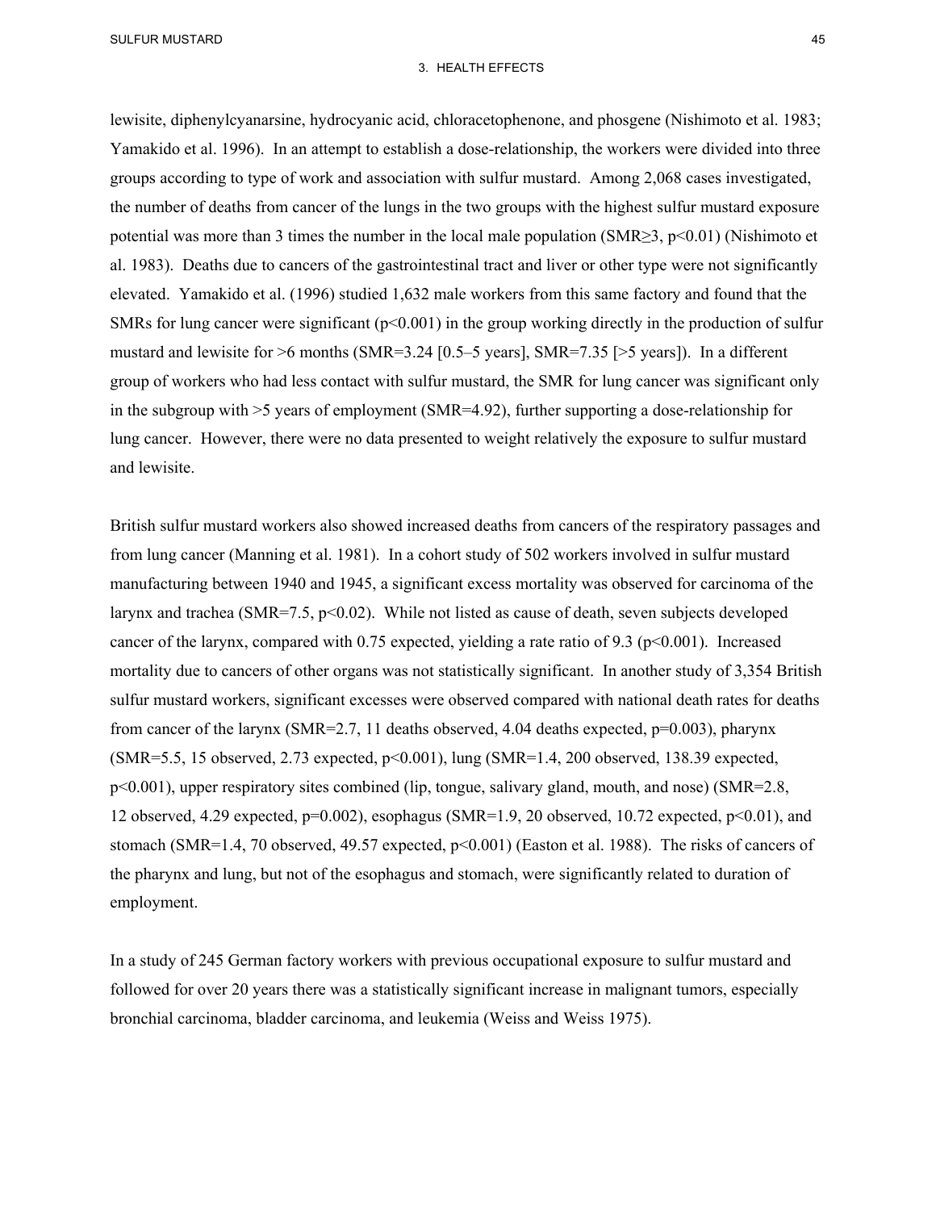lewisite, diphenylcyanarsine, hydrocyanic acid, chloracetophenone, and phosgene (Nishimoto et al. 1983; Yamakido et al. 1996). In an attempt to establish a dose-relationship, the workers were divided into three groups according to type of work and association with sulfur mustard. Among 2,068 cases investigated, the number of deaths from cancer of the lungs in the two groups with the highest sulfur mustard exposure potential was more than 3 times the number in the local male population (SMR≥3, $p<0.01$) (Nishimoto et al. 1983). Deaths due to cancers of the gastrointestinal tract and liver or other type were not significantly elevated. Yamakido et al. (1996) studied 1,632 male workers from this same factory and found that the SMRs for lung cancer were significant ($p<0.001$) in the group working directly in the production of sulfur mustard and lewisite for >6 months (SMR=3.24 [0.5–5 years], SMR=7.35 [>5 years]). In a different group of workers who had less contact with sulfur mustard, the SMR for lung cancer was significant only in the subgroup with >5 years of employment (SMR=4.92), further supporting a dose-relationship for lung cancer. However, there were no data presented to weight relatively the exposure to sulfur mustard and lewisite.

British sulfur mustard workers also showed increased deaths from cancers of the respiratory passages and from lung cancer (Manning et al. 1981). In a cohort study of 502 workers involved in sulfur mustard manufacturing between 1940 and 1945, a significant excess mortality was observed for carcinoma of the larynx and trachea (SMR=7.5, $p<0.02$). While not listed as cause of death, seven subjects developed cancer of the larynx, compared with 0.75 expected, yielding a rate ratio of 9.3 ($p<0.001$). Increased mortality due to cancers of other organs was not statistically significant. In another study of 3,354 British sulfur mustard workers, significant excesses were observed compared with national death rates for deaths from cancer of the larynx (SMR=2.7, 11 deaths observed, 4.04 deaths expected, $p=0.003$), pharynx (SMR=5.5, 15 observed, 2.73 expected, $p<0.001$), lung (SMR=1.4, 200 observed, 138.39 expected, $p<0.001$), upper respiratory sites combined (lip, tongue, salivary gland, mouth, and nose) (SMR=2.8, 12 observed, 4.29 expected, $p=0.002$), esophagus (SMR=1.9, 20 observed, 10.72 expected, $p<0.01$), and stomach (SMR=1.4, 70 observed, 49.57 expected, $p<0.001$) (Easton et al. 1988). The risks of cancers of the pharynx and lung, but not of the esophagus and stomach, were significantly related to duration of employment.

In a study of 245 German factory workers with previous occupational exposure to sulfur mustard and followed for over 20 years there was a statistically significant increase in malignant tumors, especially bronchial carcinoma, bladder carcinoma, and leukemia (Weiss and Weiss 1975).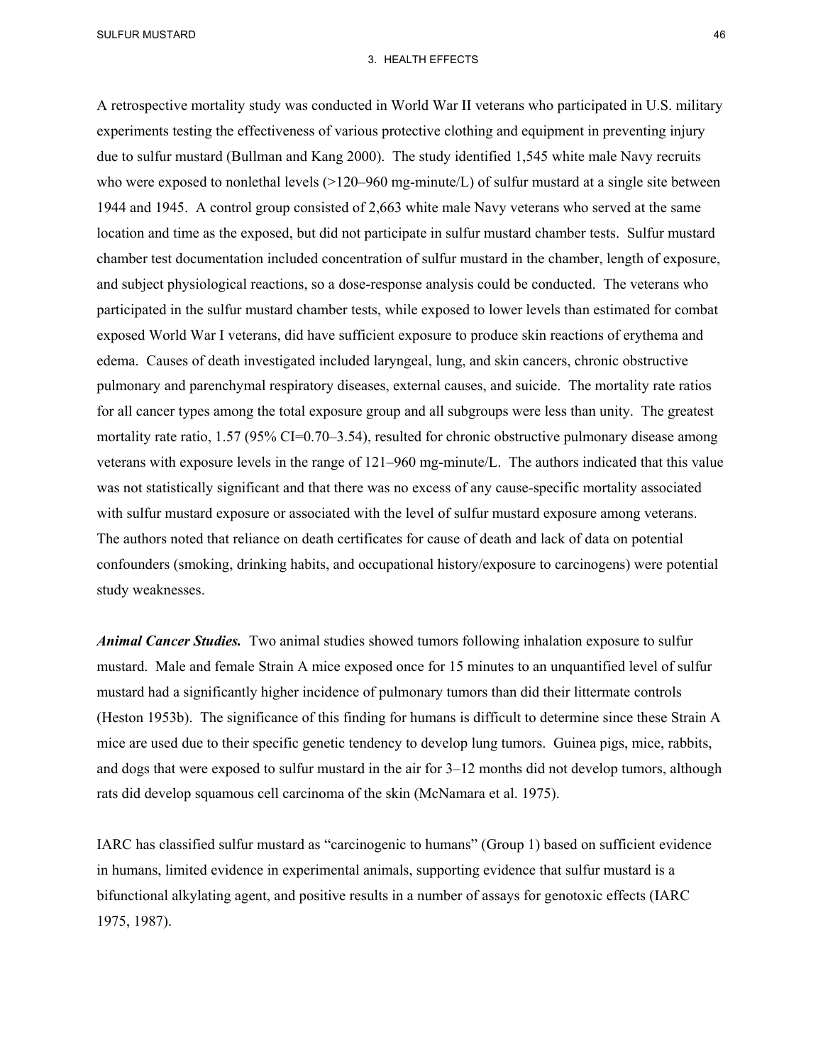A retrospective mortality study was conducted in World War II veterans who participated in U.S. military experiments testing the effectiveness of various protective clothing and equipment in preventing injury due to sulfur mustard (Bullman and Kang 2000). The study identified 1,545 white male Navy recruits who were exposed to nonlethal levels (>120–960 mg-minute/L) of sulfur mustard at a single site between 1944 and 1945. A control group consisted of 2,663 white male Navy veterans who served at the same location and time as the exposed, but did not participate in sulfur mustard chamber tests. Sulfur mustard chamber test documentation included concentration of sulfur mustard in the chamber, length of exposure, and subject physiological reactions, so a dose-response analysis could be conducted. The veterans who participated in the sulfur mustard chamber tests, while exposed to lower levels than estimated for combat exposed World War I veterans, did have sufficient exposure to produce skin reactions of erythema and edema. Causes of death investigated included laryngeal, lung, and skin cancers, chronic obstructive pulmonary and parenchymal respiratory diseases, external causes, and suicide. The mortality rate ratios for all cancer types among the total exposure group and all subgroups were less than unity. The greatest mortality rate ratio, 1.57 (95% CI=0.70–3.54), resulted for chronic obstructive pulmonary disease among veterans with exposure levels in the range of 121–960 mg-minute/L. The authors indicated that this value was not statistically significant and that there was no excess of any cause-specific mortality associated with sulfur mustard exposure or associated with the level of sulfur mustard exposure among veterans. The authors noted that reliance on death certificates for cause of death and lack of data on potential confounders (smoking, drinking habits, and occupational history/exposure to carcinogens) were potential study weaknesses.

***Animal Cancer Studies.*** Two animal studies showed tumors following inhalation exposure to sulfur mustard. Male and female Strain A mice exposed once for 15 minutes to an unquantified level of sulfur mustard had a significantly higher incidence of pulmonary tumors than did their littermate controls (Heston 1953b). The significance of this finding for humans is difficult to determine since these Strain A mice are used due to their specific genetic tendency to develop lung tumors. Guinea pigs, mice, rabbits, and dogs that were exposed to sulfur mustard in the air for 3–12 months did not develop tumors, although rats did develop squamous cell carcinoma of the skin (McNamara et al. 1975).

IARC has classified sulfur mustard as "carcinogenic to humans" (Group 1) based on sufficient evidence in humans, limited evidence in experimental animals, supporting evidence that sulfur mustard is a bifunctional alkylating agent, and positive results in a number of assays for genotoxic effects (IARC 1975, 1987).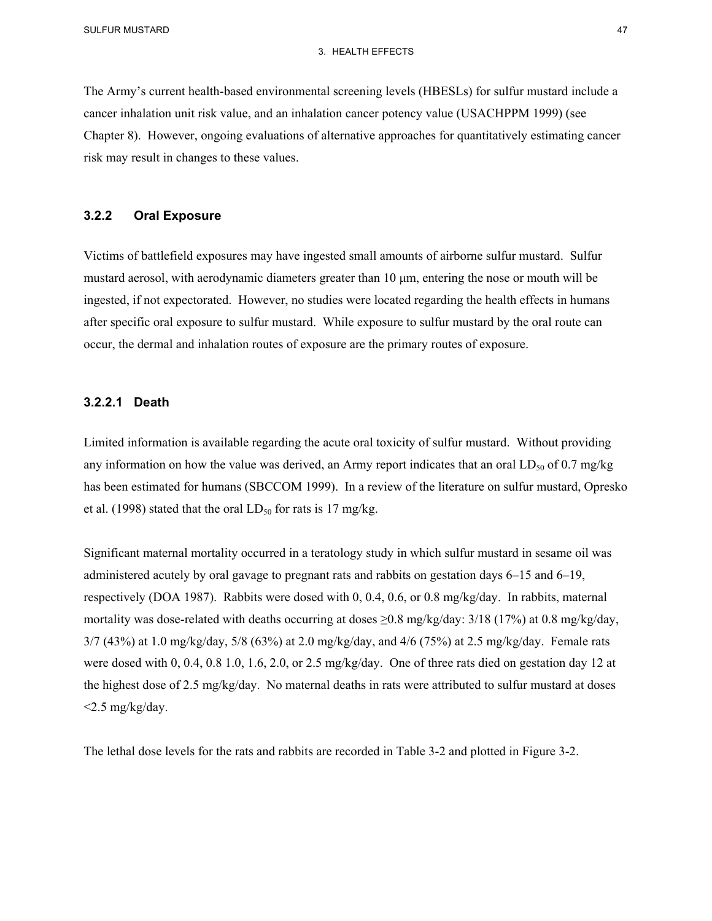The Army's current health-based environmental screening levels (HBESLs) for sulfur mustard include a cancer inhalation unit risk value, and an inhalation cancer potency value (USACHPPM 1999) (see Chapter 8). However, ongoing evaluations of alternative approaches for quantitatively estimating cancer risk may result in changes to these values.

### 3.2.2 Oral Exposure

Victims of battlefield exposures may have ingested small amounts of airborne sulfur mustard. Sulfur mustard aerosol, with aerodynamic diameters greater than 10 μm, entering the nose or mouth will be ingested, if not expectorated. However, no studies were located regarding the health effects in humans after specific oral exposure to sulfur mustard. While exposure to sulfur mustard by the oral route can occur, the dermal and inhalation routes of exposure are the primary routes of exposure.

#### 3.2.2.1 Death

Limited information is available regarding the acute oral toxicity of sulfur mustard. Without providing any information on how the value was derived, an Army report indicates that an oral $LD_{50}$ of 0.7 mg/kg has been estimated for humans (SBCCOM 1999). In a review of the literature on sulfur mustard, Opresko et al. (1998) stated that the oral $LD_{50}$ for rats is 17 mg/kg.

Significant maternal mortality occurred in a teratology study in which sulfur mustard in sesame oil was administered acutely by oral gavage to pregnant rats and rabbits on gestation days 6–15 and 6–19, respectively (DOA 1987). Rabbits were dosed with 0, 0.4, 0.6, or 0.8 mg/kg/day. In rabbits, maternal mortality was dose-related with deaths occurring at doses ≥0.8 mg/kg/day: 3/18 (17%) at 0.8 mg/kg/day, 3/7 (43%) at 1.0 mg/kg/day, 5/8 (63%) at 2.0 mg/kg/day, and 4/6 (75%) at 2.5 mg/kg/day. Female rats were dosed with 0, 0.4, 0.8 1.0, 1.6, 2.0, or 2.5 mg/kg/day. One of three rats died on gestation day 12 at the highest dose of 2.5 mg/kg/day. No maternal deaths in rats were attributed to sulfur mustard at doses <2.5 mg/kg/day.

The lethal dose levels for the rats and rabbits are recorded in Table 3-2 and plotted in Figure 3-2.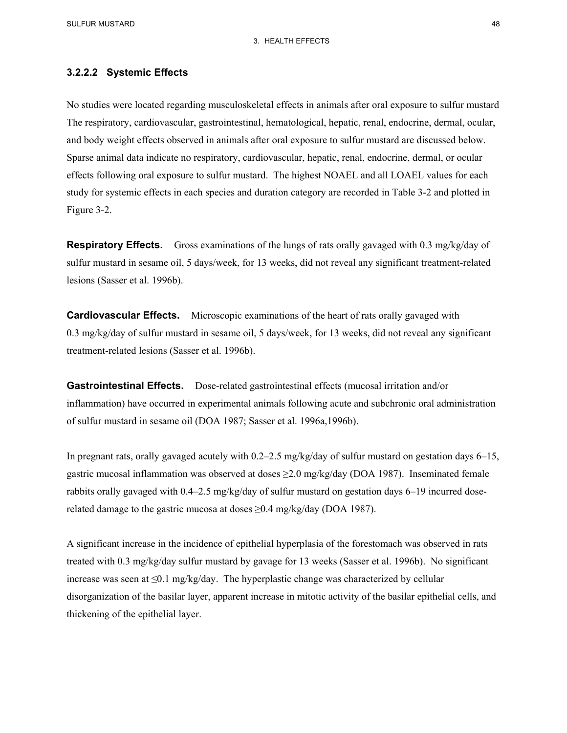### 3.2.2.2 Systemic Effects

No studies were located regarding musculoskeletal effects in animals after oral exposure to sulfur mustard The respiratory, cardiovascular, gastrointestinal, hematological, hepatic, renal, endocrine, dermal, ocular, and body weight effects observed in animals after oral exposure to sulfur mustard are discussed below. Sparse animal data indicate no respiratory, cardiovascular, hepatic, renal, endocrine, dermal, or ocular effects following oral exposure to sulfur mustard. The highest NOAEL and all LOAEL values for each study for systemic effects in each species and duration category are recorded in Table 3-2 and plotted in Figure 3-2.

**Respiratory Effects.** Gross examinations of the lungs of rats orally gavaged with 0.3 mg/kg/day of sulfur mustard in sesame oil, 5 days/week, for 13 weeks, did not reveal any significant treatment-related lesions (Sasser et al. 1996b).

**Cardiovascular Effects.** Microscopic examinations of the heart of rats orally gavaged with 0.3 mg/kg/day of sulfur mustard in sesame oil, 5 days/week, for 13 weeks, did not reveal any significant treatment-related lesions (Sasser et al. 1996b).

**Gastrointestinal Effects.** Dose-related gastrointestinal effects (mucosal irritation and/or inflammation) have occurred in experimental animals following acute and subchronic oral administration of sulfur mustard in sesame oil (DOA 1987; Sasser et al. 1996a,1996b).

In pregnant rats, orally gavaged acutely with 0.2–2.5 mg/kg/day of sulfur mustard on gestation days 6–15, gastric mucosal inflammation was observed at doses ≥2.0 mg/kg/day (DOA 1987). Inseminated female rabbits orally gavaged with 0.4–2.5 mg/kg/day of sulfur mustard on gestation days 6–19 incurred dose-related damage to the gastric mucosa at doses ≥0.4 mg/kg/day (DOA 1987).

A significant increase in the incidence of epithelial hyperplasia of the forestomach was observed in rats treated with 0.3 mg/kg/day sulfur mustard by gavage for 13 weeks (Sasser et al. 1996b). No significant increase was seen at ≤0.1 mg/kg/day. The hyperplastic change was characterized by cellular disorganization of the basilar layer, apparent increase in mitotic activity of the basilar epithelial cells, and thickening of the epithelial layer.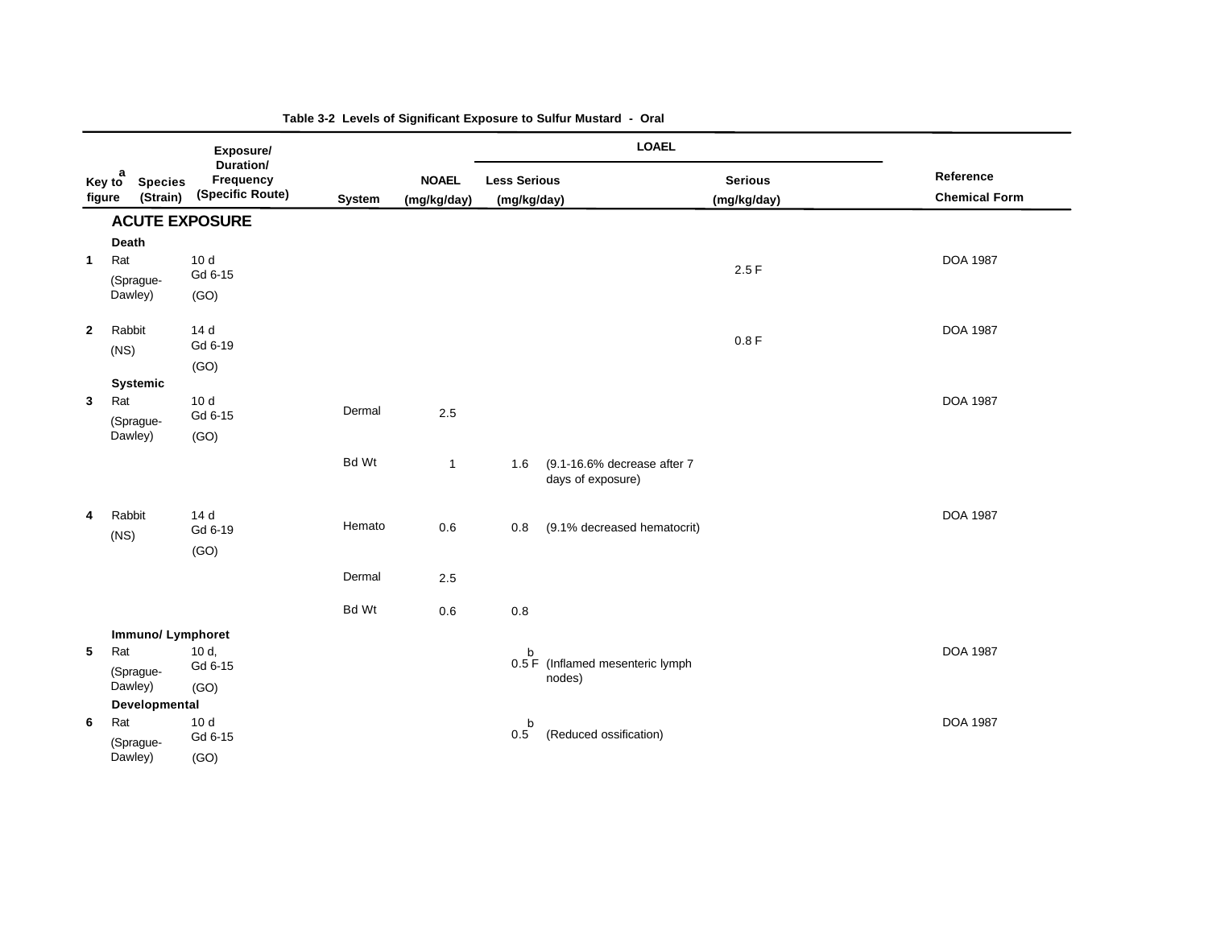Table 3-2 Levels of Significant Exposure to Sulfur Mustard - Oral

| Key to figure[a] | Species (Strain) | Exposure/ Duration/ Frequency (Specific Route) | System | NOAEL (mg/kg/day) | LOAEL: Less Serious (mg/kg/day) | LOAEL: Serious (mg/kg/day) | Reference Chemical Form |
|---|---|---|---|---|---|---|---|
| **ACUTE EXPOSURE** | | | | | | | |
| **Death** | | | | | | | |
| 1 | Rat (Sprague-Dawley) | 10 d Gd 6-15 (GO) | | | | 2.5 F | DOA 1987 |
| 2 | Rabbit (NS) | 14 d Gd 6-19 (GO) | | | | 0.8 F | DOA 1987 |
| **Systemic** | | | | | | | |
| 3 | Rat (Sprague-Dawley) | 10 d Gd 6-15 (GO) | Dermal | 2.5 | | | DOA 1987 |
| | | | Bd Wt | 1 | 1.6 (9.1-16.6% decrease after 7 days of exposure) | | |
| 4 | Rabbit (NS) | 14 d Gd 6-19 (GO) | Hemato | 0.6 | 0.8 (9.1% decreased hematocrit) | | DOA 1987 |
| | | | Dermal | 2.5 | | | |
| | | | Bd Wt | 0.6 | 0.8 | | |
| **Immuno/ Lymphoret** | | | | | | | |
| 5 | Rat (Sprague-Dawley) | 10 d, Gd 6-15 (GO) | | | 0.5 F[b] (Inflamed mesenteric lymph nodes) | | DOA 1987 |
| **Developmental** | | | | | | | |
| 6 | Rat (Sprague-Dawley) | 10 d Gd 6-15 (GO) | | | 0.5[b] (Reduced ossification) | | DOA 1987 |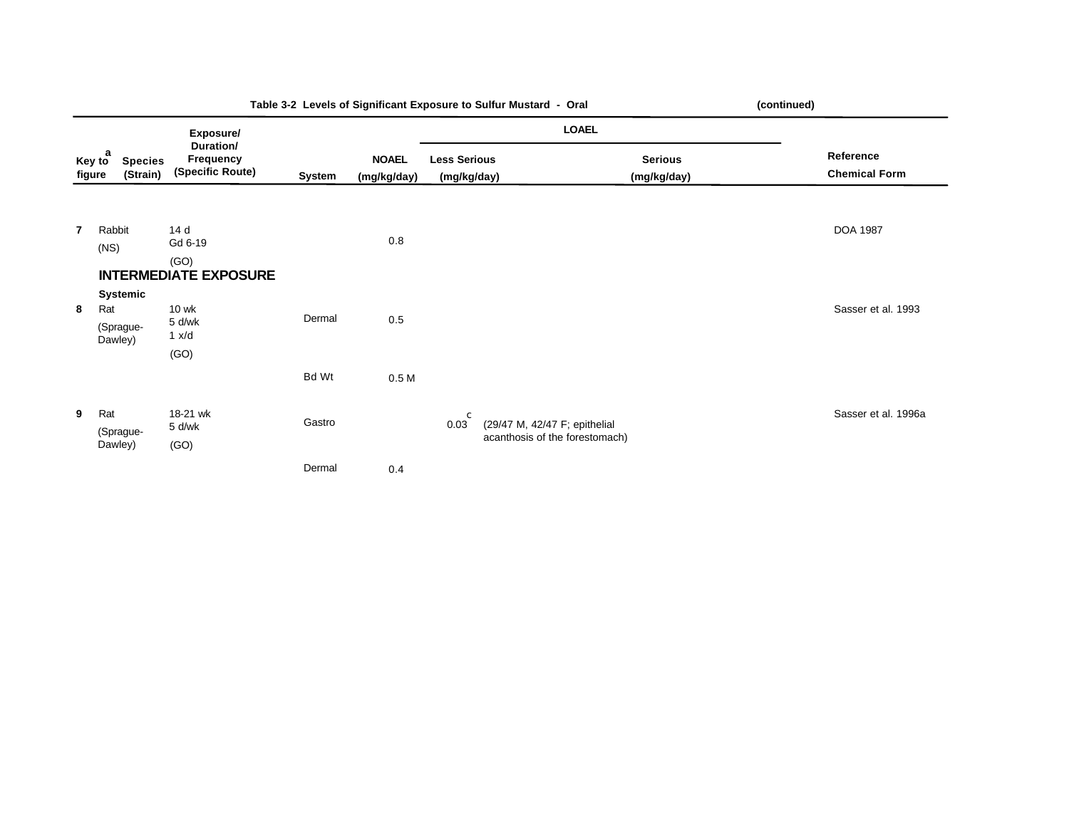Table 3-2 Levels of Significant Exposure to Sulfur Mustard - Oral (continued)

| Key to figure[a] | Species (Strain) | Exposure/ Duration/ Frequency (Specific Route) | System | NOAEL (mg/kg/day) | LOAEL Less Serious (mg/kg/day) | LOAEL Serious (mg/kg/day) | Reference Chemical Form |
|---|---|---|---|---|---|---|---|
| 7 | Rabbit (NS) | 14 d Gd 6-19 (GO) | | 0.8 | | | DOA 1987 |
| **INTERMEDIATE EXPOSURE** | | | | | | | |
| **Systemic** | | | | | | | |
| 8 | Rat (Sprague-Dawley) | 10 wk 5 d/wk 1 x/d (GO) | Dermal | 0.5 | | | Sasser et al. 1993 |
| | | | Bd Wt | 0.5 M | | | |
| 9 | Rat (Sprague-Dawley) | 18-21 wk 5 d/wk (GO) | Gastro | | 0.03[c] (29/47 M, 42/47 F; epithelial acanthosis of the forestomach) | | Sasser et al. 1996a |
| | | | Dermal | 0.4 | | | |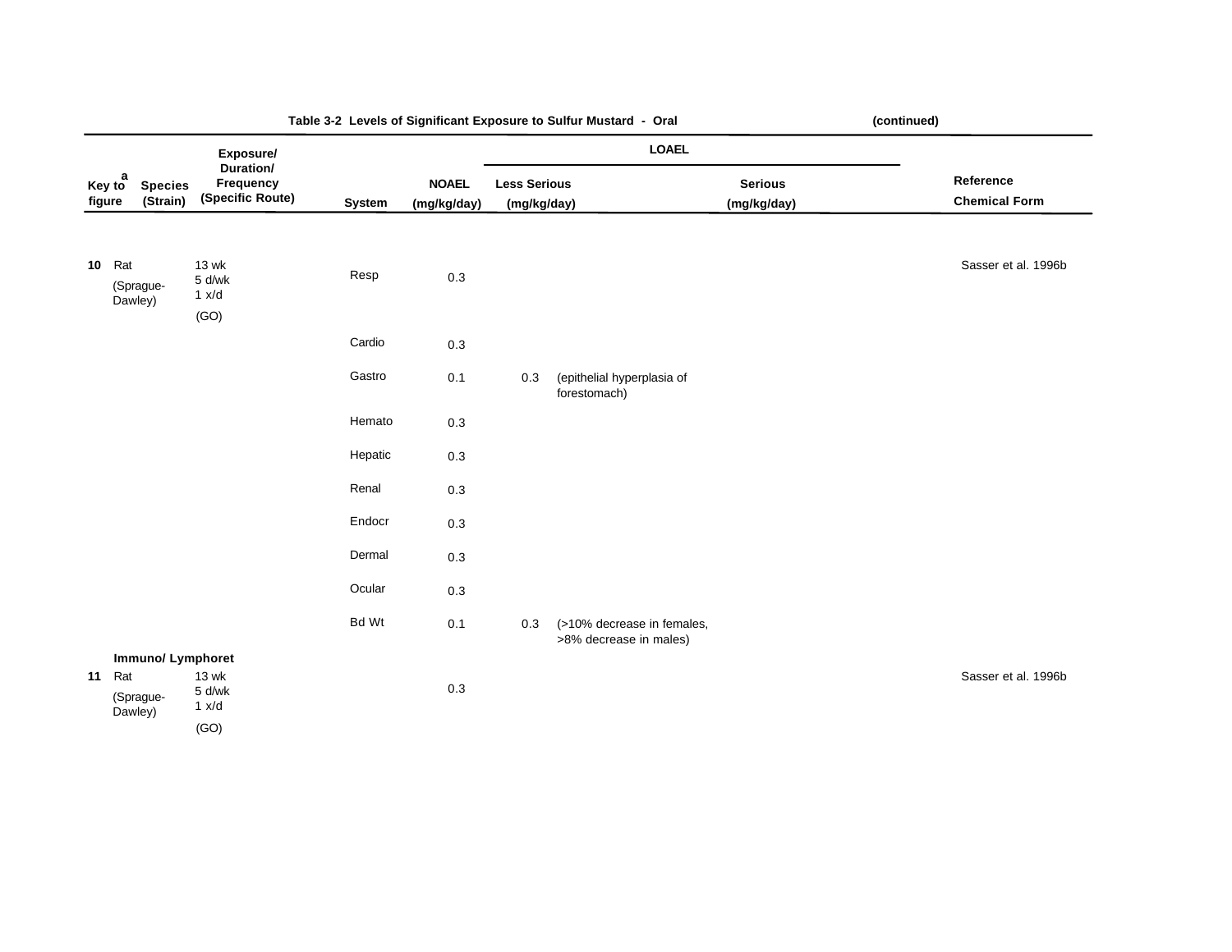Table 3-2 Levels of Significant Exposure to Sulfur Mustard - Oral (continued)

| Key to figure[a] | Species (Strain) | Exposure/ Duration/ Frequency (Specific Route) | System | NOAEL (mg/kg/day) | LOAEL | | Reference Chemical Form |
|---|---|---|---|---|---|---|---|
| | | | | | Less Serious (mg/kg/day) | Serious (mg/kg/day) | |
| 10 | Rat (Sprague-Dawley) | 13 wk 5 d/wk 1 x/d (GO) | Resp | 0.3 | | | Sasser et al. 1996b |
| | | | Cardio | 0.3 | | | |
| | | | Gastro | 0.1 | 0.3 (epithelial hyperplasia of forestomach) | | |
| | | | Hemato | 0.3 | | | |
| | | | Hepatic | 0.3 | | | |
| | | | Renal | 0.3 | | | |
| | | | Endocr | 0.3 | | | |
| | | | Dermal | 0.3 | | | |
| | | | Ocular | 0.3 | | | |
| | | | Bd Wt | 0.1 | 0.3 (>10% decrease in females, >8% decrease in males) | | |
| **Immuno/ Lymphoret** | | | | | | | |
| 11 | Rat (Sprague-Dawley) | 13 wk 5 d/wk 1 x/d (GO) | | 0.3 | | | Sasser et al. 1996b |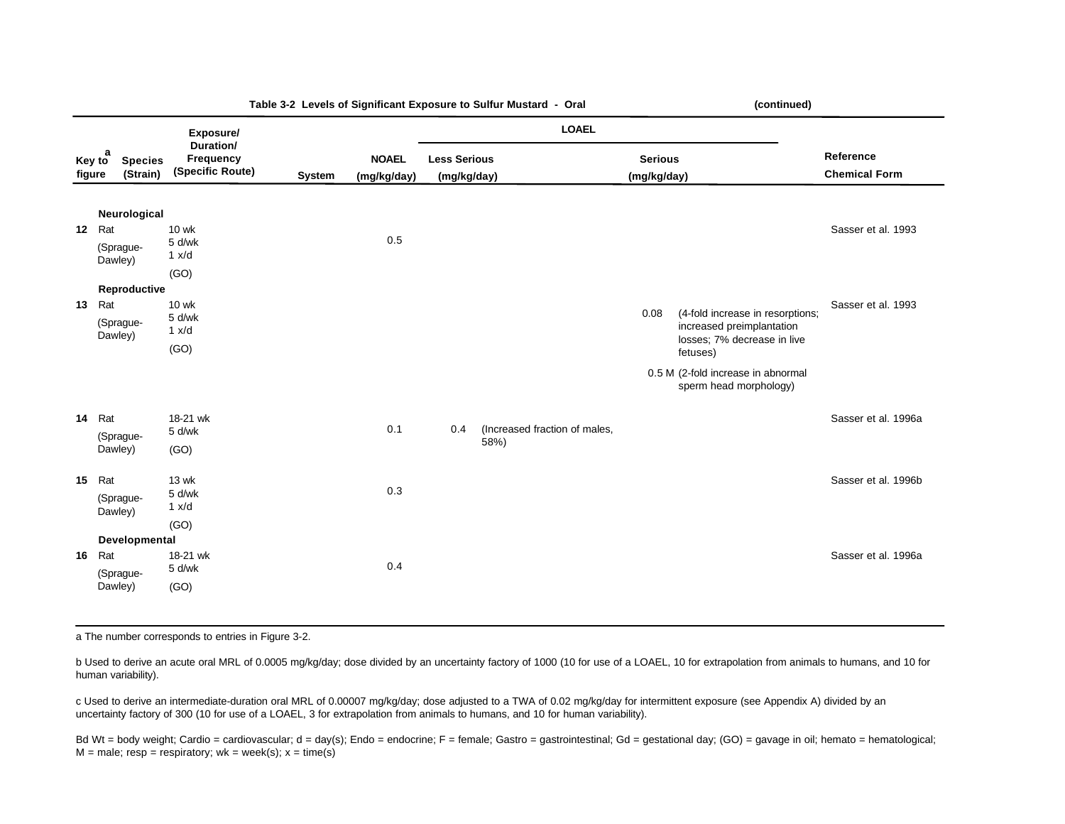**Table 3-2 Levels of Significant Exposure to Sulfur Mustard - Oral** (continued)

| Key to figure[a] | Species (Strain) | Exposure/ Duration/ Frequency (Specific Route) | System | NOAEL (mg/kg/day) | LOAEL | | Reference Chemical Form |
|---|---|---|---|---|---|---|---|
| | | | | | Less Serious (mg/kg/day) | Serious (mg/kg/day) | |
| | **Neurological** | | | | | | |
| 12 | Rat (Sprague-Dawley) | 10 wk 5 d/wk 1 x/d (GO) | | 0.5 | | | Sasser et al. 1993 |
| | **Reproductive** | | | | | | |
| 13 | Rat (Sprague-Dawley) | 10 wk 5 d/wk 1 x/d (GO) | | | | 0.08 (4-fold increase in resorptions; increased preimplantation losses; 7% decrease in live fetuses)<br>0.5 M (2-fold increase in abnormal sperm head morphology) | Sasser et al. 1993 |
| 14 | Rat (Sprague-Dawley) | 18-21 wk 5 d/wk (GO) | | 0.1 | 0.4 (Increased fraction of males, 58%) | | Sasser et al. 1996a |
| 15 | Rat (Sprague-Dawley) | 13 wk 5 d/wk 1 x/d (GO) | | 0.3 | | | Sasser et al. 1996b |
| | **Developmental** | | | | | | |
| 16 | Rat (Sprague-Dawley) | 18-21 wk 5 d/wk (GO) | | 0.4 | | | Sasser et al. 1996a |

a The number corresponds to entries in Figure 3-2.

b Used to derive an acute oral MRL of 0.0005 mg/kg/day; dose divided by an uncertainty factor of 1000 (10 for use of a LOAEL, 10 for extrapolation from animals to humans, and 10 for human variability).

c Used to derive an intermediate-duration oral MRL of 0.00007 mg/kg/day; dose adjusted to a TWA of 0.02 mg/kg/day for intermittent exposure (see Appendix A) divided by an uncertainty factor of 300 (10 for use of a LOAEL, 3 for extrapolation from animals to humans, and 10 for human variability).

Bd Wt = body weight; Cardio = cardiovascular; d = day(s); Endo = endocrine; F = female; Gastro = gastrointestinal; Gd = gestational day; (GO) = gavage in oil; hemato = hematological; M = male; resp = respiratory; wk = week(s); x = time(s)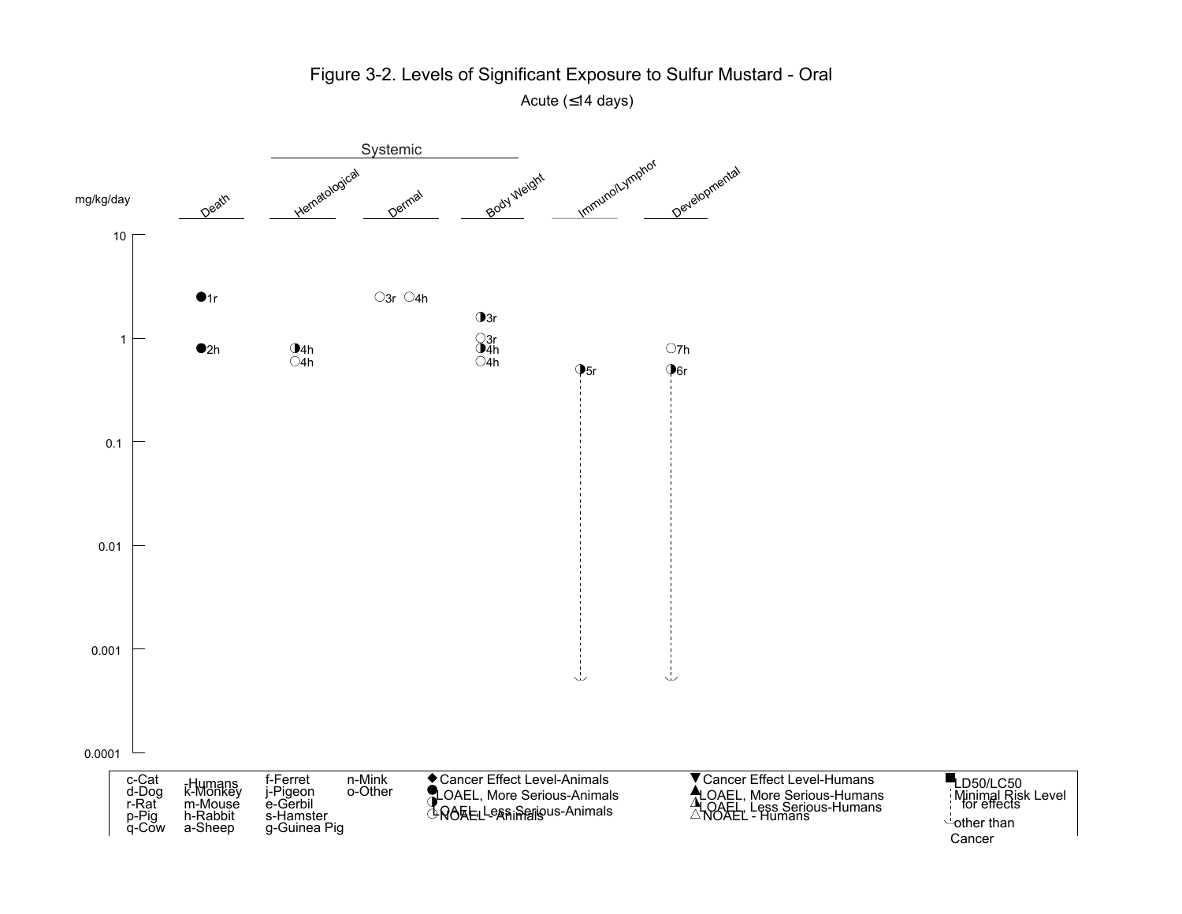# Figure 3-2. Levels of Significant Exposure to Sulfur Mustard - Oral

Acute (≤14 days)

Systemic

mg/kg/day

| mg/kg/day | Death | Hematological | Dermal | Body Weight | Immuno/Lymphor | Developmental |
|---|---|---|---|---|---|---|
| 10 | | | | | | |
| | ●1r | | ○3r ○4h | ◑3r | | |
| 1 | ●2h | ◑4h | | ○3r | | ○7h |
| | | ○4h | | ◑4h | ◑5r | ◑6r |
| | | | | ○4h | | |
| 0.1 | | | | | | |
| 0.01 | | | | | | |
| 0.001 | | | | | | |
| 0.0001 | | | | | | |

c-Cat, d-Dog, r-Rat, p-Pig, q-Cow, -Humans, k-Monkey, m-Mouse, h-Rabbit, a-Sheep, f-Ferret, j-Pigeon, e-Gerbil, s-Hamster, g-Guinea Pig, n-Mink, o-Other

◆ Cancer Effect Level-Animals
● LOAEL, More Serious-Animals
◑ LOAEL, Less Serious-Animals
○ NOAEL - Animals
▼ Cancer Effect Level-Humans
▲ LOAEL, More Serious-Humans
◭ LOAEL, Less Serious-Humans
△ NOAEL - Humans
■ LD50/LC50
Minimal Risk Level for effects other than Cancer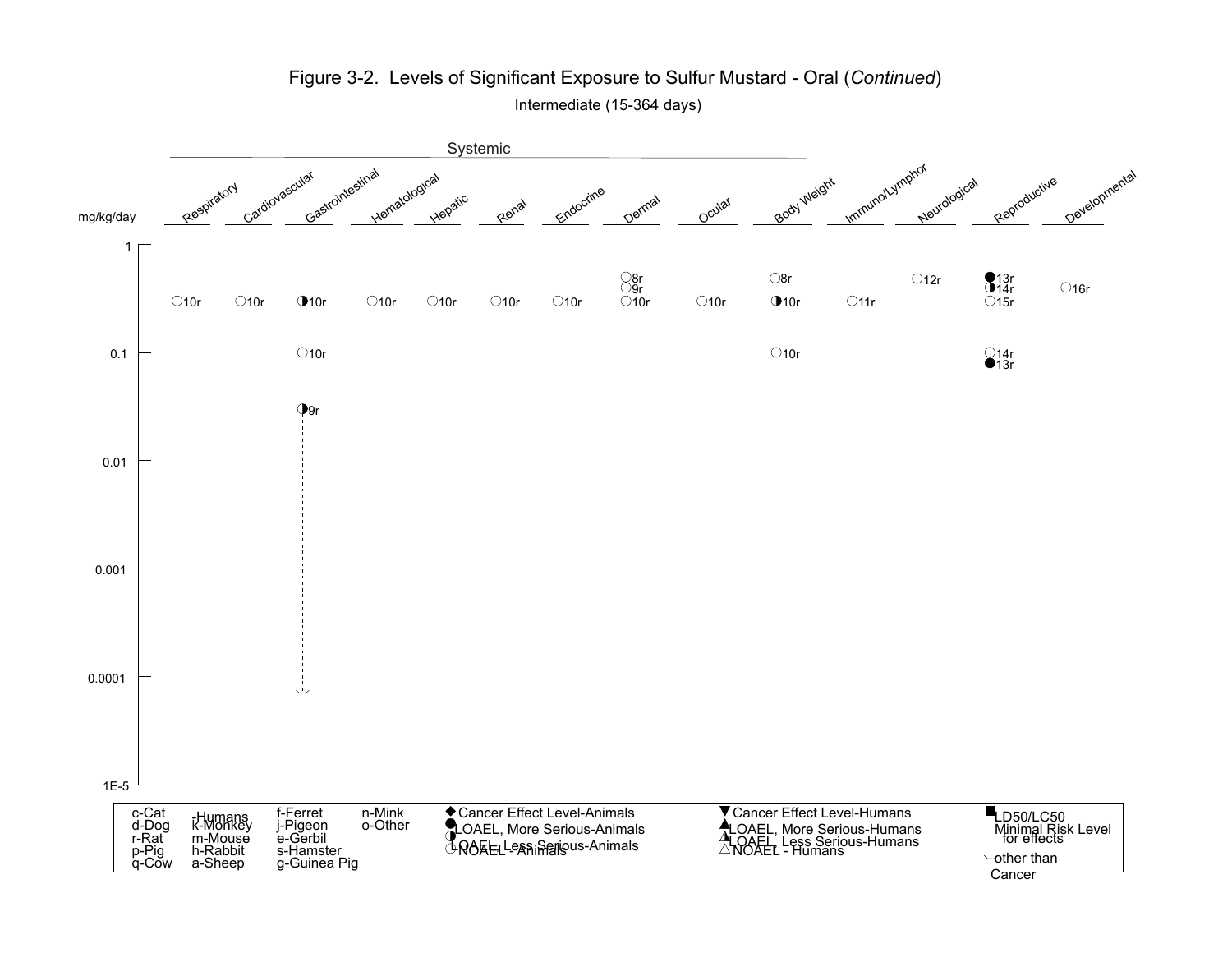# Figure 3-2. Levels of Significant Exposure to Sulfur Mustard - Oral (*Continued*)

Intermediate (15-364 days)

Systemic

| mg/kg/day | Respiratory | Cardiovascular | Gastrointestinal | Hematological | Hepatic | Renal | Endocrine | Dermal | Ocular | Body Weight | Immuno/Lymphor | Neurological | Reproductive | Developmental |
|---|---|---|---|---|---|---|---|---|---|---|---|---|---|---|
| ~0.5 | | | | | | | | ○8r, ○9r | | ○8r | | ○12r | ●13r, ◐14r | ○16r |
| ~0.3 | ○10r | ○10r | ◐10r | ○10r | ○10r | ○10r | ○10r | ○10r | ○10r | ◐10r | ○11r | | ○15r | |
| 0.1 | | | ○10r | | | | | | | ○10r | | | ○14r, ●13r | |
| ~0.03 | | | ◐9r | | | | | | | | | | | |
| ~0.00007 | | | MRL (dashed line from 9r) | | | | | | | | | | | |

Y-axis (mg/kg/day): 1, 0.1, 0.01, 0.001, 0.0001, 1E-5

c-Cat, d-Dog, r-Rat, p-Pig, q-Cow, -Humans, k-Monkey, m-Mouse, h-Rabbit, a-Sheep, f-Ferret, j-Pigeon, e-Gerbil, s-Hamster, g-Guinea Pig, n-Mink, o-Other

◆ Cancer Effect Level-Animals
● LOAEL, More Serious-Animals
◐ LOAEL, Less Serious-Animals
○ NOAEL - Animals
▼ Cancer Effect Level-Humans
▲ LOAEL, More Serious-Humans
△ LOAEL, Less Serious-Humans
△ NOAEL - Humans
■ LD50/LC50
Minimal Risk Level for effects other than Cancer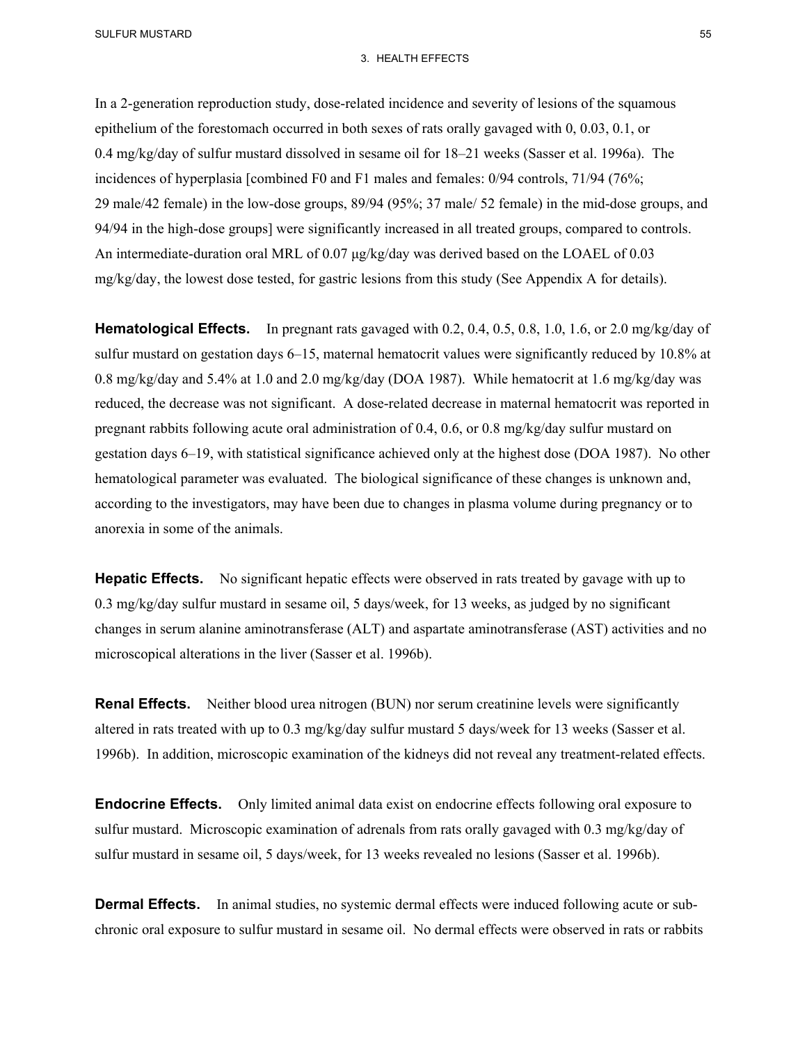In a 2-generation reproduction study, dose-related incidence and severity of lesions of the squamous epithelium of the forestomach occurred in both sexes of rats orally gavaged with 0, 0.03, 0.1, or 0.4 mg/kg/day of sulfur mustard dissolved in sesame oil for 18–21 weeks (Sasser et al. 1996a). The incidences of hyperplasia [combined F0 and F1 males and females: 0/94 controls, 71/94 (76%; 29 male/42 female) in the low-dose groups, 89/94 (95%; 37 male/ 52 female) in the mid-dose groups, and 94/94 in the high-dose groups] were significantly increased in all treated groups, compared to controls. An intermediate-duration oral MRL of 0.07 μg/kg/day was derived based on the LOAEL of 0.03 mg/kg/day, the lowest dose tested, for gastric lesions from this study (See Appendix A for details).

**Hematological Effects.** In pregnant rats gavaged with 0.2, 0.4, 0.5, 0.8, 1.0, 1.6, or 2.0 mg/kg/day of sulfur mustard on gestation days 6–15, maternal hematocrit values were significantly reduced by 10.8% at 0.8 mg/kg/day and 5.4% at 1.0 and 2.0 mg/kg/day (DOA 1987). While hematocrit at 1.6 mg/kg/day was reduced, the decrease was not significant. A dose-related decrease in maternal hematocrit was reported in pregnant rabbits following acute oral administration of 0.4, 0.6, or 0.8 mg/kg/day sulfur mustard on gestation days 6–19, with statistical significance achieved only at the highest dose (DOA 1987). No other hematological parameter was evaluated. The biological significance of these changes is unknown and, according to the investigators, may have been due to changes in plasma volume during pregnancy or to anorexia in some of the animals.

**Hepatic Effects.** No significant hepatic effects were observed in rats treated by gavage with up to 0.3 mg/kg/day sulfur mustard in sesame oil, 5 days/week, for 13 weeks, as judged by no significant changes in serum alanine aminotransferase (ALT) and aspartate aminotransferase (AST) activities and no microscopical alterations in the liver (Sasser et al. 1996b).

**Renal Effects.** Neither blood urea nitrogen (BUN) nor serum creatinine levels were significantly altered in rats treated with up to 0.3 mg/kg/day sulfur mustard 5 days/week for 13 weeks (Sasser et al. 1996b). In addition, microscopic examination of the kidneys did not reveal any treatment-related effects.

**Endocrine Effects.** Only limited animal data exist on endocrine effects following oral exposure to sulfur mustard. Microscopic examination of adrenals from rats orally gavaged with 0.3 mg/kg/day of sulfur mustard in sesame oil, 5 days/week, for 13 weeks revealed no lesions (Sasser et al. 1996b).

**Dermal Effects.** In animal studies, no systemic dermal effects were induced following acute or sub-chronic oral exposure to sulfur mustard in sesame oil. No dermal effects were observed in rats or rabbits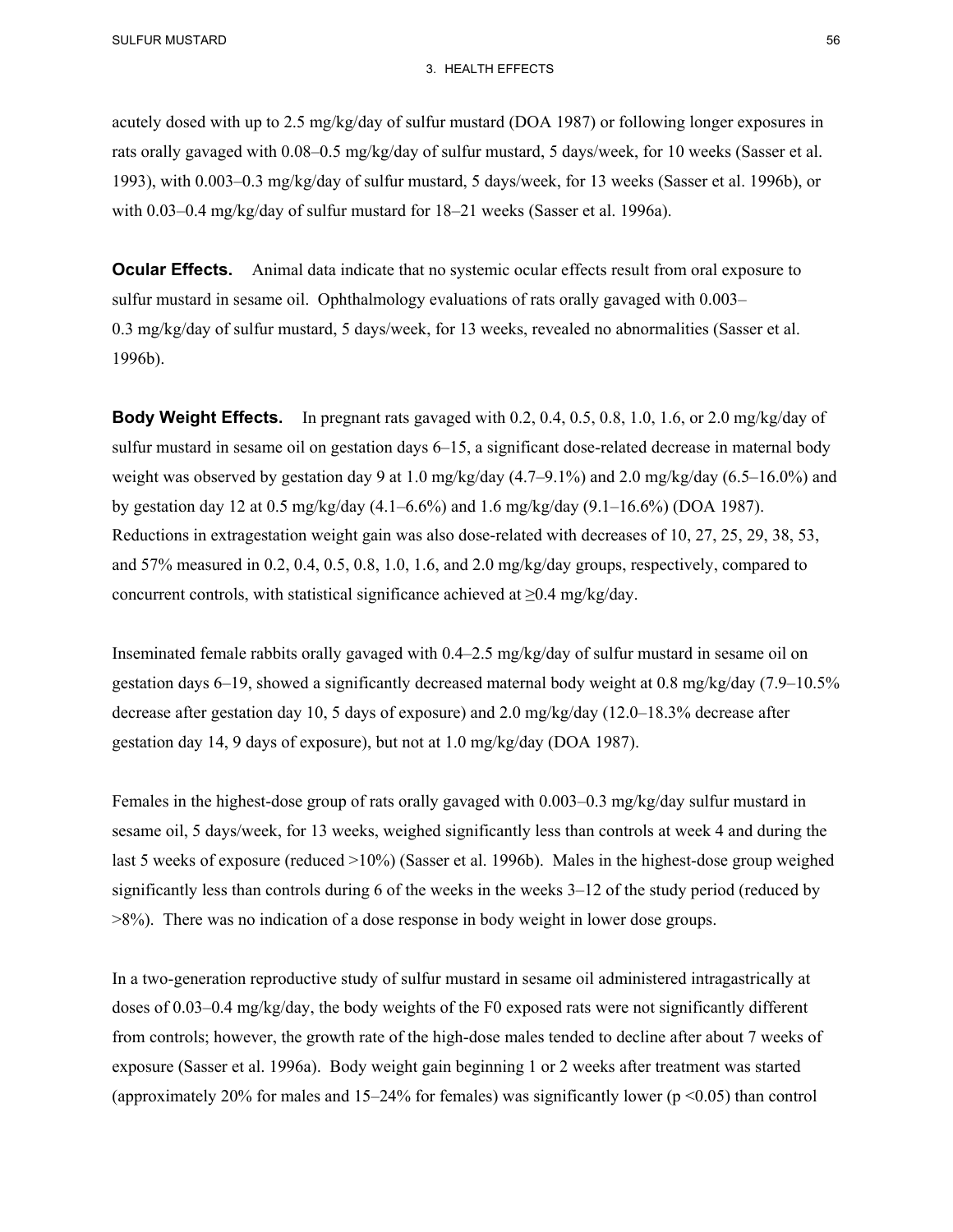acutely dosed with up to 2.5 mg/kg/day of sulfur mustard (DOA 1987) or following longer exposures in rats orally gavaged with 0.08–0.5 mg/kg/day of sulfur mustard, 5 days/week, for 10 weeks (Sasser et al. 1993), with 0.003–0.3 mg/kg/day of sulfur mustard, 5 days/week, for 13 weeks (Sasser et al. 1996b), or with 0.03–0.4 mg/kg/day of sulfur mustard for 18–21 weeks (Sasser et al. 1996a).

**Ocular Effects.** Animal data indicate that no systemic ocular effects result from oral exposure to sulfur mustard in sesame oil. Ophthalmology evaluations of rats orally gavaged with 0.003–0.3 mg/kg/day of sulfur mustard, 5 days/week, for 13 weeks, revealed no abnormalities (Sasser et al. 1996b).

**Body Weight Effects.** In pregnant rats gavaged with 0.2, 0.4, 0.5, 0.8, 1.0, 1.6, or 2.0 mg/kg/day of sulfur mustard in sesame oil on gestation days 6–15, a significant dose-related decrease in maternal body weight was observed by gestation day 9 at 1.0 mg/kg/day (4.7–9.1%) and 2.0 mg/kg/day (6.5–16.0%) and by gestation day 12 at 0.5 mg/kg/day (4.1–6.6%) and 1.6 mg/kg/day (9.1–16.6%) (DOA 1987). Reductions in extragestation weight gain was also dose-related with decreases of 10, 27, 25, 29, 38, 53, and 57% measured in 0.2, 0.4, 0.5, 0.8, 1.0, 1.6, and 2.0 mg/kg/day groups, respectively, compared to concurrent controls, with statistical significance achieved at ≥0.4 mg/kg/day.

Inseminated female rabbits orally gavaged with 0.4–2.5 mg/kg/day of sulfur mustard in sesame oil on gestation days 6–19, showed a significantly decreased maternal body weight at 0.8 mg/kg/day (7.9–10.5% decrease after gestation day 10, 5 days of exposure) and 2.0 mg/kg/day (12.0–18.3% decrease after gestation day 14, 9 days of exposure), but not at 1.0 mg/kg/day (DOA 1987).

Females in the highest-dose group of rats orally gavaged with 0.003–0.3 mg/kg/day sulfur mustard in sesame oil, 5 days/week, for 13 weeks, weighed significantly less than controls at week 4 and during the last 5 weeks of exposure (reduced >10%) (Sasser et al. 1996b). Males in the highest-dose group weighed significantly less than controls during 6 of the weeks in the weeks 3–12 of the study period (reduced by >8%). There was no indication of a dose response in body weight in lower dose groups.

In a two-generation reproductive study of sulfur mustard in sesame oil administered intragastrically at doses of 0.03–0.4 mg/kg/day, the body weights of the F0 exposed rats were not significantly different from controls; however, the growth rate of the high-dose males tended to decline after about 7 weeks of exposure (Sasser et al. 1996a). Body weight gain beginning 1 or 2 weeks after treatment was started (approximately 20% for males and 15–24% for females) was significantly lower ($p < 0.05$) than control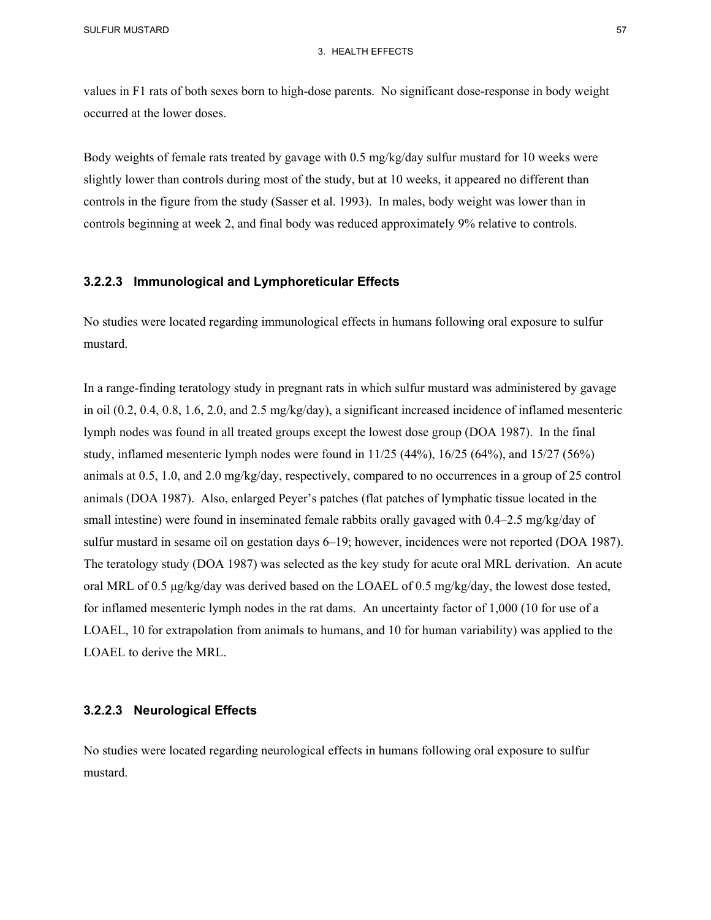values in F1 rats of both sexes born to high-dose parents. No significant dose-response in body weight occurred at the lower doses.

Body weights of female rats treated by gavage with 0.5 mg/kg/day sulfur mustard for 10 weeks were slightly lower than controls during most of the study, but at 10 weeks, it appeared no different than controls in the figure from the study (Sasser et al. 1993). In males, body weight was lower than in controls beginning at week 2, and final body was reduced approximately 9% relative to controls.

### 3.2.2.3 Immunological and Lymphoreticular Effects

No studies were located regarding immunological effects in humans following oral exposure to sulfur mustard.

In a range-finding teratology study in pregnant rats in which sulfur mustard was administered by gavage in oil (0.2, 0.4, 0.8, 1.6, 2.0, and 2.5 mg/kg/day), a significant increased incidence of inflamed mesenteric lymph nodes was found in all treated groups except the lowest dose group (DOA 1987). In the final study, inflamed mesenteric lymph nodes were found in 11/25 (44%), 16/25 (64%), and 15/27 (56%) animals at 0.5, 1.0, and 2.0 mg/kg/day, respectively, compared to no occurrences in a group of 25 control animals (DOA 1987). Also, enlarged Peyer's patches (flat patches of lymphatic tissue located in the small intestine) were found in inseminated female rabbits orally gavaged with 0.4–2.5 mg/kg/day of sulfur mustard in sesame oil on gestation days 6–19; however, incidences were not reported (DOA 1987). The teratology study (DOA 1987) was selected as the key study for acute oral MRL derivation. An acute oral MRL of 0.5 μg/kg/day was derived based on the LOAEL of 0.5 mg/kg/day, the lowest dose tested, for inflamed mesenteric lymph nodes in the rat dams. An uncertainty factor of 1,000 (10 for use of a LOAEL, 10 for extrapolation from animals to humans, and 10 for human variability) was applied to the LOAEL to derive the MRL.

### 3.2.2.3 Neurological Effects

No studies were located regarding neurological effects in humans following oral exposure to sulfur mustard.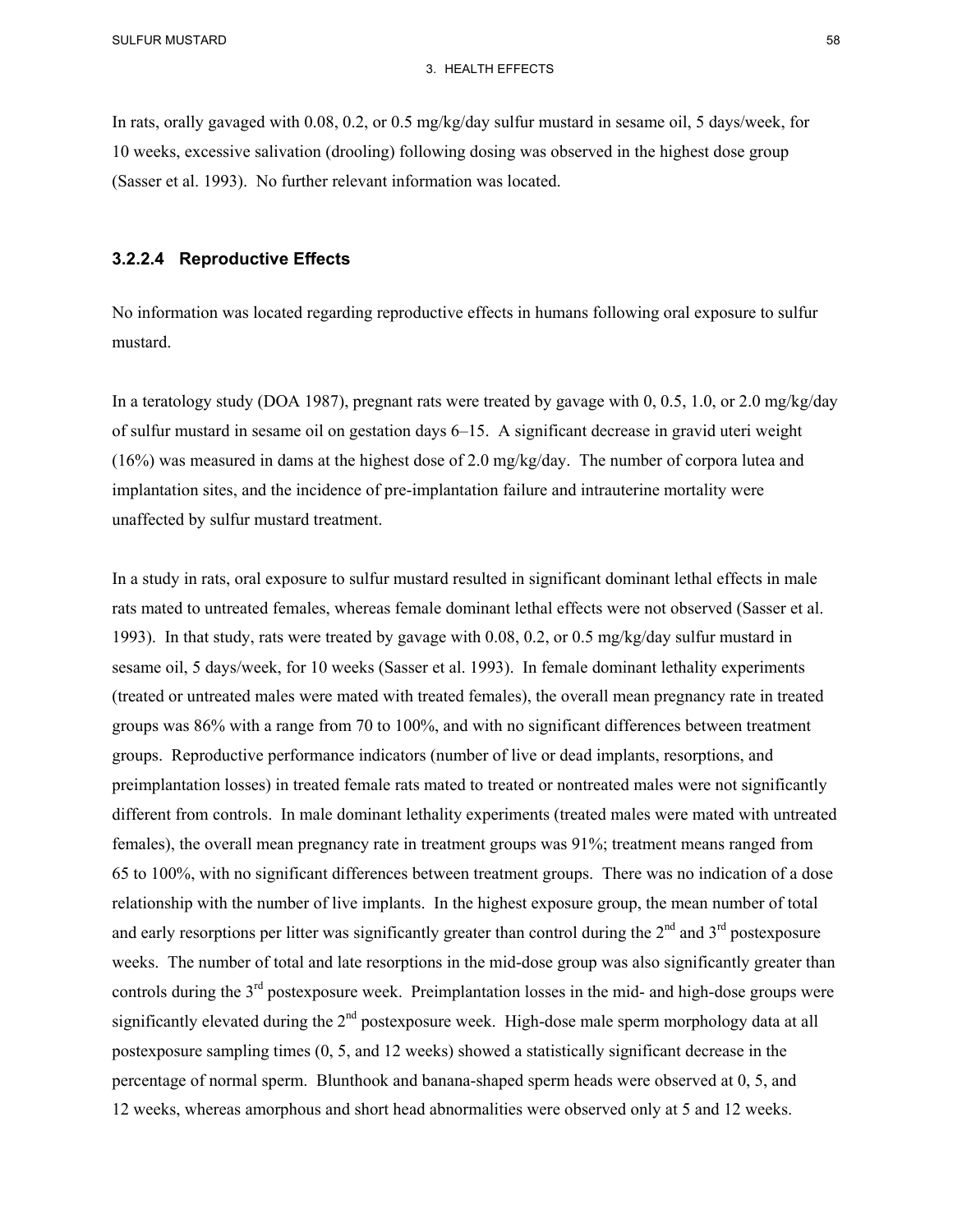In rats, orally gavaged with 0.08, 0.2, or 0.5 mg/kg/day sulfur mustard in sesame oil, 5 days/week, for 10 weeks, excessive salivation (drooling) following dosing was observed in the highest dose group (Sasser et al. 1993). No further relevant information was located.

### 3.2.2.4 Reproductive Effects

No information was located regarding reproductive effects in humans following oral exposure to sulfur mustard.

In a teratology study (DOA 1987), pregnant rats were treated by gavage with 0, 0.5, 1.0, or 2.0 mg/kg/day of sulfur mustard in sesame oil on gestation days 6–15. A significant decrease in gravid uteri weight (16%) was measured in dams at the highest dose of 2.0 mg/kg/day. The number of corpora lutea and implantation sites, and the incidence of pre-implantation failure and intrauterine mortality were unaffected by sulfur mustard treatment.

In a study in rats, oral exposure to sulfur mustard resulted in significant dominant lethal effects in male rats mated to untreated females, whereas female dominant lethal effects were not observed (Sasser et al. 1993). In that study, rats were treated by gavage with 0.08, 0.2, or 0.5 mg/kg/day sulfur mustard in sesame oil, 5 days/week, for 10 weeks (Sasser et al. 1993). In female dominant lethality experiments (treated or untreated males were mated with treated females), the overall mean pregnancy rate in treated groups was 86% with a range from 70 to 100%, and with no significant differences between treatment groups. Reproductive performance indicators (number of live or dead implants, resorptions, and preimplantation losses) in treated female rats mated to treated or nontreated males were not significantly different from controls. In male dominant lethality experiments (treated males were mated with untreated females), the overall mean pregnancy rate in treatment groups was 91%; treatment means ranged from 65 to 100%, with no significant differences between treatment groups. There was no indication of a dose relationship with the number of live implants. In the highest exposure group, the mean number of total and early resorptions per litter was significantly greater than control during the 2nd and 3rd postexposure weeks. The number of total and late resorptions in the mid-dose group was also significantly greater than controls during the 3rd postexposure week. Preimplantation losses in the mid- and high-dose groups were significantly elevated during the 2nd postexposure week. High-dose male sperm morphology data at all postexposure sampling times (0, 5, and 12 weeks) showed a statistically significant decrease in the percentage of normal sperm. Blunthook and banana-shaped sperm heads were observed at 0, 5, and 12 weeks, whereas amorphous and short head abnormalities were observed only at 5 and 12 weeks.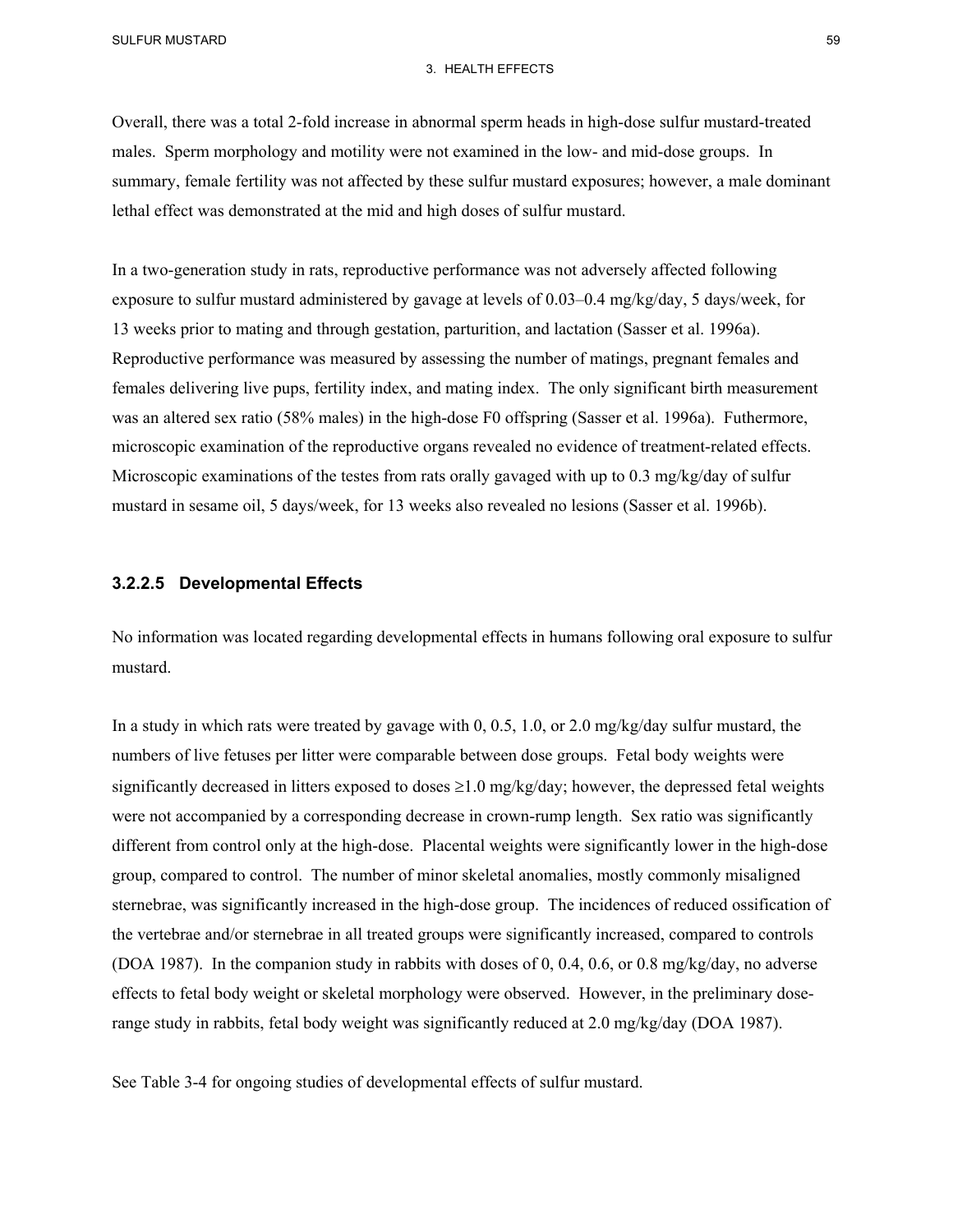Overall, there was a total 2-fold increase in abnormal sperm heads in high-dose sulfur mustard-treated males. Sperm morphology and motility were not examined in the low- and mid-dose groups. In summary, female fertility was not affected by these sulfur mustard exposures; however, a male dominant lethal effect was demonstrated at the mid and high doses of sulfur mustard.

In a two-generation study in rats, reproductive performance was not adversely affected following exposure to sulfur mustard administered by gavage at levels of 0.03–0.4 mg/kg/day, 5 days/week, for 13 weeks prior to mating and through gestation, parturition, and lactation (Sasser et al. 1996a). Reproductive performance was measured by assessing the number of matings, pregnant females and females delivering live pups, fertility index, and mating index. The only significant birth measurement was an altered sex ratio (58% males) in the high-dose F0 offspring (Sasser et al. 1996a). Futhermore, microscopic examination of the reproductive organs revealed no evidence of treatment-related effects. Microscopic examinations of the testes from rats orally gavaged with up to 0.3 mg/kg/day of sulfur mustard in sesame oil, 5 days/week, for 13 weeks also revealed no lesions (Sasser et al. 1996b).

### 3.2.2.5 Developmental Effects

No information was located regarding developmental effects in humans following oral exposure to sulfur mustard.

In a study in which rats were treated by gavage with 0, 0.5, 1.0, or 2.0 mg/kg/day sulfur mustard, the numbers of live fetuses per litter were comparable between dose groups. Fetal body weights were significantly decreased in litters exposed to doses ≥1.0 mg/kg/day; however, the depressed fetal weights were not accompanied by a corresponding decrease in crown-rump length. Sex ratio was significantly different from control only at the high-dose. Placental weights were significantly lower in the high-dose group, compared to control. The number of minor skeletal anomalies, mostly commonly misaligned sternebrae, was significantly increased in the high-dose group. The incidences of reduced ossification of the vertebrae and/or sternebrae in all treated groups were significantly increased, compared to controls (DOA 1987). In the companion study in rabbits with doses of 0, 0.4, 0.6, or 0.8 mg/kg/day, no adverse effects to fetal body weight or skeletal morphology were observed. However, in the preliminary dose-range study in rabbits, fetal body weight was significantly reduced at 2.0 mg/kg/day (DOA 1987).

See Table 3-4 for ongoing studies of developmental effects of sulfur mustard.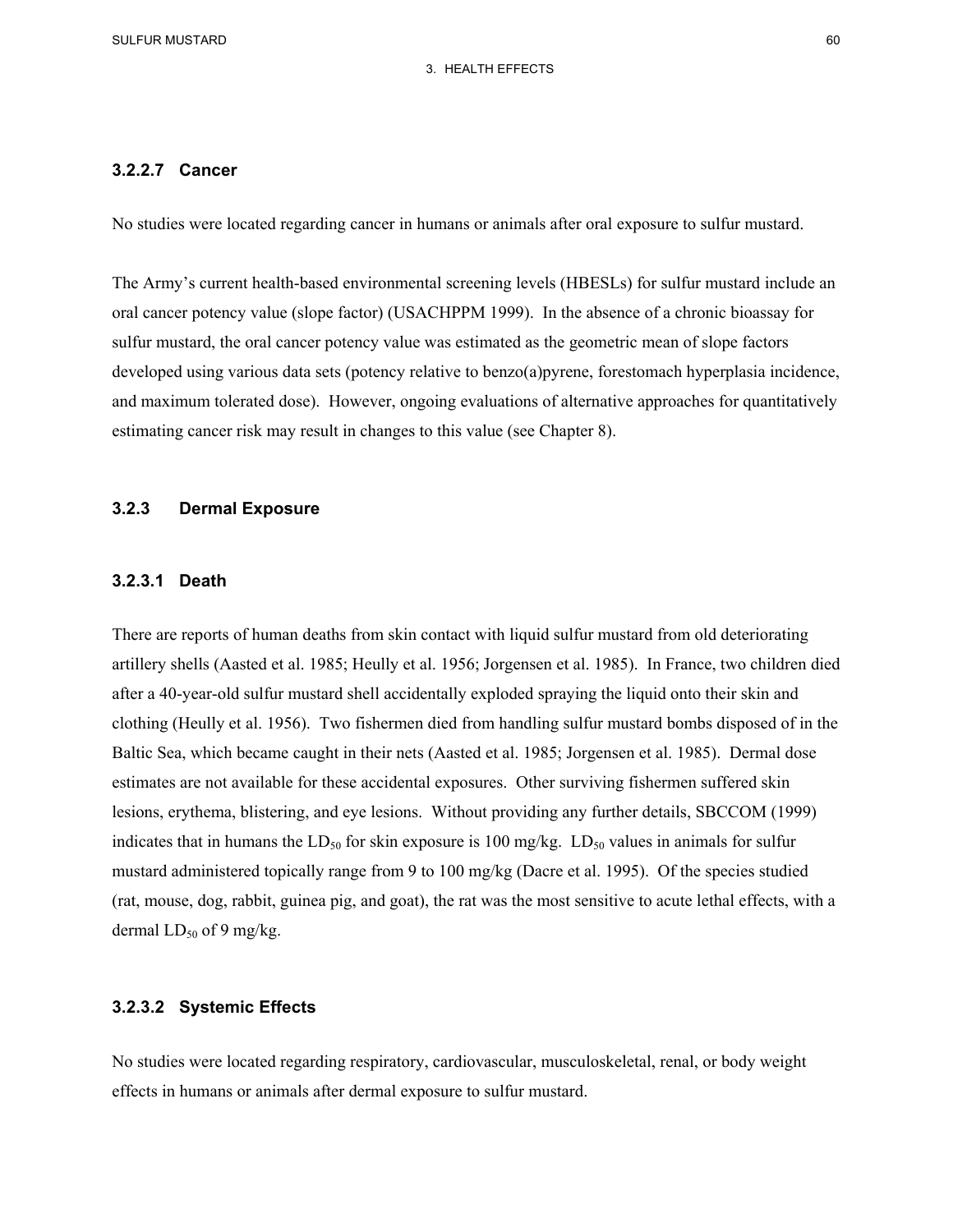### 3.2.2.7 Cancer

No studies were located regarding cancer in humans or animals after oral exposure to sulfur mustard.

The Army's current health-based environmental screening levels (HBESLs) for sulfur mustard include an oral cancer potency value (slope factor) (USACHPPM 1999). In the absence of a chronic bioassay for sulfur mustard, the oral cancer potency value was estimated as the geometric mean of slope factors developed using various data sets (potency relative to benzo(a)pyrene, forestomach hyperplasia incidence, and maximum tolerated dose). However, ongoing evaluations of alternative approaches for quantitatively estimating cancer risk may result in changes to this value (see Chapter 8).

## 3.2.3 Dermal Exposure

### 3.2.3.1 Death

There are reports of human deaths from skin contact with liquid sulfur mustard from old deteriorating artillery shells (Aasted et al. 1985; Heully et al. 1956; Jorgensen et al. 1985). In France, two children died after a 40-year-old sulfur mustard shell accidentally exploded spraying the liquid onto their skin and clothing (Heully et al. 1956). Two fishermen died from handling sulfur mustard bombs disposed of in the Baltic Sea, which became caught in their nets (Aasted et al. 1985; Jorgensen et al. 1985). Dermal dose estimates are not available for these accidental exposures. Other surviving fishermen suffered skin lesions, erythema, blistering, and eye lesions. Without providing any further details, SBCCOM (1999) indicates that in humans the $LD_{50}$ for skin exposure is 100 mg/kg. $LD_{50}$ values in animals for sulfur mustard administered topically range from 9 to 100 mg/kg (Dacre et al. 1995). Of the species studied (rat, mouse, dog, rabbit, guinea pig, and goat), the rat was the most sensitive to acute lethal effects, with a dermal $LD_{50}$ of 9 mg/kg.

### 3.2.3.2 Systemic Effects

No studies were located regarding respiratory, cardiovascular, musculoskeletal, renal, or body weight effects in humans or animals after dermal exposure to sulfur mustard.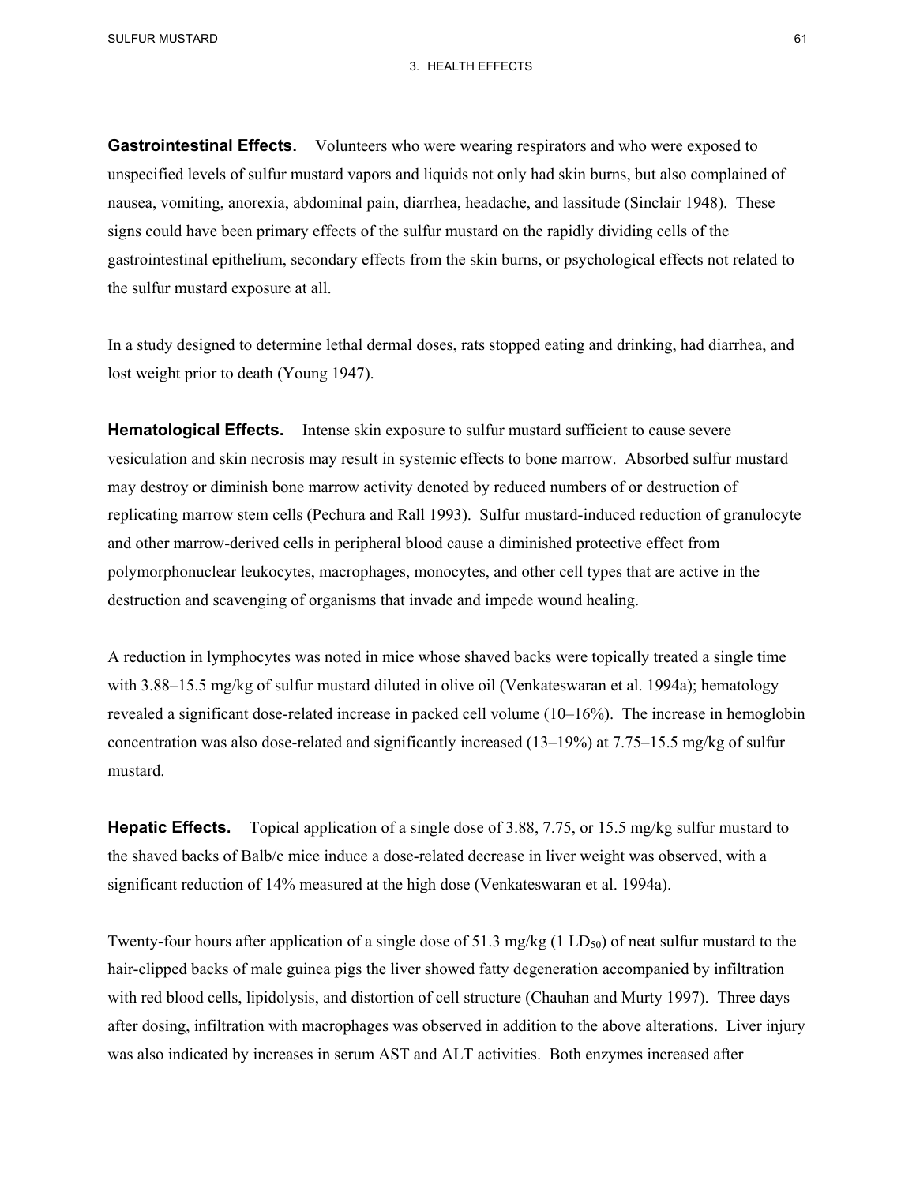**Gastrointestinal Effects.** Volunteers who were wearing respirators and who were exposed to unspecified levels of sulfur mustard vapors and liquids not only had skin burns, but also complained of nausea, vomiting, anorexia, abdominal pain, diarrhea, headache, and lassitude (Sinclair 1948). These signs could have been primary effects of the sulfur mustard on the rapidly dividing cells of the gastrointestinal epithelium, secondary effects from the skin burns, or psychological effects not related to the sulfur mustard exposure at all.

In a study designed to determine lethal dermal doses, rats stopped eating and drinking, had diarrhea, and lost weight prior to death (Young 1947).

**Hematological Effects.** Intense skin exposure to sulfur mustard sufficient to cause severe vesiculation and skin necrosis may result in systemic effects to bone marrow. Absorbed sulfur mustard may destroy or diminish bone marrow activity denoted by reduced numbers of or destruction of replicating marrow stem cells (Pechura and Rall 1993). Sulfur mustard-induced reduction of granulocyte and other marrow-derived cells in peripheral blood cause a diminished protective effect from polymorphonuclear leukocytes, macrophages, monocytes, and other cell types that are active in the destruction and scavenging of organisms that invade and impede wound healing.

A reduction in lymphocytes was noted in mice whose shaved backs were topically treated a single time with 3.88–15.5 mg/kg of sulfur mustard diluted in olive oil (Venkateswaran et al. 1994a); hematology revealed a significant dose-related increase in packed cell volume (10–16%). The increase in hemoglobin concentration was also dose-related and significantly increased (13–19%) at 7.75–15.5 mg/kg of sulfur mustard.

**Hepatic Effects.** Topical application of a single dose of 3.88, 7.75, or 15.5 mg/kg sulfur mustard to the shaved backs of Balb/c mice induce a dose-related decrease in liver weight was observed, with a significant reduction of 14% measured at the high dose (Venkateswaran et al. 1994a).

Twenty-four hours after application of a single dose of 51.3 mg/kg (1 $LD_{50}$) of neat sulfur mustard to the hair-clipped backs of male guinea pigs the liver showed fatty degeneration accompanied by infiltration with red blood cells, lipidolysis, and distortion of cell structure (Chauhan and Murty 1997). Three days after dosing, infiltration with macrophages was observed in addition to the above alterations. Liver injury was also indicated by increases in serum AST and ALT activities. Both enzymes increased after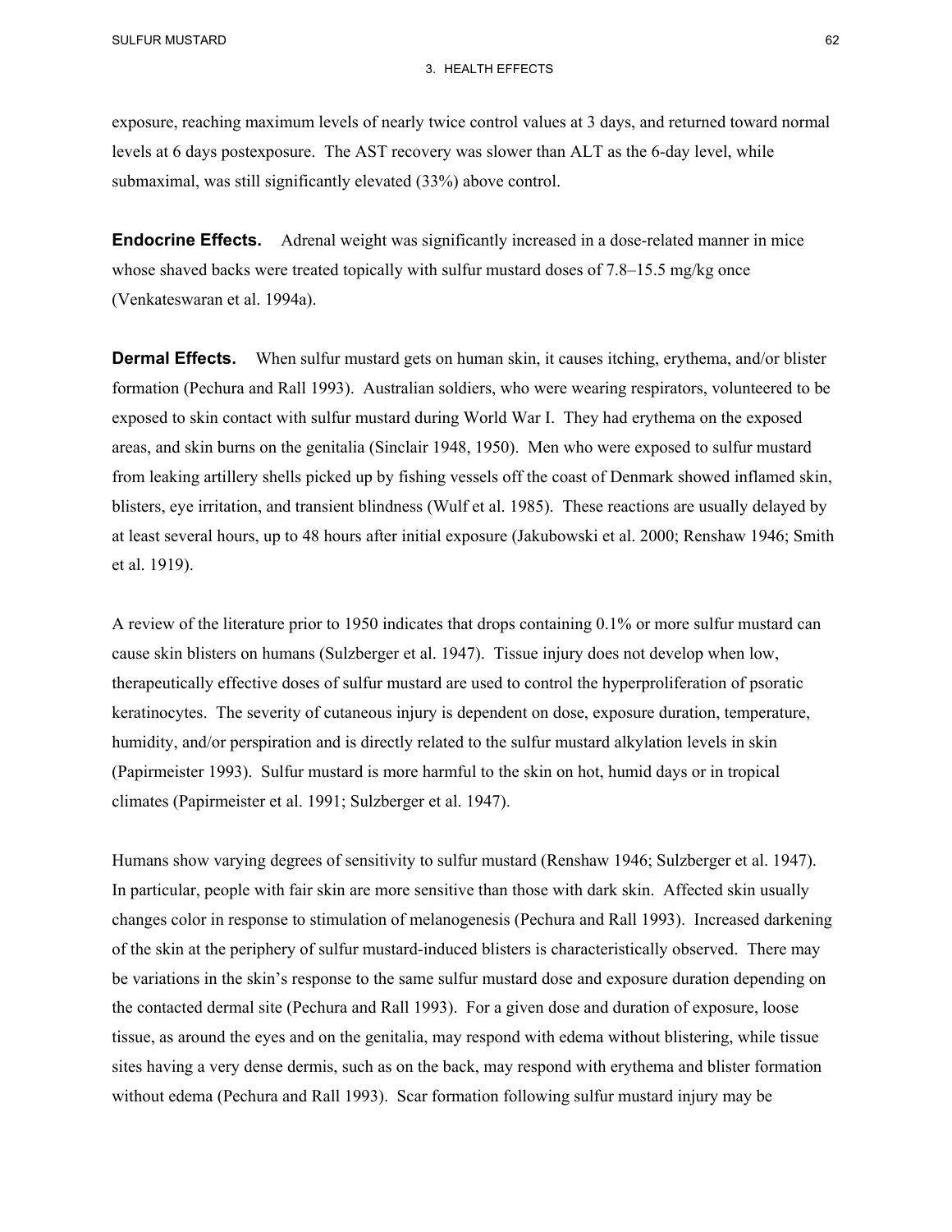exposure, reaching maximum levels of nearly twice control values at 3 days, and returned toward normal levels at 6 days postexposure. The AST recovery was slower than ALT as the 6-day level, while submaximal, was still significantly elevated (33%) above control.

**Endocrine Effects.** Adrenal weight was significantly increased in a dose-related manner in mice whose shaved backs were treated topically with sulfur mustard doses of 7.8–15.5 mg/kg once (Venkateswaran et al. 1994a).

**Dermal Effects.** When sulfur mustard gets on human skin, it causes itching, erythema, and/or blister formation (Pechura and Rall 1993). Australian soldiers, who were wearing respirators, volunteered to be exposed to skin contact with sulfur mustard during World War I. They had erythema on the exposed areas, and skin burns on the genitalia (Sinclair 1948, 1950). Men who were exposed to sulfur mustard from leaking artillery shells picked up by fishing vessels off the coast of Denmark showed inflamed skin, blisters, eye irritation, and transient blindness (Wulf et al. 1985). These reactions are usually delayed by at least several hours, up to 48 hours after initial exposure (Jakubowski et al. 2000; Renshaw 1946; Smith et al. 1919).

A review of the literature prior to 1950 indicates that drops containing 0.1% or more sulfur mustard can cause skin blisters on humans (Sulzberger et al. 1947). Tissue injury does not develop when low, therapeutically effective doses of sulfur mustard are used to control the hyperproliferation of psoratic keratinocytes. The severity of cutaneous injury is dependent on dose, exposure duration, temperature, humidity, and/or perspiration and is directly related to the sulfur mustard alkylation levels in skin (Papirmeister 1993). Sulfur mustard is more harmful to the skin on hot, humid days or in tropical climates (Papirmeister et al. 1991; Sulzberger et al. 1947).

Humans show varying degrees of sensitivity to sulfur mustard (Renshaw 1946; Sulzberger et al. 1947). In particular, people with fair skin are more sensitive than those with dark skin. Affected skin usually changes color in response to stimulation of melanogenesis (Pechura and Rall 1993). Increased darkening of the skin at the periphery of sulfur mustard-induced blisters is characteristically observed. There may be variations in the skin's response to the same sulfur mustard dose and exposure duration depending on the contacted dermal site (Pechura and Rall 1993). For a given dose and duration of exposure, loose tissue, as around the eyes and on the genitalia, may respond with edema without blistering, while tissue sites having a very dense dermis, such as on the back, may respond with erythema and blister formation without edema (Pechura and Rall 1993). Scar formation following sulfur mustard injury may be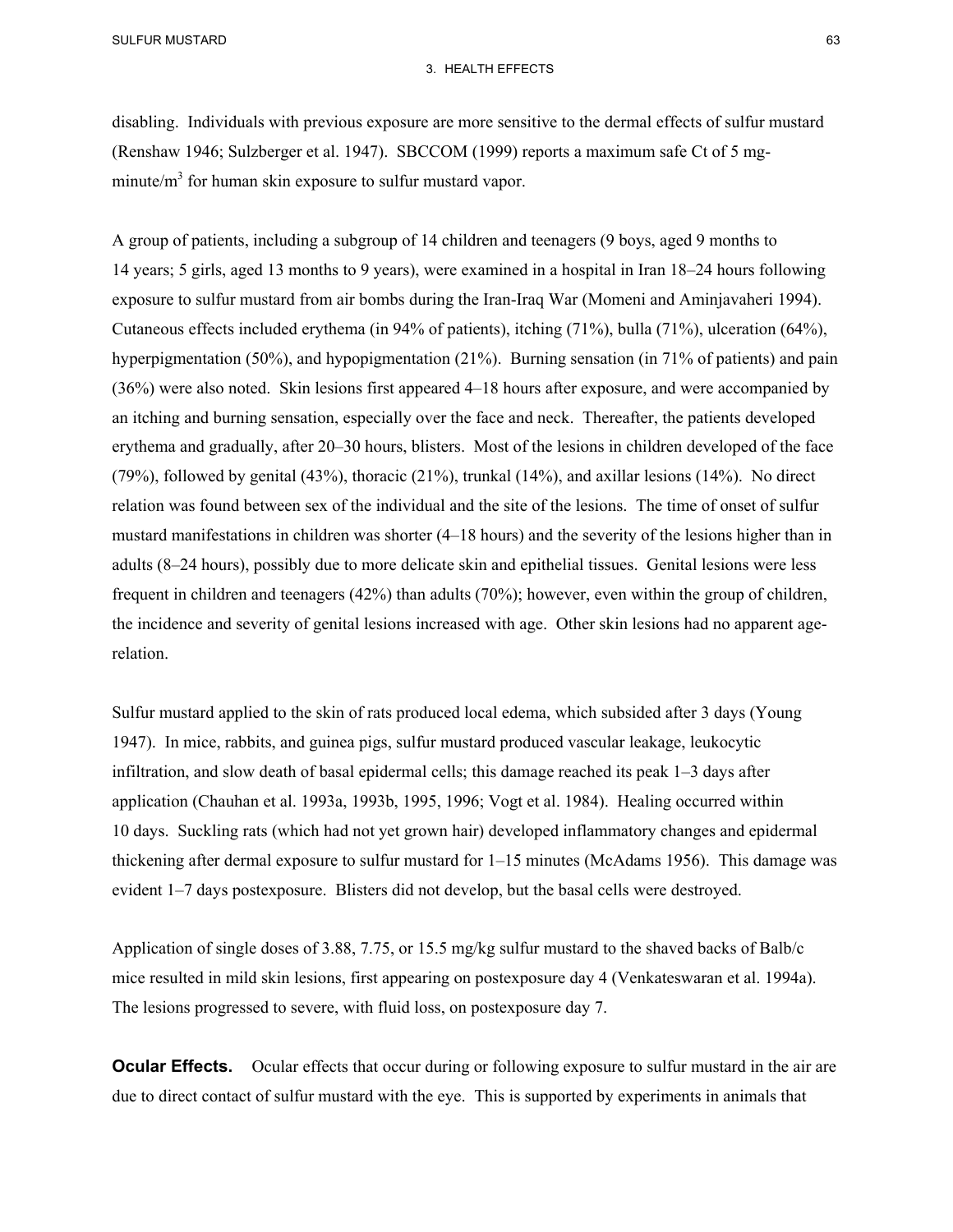disabling. Individuals with previous exposure are more sensitive to the dermal effects of sulfur mustard (Renshaw 1946; Sulzberger et al. 1947). SBCCOM (1999) reports a maximum safe Ct of 5 mg-minute/$m^3$ for human skin exposure to sulfur mustard vapor.

A group of patients, including a subgroup of 14 children and teenagers (9 boys, aged 9 months to 14 years; 5 girls, aged 13 months to 9 years), were examined in a hospital in Iran 18–24 hours following exposure to sulfur mustard from air bombs during the Iran-Iraq War (Momeni and Aminjavaheri 1994). Cutaneous effects included erythema (in 94% of patients), itching (71%), bulla (71%), ulceration (64%), hyperpigmentation (50%), and hypopigmentation (21%). Burning sensation (in 71% of patients) and pain (36%) were also noted. Skin lesions first appeared 4–18 hours after exposure, and were accompanied by an itching and burning sensation, especially over the face and neck. Thereafter, the patients developed erythema and gradually, after 20–30 hours, blisters. Most of the lesions in children developed of the face (79%), followed by genital (43%), thoracic (21%), trunkal (14%), and axillar lesions (14%). No direct relation was found between sex of the individual and the site of the lesions. The time of onset of sulfur mustard manifestations in children was shorter (4–18 hours) and the severity of the lesions higher than in adults (8–24 hours), possibly due to more delicate skin and epithelial tissues. Genital lesions were less frequent in children and teenagers (42%) than adults (70%); however, even within the group of children, the incidence and severity of genital lesions increased with age. Other skin lesions had no apparent age-relation.

Sulfur mustard applied to the skin of rats produced local edema, which subsided after 3 days (Young 1947). In mice, rabbits, and guinea pigs, sulfur mustard produced vascular leakage, leukocytic infiltration, and slow death of basal epidermal cells; this damage reached its peak 1–3 days after application (Chauhan et al. 1993a, 1993b, 1995, 1996; Vogt et al. 1984). Healing occurred within 10 days. Suckling rats (which had not yet grown hair) developed inflammatory changes and epidermal thickening after dermal exposure to sulfur mustard for 1–15 minutes (McAdams 1956). This damage was evident 1–7 days postexposure. Blisters did not develop, but the basal cells were destroyed.

Application of single doses of 3.88, 7.75, or 15.5 mg/kg sulfur mustard to the shaved backs of Balb/c mice resulted in mild skin lesions, first appearing on postexposure day 4 (Venkateswaran et al. 1994a). The lesions progressed to severe, with fluid loss, on postexposure day 7.

**Ocular Effects.** Ocular effects that occur during or following exposure to sulfur mustard in the air are due to direct contact of sulfur mustard with the eye. This is supported by experiments in animals that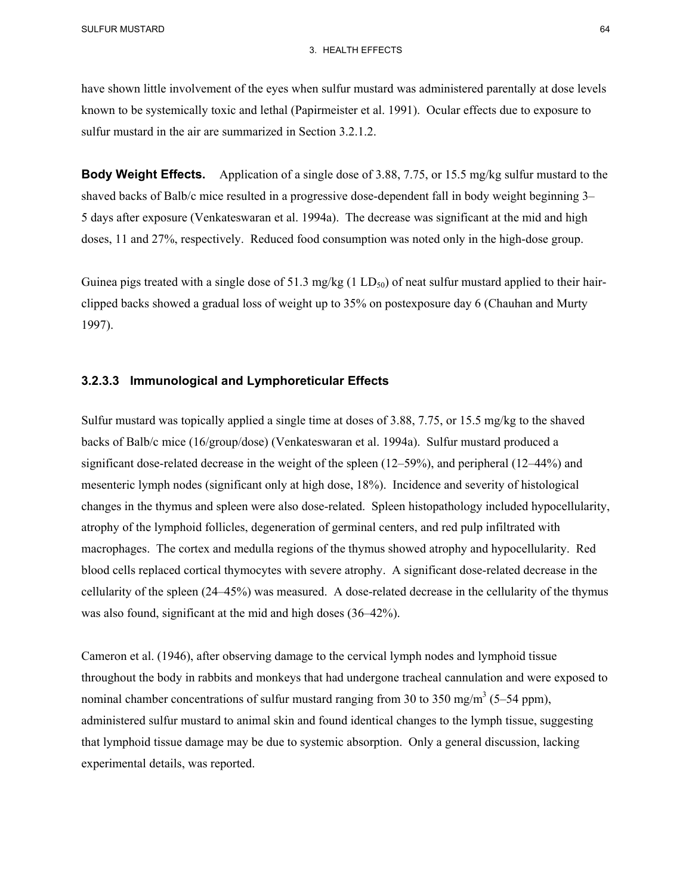have shown little involvement of the eyes when sulfur mustard was administered parentally at dose levels known to be systemically toxic and lethal (Papirmeister et al. 1991). Ocular effects due to exposure to sulfur mustard in the air are summarized in Section 3.2.1.2.

**Body Weight Effects.** Application of a single dose of 3.88, 7.75, or 15.5 mg/kg sulfur mustard to the shaved backs of Balb/c mice resulted in a progressive dose-dependent fall in body weight beginning 3–5 days after exposure (Venkateswaran et al. 1994a). The decrease was significant at the mid and high doses, 11 and 27%, respectively. Reduced food consumption was noted only in the high-dose group.

Guinea pigs treated with a single dose of 51.3 mg/kg (1 $LD_{50}$) of neat sulfur mustard applied to their hair-clipped backs showed a gradual loss of weight up to 35% on postexposure day 6 (Chauhan and Murty 1997).

### 3.2.3.3 Immunological and Lymphoreticular Effects

Sulfur mustard was topically applied a single time at doses of 3.88, 7.75, or 15.5 mg/kg to the shaved backs of Balb/c mice (16/group/dose) (Venkateswaran et al. 1994a). Sulfur mustard produced a significant dose-related decrease in the weight of the spleen (12–59%), and peripheral (12–44%) and mesenteric lymph nodes (significant only at high dose, 18%). Incidence and severity of histological changes in the thymus and spleen were also dose-related. Spleen histopathology included hypocellularity, atrophy of the lymphoid follicles, degeneration of germinal centers, and red pulp infiltrated with macrophages. The cortex and medulla regions of the thymus showed atrophy and hypocellularity. Red blood cells replaced cortical thymocytes with severe atrophy. A significant dose-related decrease in the cellularity of the spleen (24–45%) was measured. A dose-related decrease in the cellularity of the thymus was also found, significant at the mid and high doses (36–42%).

Cameron et al. (1946), after observing damage to the cervical lymph nodes and lymphoid tissue throughout the body in rabbits and monkeys that had undergone tracheal cannulation and were exposed to nominal chamber concentrations of sulfur mustard ranging from 30 to 350 mg/m$^3$ (5–54 ppm), administered sulfur mustard to animal skin and found identical changes to the lymph tissue, suggesting that lymphoid tissue damage may be due to systemic absorption. Only a general discussion, lacking experimental details, was reported.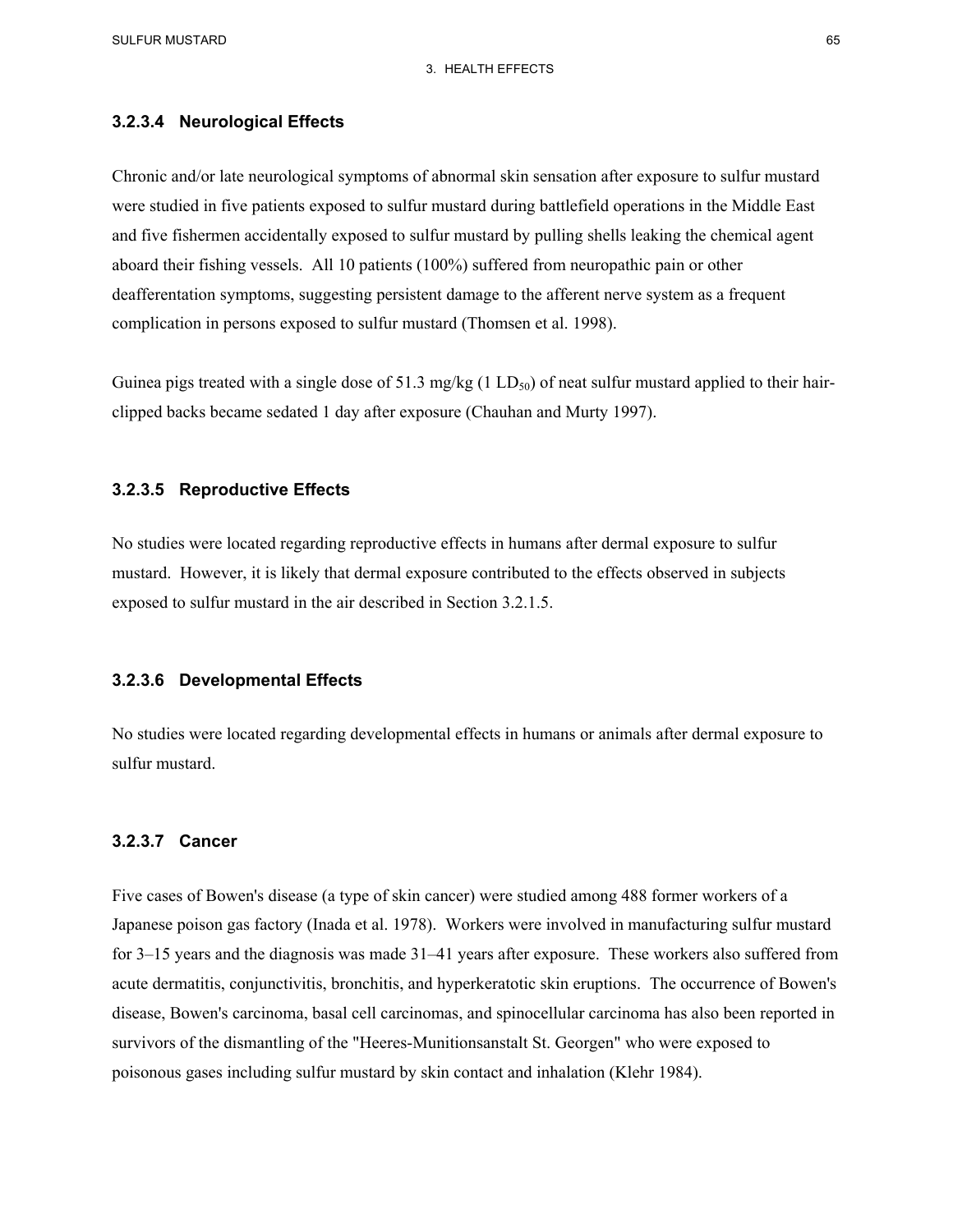### 3.2.3.4 Neurological Effects

Chronic and/or late neurological symptoms of abnormal skin sensation after exposure to sulfur mustard were studied in five patients exposed to sulfur mustard during battlefield operations in the Middle East and five fishermen accidentally exposed to sulfur mustard by pulling shells leaking the chemical agent aboard their fishing vessels. All 10 patients (100%) suffered from neuropathic pain or other deafferentation symptoms, suggesting persistent damage to the afferent nerve system as a frequent complication in persons exposed to sulfur mustard (Thomsen et al. 1998).

Guinea pigs treated with a single dose of 51.3 mg/kg (1 $LD_{50}$) of neat sulfur mustard applied to their hair-clipped backs became sedated 1 day after exposure (Chauhan and Murty 1997).

### 3.2.3.5 Reproductive Effects

No studies were located regarding reproductive effects in humans after dermal exposure to sulfur mustard. However, it is likely that dermal exposure contributed to the effects observed in subjects exposed to sulfur mustard in the air described in Section 3.2.1.5.

### 3.2.3.6 Developmental Effects

No studies were located regarding developmental effects in humans or animals after dermal exposure to sulfur mustard.

### 3.2.3.7 Cancer

Five cases of Bowen's disease (a type of skin cancer) were studied among 488 former workers of a Japanese poison gas factory (Inada et al. 1978). Workers were involved in manufacturing sulfur mustard for 3–15 years and the diagnosis was made 31–41 years after exposure. These workers also suffered from acute dermatitis, conjunctivitis, bronchitis, and hyperkeratotic skin eruptions. The occurrence of Bowen's disease, Bowen's carcinoma, basal cell carcinomas, and spinocellular carcinoma has also been reported in survivors of the dismantling of the "Heeres-Munitionsanstalt St. Georgen" who were exposed to poisonous gases including sulfur mustard by skin contact and inhalation (Klehr 1984).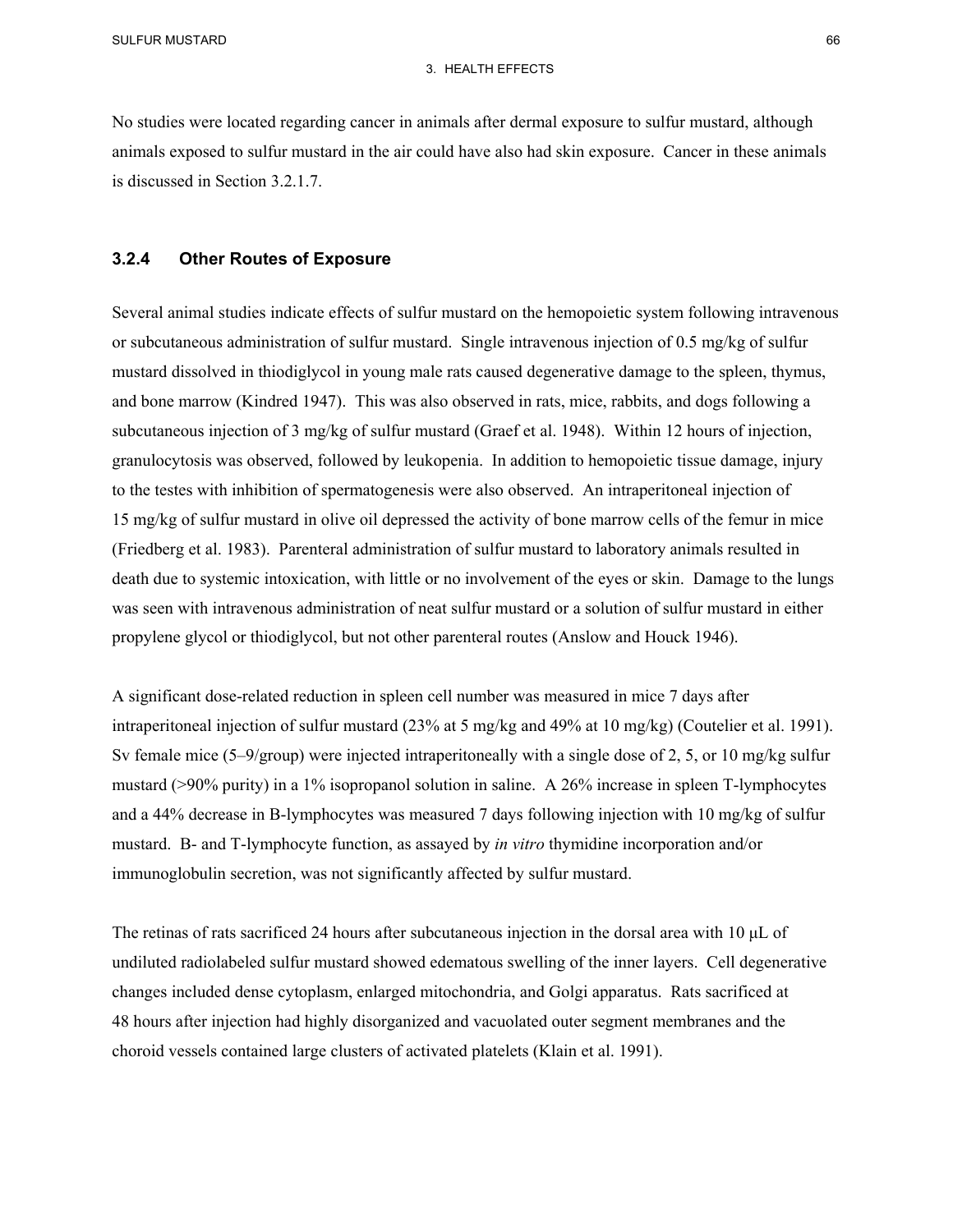No studies were located regarding cancer in animals after dermal exposure to sulfur mustard, although animals exposed to sulfur mustard in the air could have also had skin exposure. Cancer in these animals is discussed in Section 3.2.1.7.

### 3.2.4 Other Routes of Exposure

Several animal studies indicate effects of sulfur mustard on the hemopoietic system following intravenous or subcutaneous administration of sulfur mustard. Single intravenous injection of 0.5 mg/kg of sulfur mustard dissolved in thiodiglycol in young male rats caused degenerative damage to the spleen, thymus, and bone marrow (Kindred 1947). This was also observed in rats, mice, rabbits, and dogs following a subcutaneous injection of 3 mg/kg of sulfur mustard (Graef et al. 1948). Within 12 hours of injection, granulocytosis was observed, followed by leukopenia. In addition to hemopoietic tissue damage, injury to the testes with inhibition of spermatogenesis were also observed. An intraperitoneal injection of 15 mg/kg of sulfur mustard in olive oil depressed the activity of bone marrow cells of the femur in mice (Friedberg et al. 1983). Parenteral administration of sulfur mustard to laboratory animals resulted in death due to systemic intoxication, with little or no involvement of the eyes or skin. Damage to the lungs was seen with intravenous administration of neat sulfur mustard or a solution of sulfur mustard in either propylene glycol or thiodiglycol, but not other parenteral routes (Anslow and Houck 1946).

A significant dose-related reduction in spleen cell number was measured in mice 7 days after intraperitoneal injection of sulfur mustard (23% at 5 mg/kg and 49% at 10 mg/kg) (Coutelier et al. 1991). Sv female mice (5–9/group) were injected intraperitoneally with a single dose of 2, 5, or 10 mg/kg sulfur mustard (>90% purity) in a 1% isopropanol solution in saline. A 26% increase in spleen T-lymphocytes and a 44% decrease in B-lymphocytes was measured 7 days following injection with 10 mg/kg of sulfur mustard. B- and T-lymphocyte function, as assayed by *in vitro* thymidine incorporation and/or immunoglobulin secretion, was not significantly affected by sulfur mustard.

The retinas of rats sacrificed 24 hours after subcutaneous injection in the dorsal area with 10 μL of undiluted radiolabeled sulfur mustard showed edematous swelling of the inner layers. Cell degenerative changes included dense cytoplasm, enlarged mitochondria, and Golgi apparatus. Rats sacrificed at 48 hours after injection had highly disorganized and vacuolated outer segment membranes and the choroid vessels contained large clusters of activated platelets (Klain et al. 1991).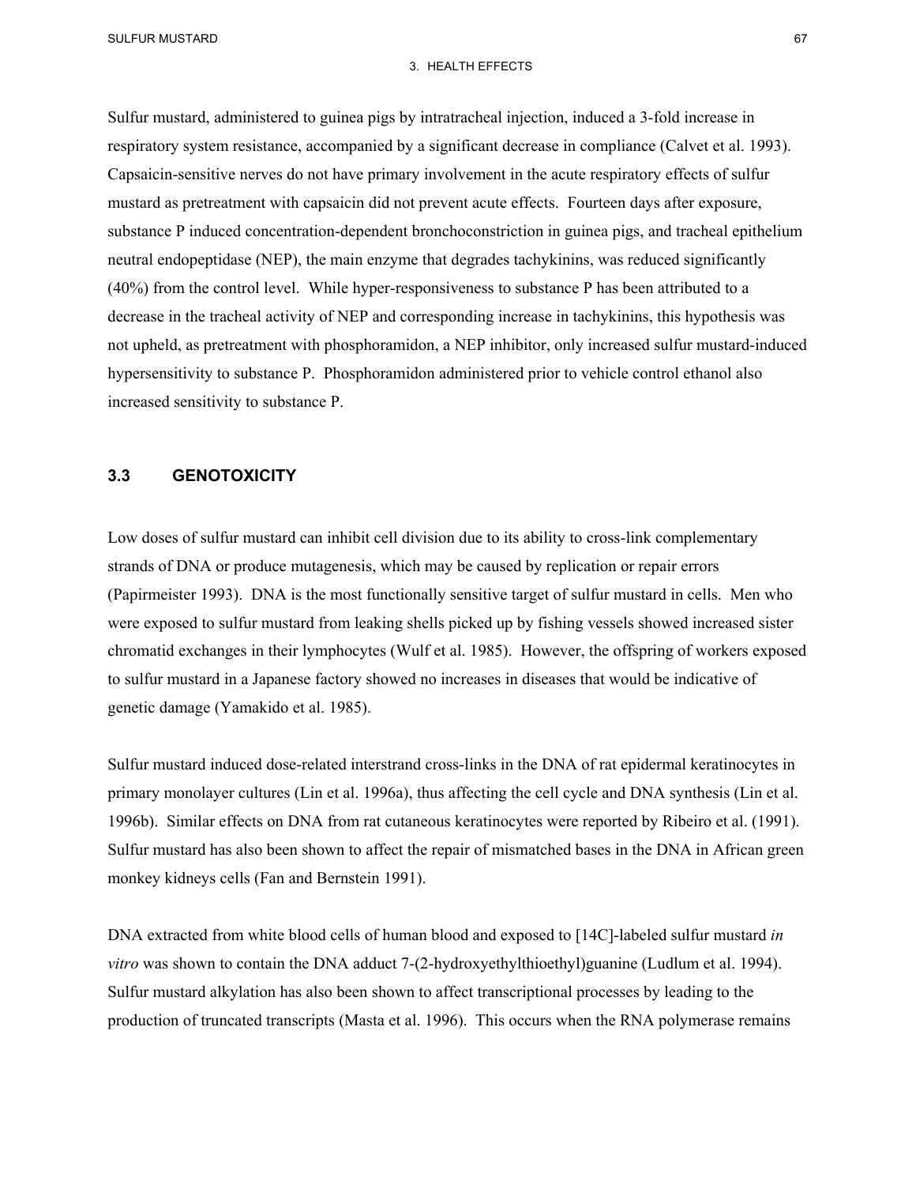Sulfur mustard, administered to guinea pigs by intratracheal injection, induced a 3-fold increase in respiratory system resistance, accompanied by a significant decrease in compliance (Calvet et al. 1993). Capsaicin-sensitive nerves do not have primary involvement in the acute respiratory effects of sulfur mustard as pretreatment with capsaicin did not prevent acute effects. Fourteen days after exposure, substance P induced concentration-dependent bronchoconstriction in guinea pigs, and tracheal epithelium neutral endopeptidase (NEP), the main enzyme that degrades tachykinins, was reduced significantly (40%) from the control level. While hyper-responsiveness to substance P has been attributed to a decrease in the tracheal activity of NEP and corresponding increase in tachykinins, this hypothesis was not upheld, as pretreatment with phosphoramidon, a NEP inhibitor, only increased sulfur mustard-induced hypersensitivity to substance P. Phosphoramidon administered prior to vehicle control ethanol also increased sensitivity to substance P.

## 3.3 GENOTOXICITY

Low doses of sulfur mustard can inhibit cell division due to its ability to cross-link complementary strands of DNA or produce mutagenesis, which may be caused by replication or repair errors (Papirmeister 1993). DNA is the most functionally sensitive target of sulfur mustard in cells. Men who were exposed to sulfur mustard from leaking shells picked up by fishing vessels showed increased sister chromatid exchanges in their lymphocytes (Wulf et al. 1985). However, the offspring of workers exposed to sulfur mustard in a Japanese factory showed no increases in diseases that would be indicative of genetic damage (Yamakido et al. 1985).

Sulfur mustard induced dose-related interstrand cross-links in the DNA of rat epidermal keratinocytes in primary monolayer cultures (Lin et al. 1996a), thus affecting the cell cycle and DNA synthesis (Lin et al. 1996b). Similar effects on DNA from rat cutaneous keratinocytes were reported by Ribeiro et al. (1991). Sulfur mustard has also been shown to affect the repair of mismatched bases in the DNA in African green monkey kidneys cells (Fan and Bernstein 1991).

DNA extracted from white blood cells of human blood and exposed to [14C]-labeled sulfur mustard *in vitro* was shown to contain the DNA adduct 7-(2-hydroxyethylthioethyl)guanine (Ludlum et al. 1994). Sulfur mustard alkylation has also been shown to affect transcriptional processes by leading to the production of truncated transcripts (Masta et al. 1996). This occurs when the RNA polymerase remains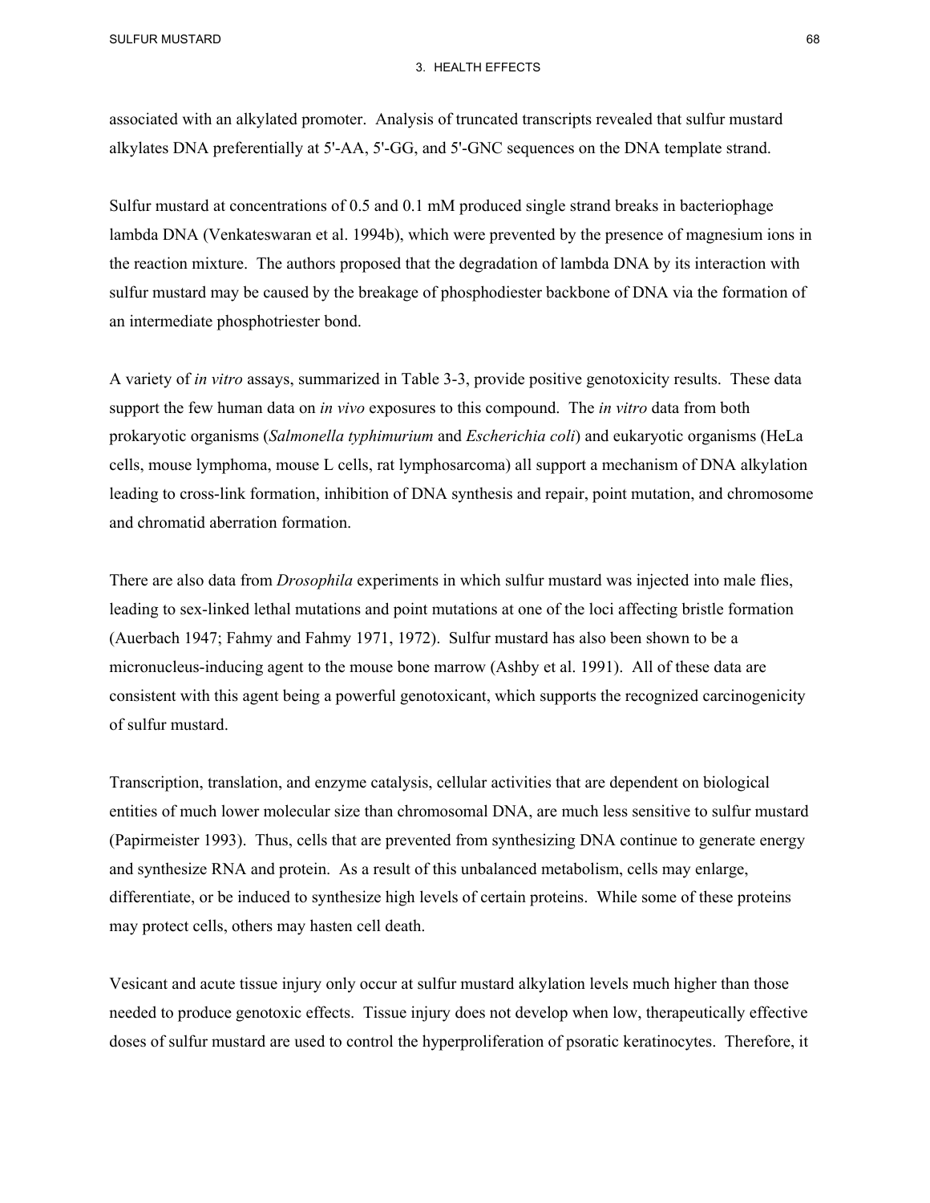associated with an alkylated promoter. Analysis of truncated transcripts revealed that sulfur mustard alkylates DNA preferentially at 5'-AA, 5'-GG, and 5'-GNC sequences on the DNA template strand.

Sulfur mustard at concentrations of 0.5 and 0.1 mM produced single strand breaks in bacteriophage lambda DNA (Venkateswaran et al. 1994b), which were prevented by the presence of magnesium ions in the reaction mixture. The authors proposed that the degradation of lambda DNA by its interaction with sulfur mustard may be caused by the breakage of phosphodiester backbone of DNA via the formation of an intermediate phosphotriester bond.

A variety of *in vitro* assays, summarized in Table 3-3, provide positive genotoxicity results. These data support the few human data on *in vivo* exposures to this compound. The *in vitro* data from both prokaryotic organisms (*Salmonella typhimurium* and *Escherichia coli*) and eukaryotic organisms (HeLa cells, mouse lymphoma, mouse L cells, rat lymphosarcoma) all support a mechanism of DNA alkylation leading to cross-link formation, inhibition of DNA synthesis and repair, point mutation, and chromosome and chromatid aberration formation.

There are also data from *Drosophila* experiments in which sulfur mustard was injected into male flies, leading to sex-linked lethal mutations and point mutations at one of the loci affecting bristle formation (Auerbach 1947; Fahmy and Fahmy 1971, 1972). Sulfur mustard has also been shown to be a micronucleus-inducing agent to the mouse bone marrow (Ashby et al. 1991). All of these data are consistent with this agent being a powerful genotoxicant, which supports the recognized carcinogenicity of sulfur mustard.

Transcription, translation, and enzyme catalysis, cellular activities that are dependent on biological entities of much lower molecular size than chromosomal DNA, are much less sensitive to sulfur mustard (Papirmeister 1993). Thus, cells that are prevented from synthesizing DNA continue to generate energy and synthesize RNA and protein. As a result of this unbalanced metabolism, cells may enlarge, differentiate, or be induced to synthesize high levels of certain proteins. While some of these proteins may protect cells, others may hasten cell death.

Vesicant and acute tissue injury only occur at sulfur mustard alkylation levels much higher than those needed to produce genotoxic effects. Tissue injury does not develop when low, therapeutically effective doses of sulfur mustard are used to control the hyperproliferation of psoratic keratinocytes. Therefore, it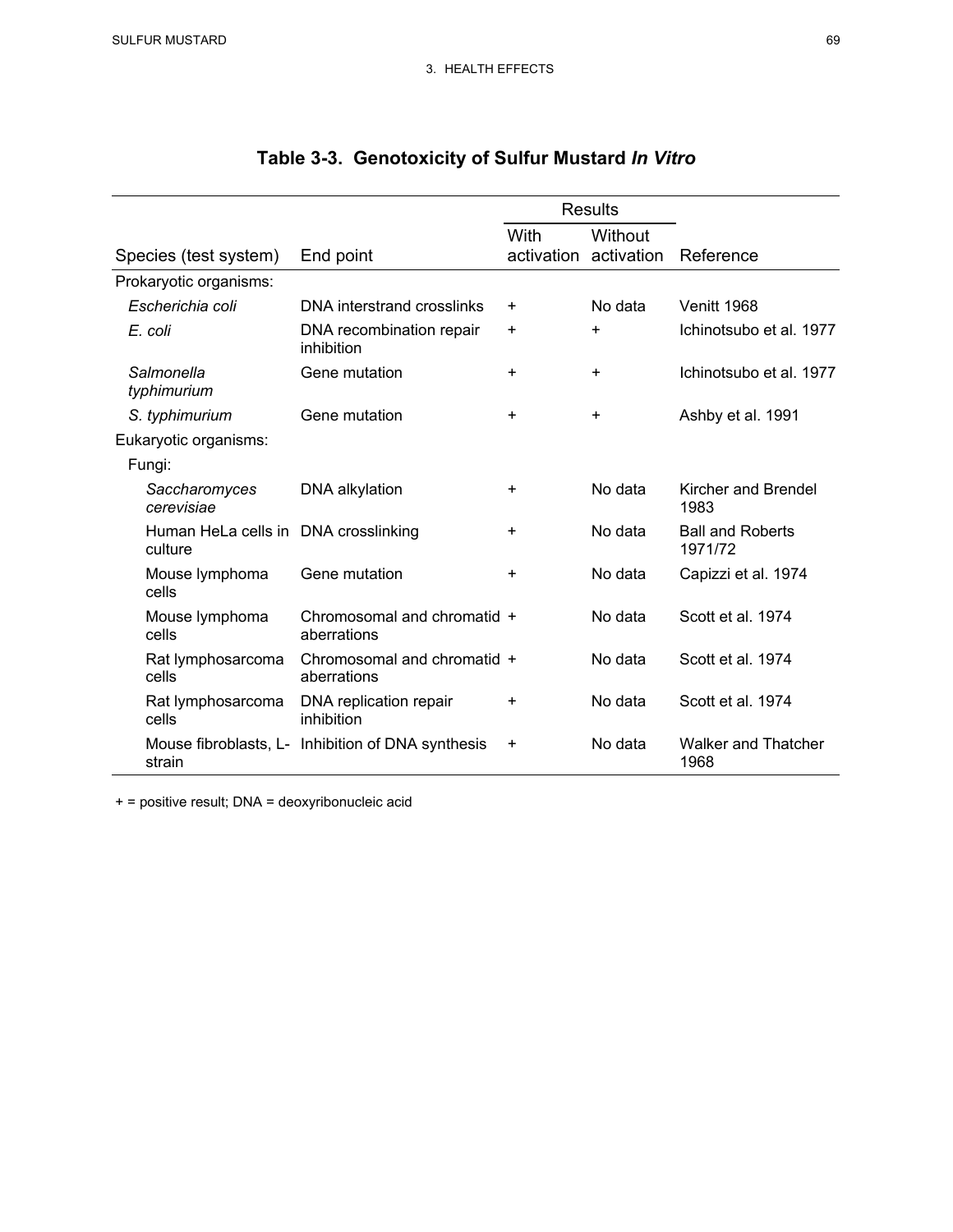## Table 3-3. Genotoxicity of Sulfur Mustard *In Vitro*

| Species (test system) | End point | Results | | Reference |
|---|---|---|---|---|
| | | With activation | Without activation | |
| Prokaryotic organisms: | | | | |
| *Escherichia coli* | DNA interstrand crosslinks | + | No data | Venitt 1968 |
| *E. coli* | DNA recombination repair inhibition | + | + | Ichinotsubo et al. 1977 |
| *Salmonella typhimurium* | Gene mutation | + | + | Ichinotsubo et al. 1977 |
| *S. typhimurium* | Gene mutation | + | + | Ashby et al. 1991 |
| Eukaryotic organisms: | | | | |
| Fungi: | | | | |
| *Saccharomyces cerevisiae* | DNA alkylation | + | No data | Kircher and Brendel 1983 |
| Human HeLa cells in culture | DNA crosslinking | + | No data | Ball and Roberts 1971/72 |
| Mouse lymphoma cells | Gene mutation | + | No data | Capizzi et al. 1974 |
| Mouse lymphoma cells | Chromosomal and chromatid aberrations | + | No data | Scott et al. 1974 |
| Rat lymphosarcoma cells | Chromosomal and chromatid aberrations | + | No data | Scott et al. 1974 |
| Rat lymphosarcoma cells | DNA replication repair inhibition | + | No data | Scott et al. 1974 |
| Mouse fibroblasts, L-strain | Inhibition of DNA synthesis | + | No data | Walker and Thatcher 1968 |

+ = positive result; DNA = deoxyribonucleic acid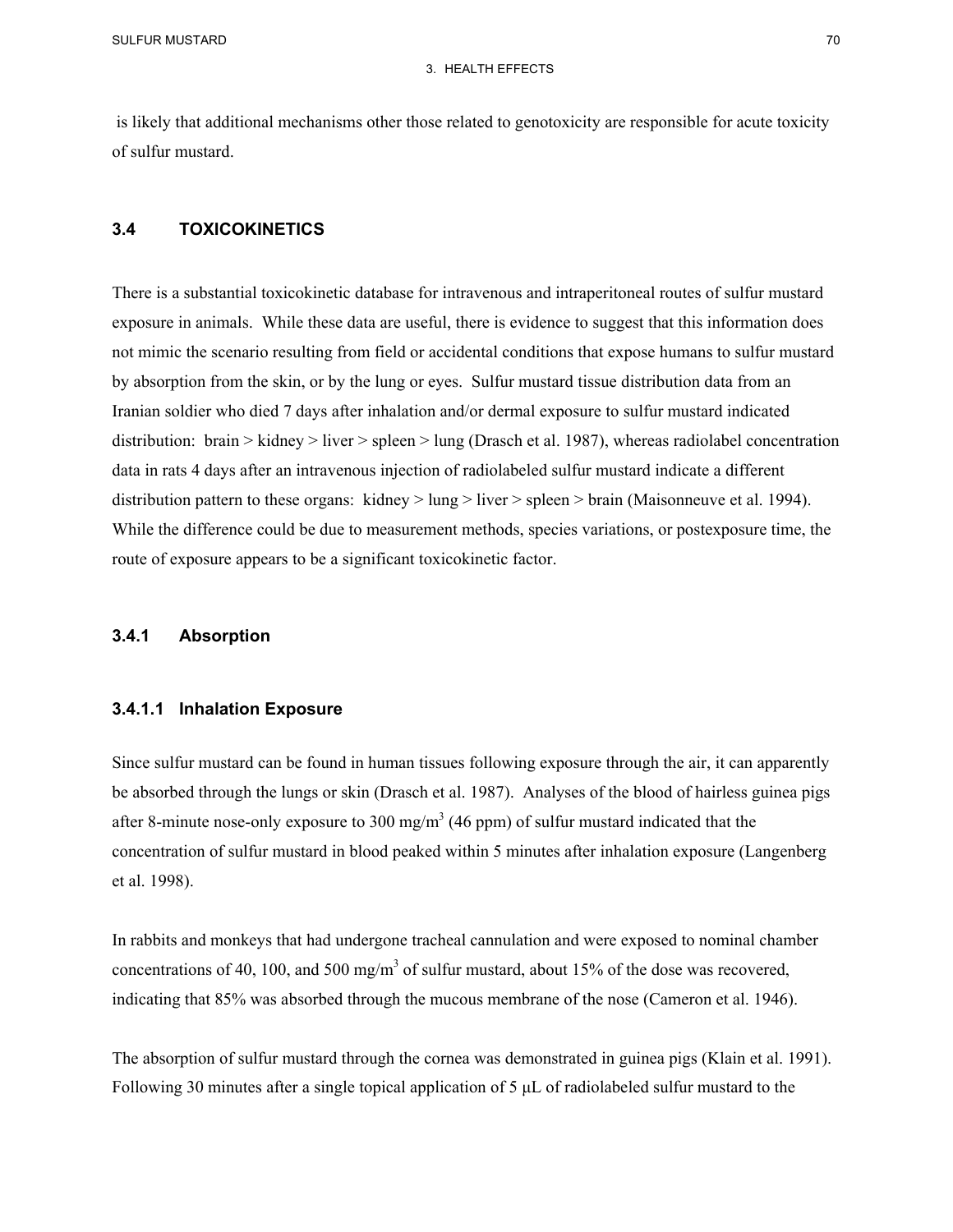is likely that additional mechanisms other those related to genotoxicity are responsible for acute toxicity of sulfur mustard.

## 3.4 TOXICOKINETICS

There is a substantial toxicokinetic database for intravenous and intraperitoneal routes of sulfur mustard exposure in animals. While these data are useful, there is evidence to suggest that this information does not mimic the scenario resulting from field or accidental conditions that expose humans to sulfur mustard by absorption from the skin, or by the lung or eyes. Sulfur mustard tissue distribution data from an Iranian soldier who died 7 days after inhalation and/or dermal exposure to sulfur mustard indicated distribution: brain > kidney > liver > spleen > lung (Drasch et al. 1987), whereas radiolabel concentration data in rats 4 days after an intravenous injection of radiolabeled sulfur mustard indicate a different distribution pattern to these organs: kidney > lung > liver > spleen > brain (Maisonneuve et al. 1994). While the difference could be due to measurement methods, species variations, or postexposure time, the route of exposure appears to be a significant toxicokinetic factor.

### 3.4.1 Absorption

#### 3.4.1.1 Inhalation Exposure

Since sulfur mustard can be found in human tissues following exposure through the air, it can apparently be absorbed through the lungs or skin (Drasch et al. 1987). Analyses of the blood of hairless guinea pigs after 8-minute nose-only exposure to 300 mg/m$^3$ (46 ppm) of sulfur mustard indicated that the concentration of sulfur mustard in blood peaked within 5 minutes after inhalation exposure (Langenberg et al. 1998).

In rabbits and monkeys that had undergone tracheal cannulation and were exposed to nominal chamber concentrations of 40, 100, and 500 mg/m$^3$ of sulfur mustard, about 15% of the dose was recovered, indicating that 85% was absorbed through the mucous membrane of the nose (Cameron et al. 1946).

The absorption of sulfur mustard through the cornea was demonstrated in guinea pigs (Klain et al. 1991). Following 30 minutes after a single topical application of 5 μL of radiolabeled sulfur mustard to the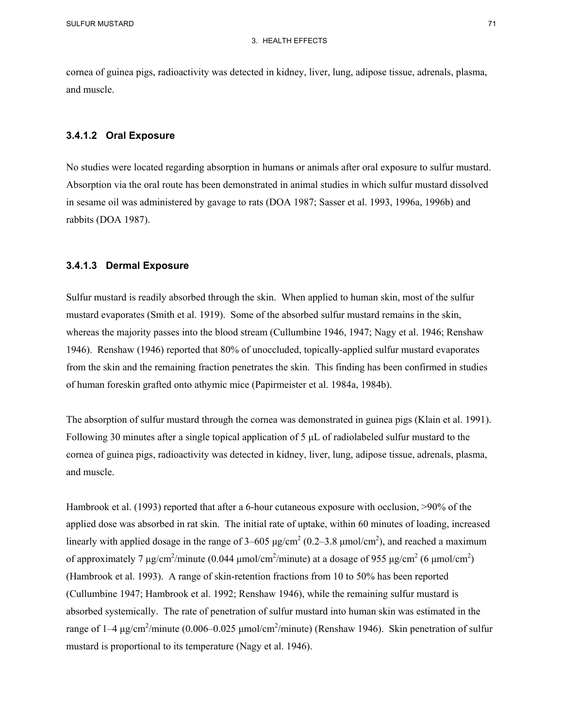cornea of guinea pigs, radioactivity was detected in kidney, liver, lung, adipose tissue, adrenals, plasma, and muscle.

### 3.4.1.2 Oral Exposure

No studies were located regarding absorption in humans or animals after oral exposure to sulfur mustard. Absorption via the oral route has been demonstrated in animal studies in which sulfur mustard dissolved in sesame oil was administered by gavage to rats (DOA 1987; Sasser et al. 1993, 1996a, 1996b) and rabbits (DOA 1987).

### 3.4.1.3 Dermal Exposure

Sulfur mustard is readily absorbed through the skin. When applied to human skin, most of the sulfur mustard evaporates (Smith et al. 1919). Some of the absorbed sulfur mustard remains in the skin, whereas the majority passes into the blood stream (Cullumbine 1946, 1947; Nagy et al. 1946; Renshaw 1946). Renshaw (1946) reported that 80% of unoccluded, topically-applied sulfur mustard evaporates from the skin and the remaining fraction penetrates the skin. This finding has been confirmed in studies of human foreskin grafted onto athymic mice (Papirmeister et al. 1984a, 1984b).

The absorption of sulfur mustard through the cornea was demonstrated in guinea pigs (Klain et al. 1991). Following 30 minutes after a single topical application of 5 µL of radiolabeled sulfur mustard to the cornea of guinea pigs, radioactivity was detected in kidney, liver, lung, adipose tissue, adrenals, plasma, and muscle.

Hambrook et al. (1993) reported that after a 6-hour cutaneous exposure with occlusion, >90% of the applied dose was absorbed in rat skin. The initial rate of uptake, within 60 minutes of loading, increased linearly with applied dosage in the range of 3–605 µg/cm$^2$ (0.2–3.8 µmol/cm$^2$), and reached a maximum of approximately 7 µg/cm$^2$/minute (0.044 µmol/cm$^2$/minute) at a dosage of 955 µg/cm$^2$ (6 µmol/cm$^2$) (Hambrook et al. 1993). A range of skin-retention fractions from 10 to 50% has been reported (Cullumbine 1947; Hambrook et al. 1992; Renshaw 1946), while the remaining sulfur mustard is absorbed systemically. The rate of penetration of sulfur mustard into human skin was estimated in the range of 1–4 µg/cm$^2$/minute (0.006–0.025 µmol/cm$^2$/minute) (Renshaw 1946). Skin penetration of sulfur mustard is proportional to its temperature (Nagy et al. 1946).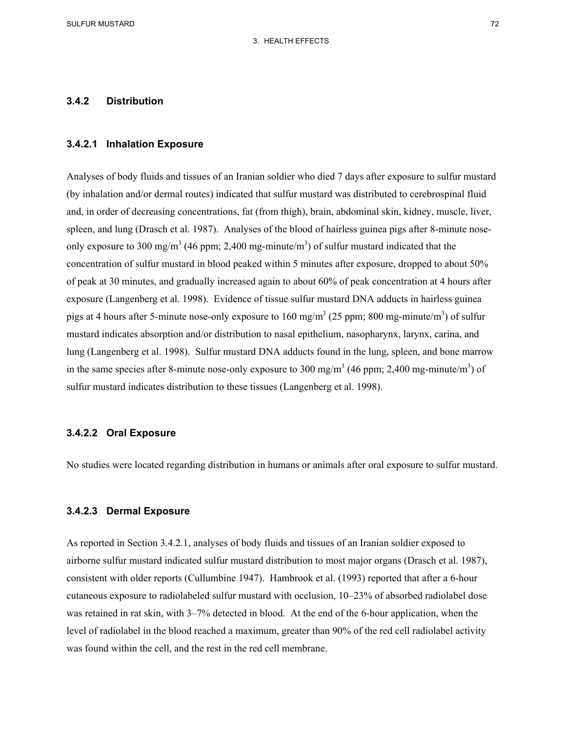### 3.4.2 Distribution

#### 3.4.2.1 Inhalation Exposure

Analyses of body fluids and tissues of an Iranian soldier who died 7 days after exposure to sulfur mustard (by inhalation and/or dermal routes) indicated that sulfur mustard was distributed to cerebrospinal fluid and, in order of decreasing concentrations, fat (from thigh), brain, abdominal skin, kidney, muscle, liver, spleen, and lung (Drasch et al. 1987). Analyses of the blood of hairless guinea pigs after 8-minute nose-only exposure to 300 mg/m$^3$ (46 ppm; 2,400 mg-minute/m$^3$) of sulfur mustard indicated that the concentration of sulfur mustard in blood peaked within 5 minutes after exposure, dropped to about 50% of peak at 30 minutes, and gradually increased again to about 60% of peak concentration at 4 hours after exposure (Langenberg et al. 1998). Evidence of tissue sulfur mustard DNA adducts in hairless guinea pigs at 4 hours after 5-minute nose-only exposure to 160 mg/m$^3$ (25 ppm; 800 mg-minute/m$^3$) of sulfur mustard indicates absorption and/or distribution to nasal epithelium, nasopharynx, larynx, carina, and lung (Langenberg et al. 1998). Sulfur mustard DNA adducts found in the lung, spleen, and bone marrow in the same species after 8-minute nose-only exposure to 300 mg/m$^3$ (46 ppm; 2,400 mg-minute/m$^3$) of sulfur mustard indicates distribution to these tissues (Langenberg et al. 1998).

#### 3.4.2.2 Oral Exposure

No studies were located regarding distribution in humans or animals after oral exposure to sulfur mustard.

#### 3.4.2.3 Dermal Exposure

As reported in Section 3.4.2.1, analyses of body fluids and tissues of an Iranian soldier exposed to airborne sulfur mustard indicated sulfur mustard distribution to most major organs (Drasch et al. 1987), consistent with older reports (Cullumbine 1947). Hambrook et al. (1993) reported that after a 6-hour cutaneous exposure to radiolabeled sulfur mustard with occlusion, 10–23% of absorbed radiolabel dose was retained in rat skin, with 3–7% detected in blood. At the end of the 6-hour application, when the level of radiolabel in the blood reached a maximum, greater than 90% of the red cell radiolabel activity was found within the cell, and the rest in the red cell membrane.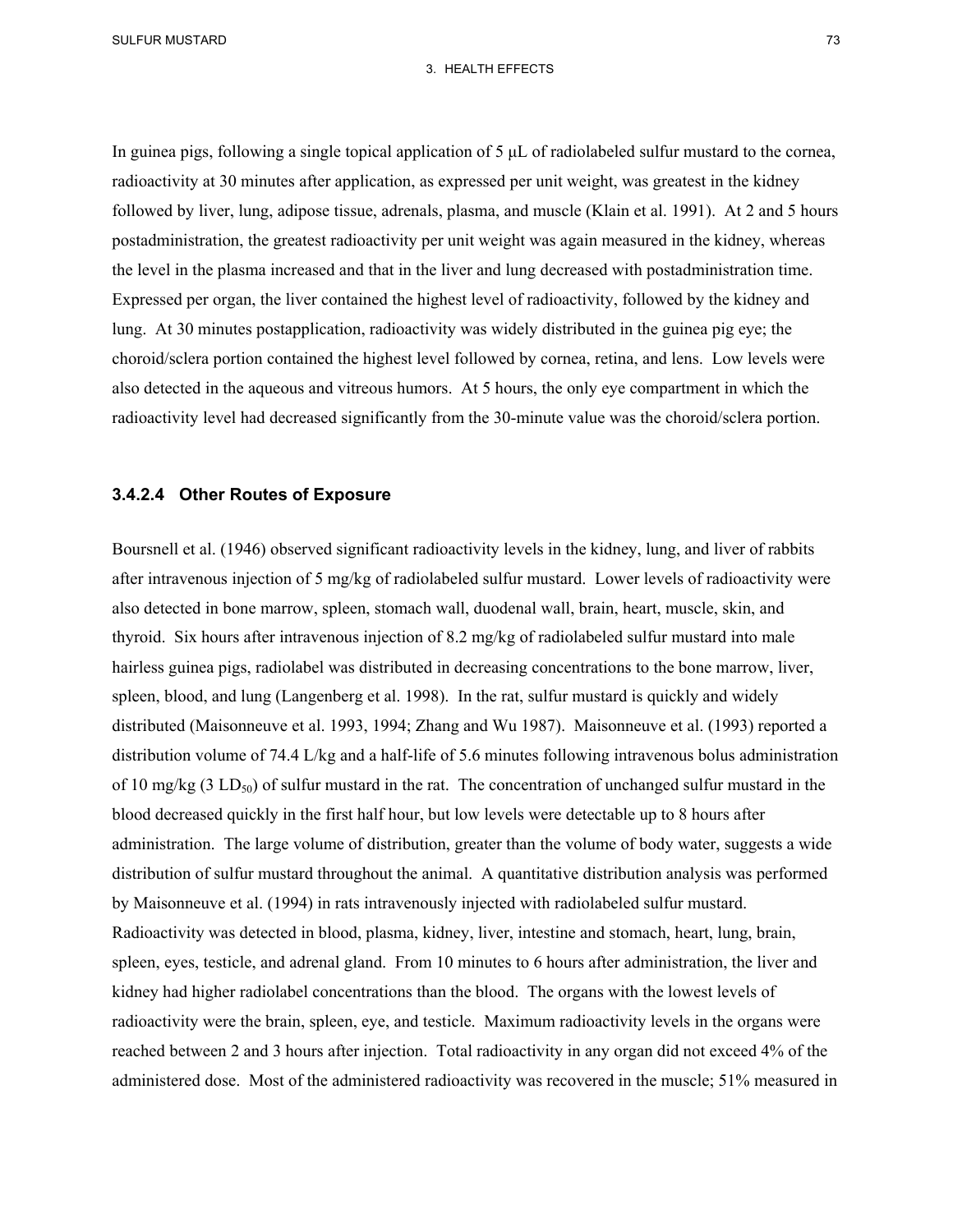In guinea pigs, following a single topical application of 5 μL of radiolabeled sulfur mustard to the cornea, radioactivity at 30 minutes after application, as expressed per unit weight, was greatest in the kidney followed by liver, lung, adipose tissue, adrenals, plasma, and muscle (Klain et al. 1991). At 2 and 5 hours postadministration, the greatest radioactivity per unit weight was again measured in the kidney, whereas the level in the plasma increased and that in the liver and lung decreased with postadministration time. Expressed per organ, the liver contained the highest level of radioactivity, followed by the kidney and lung. At 30 minutes postapplication, radioactivity was widely distributed in the guinea pig eye; the choroid/sclera portion contained the highest level followed by cornea, retina, and lens. Low levels were also detected in the aqueous and vitreous humors. At 5 hours, the only eye compartment in which the radioactivity level had decreased significantly from the 30-minute value was the choroid/sclera portion.

### 3.4.2.4 Other Routes of Exposure

Boursnell et al. (1946) observed significant radioactivity levels in the kidney, lung, and liver of rabbits after intravenous injection of 5 mg/kg of radiolabeled sulfur mustard. Lower levels of radioactivity were also detected in bone marrow, spleen, stomach wall, duodenal wall, brain, heart, muscle, skin, and thyroid. Six hours after intravenous injection of 8.2 mg/kg of radiolabeled sulfur mustard into male hairless guinea pigs, radiolabel was distributed in decreasing concentrations to the bone marrow, liver, spleen, blood, and lung (Langenberg et al. 1998). In the rat, sulfur mustard is quickly and widely distributed (Maisonneuve et al. 1993, 1994; Zhang and Wu 1987). Maisonneuve et al. (1993) reported a distribution volume of 74.4 L/kg and a half-life of 5.6 minutes following intravenous bolus administration of 10 mg/kg (3 $LD_{50}$) of sulfur mustard in the rat. The concentration of unchanged sulfur mustard in the blood decreased quickly in the first half hour, but low levels were detectable up to 8 hours after administration. The large volume of distribution, greater than the volume of body water, suggests a wide distribution of sulfur mustard throughout the animal. A quantitative distribution analysis was performed by Maisonneuve et al. (1994) in rats intravenously injected with radiolabeled sulfur mustard. Radioactivity was detected in blood, plasma, kidney, liver, intestine and stomach, heart, lung, brain, spleen, eyes, testicle, and adrenal gland. From 10 minutes to 6 hours after administration, the liver and kidney had higher radiolabel concentrations than the blood. The organs with the lowest levels of radioactivity were the brain, spleen, eye, and testicle. Maximum radioactivity levels in the organs were reached between 2 and 3 hours after injection. Total radioactivity in any organ did not exceed 4% of the administered dose. Most of the administered radioactivity was recovered in the muscle; 51% measured in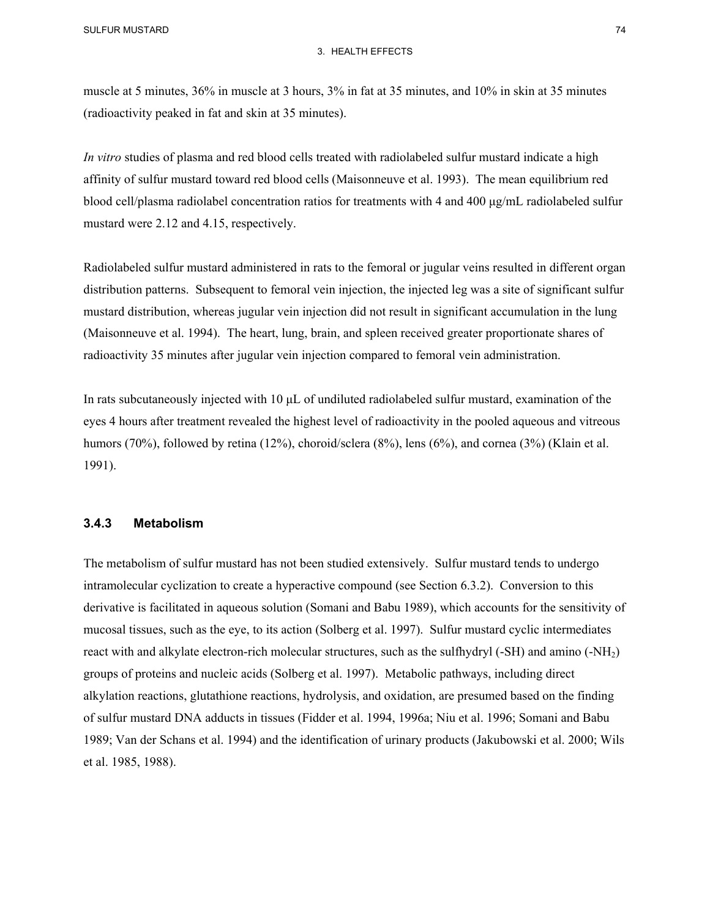muscle at 5 minutes, 36% in muscle at 3 hours, 3% in fat at 35 minutes, and 10% in skin at 35 minutes (radioactivity peaked in fat and skin at 35 minutes).

*In vitro* studies of plasma and red blood cells treated with radiolabeled sulfur mustard indicate a high affinity of sulfur mustard toward red blood cells (Maisonneuve et al. 1993). The mean equilibrium red blood cell/plasma radiolabel concentration ratios for treatments with 4 and 400 μg/mL radiolabeled sulfur mustard were 2.12 and 4.15, respectively.

Radiolabeled sulfur mustard administered in rats to the femoral or jugular veins resulted in different organ distribution patterns. Subsequent to femoral vein injection, the injected leg was a site of significant sulfur mustard distribution, whereas jugular vein injection did not result in significant accumulation in the lung (Maisonneuve et al. 1994). The heart, lung, brain, and spleen received greater proportionate shares of radioactivity 35 minutes after jugular vein injection compared to femoral vein administration.

In rats subcutaneously injected with 10 μL of undiluted radiolabeled sulfur mustard, examination of the eyes 4 hours after treatment revealed the highest level of radioactivity in the pooled aqueous and vitreous humors (70%), followed by retina (12%), choroid/sclera (8%), lens (6%), and cornea (3%) (Klain et al. 1991).

### 3.4.3 Metabolism

The metabolism of sulfur mustard has not been studied extensively. Sulfur mustard tends to undergo intramolecular cyclization to create a hyperactive compound (see Section 6.3.2). Conversion to this derivative is facilitated in aqueous solution (Somani and Babu 1989), which accounts for the sensitivity of mucosal tissues, such as the eye, to its action (Solberg et al. 1997). Sulfur mustard cyclic intermediates react with and alkylate electron-rich molecular structures, such as the sulfhydryl (-SH) and amino (-$NH_2$) groups of proteins and nucleic acids (Solberg et al. 1997). Metabolic pathways, including direct alkylation reactions, glutathione reactions, hydrolysis, and oxidation, are presumed based on the finding of sulfur mustard DNA adducts in tissues (Fidder et al. 1994, 1996a; Niu et al. 1996; Somani and Babu 1989; Van der Schans et al. 1994) and the identification of urinary products (Jakubowski et al. 2000; Wils et al. 1985, 1988).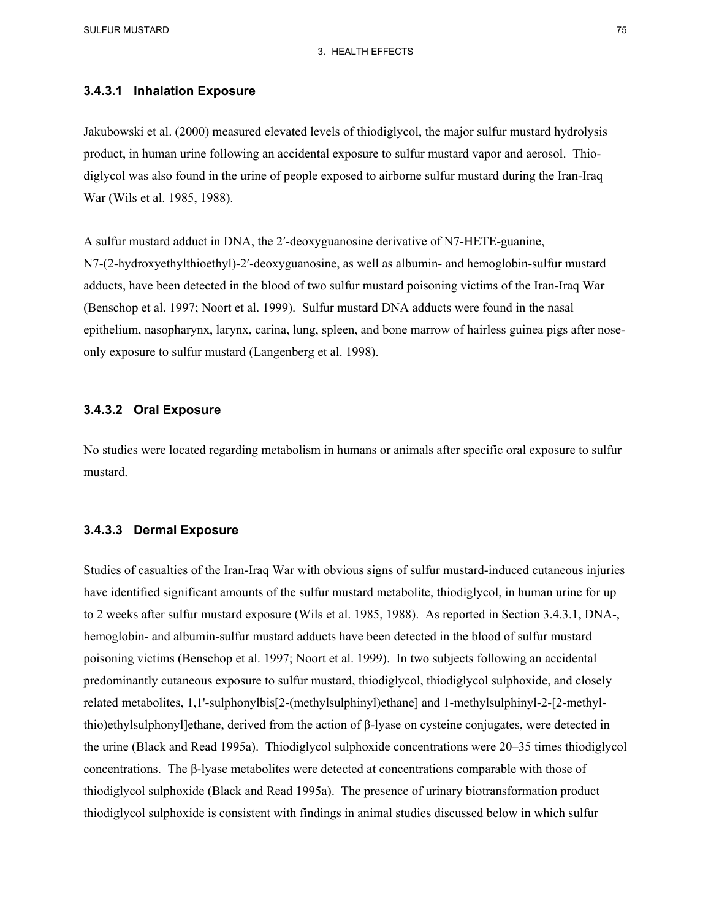### 3.4.3.1 Inhalation Exposure

Jakubowski et al. (2000) measured elevated levels of thiodiglycol, the major sulfur mustard hydrolysis product, in human urine following an accidental exposure to sulfur mustard vapor and aerosol. Thio-diglycol was also found in the urine of people exposed to airborne sulfur mustard during the Iran-Iraq War (Wils et al. 1985, 1988).

A sulfur mustard adduct in DNA, the 2′-deoxyguanosine derivative of N7-HETE-guanine, N7-(2-hydroxyethylthioethyl)-2′-deoxyguanosine, as well as albumin- and hemoglobin-sulfur mustard adducts, have been detected in the blood of two sulfur mustard poisoning victims of the Iran-Iraq War (Benschop et al. 1997; Noort et al. 1999). Sulfur mustard DNA adducts were found in the nasal epithelium, nasopharynx, larynx, carina, lung, spleen, and bone marrow of hairless guinea pigs after nose-only exposure to sulfur mustard (Langenberg et al. 1998).

### 3.4.3.2 Oral Exposure

No studies were located regarding metabolism in humans or animals after specific oral exposure to sulfur mustard.

### 3.4.3.3 Dermal Exposure

Studies of casualties of the Iran-Iraq War with obvious signs of sulfur mustard-induced cutaneous injuries have identified significant amounts of the sulfur mustard metabolite, thiodiglycol, in human urine for up to 2 weeks after sulfur mustard exposure (Wils et al. 1985, 1988). As reported in Section 3.4.3.1, DNA-, hemoglobin- and albumin-sulfur mustard adducts have been detected in the blood of sulfur mustard poisoning victims (Benschop et al. 1997; Noort et al. 1999). In two subjects following an accidental predominantly cutaneous exposure to sulfur mustard, thiodiglycol, thiodiglycol sulphoxide, and closely related metabolites, 1,1'-sulphonylbis[2-(methylsulphinyl)ethane] and 1-methylsulphinyl-2-[2-methyl-thio)ethylsulphonyl]ethane, derived from the action of β-lyase on cysteine conjugates, were detected in the urine (Black and Read 1995a). Thiodiglycol sulphoxide concentrations were 20–35 times thiodiglycol concentrations. The β-lyase metabolites were detected at concentrations comparable with those of thiodiglycol sulphoxide (Black and Read 1995a). The presence of urinary biotransformation product thiodiglycol sulphoxide is consistent with findings in animal studies discussed below in which sulfur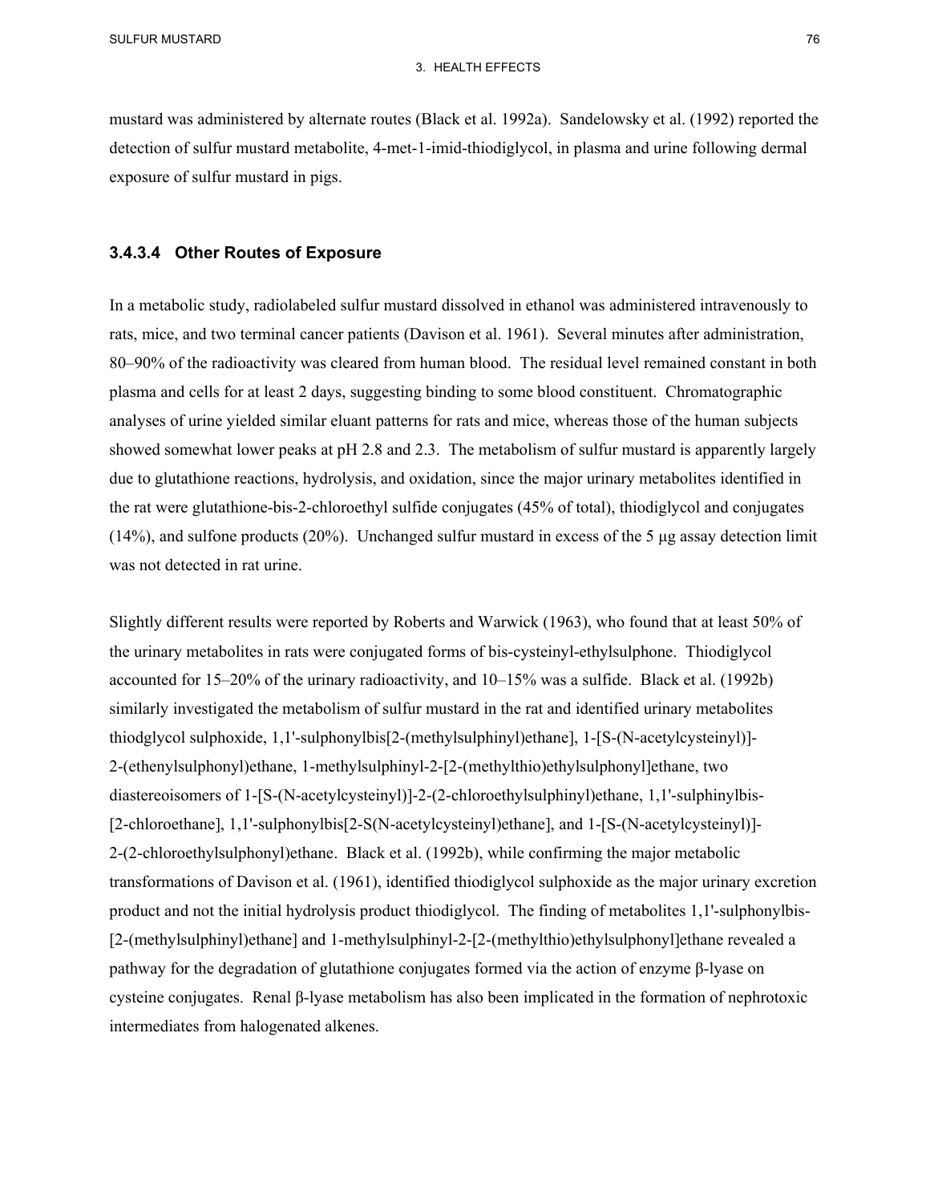mustard was administered by alternate routes (Black et al. 1992a). Sandelowsky et al. (1992) reported the detection of sulfur mustard metabolite, 4-met-1-imid-thiodiglycol, in plasma and urine following dermal exposure of sulfur mustard in pigs.

#### 3.4.3.4 Other Routes of Exposure

In a metabolic study, radiolabeled sulfur mustard dissolved in ethanol was administered intravenously to rats, mice, and two terminal cancer patients (Davison et al. 1961). Several minutes after administration, 80–90% of the radioactivity was cleared from human blood. The residual level remained constant in both plasma and cells for at least 2 days, suggesting binding to some blood constituent. Chromatographic analyses of urine yielded similar eluant patterns for rats and mice, whereas those of the human subjects showed somewhat lower peaks at pH 2.8 and 2.3. The metabolism of sulfur mustard is apparently largely due to glutathione reactions, hydrolysis, and oxidation, since the major urinary metabolites identified in the rat were glutathione-bis-2-chloroethyl sulfide conjugates (45% of total), thiodiglycol and conjugates (14%), and sulfone products (20%). Unchanged sulfur mustard in excess of the 5 μg assay detection limit was not detected in rat urine.

Slightly different results were reported by Roberts and Warwick (1963), who found that at least 50% of the urinary metabolites in rats were conjugated forms of bis-cysteinyl-ethylsulphone. Thiodiglycol accounted for 15–20% of the urinary radioactivity, and 10–15% was a sulfide. Black et al. (1992b) similarly investigated the metabolism of sulfur mustard in the rat and identified urinary metabolites thiodglycol sulphoxide, 1,1'-sulphonylbis[2-(methylsulphinyl)ethane], 1-[S-(N-acetylcysteinyl)]-2-(ethenylsulphonyl)ethane, 1-methylsulphinyl-2-[2-(methylthio)ethylsulphonyl]ethane, two diastereoisomers of 1-[S-(N-acetylcysteinyl)]-2-(2-chloroethylsulphinyl)ethane, 1,1'-sulphinylbis-[2-chloroethane], 1,1'-sulphonylbis[2-S(N-acetylcysteinyl)ethane], and 1-[S-(N-acetylcysteinyl)]-2-(2-chloroethylsulphonyl)ethane. Black et al. (1992b), while confirming the major metabolic transformations of Davison et al. (1961), identified thiodiglycol sulphoxide as the major urinary excretion product and not the initial hydrolysis product thiodiglycol. The finding of metabolites 1,1'-sulphonylbis-[2-(methylsulphinyl)ethane] and 1-methylsulphinyl-2-[2-(methylthio)ethylsulphonyl]ethane revealed a pathway for the degradation of glutathione conjugates formed via the action of enzyme β-lyase on cysteine conjugates. Renal β-lyase metabolism has also been implicated in the formation of nephrotoxic intermediates from halogenated alkenes.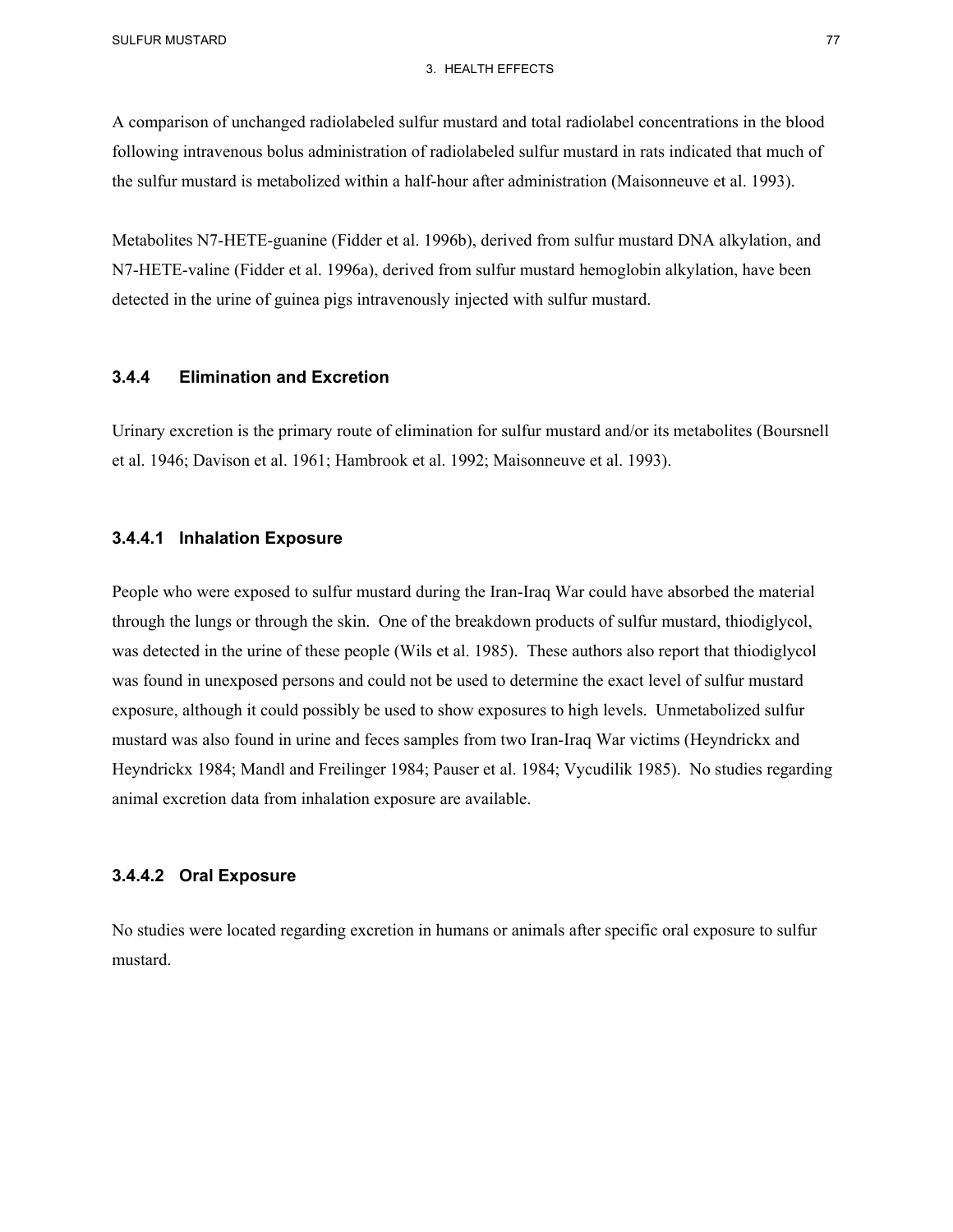A comparison of unchanged radiolabeled sulfur mustard and total radiolabel concentrations in the blood following intravenous bolus administration of radiolabeled sulfur mustard in rats indicated that much of the sulfur mustard is metabolized within a half-hour after administration (Maisonneuve et al. 1993).

Metabolites N7-HETE-guanine (Fidder et al. 1996b), derived from sulfur mustard DNA alkylation, and N7-HETE-valine (Fidder et al. 1996a), derived from sulfur mustard hemoglobin alkylation, have been detected in the urine of guinea pigs intravenously injected with sulfur mustard.

### 3.4.4 Elimination and Excretion

Urinary excretion is the primary route of elimination for sulfur mustard and/or its metabolites (Boursnell et al. 1946; Davison et al. 1961; Hambrook et al. 1992; Maisonneuve et al. 1993).

#### 3.4.4.1 Inhalation Exposure

People who were exposed to sulfur mustard during the Iran-Iraq War could have absorbed the material through the lungs or through the skin. One of the breakdown products of sulfur mustard, thiodiglycol, was detected in the urine of these people (Wils et al. 1985). These authors also report that thiodiglycol was found in unexposed persons and could not be used to determine the exact level of sulfur mustard exposure, although it could possibly be used to show exposures to high levels. Unmetabolized sulfur mustard was also found in urine and feces samples from two Iran-Iraq War victims (Heyndrickx and Heyndrickx 1984; Mandl and Freilinger 1984; Pauser et al. 1984; Vycudilik 1985). No studies regarding animal excretion data from inhalation exposure are available.

#### 3.4.4.2 Oral Exposure

No studies were located regarding excretion in humans or animals after specific oral exposure to sulfur mustard.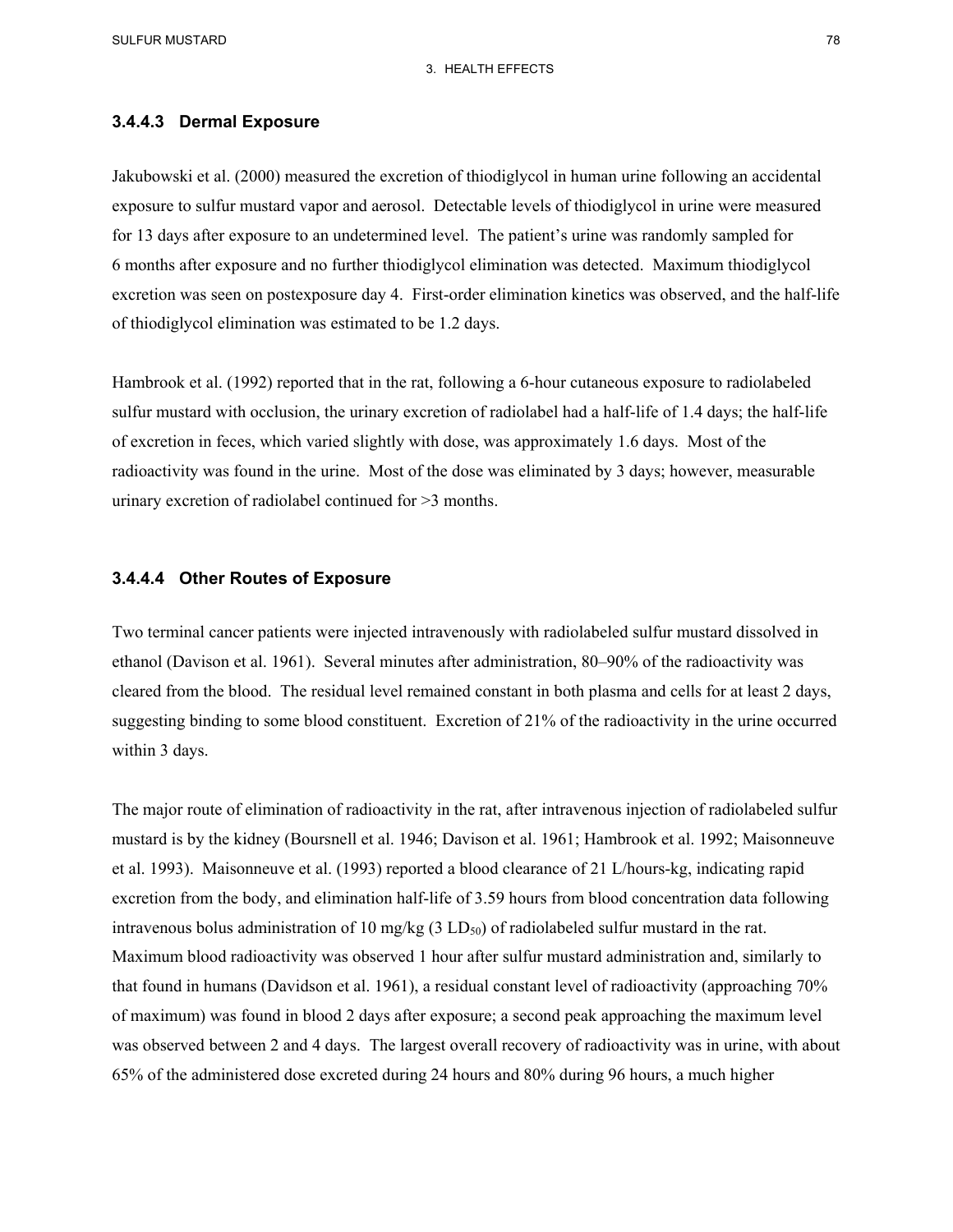### 3.4.4.3 Dermal Exposure

Jakubowski et al. (2000) measured the excretion of thiodiglycol in human urine following an accidental exposure to sulfur mustard vapor and aerosol. Detectable levels of thiodiglycol in urine were measured for 13 days after exposure to an undetermined level. The patient's urine was randomly sampled for 6 months after exposure and no further thiodiglycol elimination was detected. Maximum thiodiglycol excretion was seen on postexposure day 4. First-order elimination kinetics was observed, and the half-life of thiodiglycol elimination was estimated to be 1.2 days.

Hambrook et al. (1992) reported that in the rat, following a 6-hour cutaneous exposure to radiolabeled sulfur mustard with occlusion, the urinary excretion of radiolabel had a half-life of 1.4 days; the half-life of excretion in feces, which varied slightly with dose, was approximately 1.6 days. Most of the radioactivity was found in the urine. Most of the dose was eliminated by 3 days; however, measurable urinary excretion of radiolabel continued for >3 months.

### 3.4.4.4 Other Routes of Exposure

Two terminal cancer patients were injected intravenously with radiolabeled sulfur mustard dissolved in ethanol (Davison et al. 1961). Several minutes after administration, 80–90% of the radioactivity was cleared from the blood. The residual level remained constant in both plasma and cells for at least 2 days, suggesting binding to some blood constituent. Excretion of 21% of the radioactivity in the urine occurred within 3 days.

The major route of elimination of radioactivity in the rat, after intravenous injection of radiolabeled sulfur mustard is by the kidney (Boursnell et al. 1946; Davison et al. 1961; Hambrook et al. 1992; Maisonneuve et al. 1993). Maisonneuve et al. (1993) reported a blood clearance of 21 L/hours-kg, indicating rapid excretion from the body, and elimination half-life of 3.59 hours from blood concentration data following intravenous bolus administration of 10 mg/kg (3 $LD_{50}$) of radiolabeled sulfur mustard in the rat. Maximum blood radioactivity was observed 1 hour after sulfur mustard administration and, similarly to that found in humans (Davidson et al. 1961), a residual constant level of radioactivity (approaching 70% of maximum) was found in blood 2 days after exposure; a second peak approaching the maximum level was observed between 2 and 4 days. The largest overall recovery of radioactivity was in urine, with about 65% of the administered dose excreted during 24 hours and 80% during 96 hours, a much higher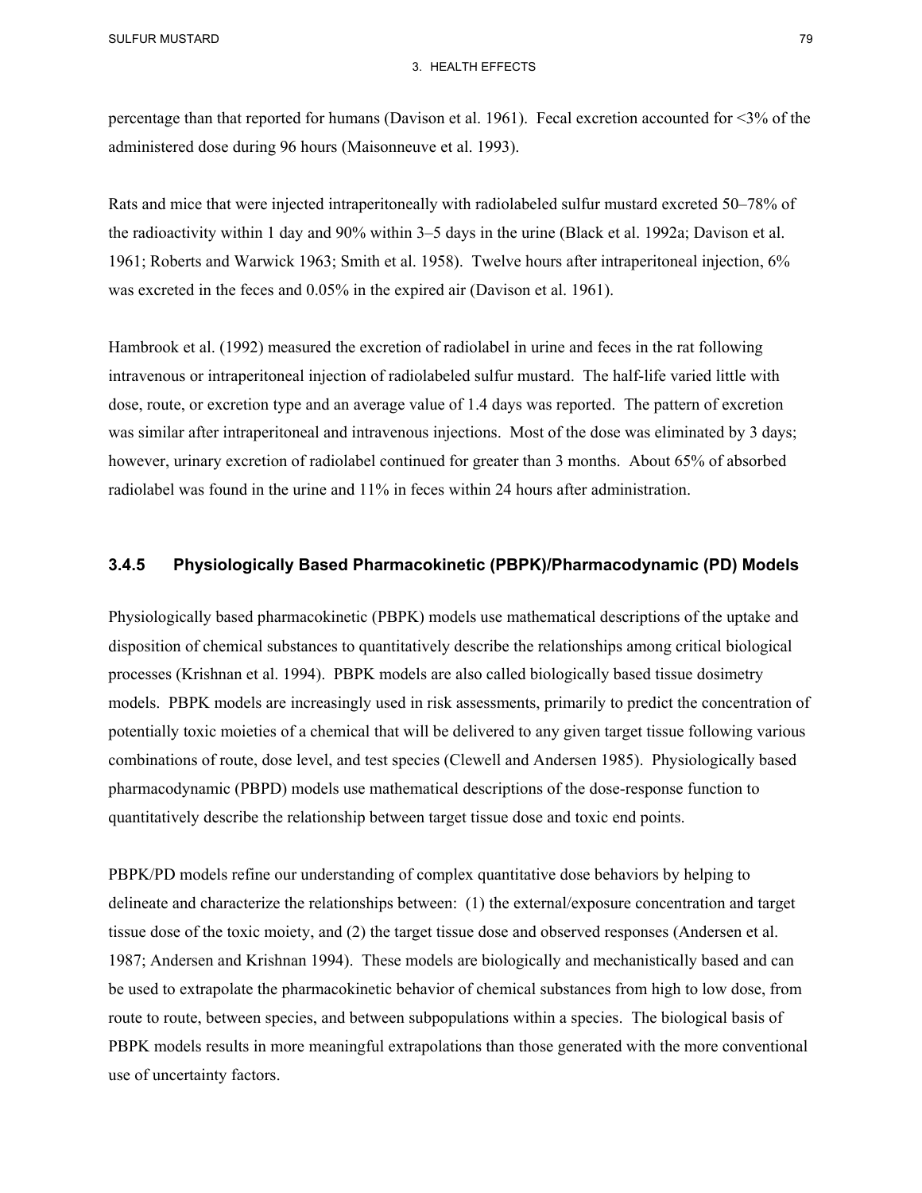percentage than that reported for humans (Davison et al. 1961). Fecal excretion accounted for <3% of the administered dose during 96 hours (Maisonneuve et al. 1993).

Rats and mice that were injected intraperitoneally with radiolabeled sulfur mustard excreted 50–78% of the radioactivity within 1 day and 90% within 3–5 days in the urine (Black et al. 1992a; Davison et al. 1961; Roberts and Warwick 1963; Smith et al. 1958). Twelve hours after intraperitoneal injection, 6% was excreted in the feces and 0.05% in the expired air (Davison et al. 1961).

Hambrook et al. (1992) measured the excretion of radiolabel in urine and feces in the rat following intravenous or intraperitoneal injection of radiolabeled sulfur mustard. The half-life varied little with dose, route, or excretion type and an average value of 1.4 days was reported. The pattern of excretion was similar after intraperitoneal and intravenous injections. Most of the dose was eliminated by 3 days; however, urinary excretion of radiolabel continued for greater than 3 months. About 65% of absorbed radiolabel was found in the urine and 11% in feces within 24 hours after administration.

### 3.4.5 Physiologically Based Pharmacokinetic (PBPK)/Pharmacodynamic (PD) Models

Physiologically based pharmacokinetic (PBPK) models use mathematical descriptions of the uptake and disposition of chemical substances to quantitatively describe the relationships among critical biological processes (Krishnan et al. 1994). PBPK models are also called biologically based tissue dosimetry models. PBPK models are increasingly used in risk assessments, primarily to predict the concentration of potentially toxic moieties of a chemical that will be delivered to any given target tissue following various combinations of route, dose level, and test species (Clewell and Andersen 1985). Physiologically based pharmacodynamic (PBPD) models use mathematical descriptions of the dose-response function to quantitatively describe the relationship between target tissue dose and toxic end points.

PBPK/PD models refine our understanding of complex quantitative dose behaviors by helping to delineate and characterize the relationships between: (1) the external/exposure concentration and target tissue dose of the toxic moiety, and (2) the target tissue dose and observed responses (Andersen et al. 1987; Andersen and Krishnan 1994). These models are biologically and mechanistically based and can be used to extrapolate the pharmacokinetic behavior of chemical substances from high to low dose, from route to route, between species, and between subpopulations within a species. The biological basis of PBPK models results in more meaningful extrapolations than those generated with the more conventional use of uncertainty factors.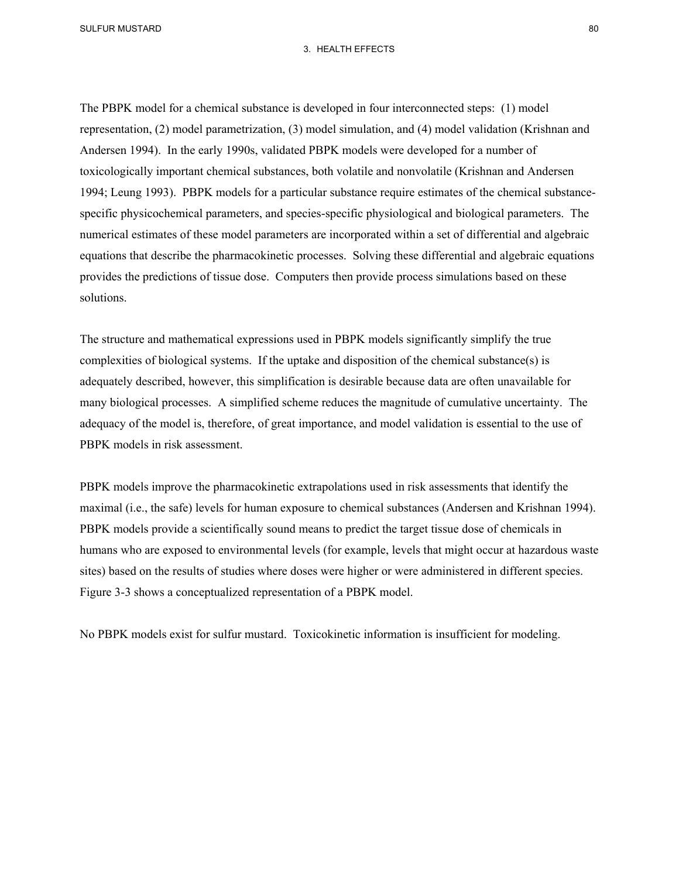The PBPK model for a chemical substance is developed in four interconnected steps: (1) model representation, (2) model parametrization, (3) model simulation, and (4) model validation (Krishnan and Andersen 1994). In the early 1990s, validated PBPK models were developed for a number of toxicologically important chemical substances, both volatile and nonvolatile (Krishnan and Andersen 1994; Leung 1993). PBPK models for a particular substance require estimates of the chemical substance-specific physicochemical parameters, and species-specific physiological and biological parameters. The numerical estimates of these model parameters are incorporated within a set of differential and algebraic equations that describe the pharmacokinetic processes. Solving these differential and algebraic equations provides the predictions of tissue dose. Computers then provide process simulations based on these solutions.

The structure and mathematical expressions used in PBPK models significantly simplify the true complexities of biological systems. If the uptake and disposition of the chemical substance(s) is adequately described, however, this simplification is desirable because data are often unavailable for many biological processes. A simplified scheme reduces the magnitude of cumulative uncertainty. The adequacy of the model is, therefore, of great importance, and model validation is essential to the use of PBPK models in risk assessment.

PBPK models improve the pharmacokinetic extrapolations used in risk assessments that identify the maximal (i.e., the safe) levels for human exposure to chemical substances (Andersen and Krishnan 1994). PBPK models provide a scientifically sound means to predict the target tissue dose of chemicals in humans who are exposed to environmental levels (for example, levels that might occur at hazardous waste sites) based on the results of studies where doses were higher or were administered in different species. Figure 3-3 shows a conceptualized representation of a PBPK model.

No PBPK models exist for sulfur mustard. Toxicokinetic information is insufficient for modeling.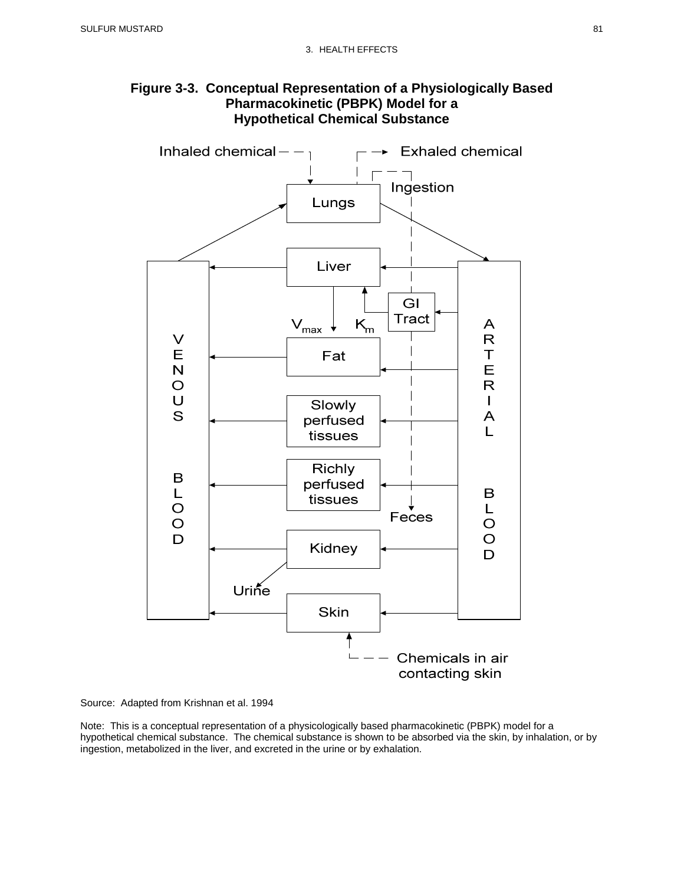**Figure 3-3. Conceptual Representation of a Physiologically Based Pharmacokinetic (PBPK) Model for a Hypothetical Chemical Substance**

Inhaled chemical

Exhaled chemical

Ingestion

Lungs

Liver

GI Tract

$V_{max}$ $K_m$

VENOUS BLOOD

ARTERIAL BLOOD

Fat

Slowly perfused tissues

Richly perfused tissues

Feces

Kidney

Urine

Skin

Chemicals in air contacting skin

Source: Adapted from Krishnan et al. 1994

Note: This is a conceptual representation of a physicologically based pharmacokinetic (PBPK) model for a hypothetical chemical substance. The chemical substance is shown to be absorbed via the skin, by inhalation, or by ingestion, metabolized in the liver, and excreted in the urine or by exhalation.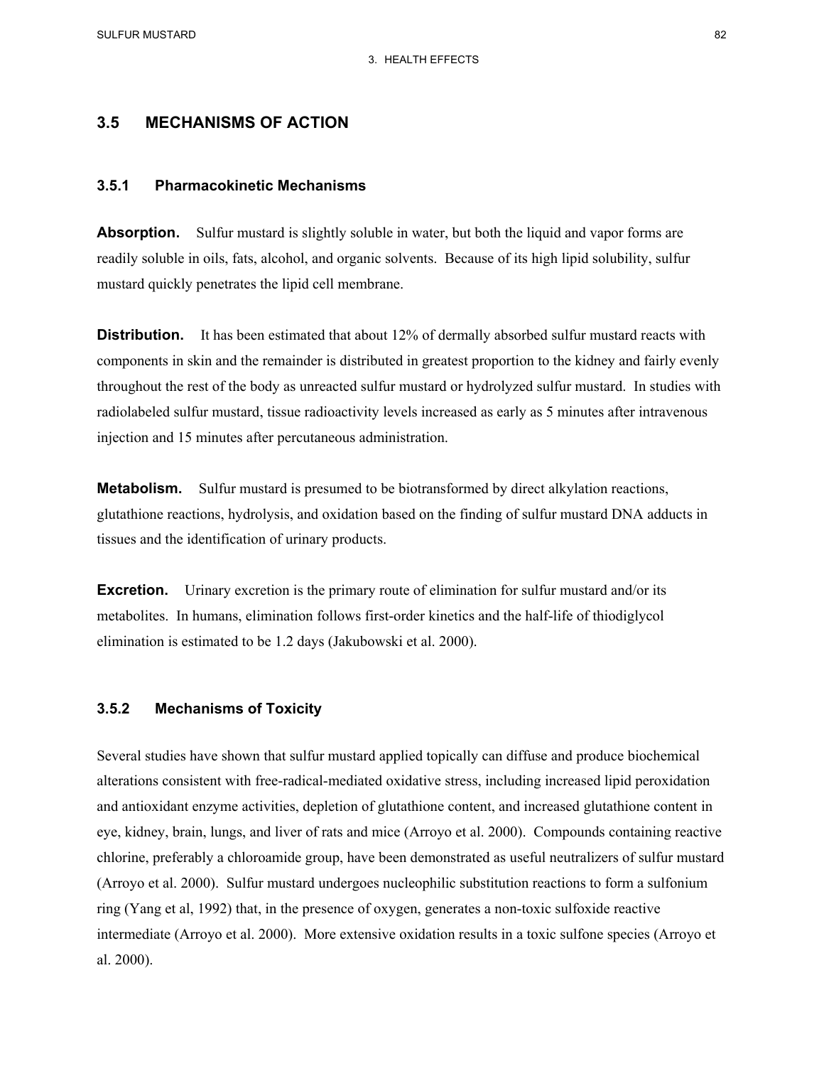## 3.5 MECHANISMS OF ACTION

### 3.5.1 Pharmacokinetic Mechanisms

**Absorption.** Sulfur mustard is slightly soluble in water, but both the liquid and vapor forms are readily soluble in oils, fats, alcohol, and organic solvents. Because of its high lipid solubility, sulfur mustard quickly penetrates the lipid cell membrane.

**Distribution.** It has been estimated that about 12% of dermally absorbed sulfur mustard reacts with components in skin and the remainder is distributed in greatest proportion to the kidney and fairly evenly throughout the rest of the body as unreacted sulfur mustard or hydrolyzed sulfur mustard. In studies with radiolabeled sulfur mustard, tissue radioactivity levels increased as early as 5 minutes after intravenous injection and 15 minutes after percutaneous administration.

**Metabolism.** Sulfur mustard is presumed to be biotransformed by direct alkylation reactions, glutathione reactions, hydrolysis, and oxidation based on the finding of sulfur mustard DNA adducts in tissues and the identification of urinary products.

**Excretion.** Urinary excretion is the primary route of elimination for sulfur mustard and/or its metabolites. In humans, elimination follows first-order kinetics and the half-life of thiodiglycol elimination is estimated to be 1.2 days (Jakubowski et al. 2000).

### 3.5.2 Mechanisms of Toxicity

Several studies have shown that sulfur mustard applied topically can diffuse and produce biochemical alterations consistent with free-radical-mediated oxidative stress, including increased lipid peroxidation and antioxidant enzyme activities, depletion of glutathione content, and increased glutathione content in eye, kidney, brain, lungs, and liver of rats and mice (Arroyo et al. 2000). Compounds containing reactive chlorine, preferably a chloroamide group, have been demonstrated as useful neutralizers of sulfur mustard (Arroyo et al. 2000). Sulfur mustard undergoes nucleophilic substitution reactions to form a sulfonium ring (Yang et al, 1992) that, in the presence of oxygen, generates a non-toxic sulfoxide reactive intermediate (Arroyo et al. 2000). More extensive oxidation results in a toxic sulfone species (Arroyo et al. 2000).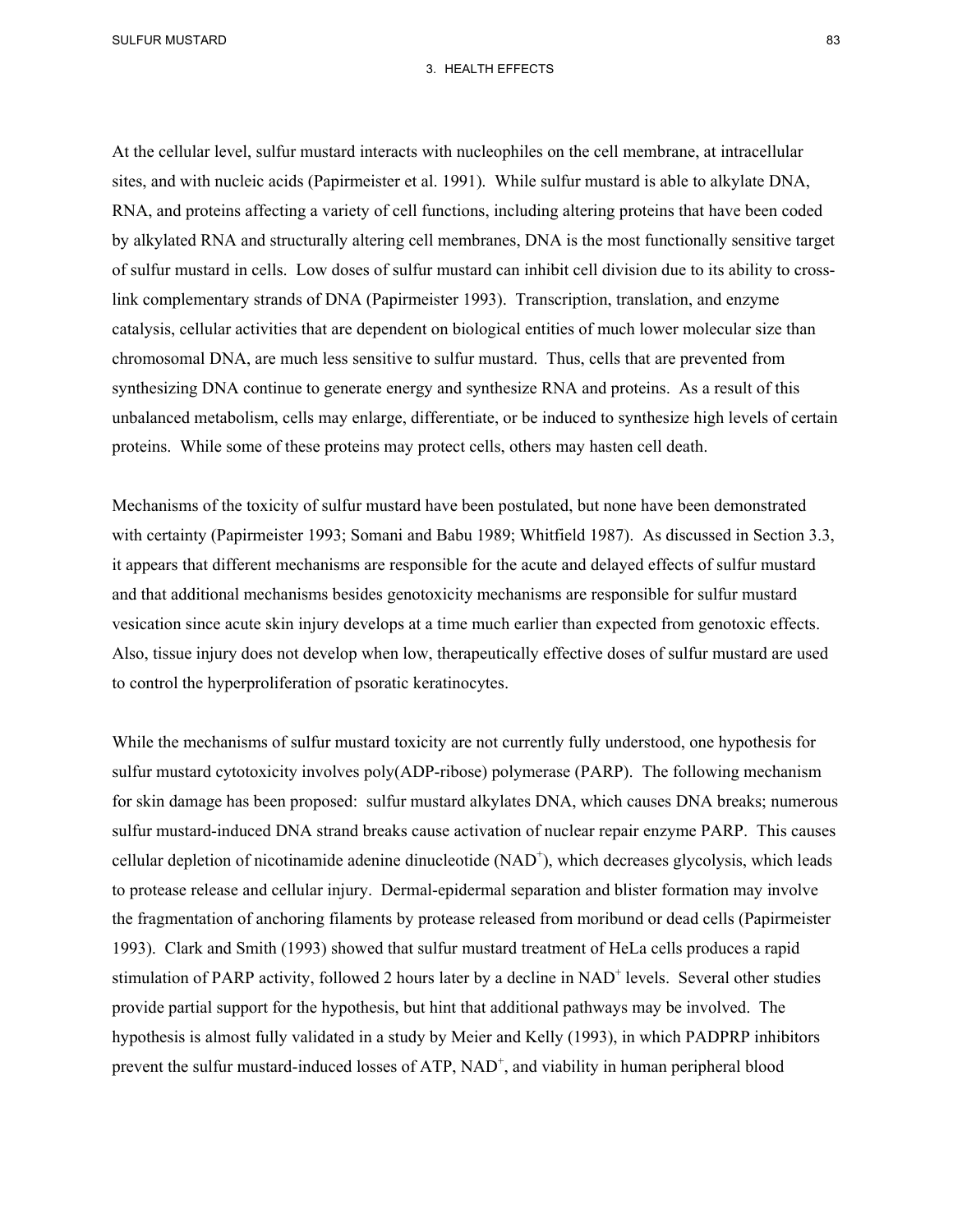At the cellular level, sulfur mustard interacts with nucleophiles on the cell membrane, at intracellular sites, and with nucleic acids (Papirmeister et al. 1991). While sulfur mustard is able to alkylate DNA, RNA, and proteins affecting a variety of cell functions, including altering proteins that have been coded by alkylated RNA and structurally altering cell membranes, DNA is the most functionally sensitive target of sulfur mustard in cells. Low doses of sulfur mustard can inhibit cell division due to its ability to cross-link complementary strands of DNA (Papirmeister 1993). Transcription, translation, and enzyme catalysis, cellular activities that are dependent on biological entities of much lower molecular size than chromosomal DNA, are much less sensitive to sulfur mustard. Thus, cells that are prevented from synthesizing DNA continue to generate energy and synthesize RNA and proteins. As a result of this unbalanced metabolism, cells may enlarge, differentiate, or be induced to synthesize high levels of certain proteins. While some of these proteins may protect cells, others may hasten cell death.

Mechanisms of the toxicity of sulfur mustard have been postulated, but none have been demonstrated with certainty (Papirmeister 1993; Somani and Babu 1989; Whitfield 1987). As discussed in Section 3.3, it appears that different mechanisms are responsible for the acute and delayed effects of sulfur mustard and that additional mechanisms besides genotoxicity mechanisms are responsible for sulfur mustard vesication since acute skin injury develops at a time much earlier than expected from genotoxic effects. Also, tissue injury does not develop when low, therapeutically effective doses of sulfur mustard are used to control the hyperproliferation of psoratic keratinocytes.

While the mechanisms of sulfur mustard toxicity are not currently fully understood, one hypothesis for sulfur mustard cytotoxicity involves poly(ADP-ribose) polymerase (PARP). The following mechanism for skin damage has been proposed: sulfur mustard alkylates DNA, which causes DNA breaks; numerous sulfur mustard-induced DNA strand breaks cause activation of nuclear repair enzyme PARP. This causes cellular depletion of nicotinamide adenine dinucleotide ($NAD^+$), which decreases glycolysis, which leads to protease release and cellular injury. Dermal-epidermal separation and blister formation may involve the fragmentation of anchoring filaments by protease released from moribund or dead cells (Papirmeister 1993). Clark and Smith (1993) showed that sulfur mustard treatment of HeLa cells produces a rapid stimulation of PARP activity, followed 2 hours later by a decline in $NAD^+$ levels. Several other studies provide partial support for the hypothesis, but hint that additional pathways may be involved. The hypothesis is almost fully validated in a study by Meier and Kelly (1993), in which PADPRP inhibitors prevent the sulfur mustard-induced losses of ATP, $NAD^+$, and viability in human peripheral blood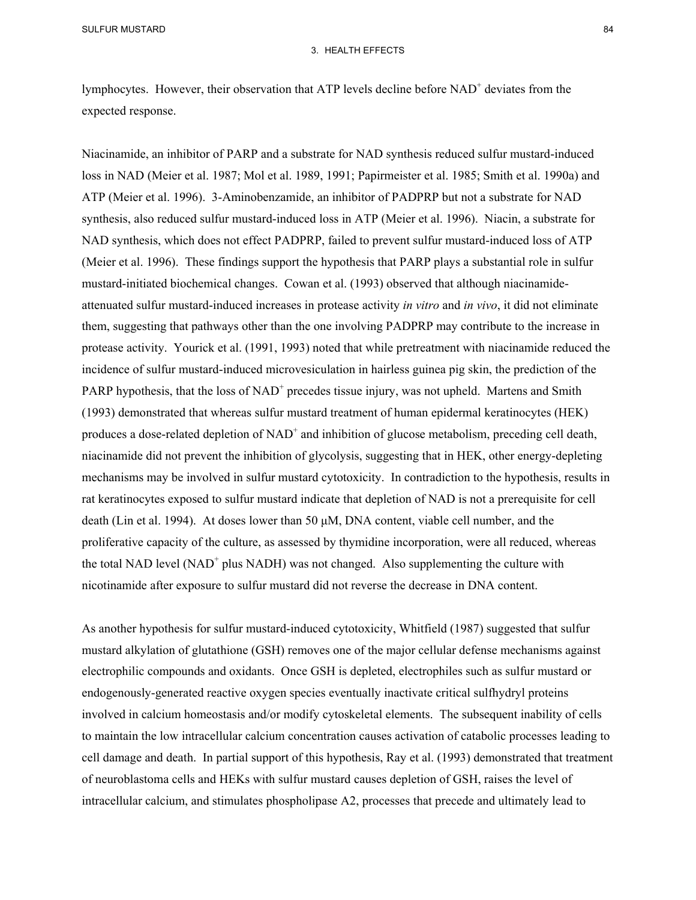lymphocytes. However, their observation that ATP levels decline before $NAD^+$ deviates from the expected response.

Niacinamide, an inhibitor of PARP and a substrate for NAD synthesis reduced sulfur mustard-induced loss in NAD (Meier et al. 1987; Mol et al. 1989, 1991; Papirmeister et al. 1985; Smith et al. 1990a) and ATP (Meier et al. 1996). 3-Aminobenzamide, an inhibitor of PADPRP but not a substrate for NAD synthesis, also reduced sulfur mustard-induced loss in ATP (Meier et al. 1996). Niacin, a substrate for NAD synthesis, which does not effect PADPRP, failed to prevent sulfur mustard-induced loss of ATP (Meier et al. 1996). These findings support the hypothesis that PARP plays a substantial role in sulfur mustard-initiated biochemical changes. Cowan et al. (1993) observed that although niacinamide-attenuated sulfur mustard-induced increases in protease activity *in vitro* and *in vivo*, it did not eliminate them, suggesting that pathways other than the one involving PADPRP may contribute to the increase in protease activity. Yourick et al. (1991, 1993) noted that while pretreatment with niacinamide reduced the incidence of sulfur mustard-induced microvesiculation in hairless guinea pig skin, the prediction of the PARP hypothesis, that the loss of $NAD^+$ precedes tissue injury, was not upheld. Martens and Smith (1993) demonstrated that whereas sulfur mustard treatment of human epidermal keratinocytes (HEK) produces a dose-related depletion of $NAD^+$ and inhibition of glucose metabolism, preceding cell death, niacinamide did not prevent the inhibition of glycolysis, suggesting that in HEK, other energy-depleting mechanisms may be involved in sulfur mustard cytotoxicity. In contradiction to the hypothesis, results in rat keratinocytes exposed to sulfur mustard indicate that depletion of NAD is not a prerequisite for cell death (Lin et al. 1994). At doses lower than 50 μM, DNA content, viable cell number, and the proliferative capacity of the culture, as assessed by thymidine incorporation, were all reduced, whereas the total NAD level ($NAD^+$ plus NADH) was not changed. Also supplementing the culture with nicotinamide after exposure to sulfur mustard did not reverse the decrease in DNA content.

As another hypothesis for sulfur mustard-induced cytotoxicity, Whitfield (1987) suggested that sulfur mustard alkylation of glutathione (GSH) removes one of the major cellular defense mechanisms against electrophilic compounds and oxidants. Once GSH is depleted, electrophiles such as sulfur mustard or endogenously-generated reactive oxygen species eventually inactivate critical sulfhydryl proteins involved in calcium homeostasis and/or modify cytoskeletal elements. The subsequent inability of cells to maintain the low intracellular calcium concentration causes activation of catabolic processes leading to cell damage and death. In partial support of this hypothesis, Ray et al. (1993) demonstrated that treatment of neuroblastoma cells and HEKs with sulfur mustard causes depletion of GSH, raises the level of intracellular calcium, and stimulates phospholipase A2, processes that precede and ultimately lead to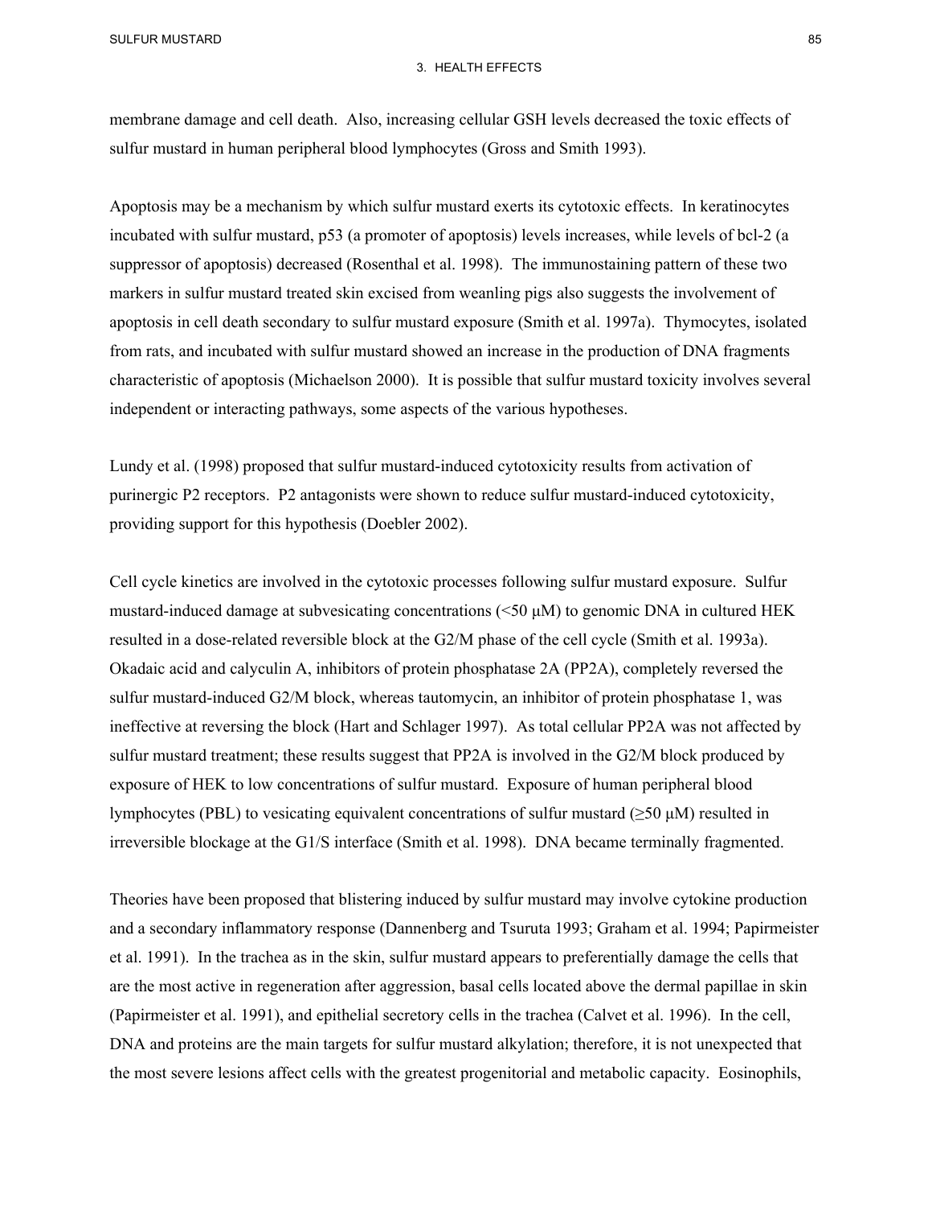membrane damage and cell death. Also, increasing cellular GSH levels decreased the toxic effects of sulfur mustard in human peripheral blood lymphocytes (Gross and Smith 1993).

Apoptosis may be a mechanism by which sulfur mustard exerts its cytotoxic effects. In keratinocytes incubated with sulfur mustard, p53 (a promoter of apoptosis) levels increases, while levels of bcl-2 (a suppressor of apoptosis) decreased (Rosenthal et al. 1998). The immunostaining pattern of these two markers in sulfur mustard treated skin excised from weanling pigs also suggests the involvement of apoptosis in cell death secondary to sulfur mustard exposure (Smith et al. 1997a). Thymocytes, isolated from rats, and incubated with sulfur mustard showed an increase in the production of DNA fragments characteristic of apoptosis (Michaelson 2000). It is possible that sulfur mustard toxicity involves several independent or interacting pathways, some aspects of the various hypotheses.

Lundy et al. (1998) proposed that sulfur mustard-induced cytotoxicity results from activation of purinergic P2 receptors. P2 antagonists were shown to reduce sulfur mustard-induced cytotoxicity, providing support for this hypothesis (Doebler 2002).

Cell cycle kinetics are involved in the cytotoxic processes following sulfur mustard exposure. Sulfur mustard-induced damage at subvesicating concentrations (<50 μM) to genomic DNA in cultured HEK resulted in a dose-related reversible block at the G2/M phase of the cell cycle (Smith et al. 1993a). Okadaic acid and calyculin A, inhibitors of protein phosphatase 2A (PP2A), completely reversed the sulfur mustard-induced G2/M block, whereas tautomycin, an inhibitor of protein phosphatase 1, was ineffective at reversing the block (Hart and Schlager 1997). As total cellular PP2A was not affected by sulfur mustard treatment; these results suggest that PP2A is involved in the G2/M block produced by exposure of HEK to low concentrations of sulfur mustard. Exposure of human peripheral blood lymphocytes (PBL) to vesicating equivalent concentrations of sulfur mustard (≥50 μM) resulted in irreversible blockage at the G1/S interface (Smith et al. 1998). DNA became terminally fragmented.

Theories have been proposed that blistering induced by sulfur mustard may involve cytokine production and a secondary inflammatory response (Dannenberg and Tsuruta 1993; Graham et al. 1994; Papirmeister et al. 1991). In the trachea as in the skin, sulfur mustard appears to preferentially damage the cells that are the most active in regeneration after aggression, basal cells located above the dermal papillae in skin (Papirmeister et al. 1991), and epithelial secretory cells in the trachea (Calvet et al. 1996). In the cell, DNA and proteins are the main targets for sulfur mustard alkylation; therefore, it is not unexpected that the most severe lesions affect cells with the greatest progenitorial and metabolic capacity. Eosinophils,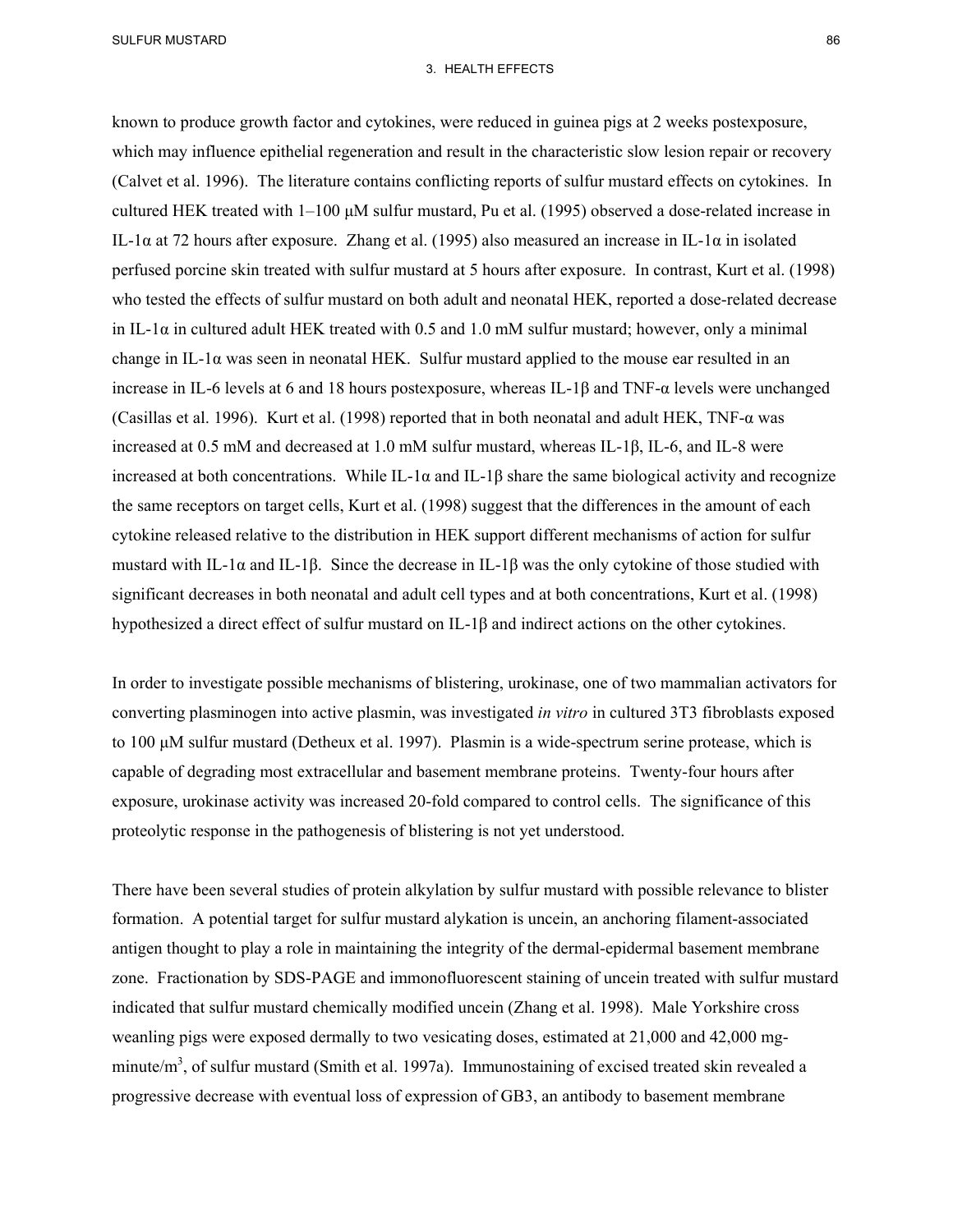known to produce growth factor and cytokines, were reduced in guinea pigs at 2 weeks postexposure, which may influence epithelial regeneration and result in the characteristic slow lesion repair or recovery (Calvet et al. 1996). The literature contains conflicting reports of sulfur mustard effects on cytokines. In cultured HEK treated with 1–100 μM sulfur mustard, Pu et al. (1995) observed a dose-related increase in IL-1α at 72 hours after exposure. Zhang et al. (1995) also measured an increase in IL-1α in isolated perfused porcine skin treated with sulfur mustard at 5 hours after exposure. In contrast, Kurt et al. (1998) who tested the effects of sulfur mustard on both adult and neonatal HEK, reported a dose-related decrease in IL-1α in cultured adult HEK treated with 0.5 and 1.0 mM sulfur mustard; however, only a minimal change in IL-1α was seen in neonatal HEK. Sulfur mustard applied to the mouse ear resulted in an increase in IL-6 levels at 6 and 18 hours postexposure, whereas IL-1β and TNF-α levels were unchanged (Casillas et al. 1996). Kurt et al. (1998) reported that in both neonatal and adult HEK, TNF-α was increased at 0.5 mM and decreased at 1.0 mM sulfur mustard, whereas IL-1β, IL-6, and IL-8 were increased at both concentrations. While IL-1α and IL-1β share the same biological activity and recognize the same receptors on target cells, Kurt et al. (1998) suggest that the differences in the amount of each cytokine released relative to the distribution in HEK support different mechanisms of action for sulfur mustard with IL-1α and IL-1β. Since the decrease in IL-1β was the only cytokine of those studied with significant decreases in both neonatal and adult cell types and at both concentrations, Kurt et al. (1998) hypothesized a direct effect of sulfur mustard on IL-1β and indirect actions on the other cytokines.

In order to investigate possible mechanisms of blistering, urokinase, one of two mammalian activators for converting plasminogen into active plasmin, was investigated *in vitro* in cultured 3T3 fibroblasts exposed to 100 μM sulfur mustard (Detheux et al. 1997). Plasmin is a wide-spectrum serine protease, which is capable of degrading most extracellular and basement membrane proteins. Twenty-four hours after exposure, urokinase activity was increased 20-fold compared to control cells. The significance of this proteolytic response in the pathogenesis of blistering is not yet understood.

There have been several studies of protein alkylation by sulfur mustard with possible relevance to blister formation. A potential target for sulfur mustard alykation is uncein, an anchoring filament-associated antigen thought to play a role in maintaining the integrity of the dermal-epidermal basement membrane zone. Fractionation by SDS-PAGE and immonofluorescent staining of uncein treated with sulfur mustard indicated that sulfur mustard chemically modified uncein (Zhang et al. 1998). Male Yorkshire cross weanling pigs were exposed dermally to two vesicating doses, estimated at 21,000 and 42,000 mg-minute/$m^3$, of sulfur mustard (Smith et al. 1997a). Immunostaining of excised treated skin revealed a progressive decrease with eventual loss of expression of GB3, an antibody to basement membrane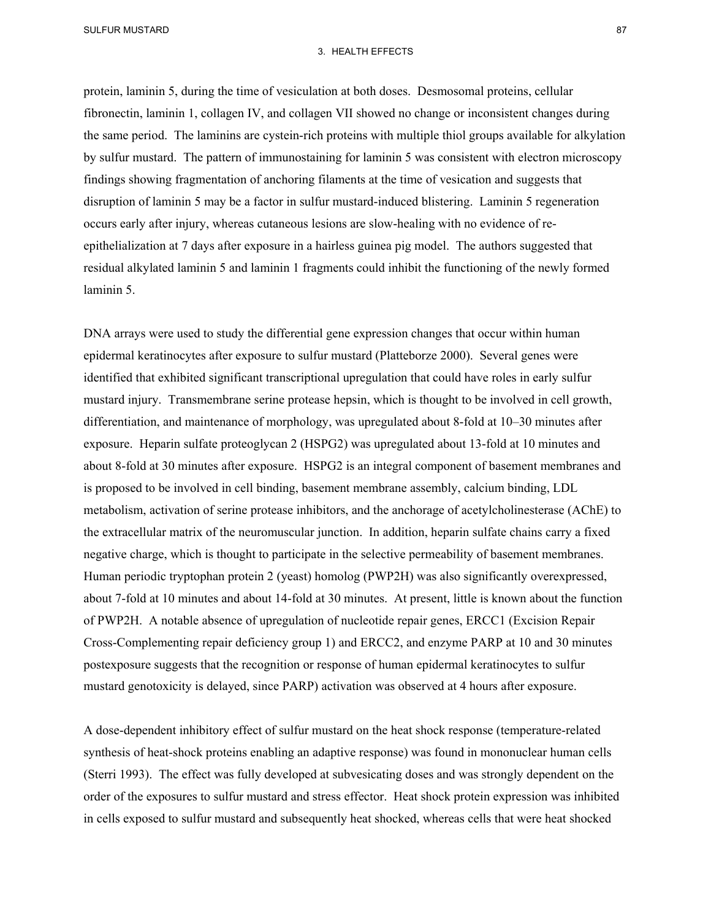protein, laminin 5, during the time of vesiculation at both doses. Desmosomal proteins, cellular fibronectin, laminin 1, collagen IV, and collagen VII showed no change or inconsistent changes during the same period. The laminins are cystein-rich proteins with multiple thiol groups available for alkylation by sulfur mustard. The pattern of immunostaining for laminin 5 was consistent with electron microscopy findings showing fragmentation of anchoring filaments at the time of vesication and suggests that disruption of laminin 5 may be a factor in sulfur mustard-induced blistering. Laminin 5 regeneration occurs early after injury, whereas cutaneous lesions are slow-healing with no evidence of re-epithelialization at 7 days after exposure in a hairless guinea pig model. The authors suggested that residual alkylated laminin 5 and laminin 1 fragments could inhibit the functioning of the newly formed laminin 5.

DNA arrays were used to study the differential gene expression changes that occur within human epidermal keratinocytes after exposure to sulfur mustard (Platteborze 2000). Several genes were identified that exhibited significant transcriptional upregulation that could have roles in early sulfur mustard injury. Transmembrane serine protease hepsin, which is thought to be involved in cell growth, differentiation, and maintenance of morphology, was upregulated about 8-fold at 10–30 minutes after exposure. Heparin sulfate proteoglycan 2 (HSPG2) was upregulated about 13-fold at 10 minutes and about 8-fold at 30 minutes after exposure. HSPG2 is an integral component of basement membranes and is proposed to be involved in cell binding, basement membrane assembly, calcium binding, LDL metabolism, activation of serine protease inhibitors, and the anchorage of acetylcholinesterase (AChE) to the extracellular matrix of the neuromuscular junction. In addition, heparin sulfate chains carry a fixed negative charge, which is thought to participate in the selective permeability of basement membranes. Human periodic tryptophan protein 2 (yeast) homolog (PWP2H) was also significantly overexpressed, about 7-fold at 10 minutes and about 14-fold at 30 minutes. At present, little is known about the function of PWP2H. A notable absence of upregulation of nucleotide repair genes, ERCC1 (Excision Repair Cross-Complementing repair deficiency group 1) and ERCC2, and enzyme PARP at 10 and 30 minutes postexposure suggests that the recognition or response of human epidermal keratinocytes to sulfur mustard genotoxicity is delayed, since PARP) activation was observed at 4 hours after exposure.

A dose-dependent inhibitory effect of sulfur mustard on the heat shock response (temperature-related synthesis of heat-shock proteins enabling an adaptive response) was found in mononuclear human cells (Sterri 1993). The effect was fully developed at subvesicating doses and was strongly dependent on the order of the exposures to sulfur mustard and stress effector. Heat shock protein expression was inhibited in cells exposed to sulfur mustard and subsequently heat shocked, whereas cells that were heat shocked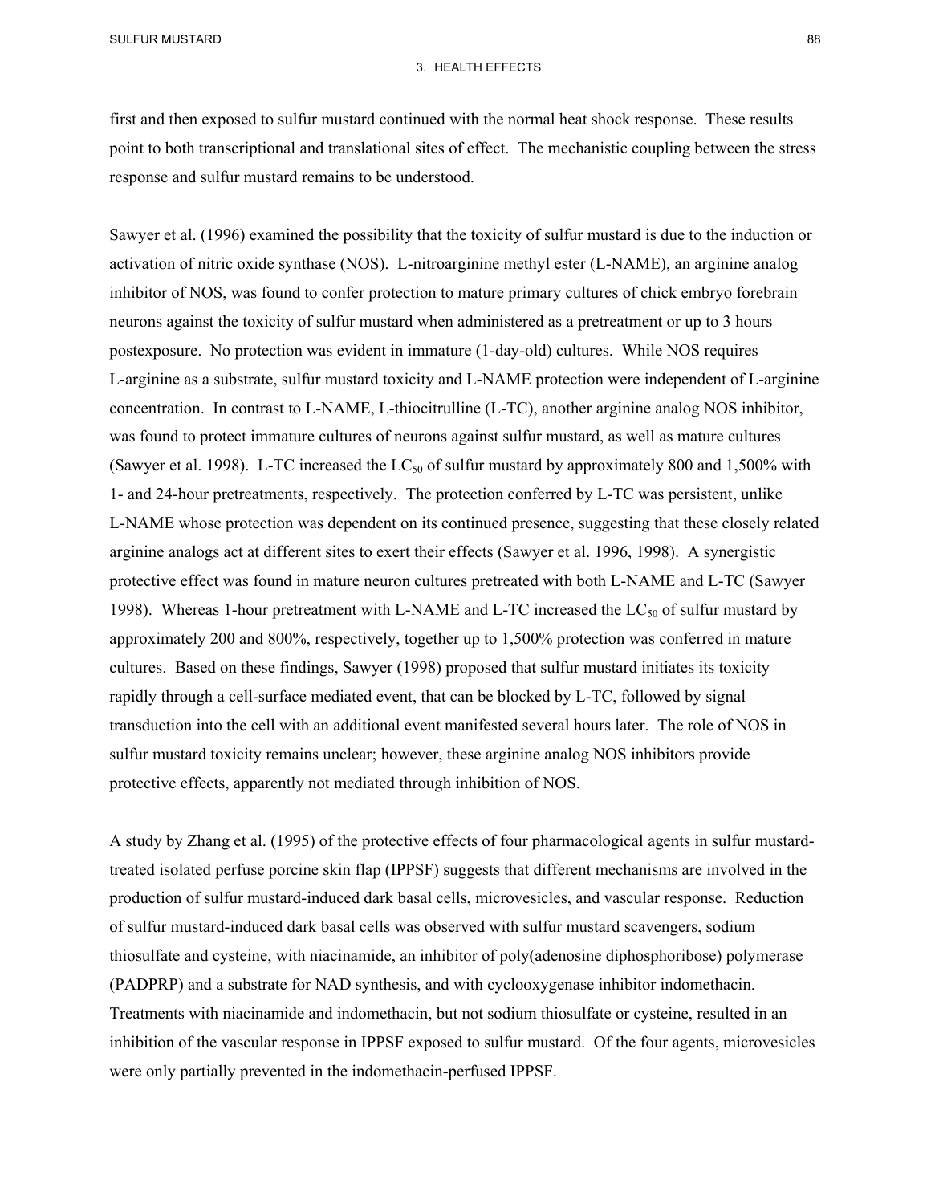first and then exposed to sulfur mustard continued with the normal heat shock response. These results point to both transcriptional and translational sites of effect. The mechanistic coupling between the stress response and sulfur mustard remains to be understood.

Sawyer et al. (1996) examined the possibility that the toxicity of sulfur mustard is due to the induction or activation of nitric oxide synthase (NOS). L-nitroarginine methyl ester (L-NAME), an arginine analog inhibitor of NOS, was found to confer protection to mature primary cultures of chick embryo forebrain neurons against the toxicity of sulfur mustard when administered as a pretreatment or up to 3 hours postexposure. No protection was evident in immature (1-day-old) cultures. While NOS requires L-arginine as a substrate, sulfur mustard toxicity and L-NAME protection were independent of L-arginine concentration. In contrast to L-NAME, L-thiocitrulline (L-TC), another arginine analog NOS inhibitor, was found to protect immature cultures of neurons against sulfur mustard, as well as mature cultures (Sawyer et al. 1998). L-TC increased the $LC_{50}$ of sulfur mustard by approximately 800 and 1,500% with 1- and 24-hour pretreatments, respectively. The protection conferred by L-TC was persistent, unlike L-NAME whose protection was dependent on its continued presence, suggesting that these closely related arginine analogs act at different sites to exert their effects (Sawyer et al. 1996, 1998). A synergistic protective effect was found in mature neuron cultures pretreated with both L-NAME and L-TC (Sawyer 1998). Whereas 1-hour pretreatment with L-NAME and L-TC increased the $LC_{50}$ of sulfur mustard by approximately 200 and 800%, respectively, together up to 1,500% protection was conferred in mature cultures. Based on these findings, Sawyer (1998) proposed that sulfur mustard initiates its toxicity rapidly through a cell-surface mediated event, that can be blocked by L-TC, followed by signal transduction into the cell with an additional event manifested several hours later. The role of NOS in sulfur mustard toxicity remains unclear; however, these arginine analog NOS inhibitors provide protective effects, apparently not mediated through inhibition of NOS.

A study by Zhang et al. (1995) of the protective effects of four pharmacological agents in sulfur mustard-treated isolated perfuse porcine skin flap (IPPSF) suggests that different mechanisms are involved in the production of sulfur mustard-induced dark basal cells, microvesicles, and vascular response. Reduction of sulfur mustard-induced dark basal cells was observed with sulfur mustard scavengers, sodium thiosulfate and cysteine, with niacinamide, an inhibitor of poly(adenosine diphosphoribose) polymerase (PADPRP) and a substrate for NAD synthesis, and with cyclooxygenase inhibitor indomethacin. Treatments with niacinamide and indomethacin, but not sodium thiosulfate or cysteine, resulted in an inhibition of the vascular response in IPPSF exposed to sulfur mustard. Of the four agents, microvesicles were only partially prevented in the indomethacin-perfused IPPSF.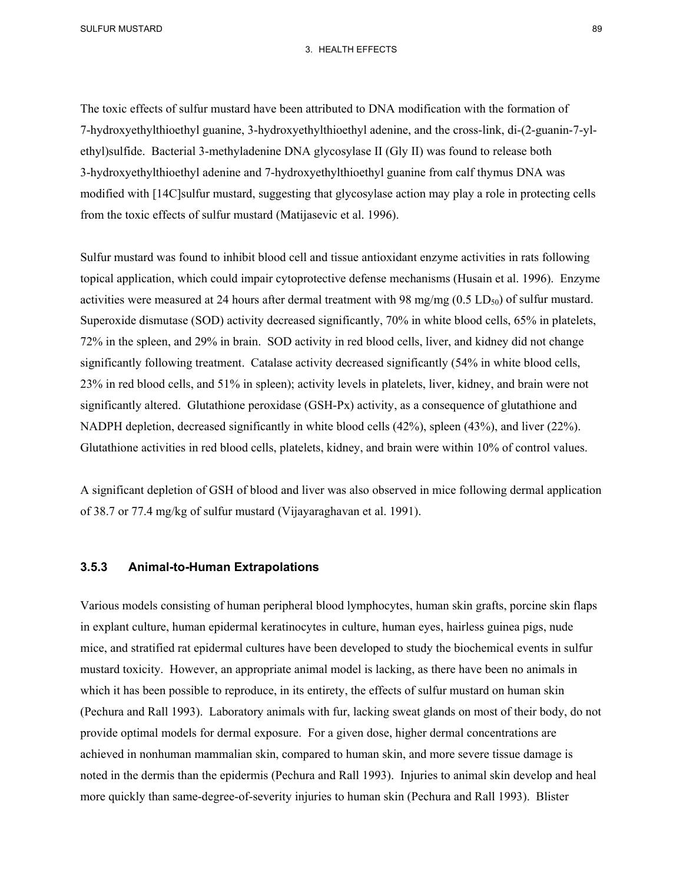The toxic effects of sulfur mustard have been attributed to DNA modification with the formation of 7-hydroxyethylthioethyl guanine, 3-hydroxyethylthioethyl adenine, and the cross-link, di-(2-guanin-7-yl-ethyl)sulfide. Bacterial 3-methyladenine DNA glycosylase II (Gly II) was found to release both 3-hydroxyethylthioethyl adenine and 7-hydroxyethylthioethyl guanine from calf thymus DNA was modified with [14C]sulfur mustard, suggesting that glycosylase action may play a role in protecting cells from the toxic effects of sulfur mustard (Matijasevic et al. 1996).

Sulfur mustard was found to inhibit blood cell and tissue antioxidant enzyme activities in rats following topical application, which could impair cytoprotective defense mechanisms (Husain et al. 1996). Enzyme activities were measured at 24 hours after dermal treatment with 98 mg/mg (0.5 $LD_{50}$) of sulfur mustard. Superoxide dismutase (SOD) activity decreased significantly, 70% in white blood cells, 65% in platelets, 72% in the spleen, and 29% in brain. SOD activity in red blood cells, liver, and kidney did not change significantly following treatment. Catalase activity decreased significantly (54% in white blood cells, 23% in red blood cells, and 51% in spleen); activity levels in platelets, liver, kidney, and brain were not significantly altered. Glutathione peroxidase (GSH-Px) activity, as a consequence of glutathione and NADPH depletion, decreased significantly in white blood cells (42%), spleen (43%), and liver (22%). Glutathione activities in red blood cells, platelets, kidney, and brain were within 10% of control values.

A significant depletion of GSH of blood and liver was also observed in mice following dermal application of 38.7 or 77.4 mg/kg of sulfur mustard (Vijayaraghavan et al. 1991).

### 3.5.3 Animal-to-Human Extrapolations

Various models consisting of human peripheral blood lymphocytes, human skin grafts, porcine skin flaps in explant culture, human epidermal keratinocytes in culture, human eyes, hairless guinea pigs, nude mice, and stratified rat epidermal cultures have been developed to study the biochemical events in sulfur mustard toxicity. However, an appropriate animal model is lacking, as there have been no animals in which it has been possible to reproduce, in its entirety, the effects of sulfur mustard on human skin (Pechura and Rall 1993). Laboratory animals with fur, lacking sweat glands on most of their body, do not provide optimal models for dermal exposure. For a given dose, higher dermal concentrations are achieved in nonhuman mammalian skin, compared to human skin, and more severe tissue damage is noted in the dermis than the epidermis (Pechura and Rall 1993). Injuries to animal skin develop and heal more quickly than same-degree-of-severity injuries to human skin (Pechura and Rall 1993). Blister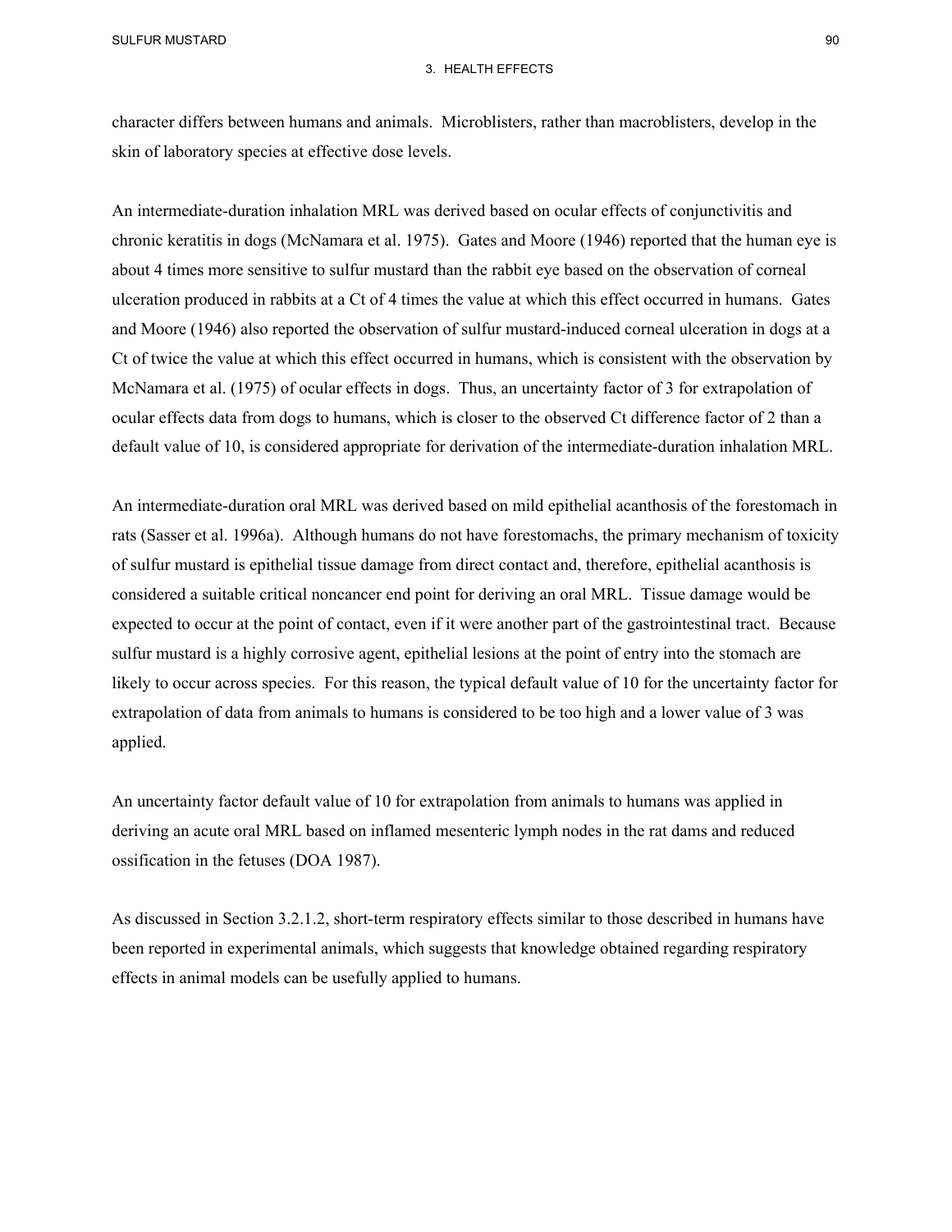character differs between humans and animals. Microblisters, rather than macroblisters, develop in the skin of laboratory species at effective dose levels.

An intermediate-duration inhalation MRL was derived based on ocular effects of conjunctivitis and chronic keratitis in dogs (McNamara et al. 1975). Gates and Moore (1946) reported that the human eye is about 4 times more sensitive to sulfur mustard than the rabbit eye based on the observation of corneal ulceration produced in rabbits at a Ct of 4 times the value at which this effect occurred in humans. Gates and Moore (1946) also reported the observation of sulfur mustard-induced corneal ulceration in dogs at a Ct of twice the value at which this effect occurred in humans, which is consistent with the observation by McNamara et al. (1975) of ocular effects in dogs. Thus, an uncertainty factor of 3 for extrapolation of ocular effects data from dogs to humans, which is closer to the observed Ct difference factor of 2 than a default value of 10, is considered appropriate for derivation of the intermediate-duration inhalation MRL.

An intermediate-duration oral MRL was derived based on mild epithelial acanthosis of the forestomach in rats (Sasser et al. 1996a). Although humans do not have forestomachs, the primary mechanism of toxicity of sulfur mustard is epithelial tissue damage from direct contact and, therefore, epithelial acanthosis is considered a suitable critical noncancer end point for deriving an oral MRL. Tissue damage would be expected to occur at the point of contact, even if it were another part of the gastrointestinal tract. Because sulfur mustard is a highly corrosive agent, epithelial lesions at the point of entry into the stomach are likely to occur across species. For this reason, the typical default value of 10 for the uncertainty factor for extrapolation of data from animals to humans is considered to be too high and a lower value of 3 was applied.

An uncertainty factor default value of 10 for extrapolation from animals to humans was applied in deriving an acute oral MRL based on inflamed mesenteric lymph nodes in the rat dams and reduced ossification in the fetuses (DOA 1987).

As discussed in Section 3.2.1.2, short-term respiratory effects similar to those described in humans have been reported in experimental animals, which suggests that knowledge obtained regarding respiratory effects in animal models can be usefully applied to humans.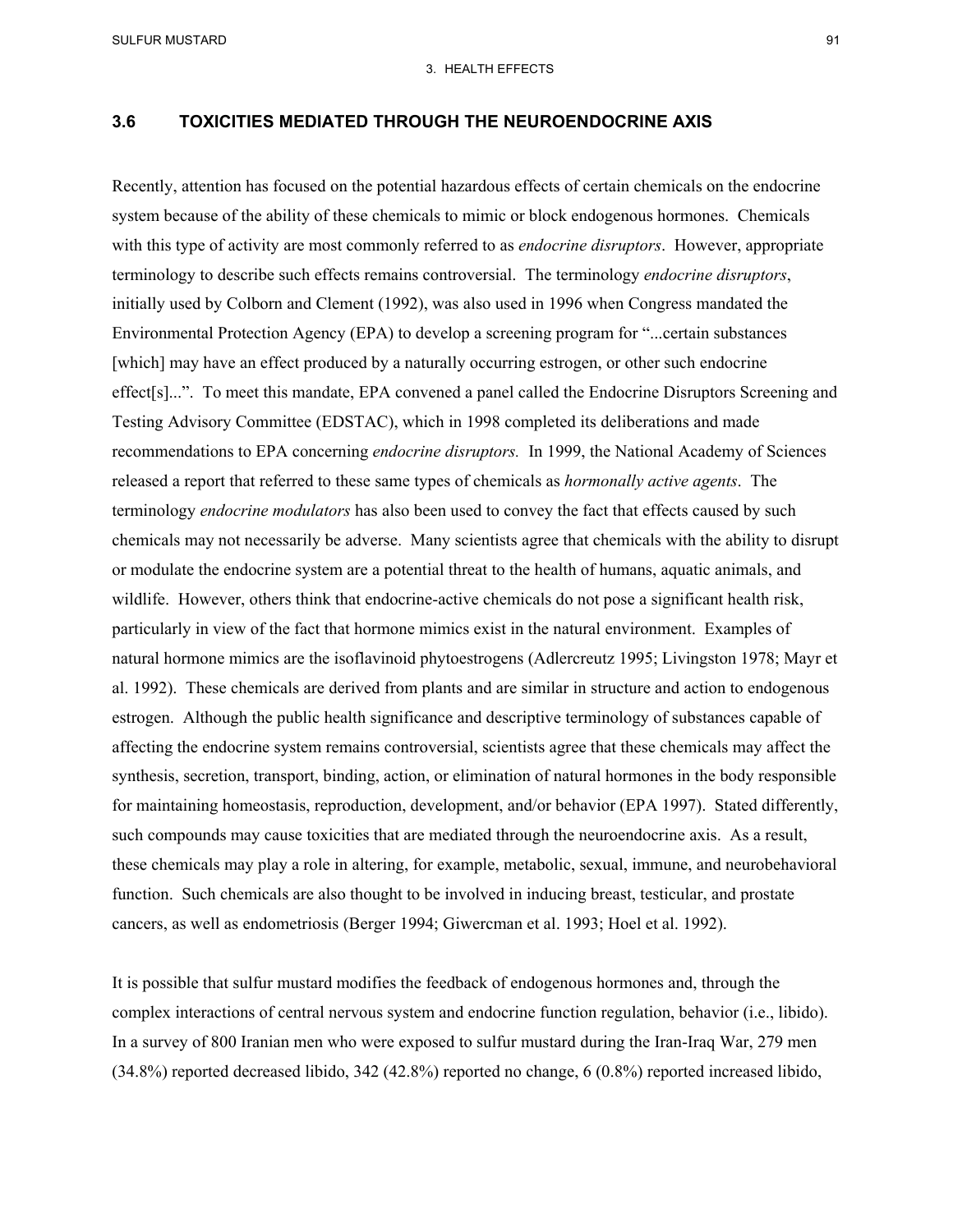### 3.6 TOXICITIES MEDIATED THROUGH THE NEUROENDOCRINE AXIS

Recently, attention has focused on the potential hazardous effects of certain chemicals on the endocrine system because of the ability of these chemicals to mimic or block endogenous hormones. Chemicals with this type of activity are most commonly referred to as *endocrine disruptors*. However, appropriate terminology to describe such effects remains controversial. The terminology *endocrine disruptors*, initially used by Colborn and Clement (1992), was also used in 1996 when Congress mandated the Environmental Protection Agency (EPA) to develop a screening program for "...certain substances [which] may have an effect produced by a naturally occurring estrogen, or other such endocrine effect[s]...". To meet this mandate, EPA convened a panel called the Endocrine Disruptors Screening and Testing Advisory Committee (EDSTAC), which in 1998 completed its deliberations and made recommendations to EPA concerning *endocrine disruptors.* In 1999, the National Academy of Sciences released a report that referred to these same types of chemicals as *hormonally active agents*. The terminology *endocrine modulators* has also been used to convey the fact that effects caused by such chemicals may not necessarily be adverse. Many scientists agree that chemicals with the ability to disrupt or modulate the endocrine system are a potential threat to the health of humans, aquatic animals, and wildlife. However, others think that endocrine-active chemicals do not pose a significant health risk, particularly in view of the fact that hormone mimics exist in the natural environment. Examples of natural hormone mimics are the isoflavinoid phytoestrogens (Adlercreutz 1995; Livingston 1978; Mayr et al. 1992). These chemicals are derived from plants and are similar in structure and action to endogenous estrogen. Although the public health significance and descriptive terminology of substances capable of affecting the endocrine system remains controversial, scientists agree that these chemicals may affect the synthesis, secretion, transport, binding, action, or elimination of natural hormones in the body responsible for maintaining homeostasis, reproduction, development, and/or behavior (EPA 1997). Stated differently, such compounds may cause toxicities that are mediated through the neuroendocrine axis. As a result, these chemicals may play a role in altering, for example, metabolic, sexual, immune, and neurobehavioral function. Such chemicals are also thought to be involved in inducing breast, testicular, and prostate cancers, as well as endometriosis (Berger 1994; Giwercman et al. 1993; Hoel et al. 1992).

It is possible that sulfur mustard modifies the feedback of endogenous hormones and, through the complex interactions of central nervous system and endocrine function regulation, behavior (i.e., libido). In a survey of 800 Iranian men who were exposed to sulfur mustard during the Iran-Iraq War, 279 men (34.8%) reported decreased libido, 342 (42.8%) reported no change, 6 (0.8%) reported increased libido,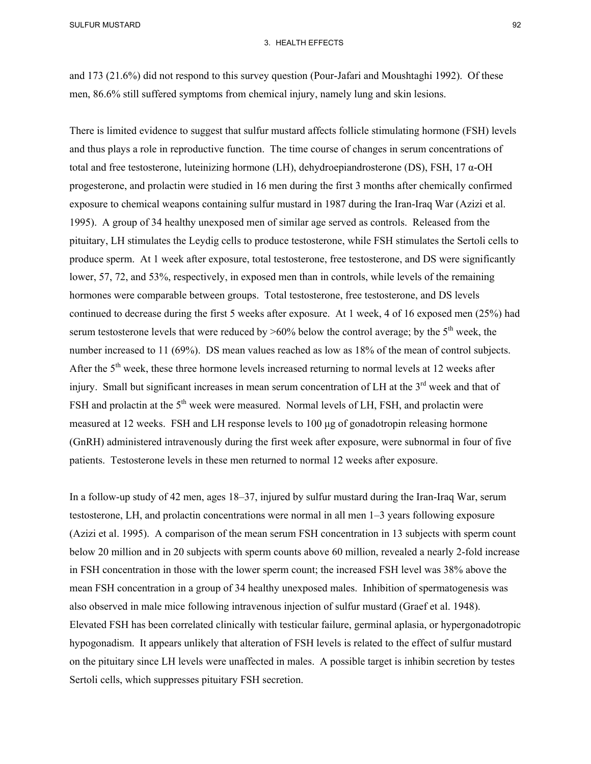and 173 (21.6%) did not respond to this survey question (Pour-Jafari and Moushtaghi 1992). Of these men, 86.6% still suffered symptoms from chemical injury, namely lung and skin lesions.

There is limited evidence to suggest that sulfur mustard affects follicle stimulating hormone (FSH) levels and thus plays a role in reproductive function. The time course of changes in serum concentrations of total and free testosterone, luteinizing hormone (LH), dehydroepiandrosterone (DS), FSH, 17 α-OH progesterone, and prolactin were studied in 16 men during the first 3 months after chemically confirmed exposure to chemical weapons containing sulfur mustard in 1987 during the Iran-Iraq War (Azizi et al. 1995). A group of 34 healthy unexposed men of similar age served as controls. Released from the pituitary, LH stimulates the Leydig cells to produce testosterone, while FSH stimulates the Sertoli cells to produce sperm. At 1 week after exposure, total testosterone, free testosterone, and DS were significantly lower, 57, 72, and 53%, respectively, in exposed men than in controls, while levels of the remaining hormones were comparable between groups. Total testosterone, free testosterone, and DS levels continued to decrease during the first 5 weeks after exposure. At 1 week, 4 of 16 exposed men (25%) had serum testosterone levels that were reduced by >60% below the control average; by the 5th week, the number increased to 11 (69%). DS mean values reached as low as 18% of the mean of control subjects. After the 5th week, these three hormone levels increased returning to normal levels at 12 weeks after injury. Small but significant increases in mean serum concentration of LH at the 3rd week and that of FSH and prolactin at the 5th week were measured. Normal levels of LH, FSH, and prolactin were measured at 12 weeks. FSH and LH response levels to 100 μg of gonadotropin releasing hormone (GnRH) administered intravenously during the first week after exposure, were subnormal in four of five patients. Testosterone levels in these men returned to normal 12 weeks after exposure.

In a follow-up study of 42 men, ages 18–37, injured by sulfur mustard during the Iran-Iraq War, serum testosterone, LH, and prolactin concentrations were normal in all men 1–3 years following exposure (Azizi et al. 1995). A comparison of the mean serum FSH concentration in 13 subjects with sperm count below 20 million and in 20 subjects with sperm counts above 60 million, revealed a nearly 2-fold increase in FSH concentration in those with the lower sperm count; the increased FSH level was 38% above the mean FSH concentration in a group of 34 healthy unexposed males. Inhibition of spermatogenesis was also observed in male mice following intravenous injection of sulfur mustard (Graef et al. 1948). Elevated FSH has been correlated clinically with testicular failure, germinal aplasia, or hypergonadotropic hypogonadism. It appears unlikely that alteration of FSH levels is related to the effect of sulfur mustard on the pituitary since LH levels were unaffected in males. A possible target is inhibin secretion by testes Sertoli cells, which suppresses pituitary FSH secretion.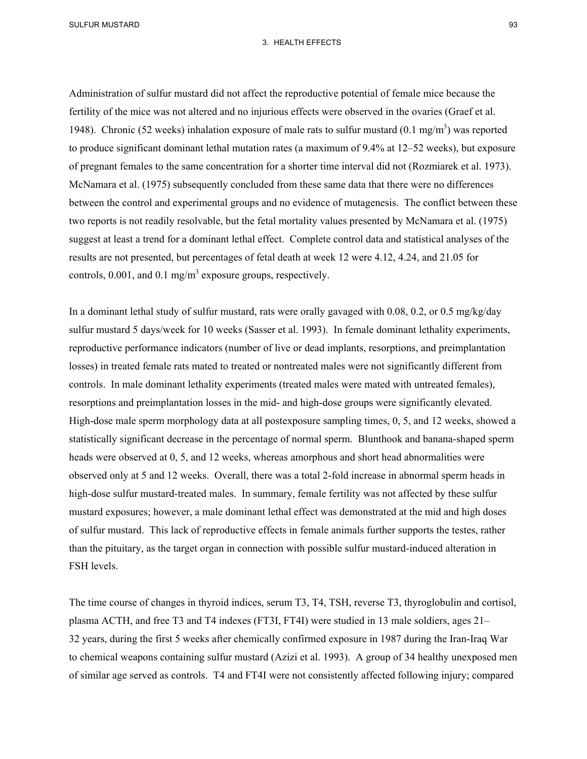Administration of sulfur mustard did not affect the reproductive potential of female mice because the fertility of the mice was not altered and no injurious effects were observed in the ovaries (Graef et al. 1948). Chronic (52 weeks) inhalation exposure of male rats to sulfur mustard (0.1 mg/$m^3$) was reported to produce significant dominant lethal mutation rates (a maximum of 9.4% at 12–52 weeks), but exposure of pregnant females to the same concentration for a shorter time interval did not (Rozmiarek et al. 1973). McNamara et al. (1975) subsequently concluded from these same data that there were no differences between the control and experimental groups and no evidence of mutagenesis. The conflict between these two reports is not readily resolvable, but the fetal mortality values presented by McNamara et al. (1975) suggest at least a trend for a dominant lethal effect. Complete control data and statistical analyses of the results are not presented, but percentages of fetal death at week 12 were 4.12, 4.24, and 21.05 for controls, 0.001, and 0.1 mg/$m^3$ exposure groups, respectively.

In a dominant lethal study of sulfur mustard, rats were orally gavaged with 0.08, 0.2, or 0.5 mg/kg/day sulfur mustard 5 days/week for 10 weeks (Sasser et al. 1993). In female dominant lethality experiments, reproductive performance indicators (number of live or dead implants, resorptions, and preimplantation losses) in treated female rats mated to treated or nontreated males were not significantly different from controls. In male dominant lethality experiments (treated males were mated with untreated females), resorptions and preimplantation losses in the mid- and high-dose groups were significantly elevated. High-dose male sperm morphology data at all postexposure sampling times, 0, 5, and 12 weeks, showed a statistically significant decrease in the percentage of normal sperm. Blunthook and banana-shaped sperm heads were observed at 0, 5, and 12 weeks, whereas amorphous and short head abnormalities were observed only at 5 and 12 weeks. Overall, there was a total 2-fold increase in abnormal sperm heads in high-dose sulfur mustard-treated males. In summary, female fertility was not affected by these sulfur mustard exposures; however, a male dominant lethal effect was demonstrated at the mid and high doses of sulfur mustard. This lack of reproductive effects in female animals further supports the testes, rather than the pituitary, as the target organ in connection with possible sulfur mustard-induced alteration in FSH levels.

The time course of changes in thyroid indices, serum T3, T4, TSH, reverse T3, thyroglobulin and cortisol, plasma ACTH, and free T3 and T4 indexes (FT3I, FT4I) were studied in 13 male soldiers, ages 21–32 years, during the first 5 weeks after chemically confirmed exposure in 1987 during the Iran-Iraq War to chemical weapons containing sulfur mustard (Azizi et al. 1993). A group of 34 healthy unexposed men of similar age served as controls. T4 and FT4I were not consistently affected following injury; compared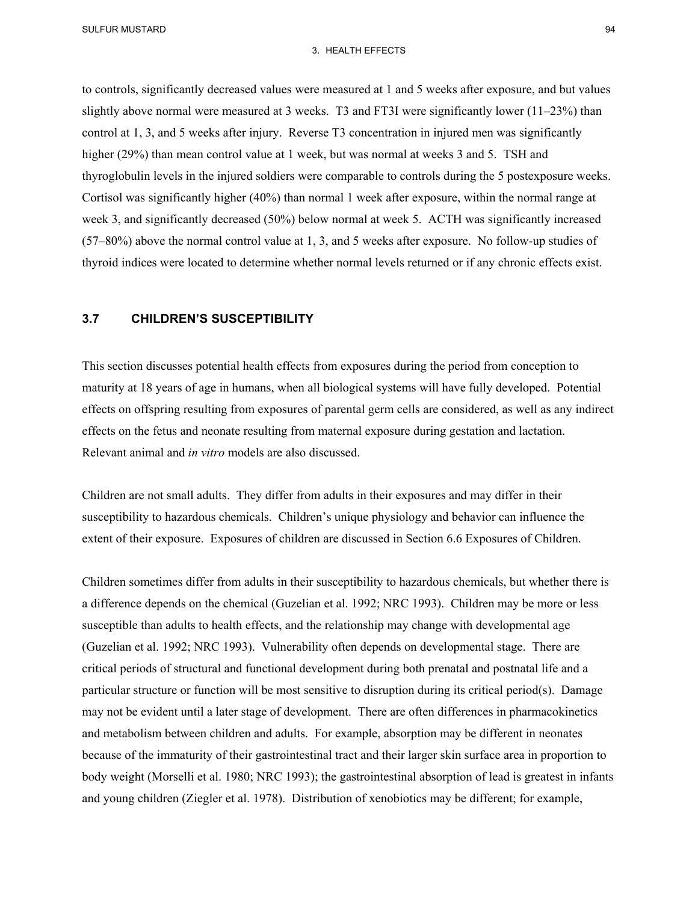to controls, significantly decreased values were measured at 1 and 5 weeks after exposure, and but values slightly above normal were measured at 3 weeks. T3 and FT3I were significantly lower (11–23%) than control at 1, 3, and 5 weeks after injury. Reverse T3 concentration in injured men was significantly higher (29%) than mean control value at 1 week, but was normal at weeks 3 and 5. TSH and thyroglobulin levels in the injured soldiers were comparable to controls during the 5 postexposure weeks. Cortisol was significantly higher (40%) than normal 1 week after exposure, within the normal range at week 3, and significantly decreased (50%) below normal at week 5. ACTH was significantly increased (57–80%) above the normal control value at 1, 3, and 5 weeks after exposure. No follow-up studies of thyroid indices were located to determine whether normal levels returned or if any chronic effects exist.

## 3.7 CHILDREN'S SUSCEPTIBILITY

This section discusses potential health effects from exposures during the period from conception to maturity at 18 years of age in humans, when all biological systems will have fully developed. Potential effects on offspring resulting from exposures of parental germ cells are considered, as well as any indirect effects on the fetus and neonate resulting from maternal exposure during gestation and lactation. Relevant animal and *in vitro* models are also discussed.

Children are not small adults. They differ from adults in their exposures and may differ in their susceptibility to hazardous chemicals. Children's unique physiology and behavior can influence the extent of their exposure. Exposures of children are discussed in Section 6.6 Exposures of Children.

Children sometimes differ from adults in their susceptibility to hazardous chemicals, but whether there is a difference depends on the chemical (Guzelian et al. 1992; NRC 1993). Children may be more or less susceptible than adults to health effects, and the relationship may change with developmental age (Guzelian et al. 1992; NRC 1993). Vulnerability often depends on developmental stage. There are critical periods of structural and functional development during both prenatal and postnatal life and a particular structure or function will be most sensitive to disruption during its critical period(s). Damage may not be evident until a later stage of development. There are often differences in pharmacokinetics and metabolism between children and adults. For example, absorption may be different in neonates because of the immaturity of their gastrointestinal tract and their larger skin surface area in proportion to body weight (Morselli et al. 1980; NRC 1993); the gastrointestinal absorption of lead is greatest in infants and young children (Ziegler et al. 1978). Distribution of xenobiotics may be different; for example,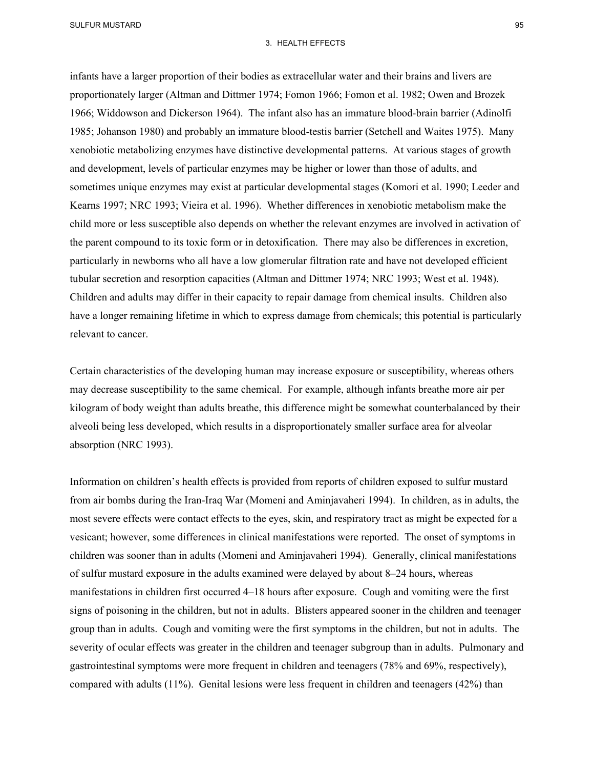infants have a larger proportion of their bodies as extracellular water and their brains and livers are proportionately larger (Altman and Dittmer 1974; Fomon 1966; Fomon et al. 1982; Owen and Brozek 1966; Widdowson and Dickerson 1964). The infant also has an immature blood-brain barrier (Adinolfi 1985; Johanson 1980) and probably an immature blood-testis barrier (Setchell and Waites 1975). Many xenobiotic metabolizing enzymes have distinctive developmental patterns. At various stages of growth and development, levels of particular enzymes may be higher or lower than those of adults, and sometimes unique enzymes may exist at particular developmental stages (Komori et al. 1990; Leeder and Kearns 1997; NRC 1993; Vieira et al. 1996). Whether differences in xenobiotic metabolism make the child more or less susceptible also depends on whether the relevant enzymes are involved in activation of the parent compound to its toxic form or in detoxification. There may also be differences in excretion, particularly in newborns who all have a low glomerular filtration rate and have not developed efficient tubular secretion and resorption capacities (Altman and Dittmer 1974; NRC 1993; West et al. 1948). Children and adults may differ in their capacity to repair damage from chemical insults. Children also have a longer remaining lifetime in which to express damage from chemicals; this potential is particularly relevant to cancer.

Certain characteristics of the developing human may increase exposure or susceptibility, whereas others may decrease susceptibility to the same chemical. For example, although infants breathe more air per kilogram of body weight than adults breathe, this difference might be somewhat counterbalanced by their alveoli being less developed, which results in a disproportionately smaller surface area for alveolar absorption (NRC 1993).

Information on children's health effects is provided from reports of children exposed to sulfur mustard from air bombs during the Iran-Iraq War (Momeni and Aminjavaheri 1994). In children, as in adults, the most severe effects were contact effects to the eyes, skin, and respiratory tract as might be expected for a vesicant; however, some differences in clinical manifestations were reported. The onset of symptoms in children was sooner than in adults (Momeni and Aminjavaheri 1994). Generally, clinical manifestations of sulfur mustard exposure in the adults examined were delayed by about 8–24 hours, whereas manifestations in children first occurred 4–18 hours after exposure. Cough and vomiting were the first signs of poisoning in the children, but not in adults. Blisters appeared sooner in the children and teenager group than in adults. Cough and vomiting were the first symptoms in the children, but not in adults. The severity of ocular effects was greater in the children and teenager subgroup than in adults. Pulmonary and gastrointestinal symptoms were more frequent in children and teenagers (78% and 69%, respectively), compared with adults (11%). Genital lesions were less frequent in children and teenagers (42%) than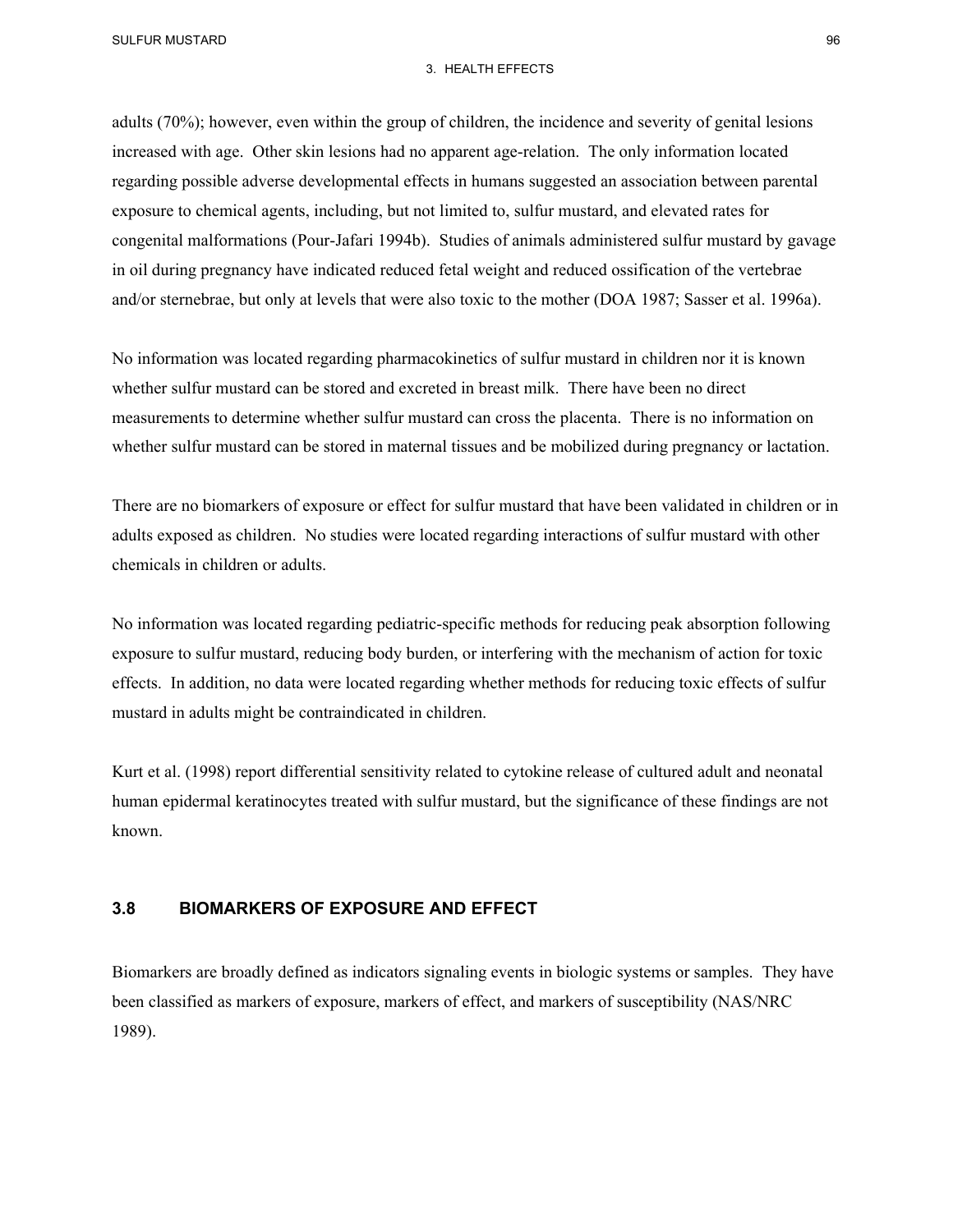adults (70%); however, even within the group of children, the incidence and severity of genital lesions increased with age. Other skin lesions had no apparent age-relation. The only information located regarding possible adverse developmental effects in humans suggested an association between parental exposure to chemical agents, including, but not limited to, sulfur mustard, and elevated rates for congenital malformations (Pour-Jafari 1994b). Studies of animals administered sulfur mustard by gavage in oil during pregnancy have indicated reduced fetal weight and reduced ossification of the vertebrae and/or sternebrae, but only at levels that were also toxic to the mother (DOA 1987; Sasser et al. 1996a).

No information was located regarding pharmacokinetics of sulfur mustard in children nor it is known whether sulfur mustard can be stored and excreted in breast milk. There have been no direct measurements to determine whether sulfur mustard can cross the placenta. There is no information on whether sulfur mustard can be stored in maternal tissues and be mobilized during pregnancy or lactation.

There are no biomarkers of exposure or effect for sulfur mustard that have been validated in children or in adults exposed as children. No studies were located regarding interactions of sulfur mustard with other chemicals in children or adults.

No information was located regarding pediatric-specific methods for reducing peak absorption following exposure to sulfur mustard, reducing body burden, or interfering with the mechanism of action for toxic effects. In addition, no data were located regarding whether methods for reducing toxic effects of sulfur mustard in adults might be contraindicated in children.

Kurt et al. (1998) report differential sensitivity related to cytokine release of cultured adult and neonatal human epidermal keratinocytes treated with sulfur mustard, but the significance of these findings are not known.

## 3.8 BIOMARKERS OF EXPOSURE AND EFFECT

Biomarkers are broadly defined as indicators signaling events in biologic systems or samples. They have been classified as markers of exposure, markers of effect, and markers of susceptibility (NAS/NRC 1989).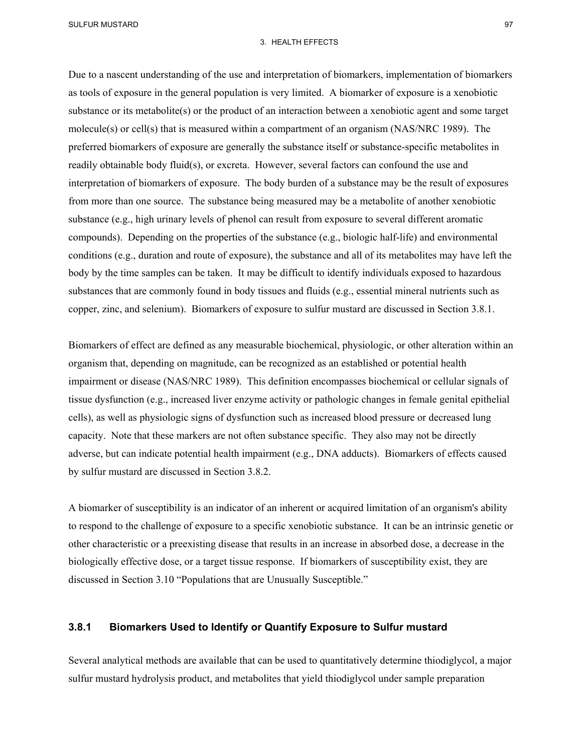Due to a nascent understanding of the use and interpretation of biomarkers, implementation of biomarkers as tools of exposure in the general population is very limited. A biomarker of exposure is a xenobiotic substance or its metabolite(s) or the product of an interaction between a xenobiotic agent and some target molecule(s) or cell(s) that is measured within a compartment of an organism (NAS/NRC 1989). The preferred biomarkers of exposure are generally the substance itself or substance-specific metabolites in readily obtainable body fluid(s), or excreta. However, several factors can confound the use and interpretation of biomarkers of exposure. The body burden of a substance may be the result of exposures from more than one source. The substance being measured may be a metabolite of another xenobiotic substance (e.g., high urinary levels of phenol can result from exposure to several different aromatic compounds). Depending on the properties of the substance (e.g., biologic half-life) and environmental conditions (e.g., duration and route of exposure), the substance and all of its metabolites may have left the body by the time samples can be taken. It may be difficult to identify individuals exposed to hazardous substances that are commonly found in body tissues and fluids (e.g., essential mineral nutrients such as copper, zinc, and selenium). Biomarkers of exposure to sulfur mustard are discussed in Section 3.8.1.

Biomarkers of effect are defined as any measurable biochemical, physiologic, or other alteration within an organism that, depending on magnitude, can be recognized as an established or potential health impairment or disease (NAS/NRC 1989). This definition encompasses biochemical or cellular signals of tissue dysfunction (e.g., increased liver enzyme activity or pathologic changes in female genital epithelial cells), as well as physiologic signs of dysfunction such as increased blood pressure or decreased lung capacity. Note that these markers are not often substance specific. They also may not be directly adverse, but can indicate potential health impairment (e.g., DNA adducts). Biomarkers of effects caused by sulfur mustard are discussed in Section 3.8.2.

A biomarker of susceptibility is an indicator of an inherent or acquired limitation of an organism's ability to respond to the challenge of exposure to a specific xenobiotic substance. It can be an intrinsic genetic or other characteristic or a preexisting disease that results in an increase in absorbed dose, a decrease in the biologically effective dose, or a target tissue response. If biomarkers of susceptibility exist, they are discussed in Section 3.10 "Populations that are Unusually Susceptible."

### 3.8.1 Biomarkers Used to Identify or Quantify Exposure to Sulfur mustard

Several analytical methods are available that can be used to quantitatively determine thiodiglycol, a major sulfur mustard hydrolysis product, and metabolites that yield thiodiglycol under sample preparation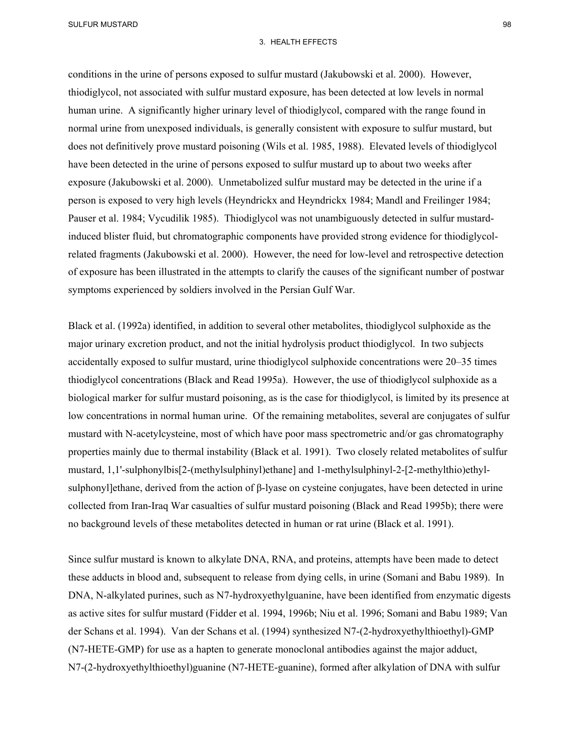conditions in the urine of persons exposed to sulfur mustard (Jakubowski et al. 2000). However, thiodiglycol, not associated with sulfur mustard exposure, has been detected at low levels in normal human urine. A significantly higher urinary level of thiodiglycol, compared with the range found in normal urine from unexposed individuals, is generally consistent with exposure to sulfur mustard, but does not definitively prove mustard poisoning (Wils et al. 1985, 1988). Elevated levels of thiodiglycol have been detected in the urine of persons exposed to sulfur mustard up to about two weeks after exposure (Jakubowski et al. 2000). Unmetabolized sulfur mustard may be detected in the urine if a person is exposed to very high levels (Heyndrickx and Heyndrickx 1984; Mandl and Freilinger 1984; Pauser et al. 1984; Vycudilik 1985). Thiodiglycol was not unambiguously detected in sulfur mustard-induced blister fluid, but chromatographic components have provided strong evidence for thiodiglycol-related fragments (Jakubowski et al. 2000). However, the need for low-level and retrospective detection of exposure has been illustrated in the attempts to clarify the causes of the significant number of postwar symptoms experienced by soldiers involved in the Persian Gulf War.

Black et al. (1992a) identified, in addition to several other metabolites, thiodiglycol sulphoxide as the major urinary excretion product, and not the initial hydrolysis product thiodiglycol. In two subjects accidentally exposed to sulfur mustard, urine thiodiglycol sulphoxide concentrations were 20–35 times thiodiglycol concentrations (Black and Read 1995a). However, the use of thiodiglycol sulphoxide as a biological marker for sulfur mustard poisoning, as is the case for thiodiglycol, is limited by its presence at low concentrations in normal human urine. Of the remaining metabolites, several are conjugates of sulfur mustard with N-acetylcysteine, most of which have poor mass spectrometric and/or gas chromatography properties mainly due to thermal instability (Black et al. 1991). Two closely related metabolites of sulfur mustard, 1,1'-sulphonylbis[2-(methylsulphinyl)ethane] and 1-methylsulphinyl-2-[2-methylthio)ethyl-sulphonyl]ethane, derived from the action of β-lyase on cysteine conjugates, have been detected in urine collected from Iran-Iraq War casualties of sulfur mustard poisoning (Black and Read 1995b); there were no background levels of these metabolites detected in human or rat urine (Black et al. 1991).

Since sulfur mustard is known to alkylate DNA, RNA, and proteins, attempts have been made to detect these adducts in blood and, subsequent to release from dying cells, in urine (Somani and Babu 1989). In DNA, N-alkylated purines, such as N7-hydroxyethylguanine, have been identified from enzymatic digests as active sites for sulfur mustard (Fidder et al. 1994, 1996b; Niu et al. 1996; Somani and Babu 1989; Van der Schans et al. 1994). Van der Schans et al. (1994) synthesized N7-(2-hydroxyethylthioethyl)-GMP (N7-HETE-GMP) for use as a hapten to generate monoclonal antibodies against the major adduct, N7-(2-hydroxyethylthioethyl)guanine (N7-HETE-guanine), formed after alkylation of DNA with sulfur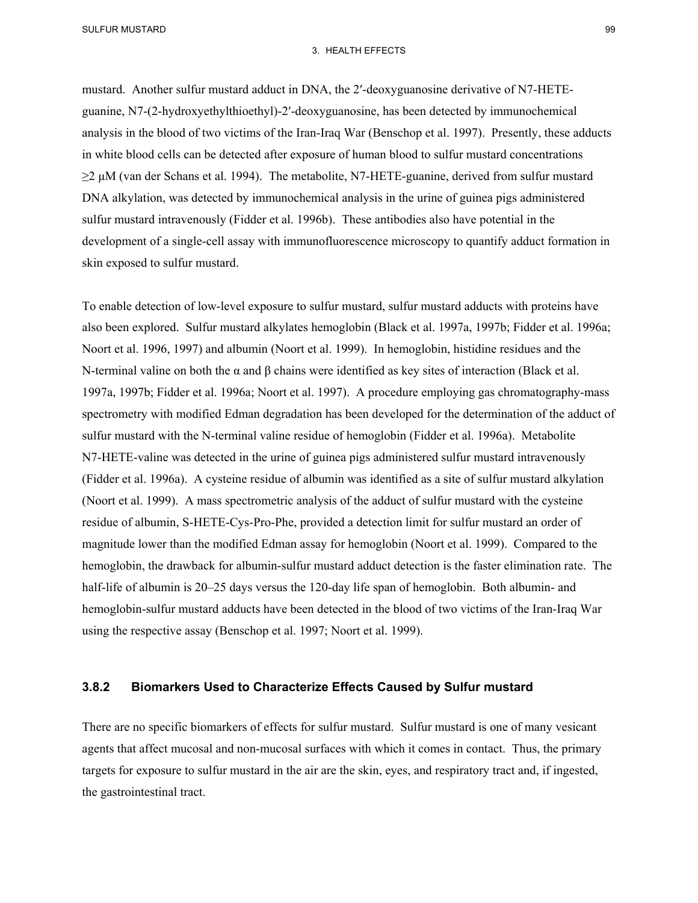mustard. Another sulfur mustard adduct in DNA, the 2′-deoxyguanosine derivative of N7-HETE-guanine, N7-(2-hydroxyethylthioethyl)-2′-deoxyguanosine, has been detected by immunochemical analysis in the blood of two victims of the Iran-Iraq War (Benschop et al. 1997). Presently, these adducts in white blood cells can be detected after exposure of human blood to sulfur mustard concentrations ≥2 μM (van der Schans et al. 1994). The metabolite, N7-HETE-guanine, derived from sulfur mustard DNA alkylation, was detected by immunochemical analysis in the urine of guinea pigs administered sulfur mustard intravenously (Fidder et al. 1996b). These antibodies also have potential in the development of a single-cell assay with immunofluorescence microscopy to quantify adduct formation in skin exposed to sulfur mustard.

To enable detection of low-level exposure to sulfur mustard, sulfur mustard adducts with proteins have also been explored. Sulfur mustard alkylates hemoglobin (Black et al. 1997a, 1997b; Fidder et al. 1996a; Noort et al. 1996, 1997) and albumin (Noort et al. 1999). In hemoglobin, histidine residues and the N-terminal valine on both the α and β chains were identified as key sites of interaction (Black et al. 1997a, 1997b; Fidder et al. 1996a; Noort et al. 1997). A procedure employing gas chromatography-mass spectrometry with modified Edman degradation has been developed for the determination of the adduct of sulfur mustard with the N-terminal valine residue of hemoglobin (Fidder et al. 1996a). Metabolite N7-HETE-valine was detected in the urine of guinea pigs administered sulfur mustard intravenously (Fidder et al. 1996a). A cysteine residue of albumin was identified as a site of sulfur mustard alkylation (Noort et al. 1999). A mass spectrometric analysis of the adduct of sulfur mustard with the cysteine residue of albumin, S-HETE-Cys-Pro-Phe, provided a detection limit for sulfur mustard an order of magnitude lower than the modified Edman assay for hemoglobin (Noort et al. 1999). Compared to the hemoglobin, the drawback for albumin-sulfur mustard adduct detection is the faster elimination rate. The half-life of albumin is 20–25 days versus the 120-day life span of hemoglobin. Both albumin- and hemoglobin-sulfur mustard adducts have been detected in the blood of two victims of the Iran-Iraq War using the respective assay (Benschop et al. 1997; Noort et al. 1999).

### 3.8.2 Biomarkers Used to Characterize Effects Caused by Sulfur mustard

There are no specific biomarkers of effects for sulfur mustard. Sulfur mustard is one of many vesicant agents that affect mucosal and non-mucosal surfaces with which it comes in contact. Thus, the primary targets for exposure to sulfur mustard in the air are the skin, eyes, and respiratory tract and, if ingested, the gastrointestinal tract.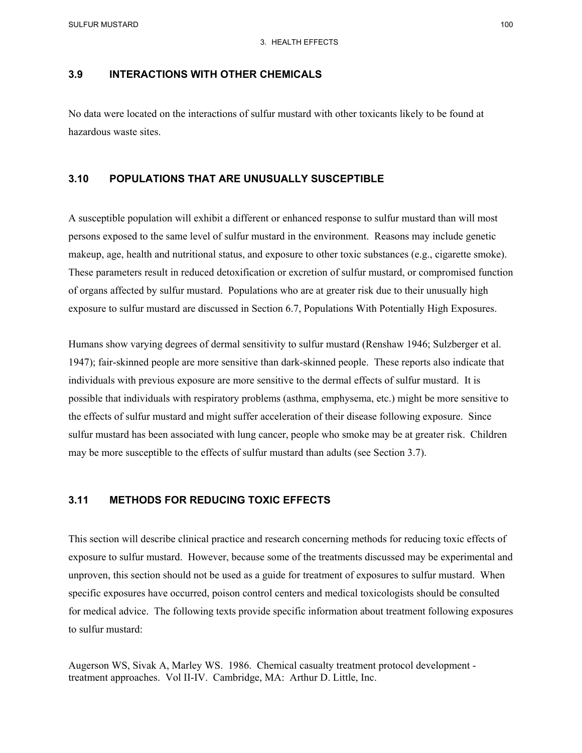## 3.9 INTERACTIONS WITH OTHER CHEMICALS

No data were located on the interactions of sulfur mustard with other toxicants likely to be found at hazardous waste sites.

## 3.10 POPULATIONS THAT ARE UNUSUALLY SUSCEPTIBLE

A susceptible population will exhibit a different or enhanced response to sulfur mustard than will most persons exposed to the same level of sulfur mustard in the environment. Reasons may include genetic makeup, age, health and nutritional status, and exposure to other toxic substances (e.g., cigarette smoke). These parameters result in reduced detoxification or excretion of sulfur mustard, or compromised function of organs affected by sulfur mustard. Populations who are at greater risk due to their unusually high exposure to sulfur mustard are discussed in Section 6.7, Populations With Potentially High Exposures.

Humans show varying degrees of dermal sensitivity to sulfur mustard (Renshaw 1946; Sulzberger et al. 1947); fair-skinned people are more sensitive than dark-skinned people. These reports also indicate that individuals with previous exposure are more sensitive to the dermal effects of sulfur mustard. It is possible that individuals with respiratory problems (asthma, emphysema, etc.) might be more sensitive to the effects of sulfur mustard and might suffer acceleration of their disease following exposure. Since sulfur mustard has been associated with lung cancer, people who smoke may be at greater risk. Children may be more susceptible to the effects of sulfur mustard than adults (see Section 3.7).

## 3.11 METHODS FOR REDUCING TOXIC EFFECTS

This section will describe clinical practice and research concerning methods for reducing toxic effects of exposure to sulfur mustard. However, because some of the treatments discussed may be experimental and unproven, this section should not be used as a guide for treatment of exposures to sulfur mustard. When specific exposures have occurred, poison control centers and medical toxicologists should be consulted for medical advice. The following texts provide specific information about treatment following exposures to sulfur mustard:

Augerson WS, Sivak A, Marley WS. 1986. Chemical casualty treatment protocol development - treatment approaches. Vol II-IV. Cambridge, MA: Arthur D. Little, Inc.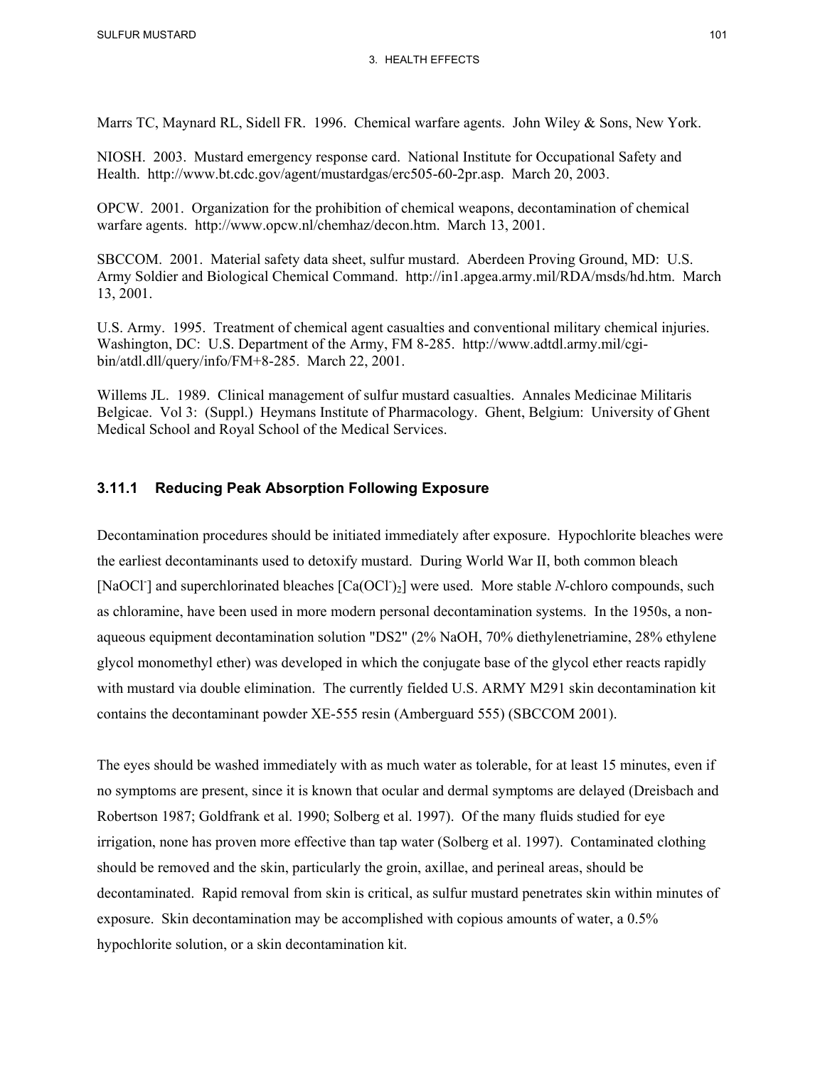Marrs TC, Maynard RL, Sidell FR. 1996. Chemical warfare agents. John Wiley & Sons, New York.

NIOSH. 2003. Mustard emergency response card. National Institute for Occupational Safety and Health. http://www.bt.cdc.gov/agent/mustardgas/erc505-60-2pr.asp. March 20, 2003.

OPCW. 2001. Organization for the prohibition of chemical weapons, decontamination of chemical warfare agents. http://www.opcw.nl/chemhaz/decon.htm. March 13, 2001.

SBCCOM. 2001. Material safety data sheet, sulfur mustard. Aberdeen Proving Ground, MD: U.S. Army Soldier and Biological Chemical Command. http://in1.apgea.army.mil/RDA/msds/hd.htm. March 13, 2001.

U.S. Army. 1995. Treatment of chemical agent casualties and conventional military chemical injuries. Washington, DC: U.S. Department of the Army, FM 8-285. http://www.adtdl.army.mil/cgi-bin/atdl.dll/query/info/FM+8-285. March 22, 2001.

Willems JL. 1989. Clinical management of sulfur mustard casualties. Annales Medicinae Militaris Belgicae. Vol 3: (Suppl.) Heymans Institute of Pharmacology. Ghent, Belgium: University of Ghent Medical School and Royal School of the Medical Services.

### 3.11.1 Reducing Peak Absorption Following Exposure

Decontamination procedures should be initiated immediately after exposure. Hypochlorite bleaches were the earliest decontaminants used to detoxify mustard. During World War II, both common bleach [$NaOCl^-$] and superchlorinated bleaches [$Ca(OCl^-)_2$] were used. More stable *N*-chloro compounds, such as chloramine, have been used in more modern personal decontamination systems. In the 1950s, a non-aqueous equipment decontamination solution "DS2" (2% NaOH, 70% diethylenetriamine, 28% ethylene glycol monomethyl ether) was developed in which the conjugate base of the glycol ether reacts rapidly with mustard via double elimination. The currently fielded U.S. ARMY M291 skin decontamination kit contains the decontaminant powder XE-555 resin (Amberguard 555) (SBCCOM 2001).

The eyes should be washed immediately with as much water as tolerable, for at least 15 minutes, even if no symptoms are present, since it is known that ocular and dermal symptoms are delayed (Dreisbach and Robertson 1987; Goldfrank et al. 1990; Solberg et al. 1997). Of the many fluids studied for eye irrigation, none has proven more effective than tap water (Solberg et al. 1997). Contaminated clothing should be removed and the skin, particularly the groin, axillae, and perineal areas, should be decontaminated. Rapid removal from skin is critical, as sulfur mustard penetrates skin within minutes of exposure. Skin decontamination may be accomplished with copious amounts of water, a 0.5% hypochlorite solution, or a skin decontamination kit.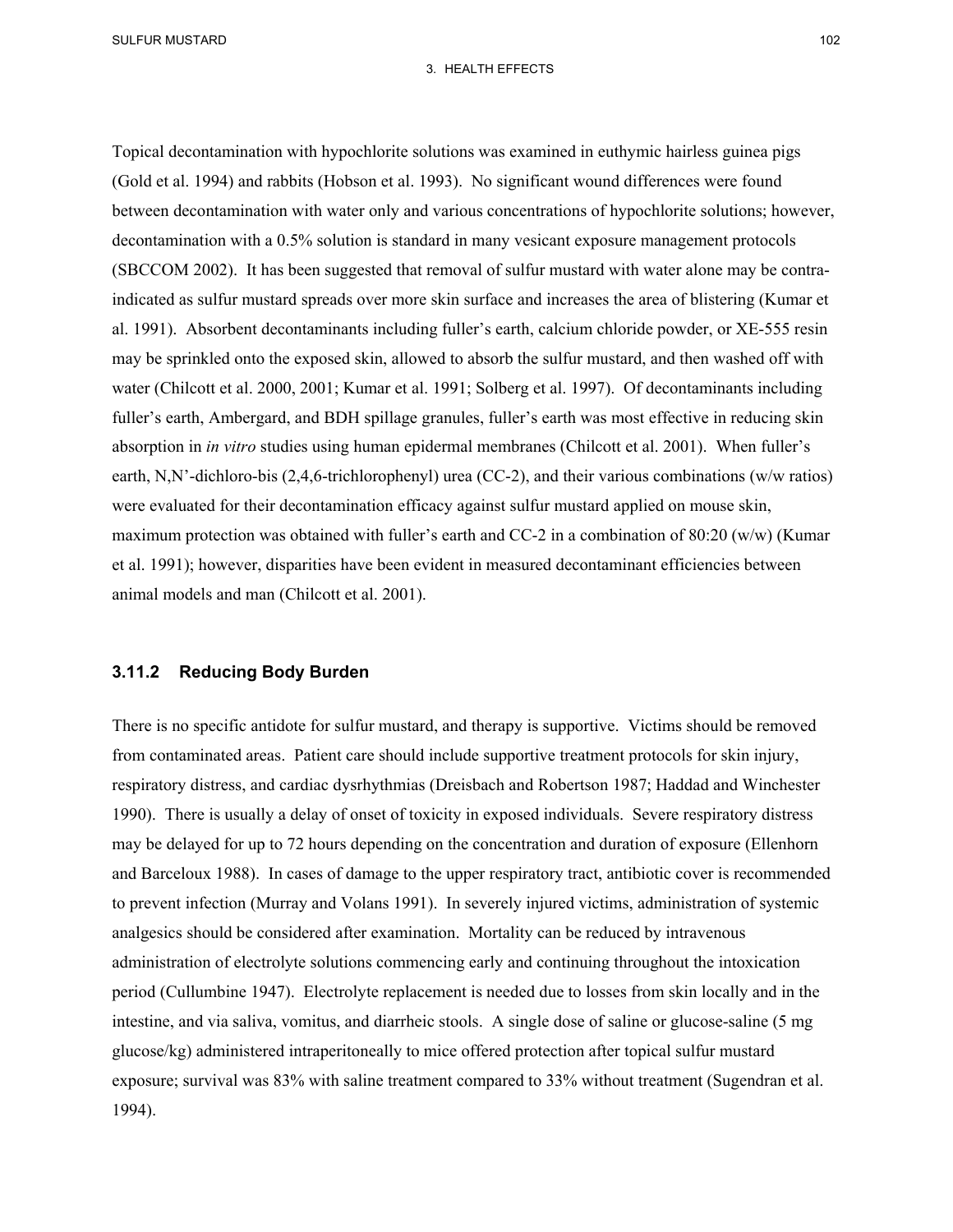Topical decontamination with hypochlorite solutions was examined in euthymic hairless guinea pigs (Gold et al. 1994) and rabbits (Hobson et al. 1993). No significant wound differences were found between decontamination with water only and various concentrations of hypochlorite solutions; however, decontamination with a 0.5% solution is standard in many vesicant exposure management protocols (SBCCOM 2002). It has been suggested that removal of sulfur mustard with water alone may be contra-indicated as sulfur mustard spreads over more skin surface and increases the area of blistering (Kumar et al. 1991). Absorbent decontaminants including fuller's earth, calcium chloride powder, or XE-555 resin may be sprinkled onto the exposed skin, allowed to absorb the sulfur mustard, and then washed off with water (Chilcott et al. 2000, 2001; Kumar et al. 1991; Solberg et al. 1997). Of decontaminants including fuller's earth, Ambergard, and BDH spillage granules, fuller's earth was most effective in reducing skin absorption in *in vitro* studies using human epidermal membranes (Chilcott et al. 2001). When fuller's earth, N,N'-dichloro-bis (2,4,6-trichlorophenyl) urea (CC-2), and their various combinations (w/w ratios) were evaluated for their decontamination efficacy against sulfur mustard applied on mouse skin, maximum protection was obtained with fuller's earth and CC-2 in a combination of 80:20 (w/w) (Kumar et al. 1991); however, disparities have been evident in measured decontaminant efficiencies between animal models and man (Chilcott et al. 2001).

### 3.11.2 Reducing Body Burden

There is no specific antidote for sulfur mustard, and therapy is supportive. Victims should be removed from contaminated areas. Patient care should include supportive treatment protocols for skin injury, respiratory distress, and cardiac dysrhythmias (Dreisbach and Robertson 1987; Haddad and Winchester 1990). There is usually a delay of onset of toxicity in exposed individuals. Severe respiratory distress may be delayed for up to 72 hours depending on the concentration and duration of exposure (Ellenhorn and Barceloux 1988). In cases of damage to the upper respiratory tract, antibiotic cover is recommended to prevent infection (Murray and Volans 1991). In severely injured victims, administration of systemic analgesics should be considered after examination. Mortality can be reduced by intravenous administration of electrolyte solutions commencing early and continuing throughout the intoxication period (Cullumbine 1947). Electrolyte replacement is needed due to losses from skin locally and in the intestine, and via saliva, vomitus, and diarrheic stools. A single dose of saline or glucose-saline (5 mg glucose/kg) administered intraperitoneally to mice offered protection after topical sulfur mustard exposure; survival was 83% with saline treatment compared to 33% without treatment (Sugendran et al. 1994).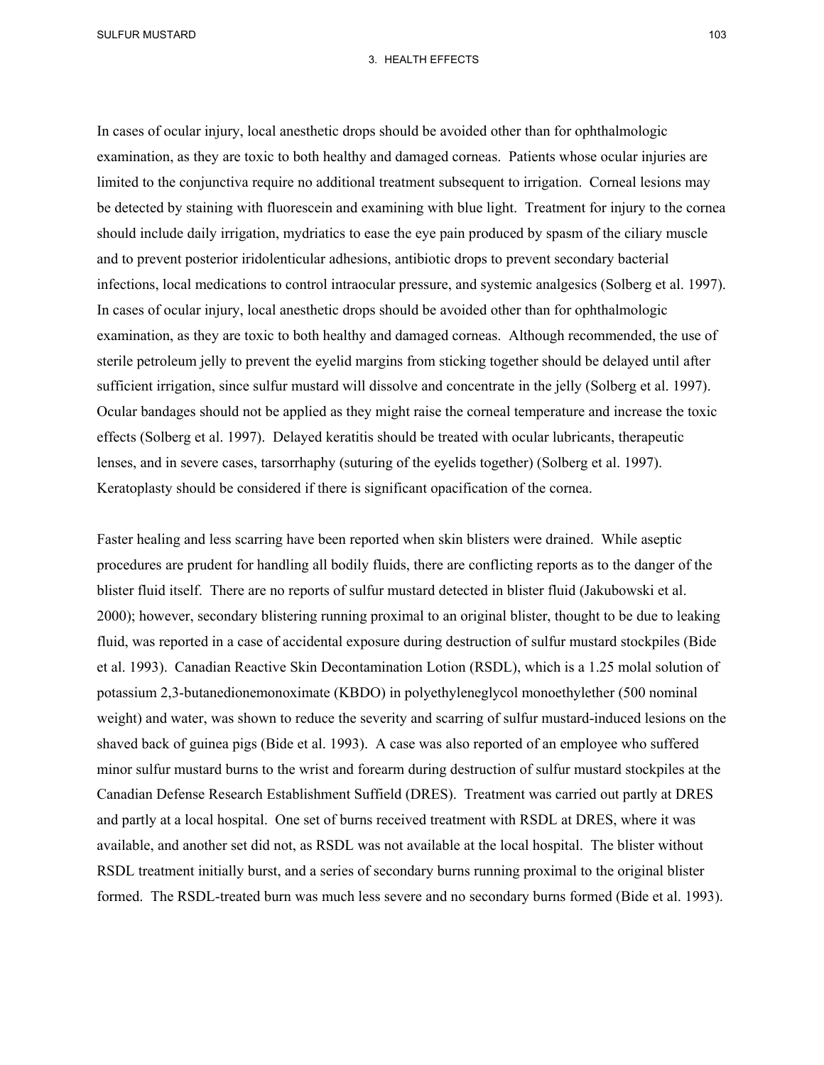In cases of ocular injury, local anesthetic drops should be avoided other than for ophthalmologic examination, as they are toxic to both healthy and damaged corneas. Patients whose ocular injuries are limited to the conjunctiva require no additional treatment subsequent to irrigation. Corneal lesions may be detected by staining with fluorescein and examining with blue light. Treatment for injury to the cornea should include daily irrigation, mydriatics to ease the eye pain produced by spasm of the ciliary muscle and to prevent posterior iridolenticular adhesions, antibiotic drops to prevent secondary bacterial infections, local medications to control intraocular pressure, and systemic analgesics (Solberg et al. 1997). In cases of ocular injury, local anesthetic drops should be avoided other than for ophthalmologic examination, as they are toxic to both healthy and damaged corneas. Although recommended, the use of sterile petroleum jelly to prevent the eyelid margins from sticking together should be delayed until after sufficient irrigation, since sulfur mustard will dissolve and concentrate in the jelly (Solberg et al. 1997). Ocular bandages should not be applied as they might raise the corneal temperature and increase the toxic effects (Solberg et al. 1997). Delayed keratitis should be treated with ocular lubricants, therapeutic lenses, and in severe cases, tarsorrhaphy (suturing of the eyelids together) (Solberg et al. 1997). Keratoplasty should be considered if there is significant opacification of the cornea.

Faster healing and less scarring have been reported when skin blisters were drained. While aseptic procedures are prudent for handling all bodily fluids, there are conflicting reports as to the danger of the blister fluid itself. There are no reports of sulfur mustard detected in blister fluid (Jakubowski et al. 2000); however, secondary blistering running proximal to an original blister, thought to be due to leaking fluid, was reported in a case of accidental exposure during destruction of sulfur mustard stockpiles (Bide et al. 1993). Canadian Reactive Skin Decontamination Lotion (RSDL), which is a 1.25 molal solution of potassium 2,3-butanedionemonoximate (KBDO) in polyethyleneglycol monoethylether (500 nominal weight) and water, was shown to reduce the severity and scarring of sulfur mustard-induced lesions on the shaved back of guinea pigs (Bide et al. 1993). A case was also reported of an employee who suffered minor sulfur mustard burns to the wrist and forearm during destruction of sulfur mustard stockpiles at the Canadian Defense Research Establishment Suffield (DRES). Treatment was carried out partly at DRES and partly at a local hospital. One set of burns received treatment with RSDL at DRES, where it was available, and another set did not, as RSDL was not available at the local hospital. The blister without RSDL treatment initially burst, and a series of secondary burns running proximal to the original blister formed. The RSDL-treated burn was much less severe and no secondary burns formed (Bide et al. 1993).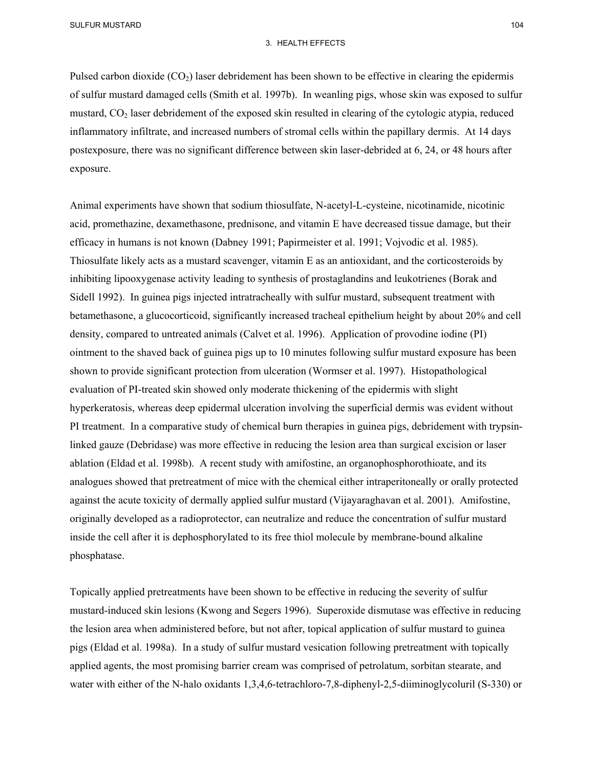Pulsed carbon dioxide ($CO_2$) laser debridement has been shown to be effective in clearing the epidermis of sulfur mustard damaged cells (Smith et al. 1997b). In weanling pigs, whose skin was exposed to sulfur mustard, $CO_2$ laser debridement of the exposed skin resulted in clearing of the cytologic atypia, reduced inflammatory infiltrate, and increased numbers of stromal cells within the papillary dermis. At 14 days postexposure, there was no significant difference between skin laser-debrided at 6, 24, or 48 hours after exposure.

Animal experiments have shown that sodium thiosulfate, N-acetyl-L-cysteine, nicotinamide, nicotinic acid, promethazine, dexamethasone, prednisone, and vitamin E have decreased tissue damage, but their efficacy in humans is not known (Dabney 1991; Papirmeister et al. 1991; Vojvodic et al. 1985). Thiosulfate likely acts as a mustard scavenger, vitamin E as an antioxidant, and the corticosteroids by inhibiting lipooxygenase activity leading to synthesis of prostaglandins and leukotrienes (Borak and Sidell 1992). In guinea pigs injected intratracheally with sulfur mustard, subsequent treatment with betamethasone, a glucocorticoid, significantly increased tracheal epithelium height by about 20% and cell density, compared to untreated animals (Calvet et al. 1996). Application of provodine iodine (PI) ointment to the shaved back of guinea pigs up to 10 minutes following sulfur mustard exposure has been shown to provide significant protection from ulceration (Wormser et al. 1997). Histopathological evaluation of PI-treated skin showed only moderate thickening of the epidermis with slight hyperkeratosis, whereas deep epidermal ulceration involving the superficial dermis was evident without PI treatment. In a comparative study of chemical burn therapies in guinea pigs, debridement with trypsin-linked gauze (Debridase) was more effective in reducing the lesion area than surgical excision or laser ablation (Eldad et al. 1998b). A recent study with amifostine, an organophosphorothioate, and its analogues showed that pretreatment of mice with the chemical either intraperitoneally or orally protected against the acute toxicity of dermally applied sulfur mustard (Vijayaraghavan et al. 2001). Amifostine, originally developed as a radioprotector, can neutralize and reduce the concentration of sulfur mustard inside the cell after it is dephosphorylated to its free thiol molecule by membrane-bound alkaline phosphatase.

Topically applied pretreatments have been shown to be effective in reducing the severity of sulfur mustard-induced skin lesions (Kwong and Segers 1996). Superoxide dismutase was effective in reducing the lesion area when administered before, but not after, topical application of sulfur mustard to guinea pigs (Eldad et al. 1998a). In a study of sulfur mustard vesication following pretreatment with topically applied agents, the most promising barrier cream was comprised of petrolatum, sorbitan stearate, and water with either of the N-halo oxidants 1,3,4,6-tetrachloro-7,8-diphenyl-2,5-diiminoglycoluril (S-330) or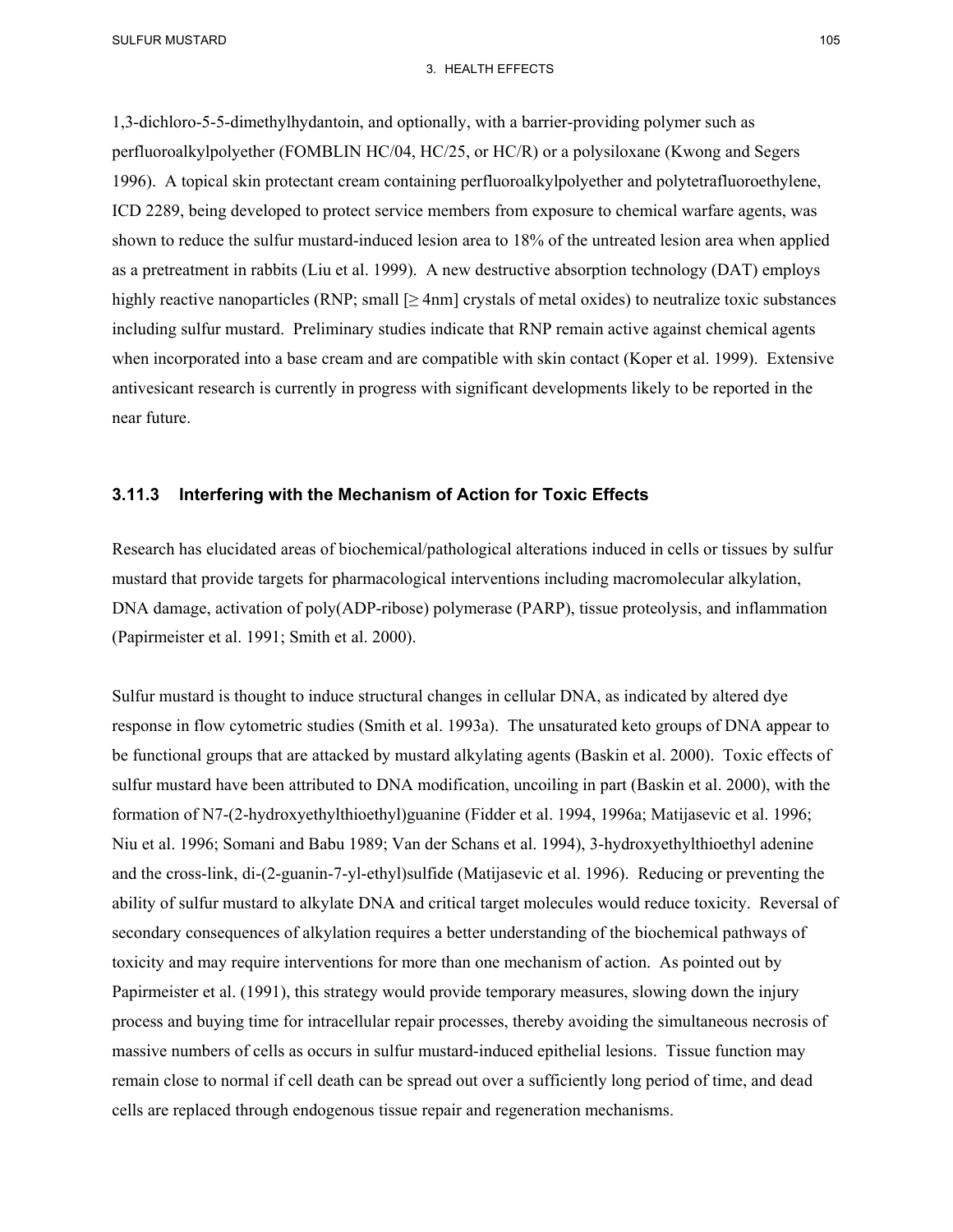1,3-dichloro-5-5-dimethylhydantoin, and optionally, with a barrier-providing polymer such as perfluoroalkylpolyether (FOMBLIN HC/04, HC/25, or HC/R) or a polysiloxane (Kwong and Segers 1996). A topical skin protectant cream containing perfluoroalkylpolyether and polytetrafluoroethylene, ICD 2289, being developed to protect service members from exposure to chemical warfare agents, was shown to reduce the sulfur mustard-induced lesion area to 18% of the untreated lesion area when applied as a pretreatment in rabbits (Liu et al. 1999). A new destructive absorption technology (DAT) employs highly reactive nanoparticles (RNP; small [≥ 4nm] crystals of metal oxides) to neutralize toxic substances including sulfur mustard. Preliminary studies indicate that RNP remain active against chemical agents when incorporated into a base cream and are compatible with skin contact (Koper et al. 1999). Extensive antivesicant research is currently in progress with significant developments likely to be reported in the near future.

### 3.11.3 Interfering with the Mechanism of Action for Toxic Effects

Research has elucidated areas of biochemical/pathological alterations induced in cells or tissues by sulfur mustard that provide targets for pharmacological interventions including macromolecular alkylation, DNA damage, activation of poly(ADP-ribose) polymerase (PARP), tissue proteolysis, and inflammation (Papirmeister et al. 1991; Smith et al. 2000).

Sulfur mustard is thought to induce structural changes in cellular DNA, as indicated by altered dye response in flow cytometric studies (Smith et al. 1993a). The unsaturated keto groups of DNA appear to be functional groups that are attacked by mustard alkylating agents (Baskin et al. 2000). Toxic effects of sulfur mustard have been attributed to DNA modification, uncoiling in part (Baskin et al. 2000), with the formation of N7-(2-hydroxyethylthioethyl)guanine (Fidder et al. 1994, 1996a; Matijasevic et al. 1996; Niu et al. 1996; Somani and Babu 1989; Van der Schans et al. 1994), 3-hydroxyethylthioethyl adenine and the cross-link, di-(2-guanin-7-yl-ethyl)sulfide (Matijasevic et al. 1996). Reducing or preventing the ability of sulfur mustard to alkylate DNA and critical target molecules would reduce toxicity. Reversal of secondary consequences of alkylation requires a better understanding of the biochemical pathways of toxicity and may require interventions for more than one mechanism of action. As pointed out by Papirmeister et al. (1991), this strategy would provide temporary measures, slowing down the injury process and buying time for intracellular repair processes, thereby avoiding the simultaneous necrosis of massive numbers of cells as occurs in sulfur mustard-induced epithelial lesions. Tissue function may remain close to normal if cell death can be spread out over a sufficiently long period of time, and dead cells are replaced through endogenous tissue repair and regeneration mechanisms.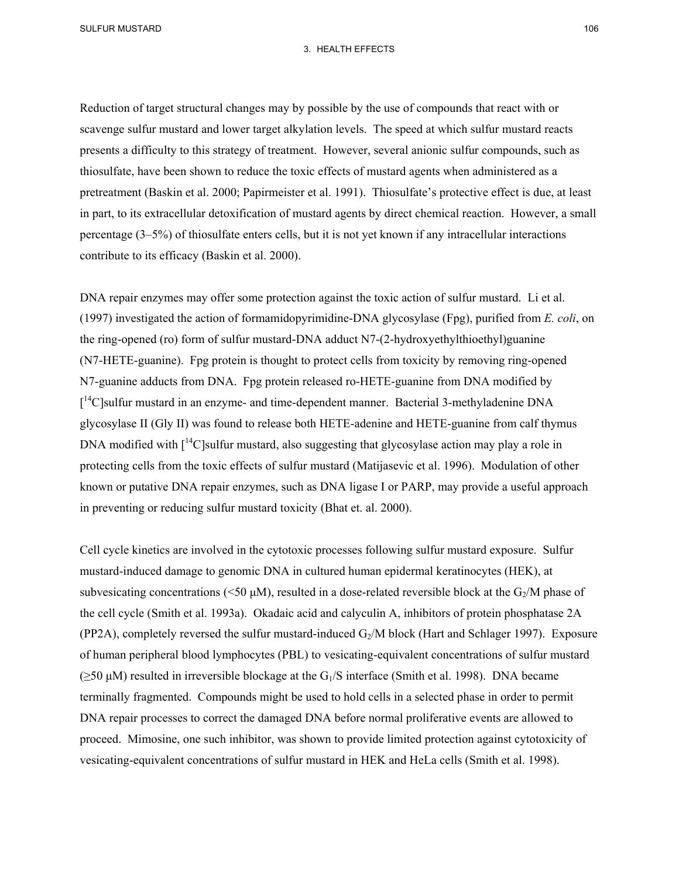Reduction of target structural changes may by possible by the use of compounds that react with or scavenge sulfur mustard and lower target alkylation levels. The speed at which sulfur mustard reacts presents a difficulty to this strategy of treatment. However, several anionic sulfur compounds, such as thiosulfate, have been shown to reduce the toxic effects of mustard agents when administered as a pretreatment (Baskin et al. 2000; Papirmeister et al. 1991). Thiosulfate's protective effect is due, at least in part, to its extracellular detoxification of mustard agents by direct chemical reaction. However, a small percentage (3–5%) of thiosulfate enters cells, but it is not yet known if any intracellular interactions contribute to its efficacy (Baskin et al. 2000).

DNA repair enzymes may offer some protection against the toxic action of sulfur mustard. Li et al. (1997) investigated the action of formamidopyrimidine-DNA glycosylase (Fpg), purified from *E. coli*, on the ring-opened (ro) form of sulfur mustard-DNA adduct N7-(2-hydroxyethylthioethyl)guanine (N7-HETE-guanine). Fpg protein is thought to protect cells from toxicity by removing ring-opened N7-guanine adducts from DNA. Fpg protein released ro-HETE-guanine from DNA modified by [$^{14}$C]sulfur mustard in an enzyme- and time-dependent manner. Bacterial 3-methyladenine DNA glycosylase II (Gly II) was found to release both HETE-adenine and HETE-guanine from calf thymus DNA modified with [$^{14}$C]sulfur mustard, also suggesting that glycosylase action may play a role in protecting cells from the toxic effects of sulfur mustard (Matijasevic et al. 1996). Modulation of other known or putative DNA repair enzymes, such as DNA ligase I or PARP, may provide a useful approach in preventing or reducing sulfur mustard toxicity (Bhat et. al. 2000).

Cell cycle kinetics are involved in the cytotoxic processes following sulfur mustard exposure. Sulfur mustard-induced damage to genomic DNA in cultured human epidermal keratinocytes (HEK), at subvesicating concentrations (<50 μM), resulted in a dose-related reversible block at the $G_2$/M phase of the cell cycle (Smith et al. 1993a). Okadaic acid and calyculin A, inhibitors of protein phosphatase 2A (PP2A), completely reversed the sulfur mustard-induced $G_2$/M block (Hart and Schlager 1997). Exposure of human peripheral blood lymphocytes (PBL) to vesicating-equivalent concentrations of sulfur mustard (≥50 μM) resulted in irreversible blockage at the $G_1$/S interface (Smith et al. 1998). DNA became terminally fragmented. Compounds might be used to hold cells in a selected phase in order to permit DNA repair processes to correct the damaged DNA before normal proliferative events are allowed to proceed. Mimosine, one such inhibitor, was shown to provide limited protection against cytotoxicity of vesicating-equivalent concentrations of sulfur mustard in HEK and HeLa cells (Smith et al. 1998).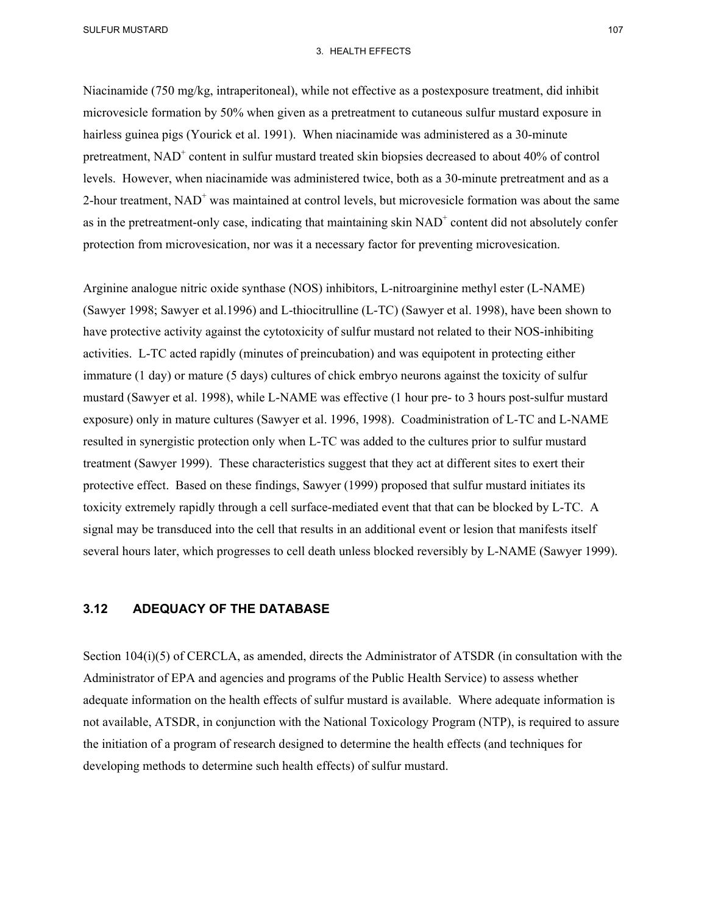Niacinamide (750 mg/kg, intraperitoneal), while not effective as a postexposure treatment, did inhibit microvesicle formation by 50% when given as a pretreatment to cutaneous sulfur mustard exposure in hairless guinea pigs (Yourick et al. 1991). When niacinamide was administered as a 30-minute pretreatment, $NAD^+$ content in sulfur mustard treated skin biopsies decreased to about 40% of control levels. However, when niacinamide was administered twice, both as a 30-minute pretreatment and as a 2-hour treatment, $NAD^+$ was maintained at control levels, but microvesicle formation was about the same as in the pretreatment-only case, indicating that maintaining skin $NAD^+$ content did not absolutely confer protection from microvesication, nor was it a necessary factor for preventing microvesication.

Arginine analogue nitric oxide synthase (NOS) inhibitors, L-nitroarginine methyl ester (L-NAME) (Sawyer 1998; Sawyer et al.1996) and L-thiocitrulline (L-TC) (Sawyer et al. 1998), have been shown to have protective activity against the cytotoxicity of sulfur mustard not related to their NOS-inhibiting activities. L-TC acted rapidly (minutes of preincubation) and was equipotent in protecting either immature (1 day) or mature (5 days) cultures of chick embryo neurons against the toxicity of sulfur mustard (Sawyer et al. 1998), while L-NAME was effective (1 hour pre- to 3 hours post-sulfur mustard exposure) only in mature cultures (Sawyer et al. 1996, 1998). Coadministration of L-TC and L-NAME resulted in synergistic protection only when L-TC was added to the cultures prior to sulfur mustard treatment (Sawyer 1999). These characteristics suggest that they act at different sites to exert their protective effect. Based on these findings, Sawyer (1999) proposed that sulfur mustard initiates its toxicity extremely rapidly through a cell surface-mediated event that that can be blocked by L-TC. A signal may be transduced into the cell that results in an additional event or lesion that manifests itself several hours later, which progresses to cell death unless blocked reversibly by L-NAME (Sawyer 1999).

## 3.12 ADEQUACY OF THE DATABASE

Section 104(i)(5) of CERCLA, as amended, directs the Administrator of ATSDR (in consultation with the Administrator of EPA and agencies and programs of the Public Health Service) to assess whether adequate information on the health effects of sulfur mustard is available. Where adequate information is not available, ATSDR, in conjunction with the National Toxicology Program (NTP), is required to assure the initiation of a program of research designed to determine the health effects (and techniques for developing methods to determine such health effects) of sulfur mustard.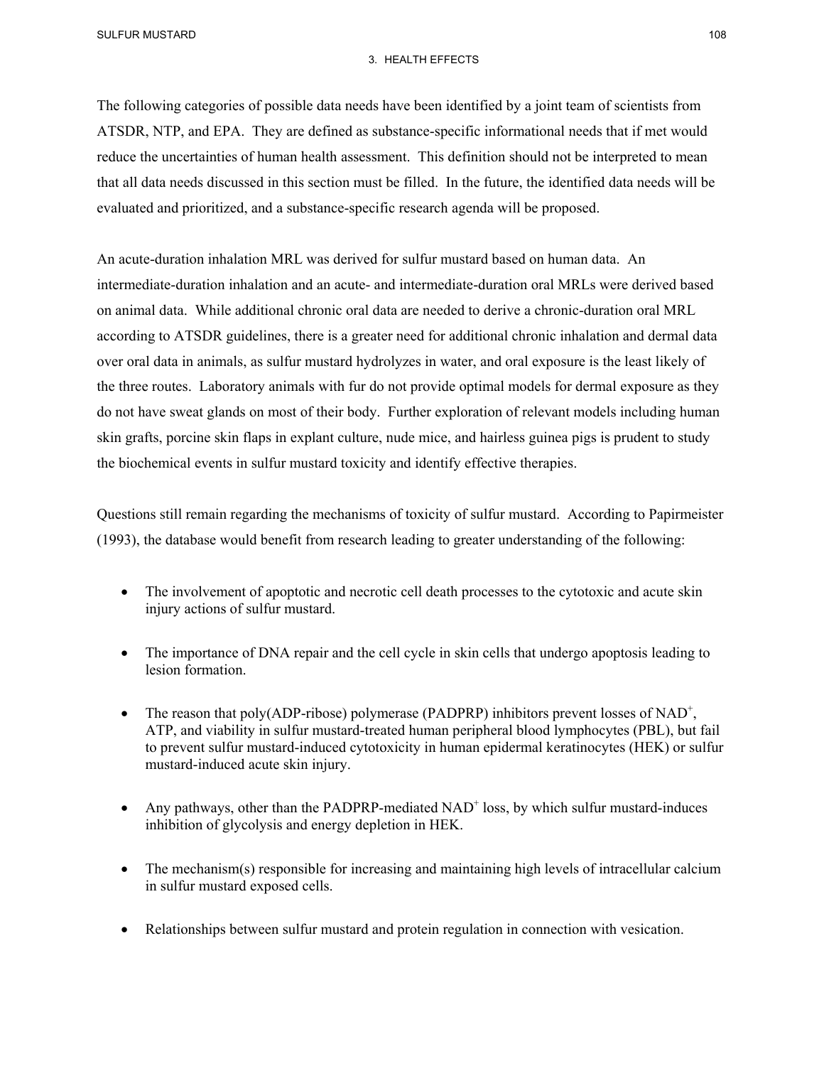The following categories of possible data needs have been identified by a joint team of scientists from ATSDR, NTP, and EPA. They are defined as substance-specific informational needs that if met would reduce the uncertainties of human health assessment. This definition should not be interpreted to mean that all data needs discussed in this section must be filled. In the future, the identified data needs will be evaluated and prioritized, and a substance-specific research agenda will be proposed.

An acute-duration inhalation MRL was derived for sulfur mustard based on human data. An intermediate-duration inhalation and an acute- and intermediate-duration oral MRLs were derived based on animal data. While additional chronic oral data are needed to derive a chronic-duration oral MRL according to ATSDR guidelines, there is a greater need for additional chronic inhalation and dermal data over oral data in animals, as sulfur mustard hydrolyzes in water, and oral exposure is the least likely of the three routes. Laboratory animals with fur do not provide optimal models for dermal exposure as they do not have sweat glands on most of their body. Further exploration of relevant models including human skin grafts, porcine skin flaps in explant culture, nude mice, and hairless guinea pigs is prudent to study the biochemical events in sulfur mustard toxicity and identify effective therapies.

Questions still remain regarding the mechanisms of toxicity of sulfur mustard. According to Papirmeister (1993), the database would benefit from research leading to greater understanding of the following:

- The involvement of apoptotic and necrotic cell death processes to the cytotoxic and acute skin injury actions of sulfur mustard.
- The importance of DNA repair and the cell cycle in skin cells that undergo apoptosis leading to lesion formation.
- The reason that poly(ADP-ribose) polymerase (PADPRP) inhibitors prevent losses of $NAD^+$, ATP, and viability in sulfur mustard-treated human peripheral blood lymphocytes (PBL), but fail to prevent sulfur mustard-induced cytotoxicity in human epidermal keratinocytes (HEK) or sulfur mustard-induced acute skin injury.
- Any pathways, other than the PADPRP-mediated $NAD^+$ loss, by which sulfur mustard-induces inhibition of glycolysis and energy depletion in HEK.
- The mechanism(s) responsible for increasing and maintaining high levels of intracellular calcium in sulfur mustard exposed cells.
- Relationships between sulfur mustard and protein regulation in connection with vesication.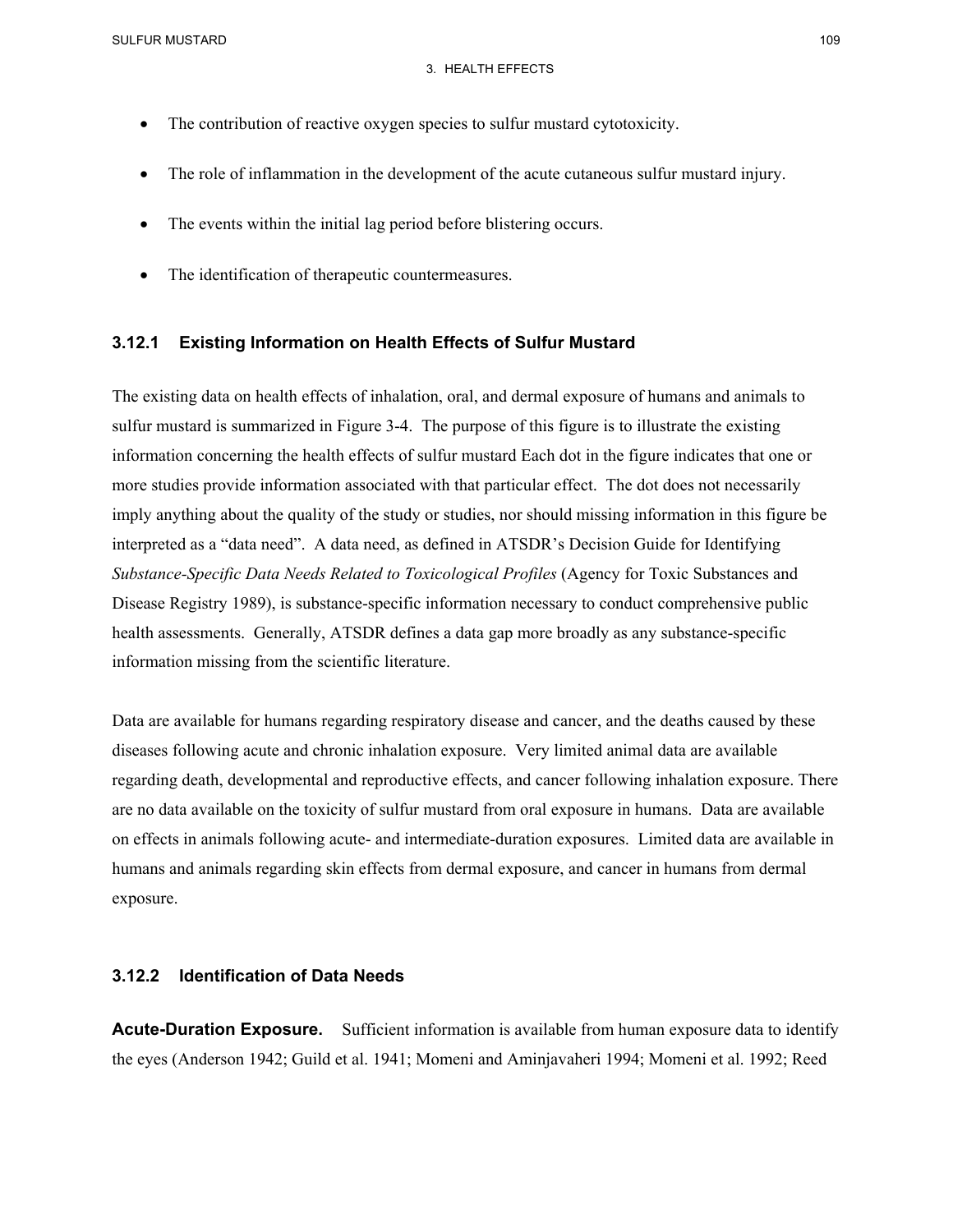- The contribution of reactive oxygen species to sulfur mustard cytotoxicity.
- The role of inflammation in the development of the acute cutaneous sulfur mustard injury.
- The events within the initial lag period before blistering occurs.
- The identification of therapeutic countermeasures.

### 3.12.1 Existing Information on Health Effects of Sulfur Mustard

The existing data on health effects of inhalation, oral, and dermal exposure of humans and animals to sulfur mustard is summarized in Figure 3-4. The purpose of this figure is to illustrate the existing information concerning the health effects of sulfur mustard Each dot in the figure indicates that one or more studies provide information associated with that particular effect. The dot does not necessarily imply anything about the quality of the study or studies, nor should missing information in this figure be interpreted as a "data need". A data need, as defined in ATSDR's Decision Guide for Identifying *Substance-Specific Data Needs Related to Toxicological Profiles* (Agency for Toxic Substances and Disease Registry 1989), is substance-specific information necessary to conduct comprehensive public health assessments. Generally, ATSDR defines a data gap more broadly as any substance-specific information missing from the scientific literature.

Data are available for humans regarding respiratory disease and cancer, and the deaths caused by these diseases following acute and chronic inhalation exposure. Very limited animal data are available regarding death, developmental and reproductive effects, and cancer following inhalation exposure. There are no data available on the toxicity of sulfur mustard from oral exposure in humans. Data are available on effects in animals following acute- and intermediate-duration exposures. Limited data are available in humans and animals regarding skin effects from dermal exposure, and cancer in humans from dermal exposure.

### 3.12.2 Identification of Data Needs

**Acute-Duration Exposure.** Sufficient information is available from human exposure data to identify the eyes (Anderson 1942; Guild et al. 1941; Momeni and Aminjavaheri 1994; Momeni et al. 1992; Reed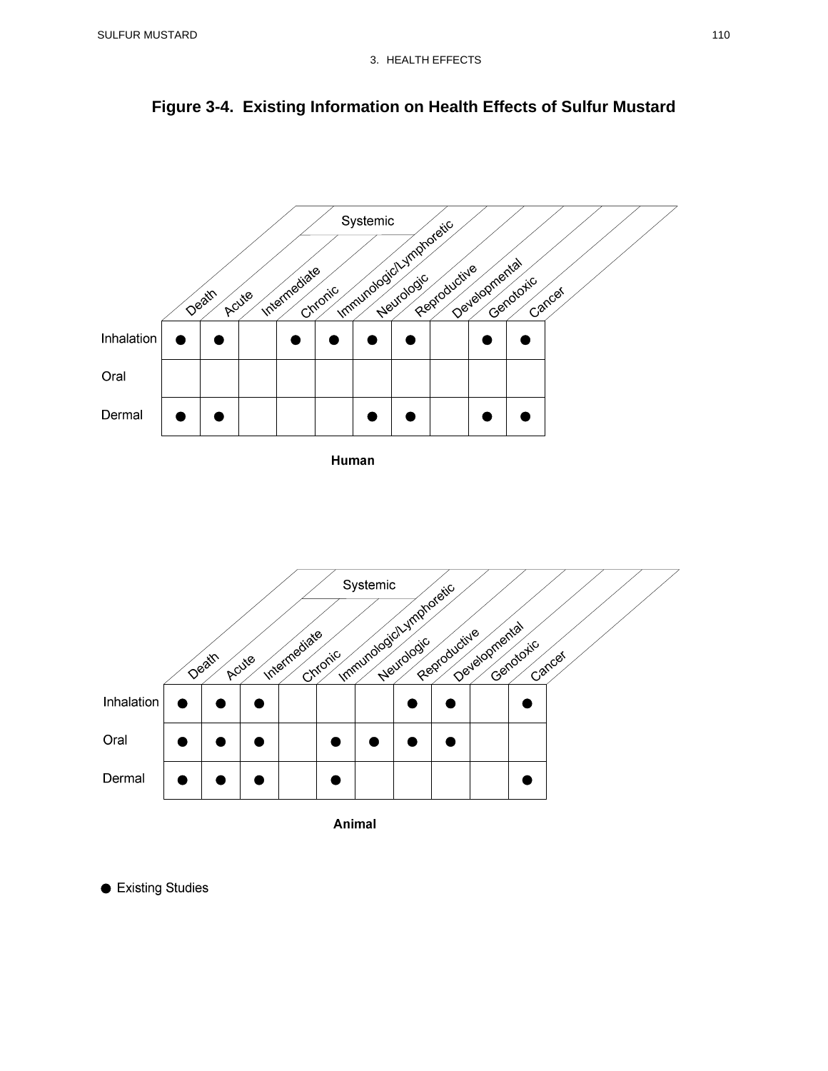# Figure 3-4. Existing Information on Health Effects of Sulfur Mustard

**Human**

| | Death | Acute | Intermediate | Chronic | Immunologic/Lymphoretic | Neurologic | Reproductive | Developmental | Genotoxic | Cancer |
|---|---|---|---|---|---|---|---|---|---|---|
| | | Systemic | | | | | | | | |
| Inhalation | ● | ● | | ● | ● | ● | ● | | ● | ● |
| Oral | | | | | | | | | | |
| Dermal | ● | ● | | | | ● | ● | | ● | ● |

**Animal**

| | Death | Acute | Intermediate | Chronic | Immunologic/Lymphoretic | Neurologic | Reproductive | Developmental | Genotoxic | Cancer |
|---|---|---|---|---|---|---|---|---|---|---|
| | | Systemic | | | | | | | | |
| Inhalation | ● | ● | ● | | | | ● | ● | | ● |
| Oral | ● | ● | ● | | ● | ● | ● | ● | | |
| Dermal | ● | ● | ● | | ● | | | | | ● |

● Existing Studies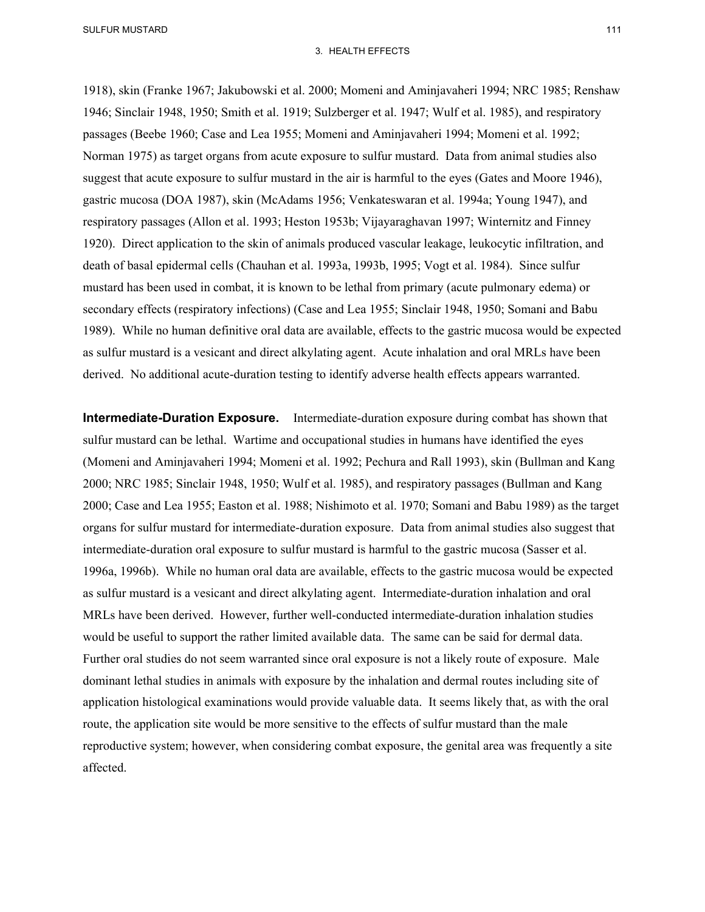1918), skin (Franke 1967; Jakubowski et al. 2000; Momeni and Aminjavaheri 1994; NRC 1985; Renshaw 1946; Sinclair 1948, 1950; Smith et al. 1919; Sulzberger et al. 1947; Wulf et al. 1985), and respiratory passages (Beebe 1960; Case and Lea 1955; Momeni and Aminjavaheri 1994; Momeni et al. 1992; Norman 1975) as target organs from acute exposure to sulfur mustard. Data from animal studies also suggest that acute exposure to sulfur mustard in the air is harmful to the eyes (Gates and Moore 1946), gastric mucosa (DOA 1987), skin (McAdams 1956; Venkateswaran et al. 1994a; Young 1947), and respiratory passages (Allon et al. 1993; Heston 1953b; Vijayaraghavan 1997; Winternitz and Finney 1920). Direct application to the skin of animals produced vascular leakage, leukocytic infiltration, and death of basal epidermal cells (Chauhan et al. 1993a, 1993b, 1995; Vogt et al. 1984). Since sulfur mustard has been used in combat, it is known to be lethal from primary (acute pulmonary edema) or secondary effects (respiratory infections) (Case and Lea 1955; Sinclair 1948, 1950; Somani and Babu 1989). While no human definitive oral data are available, effects to the gastric mucosa would be expected as sulfur mustard is a vesicant and direct alkylating agent. Acute inhalation and oral MRLs have been derived. No additional acute-duration testing to identify adverse health effects appears warranted.

**Intermediate-Duration Exposure.** Intermediate-duration exposure during combat has shown that sulfur mustard can be lethal. Wartime and occupational studies in humans have identified the eyes (Momeni and Aminjavaheri 1994; Momeni et al. 1992; Pechura and Rall 1993), skin (Bullman and Kang 2000; NRC 1985; Sinclair 1948, 1950; Wulf et al. 1985), and respiratory passages (Bullman and Kang 2000; Case and Lea 1955; Easton et al. 1988; Nishimoto et al. 1970; Somani and Babu 1989) as the target organs for sulfur mustard for intermediate-duration exposure. Data from animal studies also suggest that intermediate-duration oral exposure to sulfur mustard is harmful to the gastric mucosa (Sasser et al. 1996a, 1996b). While no human oral data are available, effects to the gastric mucosa would be expected as sulfur mustard is a vesicant and direct alkylating agent. Intermediate-duration inhalation and oral MRLs have been derived. However, further well-conducted intermediate-duration inhalation studies would be useful to support the rather limited available data. The same can be said for dermal data. Further oral studies do not seem warranted since oral exposure is not a likely route of exposure. Male dominant lethal studies in animals with exposure by the inhalation and dermal routes including site of application histological examinations would provide valuable data. It seems likely that, as with the oral route, the application site would be more sensitive to the effects of sulfur mustard than the male reproductive system; however, when considering combat exposure, the genital area was frequently a site affected.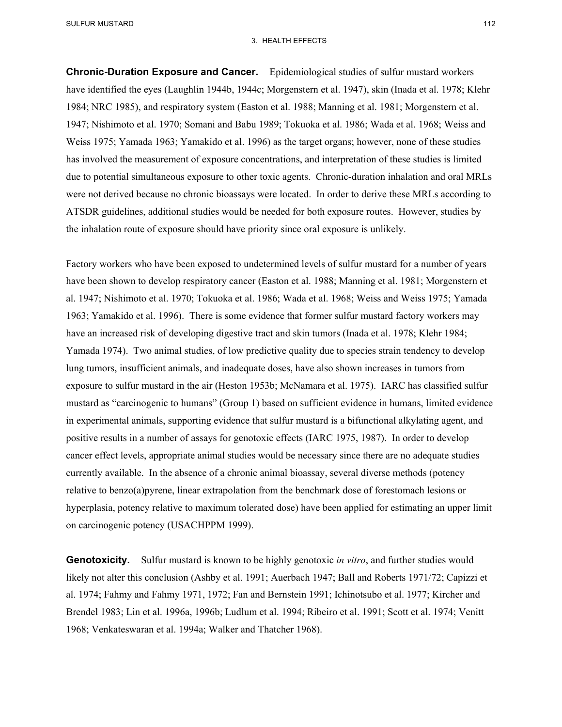**Chronic-Duration Exposure and Cancer.** Epidemiological studies of sulfur mustard workers have identified the eyes (Laughlin 1944b, 1944c; Morgenstern et al. 1947), skin (Inada et al. 1978; Klehr 1984; NRC 1985), and respiratory system (Easton et al. 1988; Manning et al. 1981; Morgenstern et al. 1947; Nishimoto et al. 1970; Somani and Babu 1989; Tokuoka et al. 1986; Wada et al. 1968; Weiss and Weiss 1975; Yamada 1963; Yamakido et al. 1996) as the target organs; however, none of these studies has involved the measurement of exposure concentrations, and interpretation of these studies is limited due to potential simultaneous exposure to other toxic agents. Chronic-duration inhalation and oral MRLs were not derived because no chronic bioassays were located. In order to derive these MRLs according to ATSDR guidelines, additional studies would be needed for both exposure routes. However, studies by the inhalation route of exposure should have priority since oral exposure is unlikely.

Factory workers who have been exposed to undetermined levels of sulfur mustard for a number of years have been shown to develop respiratory cancer (Easton et al. 1988; Manning et al. 1981; Morgenstern et al. 1947; Nishimoto et al. 1970; Tokuoka et al. 1986; Wada et al. 1968; Weiss and Weiss 1975; Yamada 1963; Yamakido et al. 1996). There is some evidence that former sulfur mustard factory workers may have an increased risk of developing digestive tract and skin tumors (Inada et al. 1978; Klehr 1984; Yamada 1974). Two animal studies, of low predictive quality due to species strain tendency to develop lung tumors, insufficient animals, and inadequate doses, have also shown increases in tumors from exposure to sulfur mustard in the air (Heston 1953b; McNamara et al. 1975). IARC has classified sulfur mustard as "carcinogenic to humans" (Group 1) based on sufficient evidence in humans, limited evidence in experimental animals, supporting evidence that sulfur mustard is a bifunctional alkylating agent, and positive results in a number of assays for genotoxic effects (IARC 1975, 1987). In order to develop cancer effect levels, appropriate animal studies would be necessary since there are no adequate studies currently available. In the absence of a chronic animal bioassay, several diverse methods (potency relative to benzo(a)pyrene, linear extrapolation from the benchmark dose of forestomach lesions or hyperplasia, potency relative to maximum tolerated dose) have been applied for estimating an upper limit on carcinogenic potency (USACHPPM 1999).

**Genotoxicity.** Sulfur mustard is known to be highly genotoxic *in vitro*, and further studies would likely not alter this conclusion (Ashby et al. 1991; Auerbach 1947; Ball and Roberts 1971/72; Capizzi et al. 1974; Fahmy and Fahmy 1971, 1972; Fan and Bernstein 1991; Ichinotsubo et al. 1977; Kircher and Brendel 1983; Lin et al. 1996a, 1996b; Ludlum et al. 1994; Ribeiro et al. 1991; Scott et al. 1974; Venitt 1968; Venkateswaran et al. 1994a; Walker and Thatcher 1968).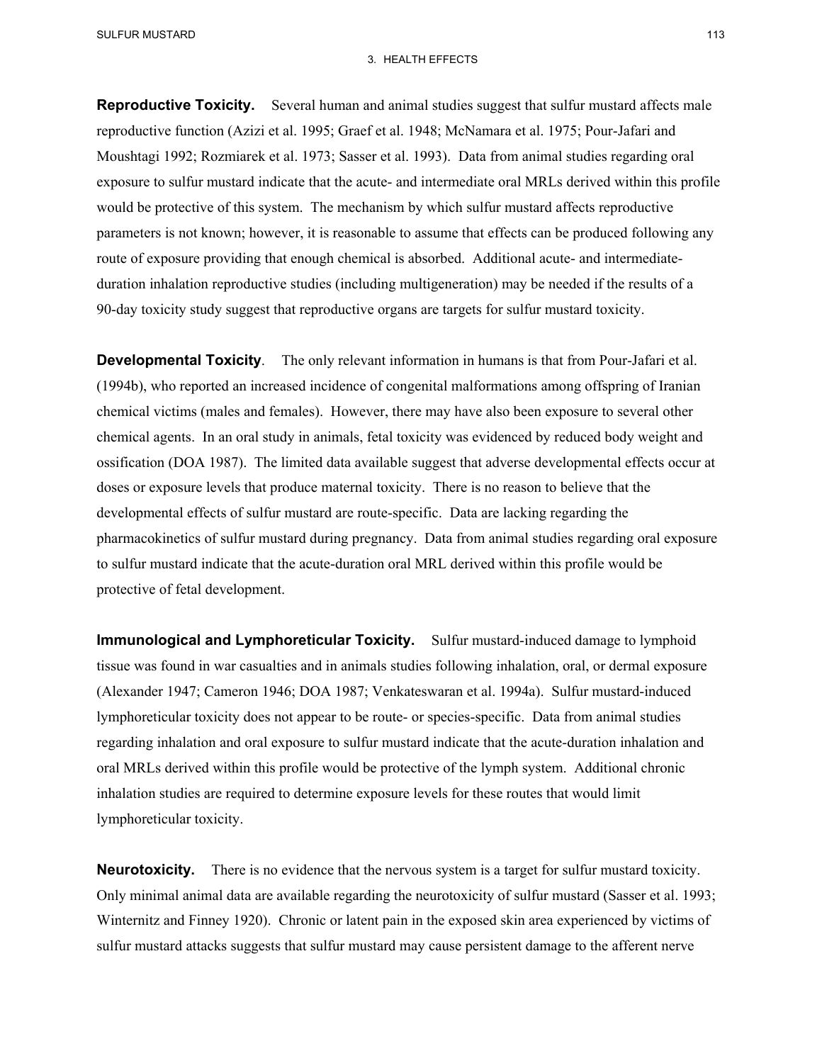**Reproductive Toxicity.** Several human and animal studies suggest that sulfur mustard affects male reproductive function (Azizi et al. 1995; Graef et al. 1948; McNamara et al. 1975; Pour-Jafari and Moushtagi 1992; Rozmiarek et al. 1973; Sasser et al. 1993). Data from animal studies regarding oral exposure to sulfur mustard indicate that the acute- and intermediate oral MRLs derived within this profile would be protective of this system. The mechanism by which sulfur mustard affects reproductive parameters is not known; however, it is reasonable to assume that effects can be produced following any route of exposure providing that enough chemical is absorbed. Additional acute- and intermediate-duration inhalation reproductive studies (including multigeneration) may be needed if the results of a 90-day toxicity study suggest that reproductive organs are targets for sulfur mustard toxicity.

**Developmental Toxicity**. The only relevant information in humans is that from Pour-Jafari et al. (1994b), who reported an increased incidence of congenital malformations among offspring of Iranian chemical victims (males and females). However, there may have also been exposure to several other chemical agents. In an oral study in animals, fetal toxicity was evidenced by reduced body weight and ossification (DOA 1987). The limited data available suggest that adverse developmental effects occur at doses or exposure levels that produce maternal toxicity. There is no reason to believe that the developmental effects of sulfur mustard are route-specific. Data are lacking regarding the pharmacokinetics of sulfur mustard during pregnancy. Data from animal studies regarding oral exposure to sulfur mustard indicate that the acute-duration oral MRL derived within this profile would be protective of fetal development.

**Immunological and Lymphoreticular Toxicity.** Sulfur mustard-induced damage to lymphoid tissue was found in war casualties and in animals studies following inhalation, oral, or dermal exposure (Alexander 1947; Cameron 1946; DOA 1987; Venkateswaran et al. 1994a). Sulfur mustard-induced lymphoreticular toxicity does not appear to be route- or species-specific. Data from animal studies regarding inhalation and oral exposure to sulfur mustard indicate that the acute-duration inhalation and oral MRLs derived within this profile would be protective of the lymph system. Additional chronic inhalation studies are required to determine exposure levels for these routes that would limit lymphoreticular toxicity.

**Neurotoxicity.** There is no evidence that the nervous system is a target for sulfur mustard toxicity. Only minimal animal data are available regarding the neurotoxicity of sulfur mustard (Sasser et al. 1993; Winternitz and Finney 1920). Chronic or latent pain in the exposed skin area experienced by victims of sulfur mustard attacks suggests that sulfur mustard may cause persistent damage to the afferent nerve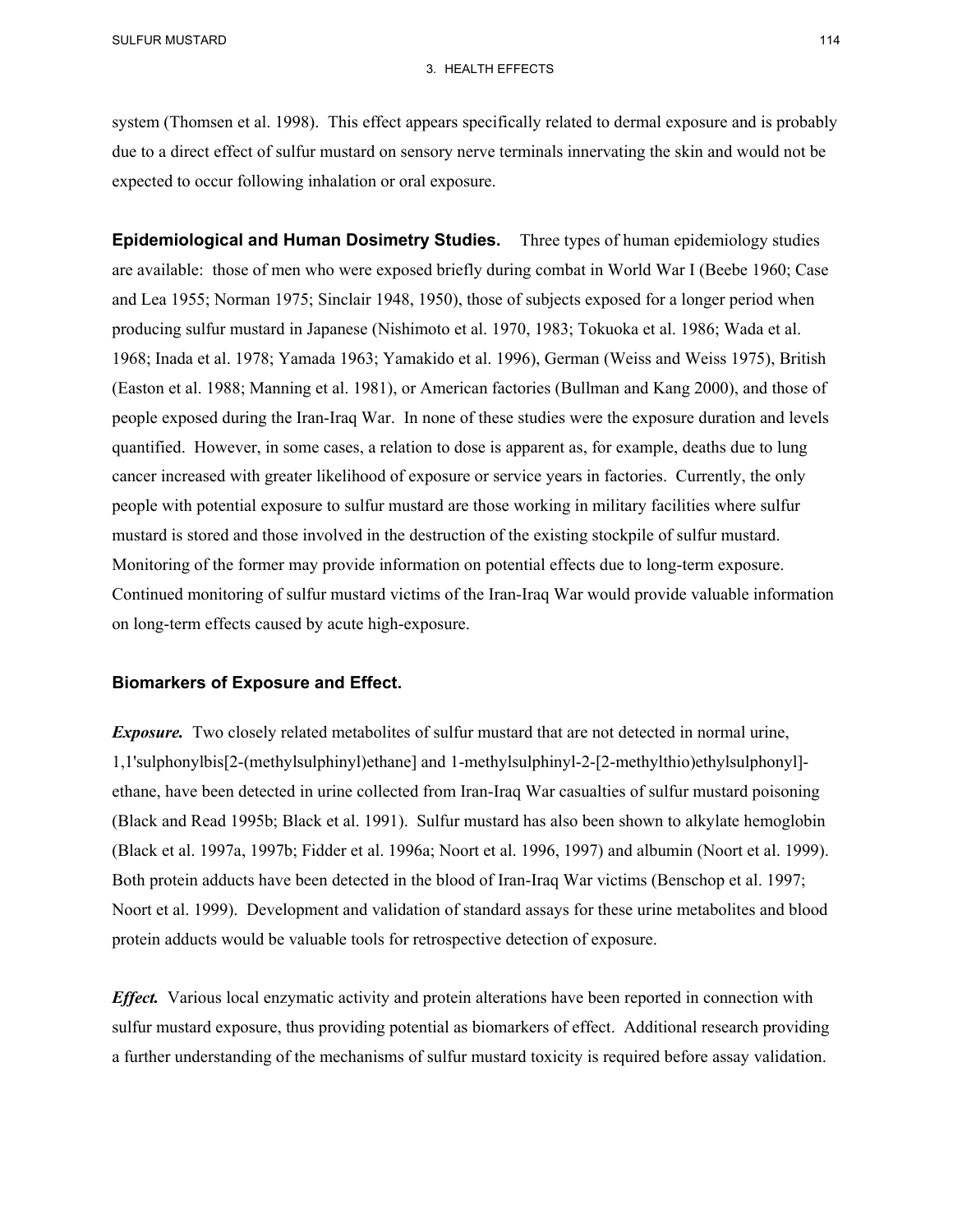system (Thomsen et al. 1998). This effect appears specifically related to dermal exposure and is probably due to a direct effect of sulfur mustard on sensory nerve terminals innervating the skin and would not be expected to occur following inhalation or oral exposure.

**Epidemiological and Human Dosimetry Studies.** Three types of human epidemiology studies are available: those of men who were exposed briefly during combat in World War I (Beebe 1960; Case and Lea 1955; Norman 1975; Sinclair 1948, 1950), those of subjects exposed for a longer period when producing sulfur mustard in Japanese (Nishimoto et al. 1970, 1983; Tokuoka et al. 1986; Wada et al. 1968; Inada et al. 1978; Yamada 1963; Yamakido et al. 1996), German (Weiss and Weiss 1975), British (Easton et al. 1988; Manning et al. 1981), or American factories (Bullman and Kang 2000), and those of people exposed during the Iran-Iraq War. In none of these studies were the exposure duration and levels quantified. However, in some cases, a relation to dose is apparent as, for example, deaths due to lung cancer increased with greater likelihood of exposure or service years in factories. Currently, the only people with potential exposure to sulfur mustard are those working in military facilities where sulfur mustard is stored and those involved in the destruction of the existing stockpile of sulfur mustard. Monitoring of the former may provide information on potential effects due to long-term exposure. Continued monitoring of sulfur mustard victims of the Iran-Iraq War would provide valuable information on long-term effects caused by acute high-exposure.

**Biomarkers of Exposure and Effect.**

***Exposure.*** Two closely related metabolites of sulfur mustard that are not detected in normal urine, 1,1'sulphonylbis[2-(methylsulphinyl)ethane] and 1-methylsulphinyl-2-[2-methylthio)ethylsulphonyl]-ethane, have been detected in urine collected from Iran-Iraq War casualties of sulfur mustard poisoning (Black and Read 1995b; Black et al. 1991). Sulfur mustard has also been shown to alkylate hemoglobin (Black et al. 1997a, 1997b; Fidder et al. 1996a; Noort et al. 1996, 1997) and albumin (Noort et al. 1999). Both protein adducts have been detected in the blood of Iran-Iraq War victims (Benschop et al. 1997; Noort et al. 1999). Development and validation of standard assays for these urine metabolites and blood protein adducts would be valuable tools for retrospective detection of exposure.

***Effect.*** Various local enzymatic activity and protein alterations have been reported in connection with sulfur mustard exposure, thus providing potential as biomarkers of effect. Additional research providing a further understanding of the mechanisms of sulfur mustard toxicity is required before assay validation.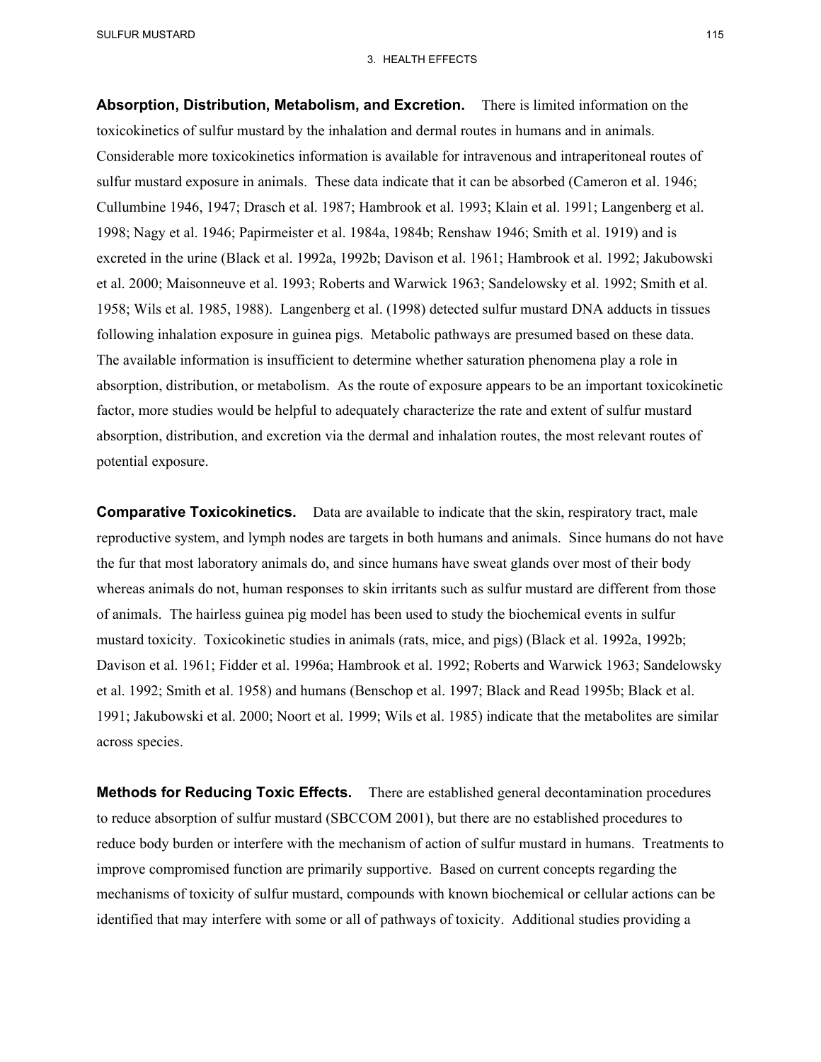**Absorption, Distribution, Metabolism, and Excretion.** There is limited information on the toxicokinetics of sulfur mustard by the inhalation and dermal routes in humans and in animals. Considerable more toxicokinetics information is available for intravenous and intraperitoneal routes of sulfur mustard exposure in animals. These data indicate that it can be absorbed (Cameron et al. 1946; Cullumbine 1946, 1947; Drasch et al. 1987; Hambrook et al. 1993; Klain et al. 1991; Langenberg et al. 1998; Nagy et al. 1946; Papirmeister et al. 1984a, 1984b; Renshaw 1946; Smith et al. 1919) and is excreted in the urine (Black et al. 1992a, 1992b; Davison et al. 1961; Hambrook et al. 1992; Jakubowski et al. 2000; Maisonneuve et al. 1993; Roberts and Warwick 1963; Sandelowsky et al. 1992; Smith et al. 1958; Wils et al. 1985, 1988). Langenberg et al. (1998) detected sulfur mustard DNA adducts in tissues following inhalation exposure in guinea pigs. Metabolic pathways are presumed based on these data. The available information is insufficient to determine whether saturation phenomena play a role in absorption, distribution, or metabolism. As the route of exposure appears to be an important toxicokinetic factor, more studies would be helpful to adequately characterize the rate and extent of sulfur mustard absorption, distribution, and excretion via the dermal and inhalation routes, the most relevant routes of potential exposure.

**Comparative Toxicokinetics.** Data are available to indicate that the skin, respiratory tract, male reproductive system, and lymph nodes are targets in both humans and animals. Since humans do not have the fur that most laboratory animals do, and since humans have sweat glands over most of their body whereas animals do not, human responses to skin irritants such as sulfur mustard are different from those of animals. The hairless guinea pig model has been used to study the biochemical events in sulfur mustard toxicity. Toxicokinetic studies in animals (rats, mice, and pigs) (Black et al. 1992a, 1992b; Davison et al. 1961; Fidder et al. 1996a; Hambrook et al. 1992; Roberts and Warwick 1963; Sandelowsky et al. 1992; Smith et al. 1958) and humans (Benschop et al. 1997; Black and Read 1995b; Black et al. 1991; Jakubowski et al. 2000; Noort et al. 1999; Wils et al. 1985) indicate that the metabolites are similar across species.

**Methods for Reducing Toxic Effects.** There are established general decontamination procedures to reduce absorption of sulfur mustard (SBCCOM 2001), but there are no established procedures to reduce body burden or interfere with the mechanism of action of sulfur mustard in humans. Treatments to improve compromised function are primarily supportive. Based on current concepts regarding the mechanisms of toxicity of sulfur mustard, compounds with known biochemical or cellular actions can be identified that may interfere with some or all of pathways of toxicity. Additional studies providing a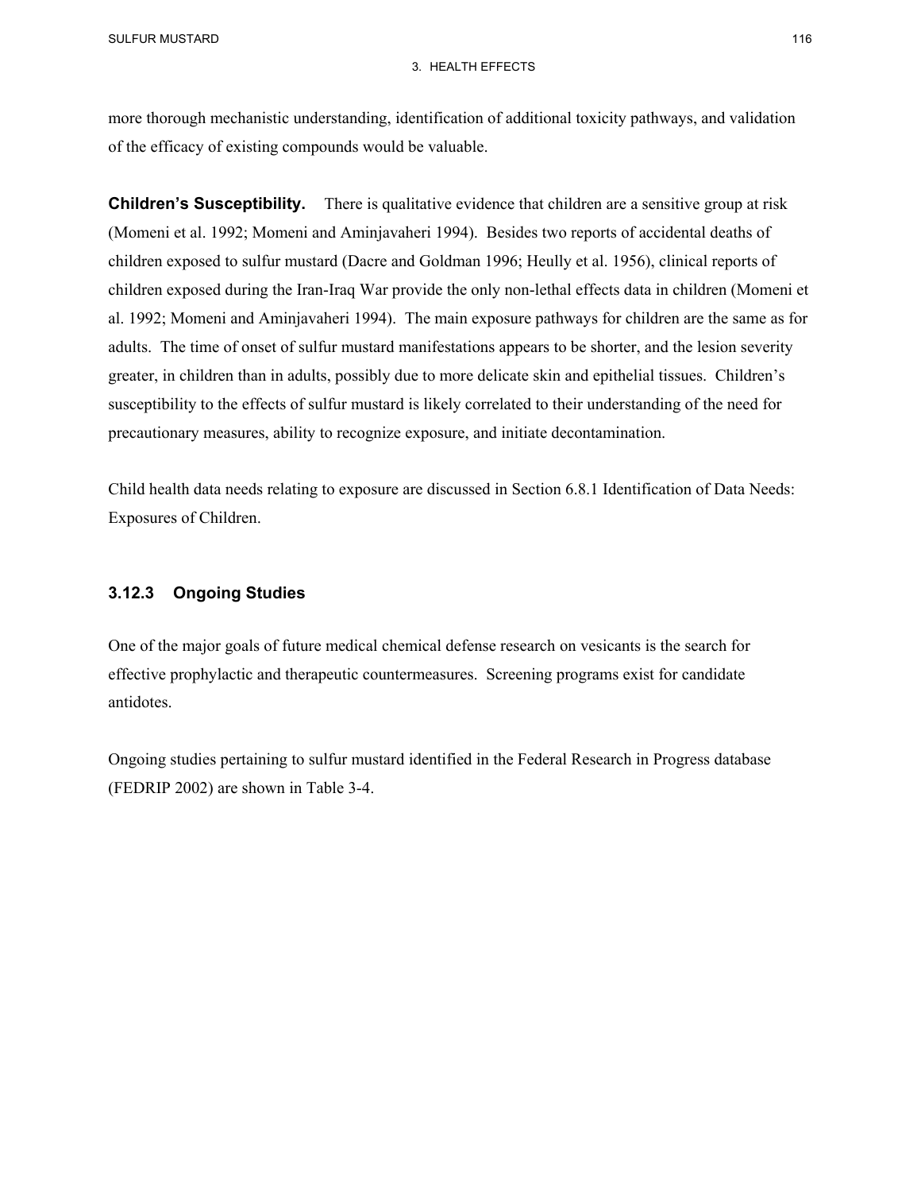more thorough mechanistic understanding, identification of additional toxicity pathways, and validation of the efficacy of existing compounds would be valuable.

**Children's Susceptibility.** There is qualitative evidence that children are a sensitive group at risk (Momeni et al. 1992; Momeni and Aminjavaheri 1994). Besides two reports of accidental deaths of children exposed to sulfur mustard (Dacre and Goldman 1996; Heully et al. 1956), clinical reports of children exposed during the Iran-Iraq War provide the only non-lethal effects data in children (Momeni et al. 1992; Momeni and Aminjavaheri 1994). The main exposure pathways for children are the same as for adults. The time of onset of sulfur mustard manifestations appears to be shorter, and the lesion severity greater, in children than in adults, possibly due to more delicate skin and epithelial tissues. Children's susceptibility to the effects of sulfur mustard is likely correlated to their understanding of the need for precautionary measures, ability to recognize exposure, and initiate decontamination.

Child health data needs relating to exposure are discussed in Section 6.8.1 Identification of Data Needs: Exposures of Children.

### 3.12.3 Ongoing Studies

One of the major goals of future medical chemical defense research on vesicants is the search for effective prophylactic and therapeutic countermeasures. Screening programs exist for candidate antidotes.

Ongoing studies pertaining to sulfur mustard identified in the Federal Research in Progress database (FEDRIP 2002) are shown in Table 3-4.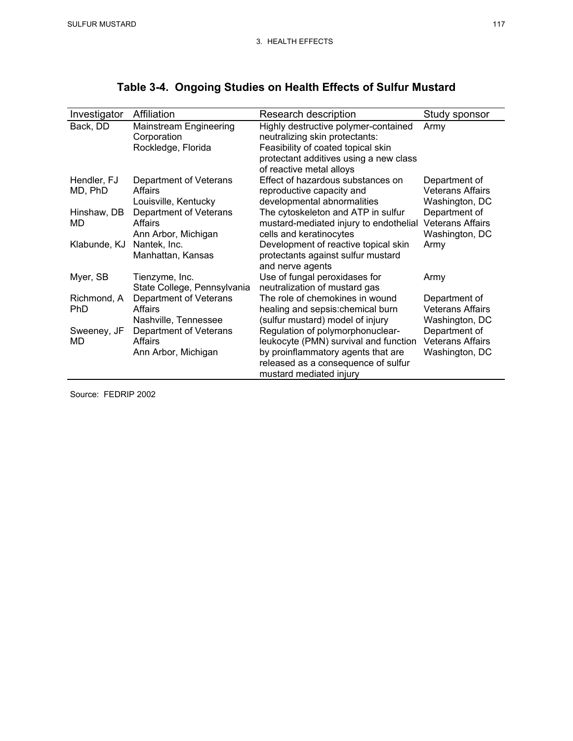**Table 3-4. Ongoing Studies on Health Effects of Sulfur Mustard**

| Investigator | Affiliation | Research description | Study sponsor |
|---|---|---|---|
| Back, DD | Mainstream Engineering Corporation Rockledge, Florida | Highly destructive polymer-contained neutralizing skin protectants: Feasibility of coated topical skin protectant additives using a new class of reactive metal alloys | Army |
| Hendler, FJ MD, PhD | Department of Veterans Affairs Louisville, Kentucky | Effect of hazardous substances on reproductive capacity and developmental abnormalities | Department of Veterans Affairs Washington, DC |
| Hinshaw, DB MD | Department of Veterans Affairs Ann Arbor, Michigan | The cytoskeleton and ATP in sulfur mustard-mediated injury to endothelial cells and keratinocytes | Department of Veterans Affairs Washington, DC |
| Klabunde, KJ | Nantek, Inc. Manhattan, Kansas | Development of reactive topical skin protectants against sulfur mustard and nerve agents | Army |
| Myer, SB | Tienzyme, Inc. State College, Pennsylvania | Use of fungal peroxidases for neutralization of mustard gas | Army |
| Richmond, A PhD | Department of Veterans Affairs Nashville, Tennessee | The role of chemokines in wound healing and sepsis:chemical burn (sulfur mustard) model of injury | Department of Veterans Affairs Washington, DC |
| Sweeney, JF MD | Department of Veterans Affairs Ann Arbor, Michigan | Regulation of polymorphonuclear-leukocyte (PMN) survival and function by proinflammatory agents that are released as a consequence of sulfur mustard mediated injury | Department of Veterans Affairs Washington, DC |

Source: FEDRIP 2002